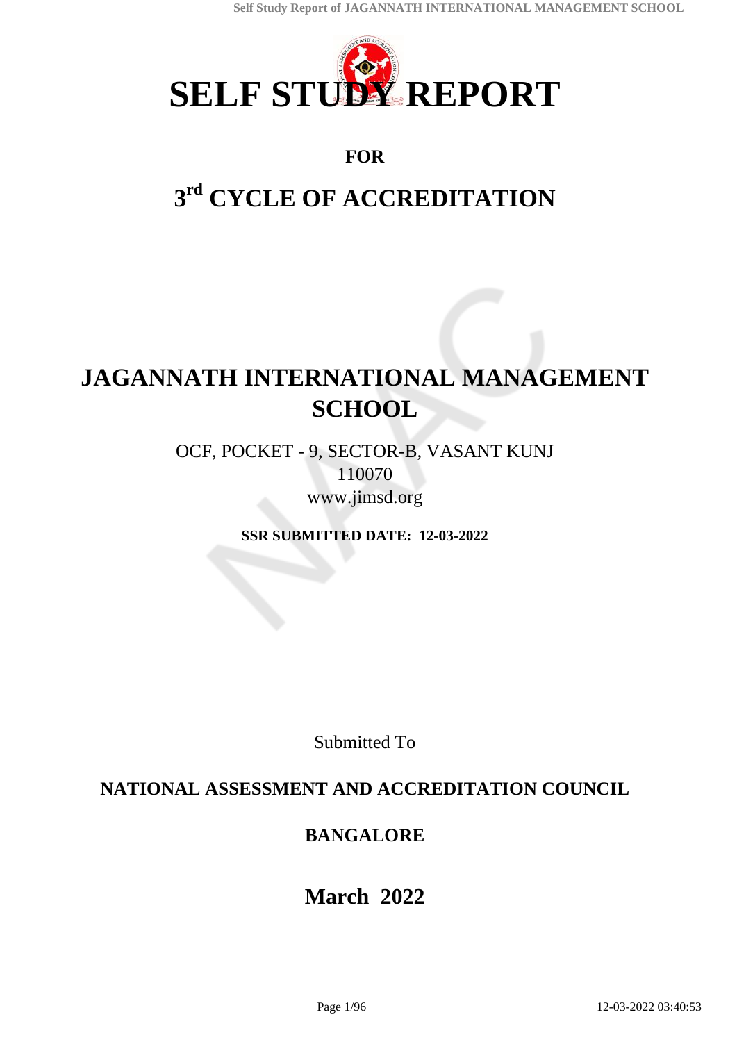# SELF STUDY REPORT

**FOR**

## 3rd CYCLE OF ACCREDITATION

# JAGANNATH INTERNATIONAL MANAGEMENT SCHOOL

OCF, POCKET - 9, SECTOR-B, VASANT KUNJ
110070
www.jimsd.org

**SSR SUBMITTED DATE: 12-03-2022**

Submitted To

**NATIONAL ASSESSMENT AND ACCREDITATION COUNCIL**

**BANGALORE**

**March 2022**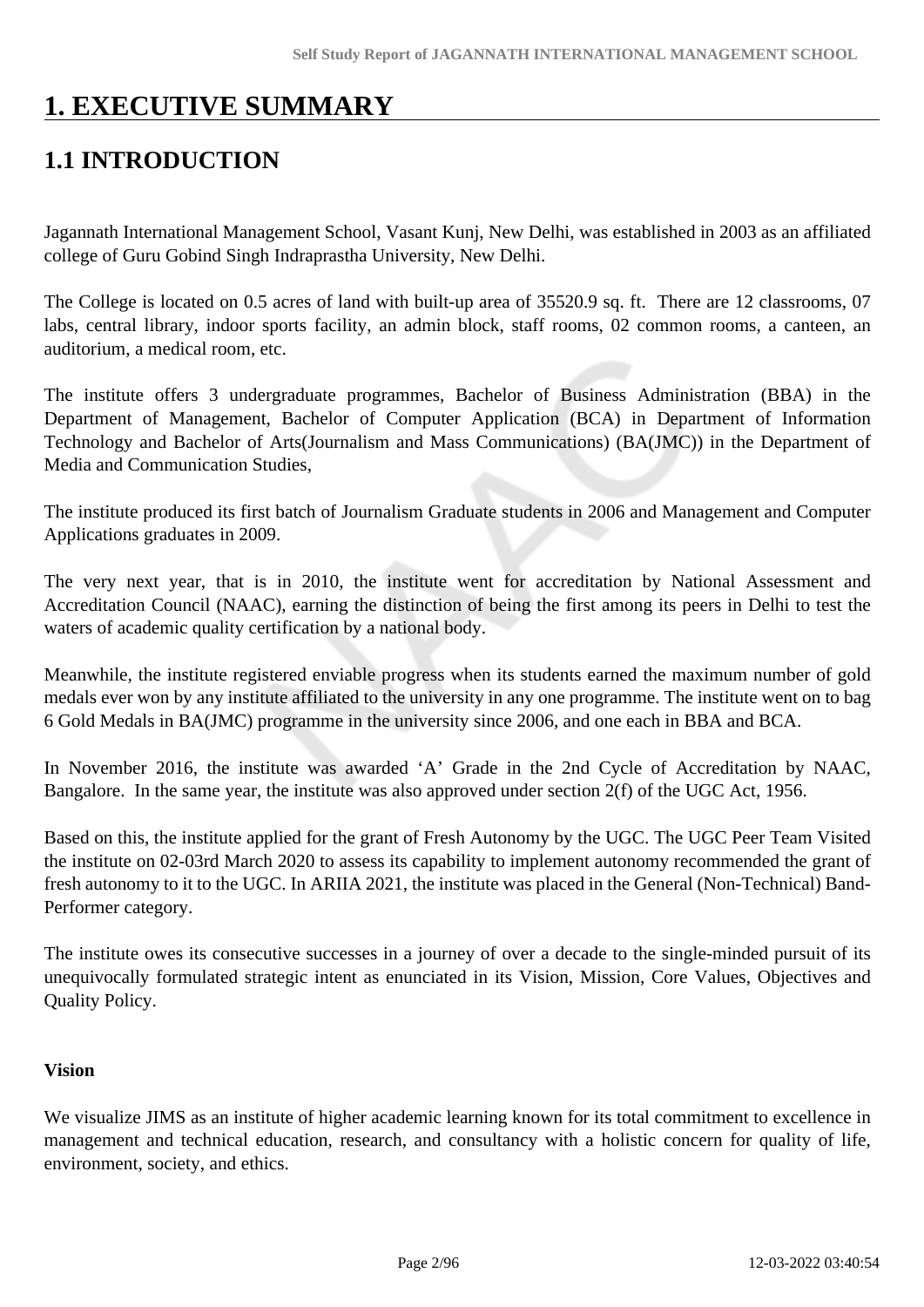# 1. EXECUTIVE SUMMARY

## 1.1 INTRODUCTION

Jagannath International Management School, Vasant Kunj, New Delhi, was established in 2003 as an affiliated college of Guru Gobind Singh Indraprastha University, New Delhi.

The College is located on 0.5 acres of land with built-up area of 35520.9 sq. ft. There are 12 classrooms, 07 labs, central library, indoor sports facility, an admin block, staff rooms, 02 common rooms, a canteen, an auditorium, a medical room, etc.

The institute offers 3 undergraduate programmes, Bachelor of Business Administration (BBA) in the Department of Management, Bachelor of Computer Application (BCA) in Department of Information Technology and Bachelor of Arts(Journalism and Mass Communications) (BA(JMC)) in the Department of Media and Communication Studies,

The institute produced its first batch of Journalism Graduate students in 2006 and Management and Computer Applications graduates in 2009.

The very next year, that is in 2010, the institute went for accreditation by National Assessment and Accreditation Council (NAAC), earning the distinction of being the first among its peers in Delhi to test the waters of academic quality certification by a national body.

Meanwhile, the institute registered enviable progress when its students earned the maximum number of gold medals ever won by any institute affiliated to the university in any one programme. The institute went on to bag 6 Gold Medals in BA(JMC) programme in the university since 2006, and one each in BBA and BCA.

In November 2016, the institute was awarded 'A' Grade in the 2nd Cycle of Accreditation by NAAC, Bangalore. In the same year, the institute was also approved under section 2(f) of the UGC Act, 1956.

Based on this, the institute applied for the grant of Fresh Autonomy by the UGC. The UGC Peer Team Visited the institute on 02-03rd March 2020 to assess its capability to implement autonomy recommended the grant of fresh autonomy to it to the UGC. In ARIIA 2021, the institute was placed in the General (Non-Technical) Band-Performer category.

The institute owes its consecutive successes in a journey of over a decade to the single-minded pursuit of its unequivocally formulated strategic intent as enunciated in its Vision, Mission, Core Values, Objectives and Quality Policy.

**Vision**

We visualize JIMS as an institute of higher academic learning known for its total commitment to excellence in management and technical education, research, and consultancy with a holistic concern for quality of life, environment, society, and ethics.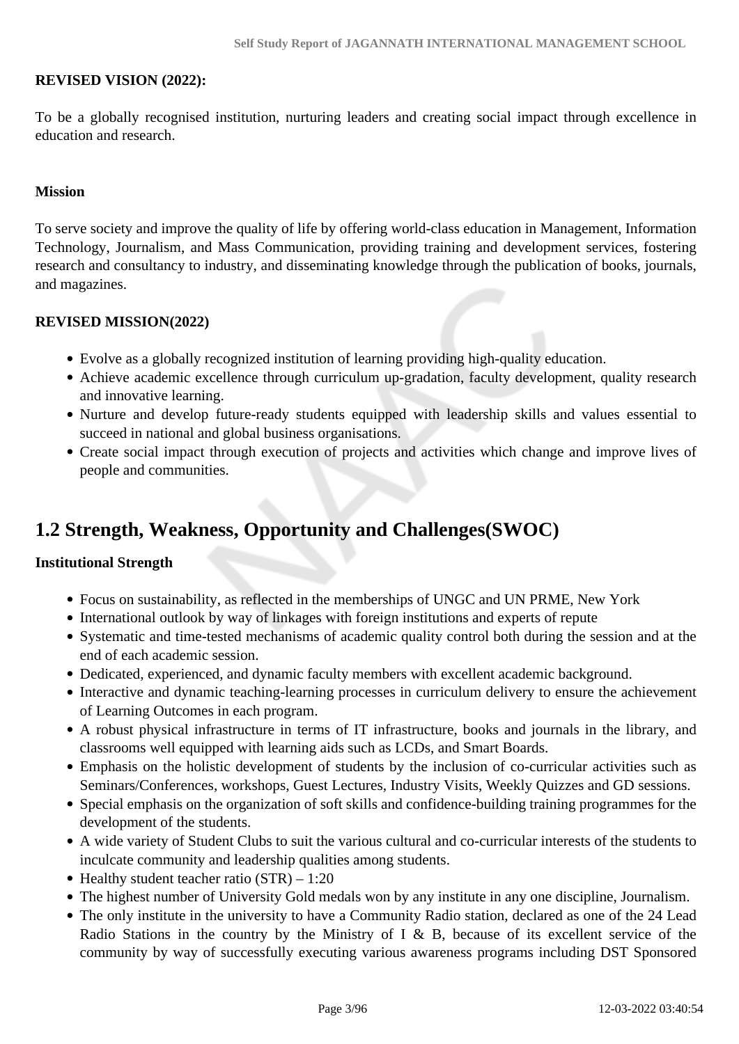**REVISED VISION (2022):**

To be a globally recognised institution, nurturing leaders and creating social impact through excellence in education and research.

**Mission**

To serve society and improve the quality of life by offering world-class education in Management, Information Technology, Journalism, and Mass Communication, providing training and development services, fostering research and consultancy to industry, and disseminating knowledge through the publication of books, journals, and magazines.

**REVISED MISSION(2022)**

- Evolve as a globally recognized institution of learning providing high-quality education.
- Achieve academic excellence through curriculum up-gradation, faculty development, quality research and innovative learning.
- Nurture and develop future-ready students equipped with leadership skills and values essential to succeed in national and global business organisations.
- Create social impact through execution of projects and activities which change and improve lives of people and communities.

## 1.2 Strength, Weakness, Opportunity and Challenges(SWOC)

**Institutional Strength**

- Focus on sustainability, as reflected in the memberships of UNGC and UN PRME, New York
- International outlook by way of linkages with foreign institutions and experts of repute
- Systematic and time-tested mechanisms of academic quality control both during the session and at the end of each academic session.
- Dedicated, experienced, and dynamic faculty members with excellent academic background.
- Interactive and dynamic teaching-learning processes in curriculum delivery to ensure the achievement of Learning Outcomes in each program.
- A robust physical infrastructure in terms of IT infrastructure, books and journals in the library, and classrooms well equipped with learning aids such as LCDs, and Smart Boards.
- Emphasis on the holistic development of students by the inclusion of co-curricular activities such as Seminars/Conferences, workshops, Guest Lectures, Industry Visits, Weekly Quizzes and GD sessions.
- Special emphasis on the organization of soft skills and confidence-building training programmes for the development of the students.
- A wide variety of Student Clubs to suit the various cultural and co-curricular interests of the students to inculcate community and leadership qualities among students.
- Healthy student teacher ratio (STR) – 1:20
- The highest number of University Gold medals won by any institute in any one discipline, Journalism.
- The only institute in the university to have a Community Radio station, declared as one of the 24 Lead Radio Stations in the country by the Ministry of I & B, because of its excellent service of the community by way of successfully executing various awareness programs including DST Sponsored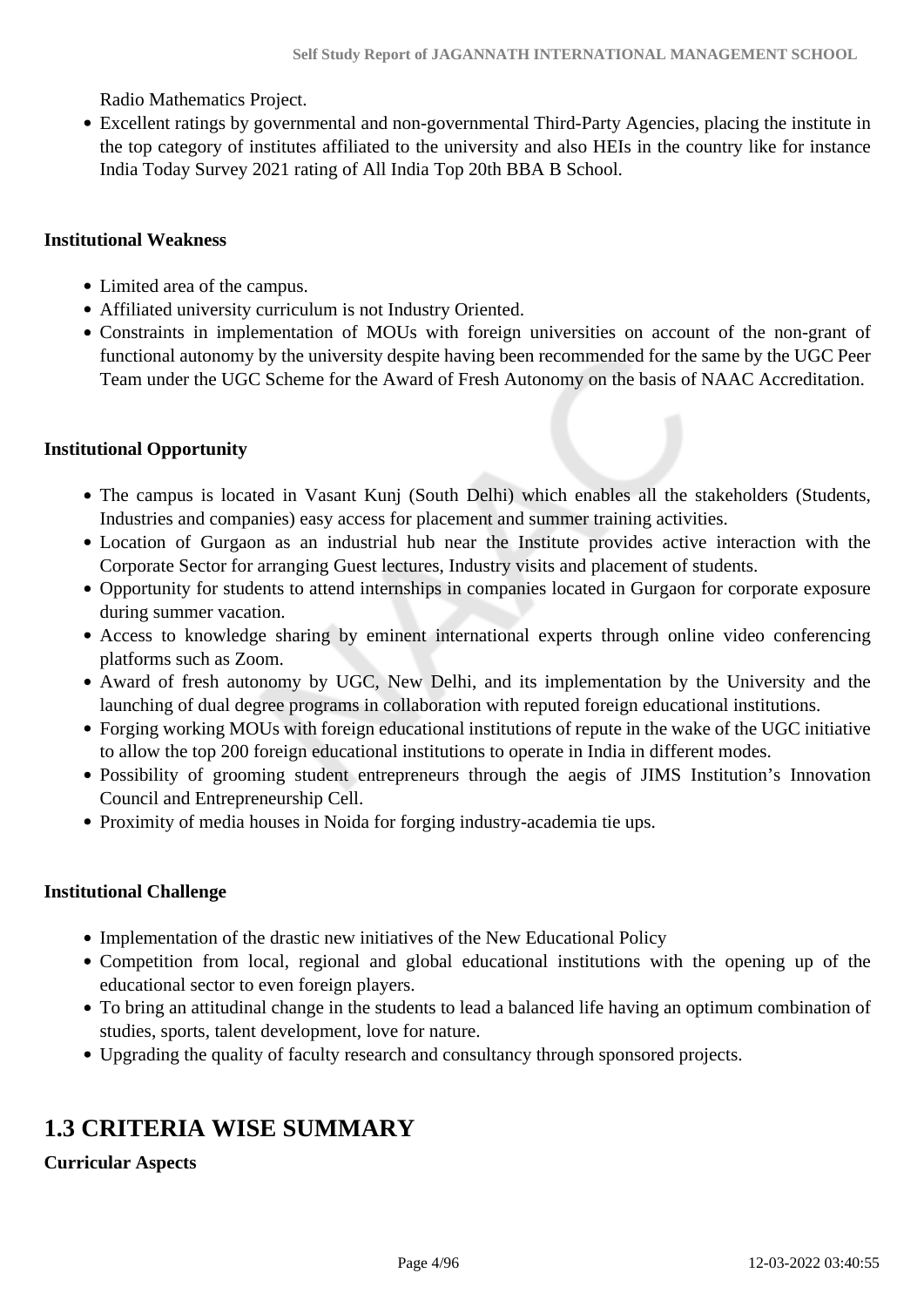Radio Mathematics Project.

- Excellent ratings by governmental and non-governmental Third-Party Agencies, placing the institute in the top category of institutes affiliated to the university and also HEIs in the country like for instance India Today Survey 2021 rating of All India Top 20th BBA B School.

**Institutional Weakness**

- Limited area of the campus.
- Affiliated university curriculum is not Industry Oriented.
- Constraints in implementation of MOUs with foreign universities on account of the non-grant of functional autonomy by the university despite having been recommended for the same by the UGC Peer Team under the UGC Scheme for the Award of Fresh Autonomy on the basis of NAAC Accreditation.

**Institutional Opportunity**

- The campus is located in Vasant Kunj (South Delhi) which enables all the stakeholders (Students, Industries and companies) easy access for placement and summer training activities.
- Location of Gurgaon as an industrial hub near the Institute provides active interaction with the Corporate Sector for arranging Guest lectures, Industry visits and placement of students.
- Opportunity for students to attend internships in companies located in Gurgaon for corporate exposure during summer vacation.
- Access to knowledge sharing by eminent international experts through online video conferencing platforms such as Zoom.
- Award of fresh autonomy by UGC, New Delhi, and its implementation by the University and the launching of dual degree programs in collaboration with reputed foreign educational institutions.
- Forging working MOUs with foreign educational institutions of repute in the wake of the UGC initiative to allow the top 200 foreign educational institutions to operate in India in different modes.
- Possibility of grooming student entrepreneurs through the aegis of JIMS Institution's Innovation Council and Entrepreneurship Cell.
- Proximity of media houses in Noida for forging industry-academia tie ups.

**Institutional Challenge**

- Implementation of the drastic new initiatives of the New Educational Policy
- Competition from local, regional and global educational institutions with the opening up of the educational sector to even foreign players.
- To bring an attitudinal change in the students to lead a balanced life having an optimum combination of studies, sports, talent development, love for nature.
- Upgrading the quality of faculty research and consultancy through sponsored projects.

## 1.3 CRITERIA WISE SUMMARY

**Curricular Aspects**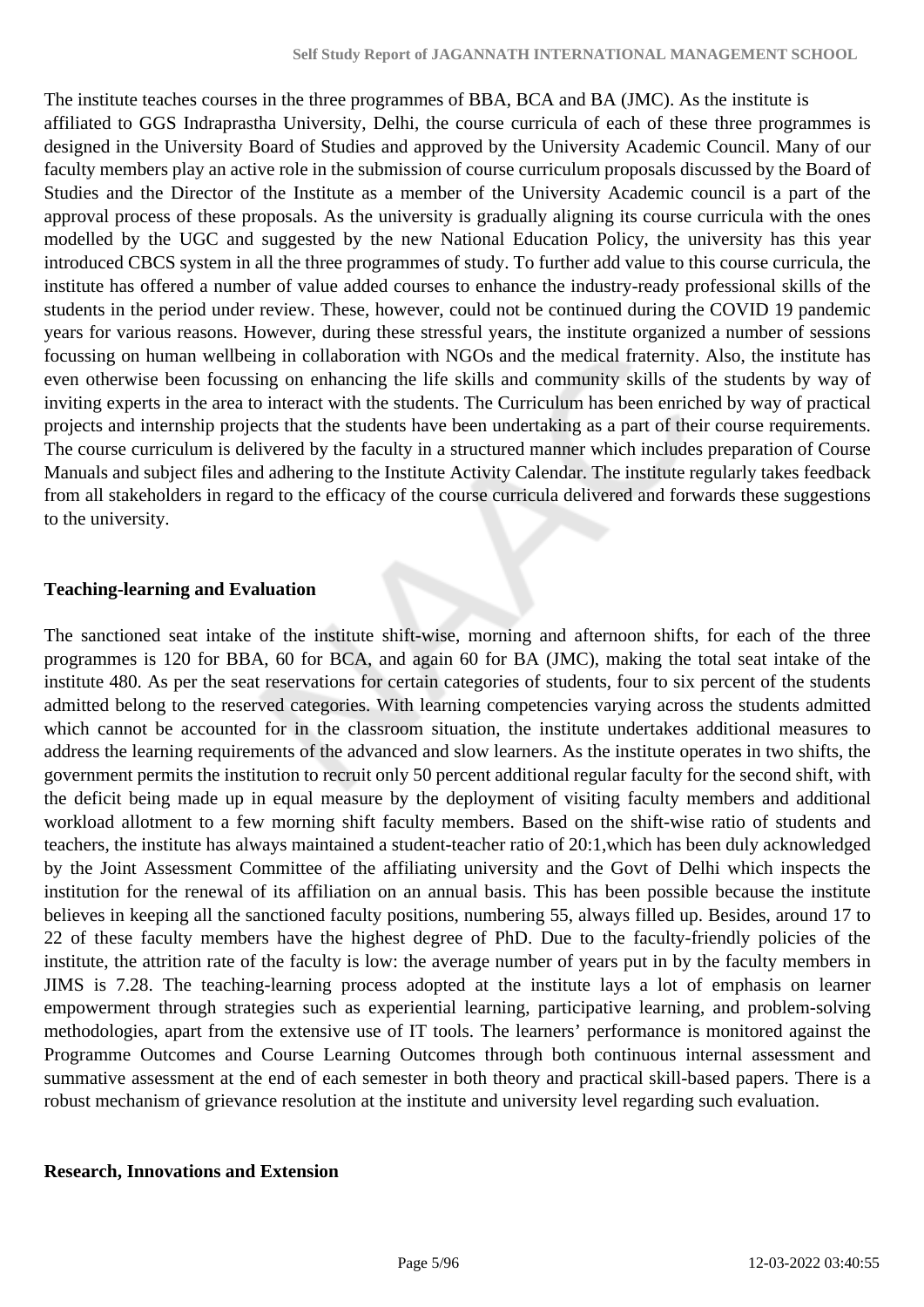The institute teaches courses in the three programmes of BBA, BCA and BA (JMC). As the institute is affiliated to GGS Indraprastha University, Delhi, the course curricula of each of these three programmes is designed in the University Board of Studies and approved by the University Academic Council. Many of our faculty members play an active role in the submission of course curriculum proposals discussed by the Board of Studies and the Director of the Institute as a member of the University Academic council is a part of the approval process of these proposals. As the university is gradually aligning its course curricula with the ones modelled by the UGC and suggested by the new National Education Policy, the university has this year introduced CBCS system in all the three programmes of study. To further add value to this course curricula, the institute has offered a number of value added courses to enhance the industry-ready professional skills of the students in the period under review. These, however, could not be continued during the COVID 19 pandemic years for various reasons. However, during these stressful years, the institute organized a number of sessions focussing on human wellbeing in collaboration with NGOs and the medical fraternity. Also, the institute has even otherwise been focussing on enhancing the life skills and community skills of the students by way of inviting experts in the area to interact with the students. The Curriculum has been enriched by way of practical projects and internship projects that the students have been undertaking as a part of their course requirements. The course curriculum is delivered by the faculty in a structured manner which includes preparation of Course Manuals and subject files and adhering to the Institute Activity Calendar. The institute regularly takes feedback from all stakeholders in regard to the efficacy of the course curricula delivered and forwards these suggestions to the university.

**Teaching-learning and Evaluation**

The sanctioned seat intake of the institute shift-wise, morning and afternoon shifts, for each of the three programmes is 120 for BBA, 60 for BCA, and again 60 for BA (JMC), making the total seat intake of the institute 480. As per the seat reservations for certain categories of students, four to six percent of the students admitted belong to the reserved categories. With learning competencies varying across the students admitted which cannot be accounted for in the classroom situation, the institute undertakes additional measures to address the learning requirements of the advanced and slow learners. As the institute operates in two shifts, the government permits the institution to recruit only 50 percent additional regular faculty for the second shift, with the deficit being made up in equal measure by the deployment of visiting faculty members and additional workload allotment to a few morning shift faculty members. Based on the shift-wise ratio of students and teachers, the institute has always maintained a student-teacher ratio of 20:1,which has been duly acknowledged by the Joint Assessment Committee of the affiliating university and the Govt of Delhi which inspects the institution for the renewal of its affiliation on an annual basis. This has been possible because the institute believes in keeping all the sanctioned faculty positions, numbering 55, always filled up. Besides, around 17 to 22 of these faculty members have the highest degree of PhD. Due to the faculty-friendly policies of the institute, the attrition rate of the faculty is low: the average number of years put in by the faculty members in JIMS is 7.28. The teaching-learning process adopted at the institute lays a lot of emphasis on learner empowerment through strategies such as experiential learning, participative learning, and problem-solving methodologies, apart from the extensive use of IT tools. The learners' performance is monitored against the Programme Outcomes and Course Learning Outcomes through both continuous internal assessment and summative assessment at the end of each semester in both theory and practical skill-based papers. There is a robust mechanism of grievance resolution at the institute and university level regarding such evaluation.

**Research, Innovations and Extension**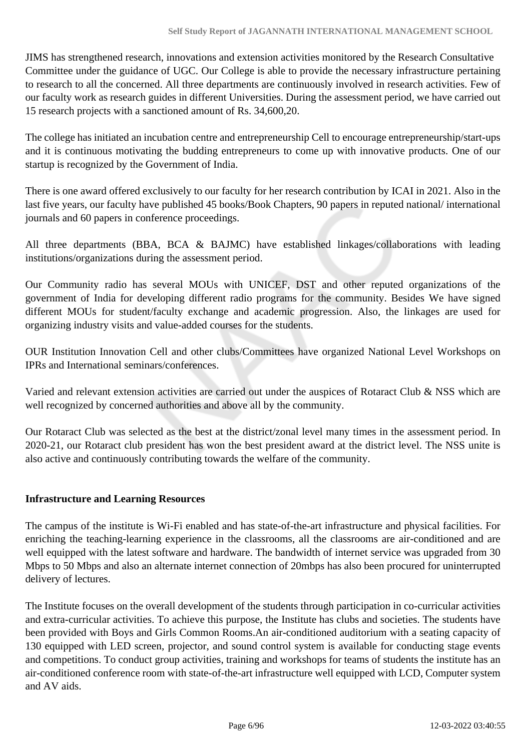JIMS has strengthened research, innovations and extension activities monitored by the Research Consultative Committee under the guidance of UGC. Our College is able to provide the necessary infrastructure pertaining to research to all the concerned. All three departments are continuously involved in research activities. Few of our faculty work as research guides in different Universities. During the assessment period, we have carried out 15 research projects with a sanctioned amount of Rs. 34,600,20.

The college has initiated an incubation centre and entrepreneurship Cell to encourage entrepreneurship/start-ups and it is continuous motivating the budding entrepreneurs to come up with innovative products. One of our startup is recognized by the Government of India.

There is one award offered exclusively to our faculty for her research contribution by ICAI in 2021. Also in the last five years, our faculty have published 45 books/Book Chapters, 90 papers in reputed national/ international journals and 60 papers in conference proceedings.

All three departments (BBA, BCA & BAJMC) have established linkages/collaborations with leading institutions/organizations during the assessment period.

Our Community radio has several MOUs with UNICEF, DST and other reputed organizations of the government of India for developing different radio programs for the community. Besides We have signed different MOUs for student/faculty exchange and academic progression. Also, the linkages are used for organizing industry visits and value-added courses for the students.

OUR Institution Innovation Cell and other clubs/Committees have organized National Level Workshops on IPRs and International seminars/conferences.

Varied and relevant extension activities are carried out under the auspices of Rotaract Club & NSS which are well recognized by concerned authorities and above all by the community.

Our Rotaract Club was selected as the best at the district/zonal level many times in the assessment period. In 2020-21, our Rotaract club president has won the best president award at the district level. The NSS unite is also active and continuously contributing towards the welfare of the community.

**Infrastructure and Learning Resources**

The campus of the institute is Wi-Fi enabled and has state-of-the-art infrastructure and physical facilities. For enriching the teaching-learning experience in the classrooms, all the classrooms are air-conditioned and are well equipped with the latest software and hardware. The bandwidth of internet service was upgraded from 30 Mbps to 50 Mbps and also an alternate internet connection of 20mbps has also been procured for uninterrupted delivery of lectures.

The Institute focuses on the overall development of the students through participation in co-curricular activities and extra-curricular activities. To achieve this purpose, the Institute has clubs and societies. The students have been provided with Boys and Girls Common Rooms.An air-conditioned auditorium with a seating capacity of 130 equipped with LED screen, projector, and sound control system is available for conducting stage events and competitions. To conduct group activities, training and workshops for teams of students the institute has an air-conditioned conference room with state-of-the-art infrastructure well equipped with LCD, Computer system and AV aids.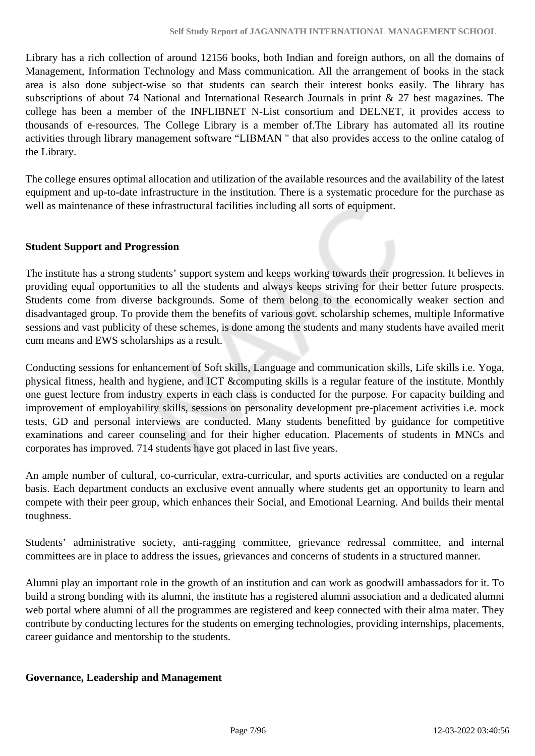Library has a rich collection of around 12156 books, both Indian and foreign authors, on all the domains of Management, Information Technology and Mass communication. All the arrangement of books in the stack area is also done subject-wise so that students can search their interest books easily. The library has subscriptions of about 74 National and International Research Journals in print & 27 best magazines. The college has been a member of the INFLIBNET N-List consortium and DELNET, it provides access to thousands of e-resources. The College Library is a member of.The Library has automated all its routine activities through library management software "LIBMAN " that also provides access to the online catalog of the Library.

The college ensures optimal allocation and utilization of the available resources and the availability of the latest equipment and up-to-date infrastructure in the institution. There is a systematic procedure for the purchase as well as maintenance of these infrastructural facilities including all sorts of equipment.

**Student Support and Progression**

The institute has a strong students' support system and keeps working towards their progression. It believes in providing equal opportunities to all the students and always keeps striving for their better future prospects. Students come from diverse backgrounds. Some of them belong to the economically weaker section and disadvantaged group. To provide them the benefits of various govt. scholarship schemes, multiple Informative sessions and vast publicity of these schemes, is done among the students and many students have availed merit cum means and EWS scholarships as a result.

Conducting sessions for enhancement of Soft skills, Language and communication skills, Life skills i.e. Yoga, physical fitness, health and hygiene, and ICT &computing skills is a regular feature of the institute. Monthly one guest lecture from industry experts in each class is conducted for the purpose. For capacity building and improvement of employability skills, sessions on personality development pre-placement activities i.e. mock tests, GD and personal interviews are conducted. Many students benefitted by guidance for competitive examinations and career counseling and for their higher education. Placements of students in MNCs and corporates has improved. 714 students have got placed in last five years.

An ample number of cultural, co-curricular, extra-curricular, and sports activities are conducted on a regular basis. Each department conducts an exclusive event annually where students get an opportunity to learn and compete with their peer group, which enhances their Social, and Emotional Learning. And builds their mental toughness.

Students' administrative society, anti-ragging committee, grievance redressal committee, and internal committees are in place to address the issues, grievances and concerns of students in a structured manner.

Alumni play an important role in the growth of an institution and can work as goodwill ambassadors for it. To build a strong bonding with its alumni, the institute has a registered alumni association and a dedicated alumni web portal where alumni of all the programmes are registered and keep connected with their alma mater. They contribute by conducting lectures for the students on emerging technologies, providing internships, placements, career guidance and mentorship to the students.

**Governance, Leadership and Management**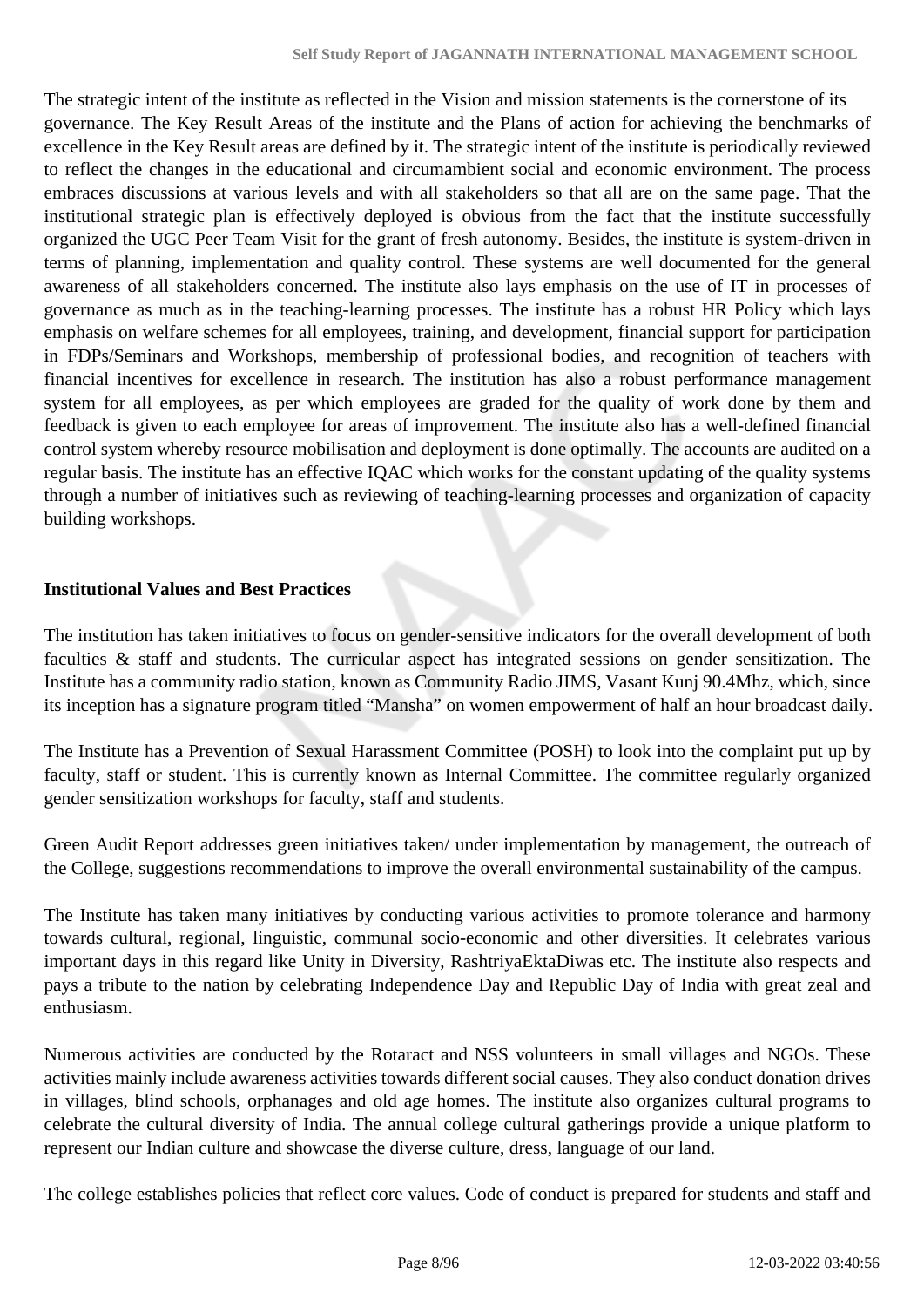The strategic intent of the institute as reflected in the Vision and mission statements is the cornerstone of its governance. The Key Result Areas of the institute and the Plans of action for achieving the benchmarks of excellence in the Key Result areas are defined by it. The strategic intent of the institute is periodically reviewed to reflect the changes in the educational and circumambient social and economic environment. The process embraces discussions at various levels and with all stakeholders so that all are on the same page. That the institutional strategic plan is effectively deployed is obvious from the fact that the institute successfully organized the UGC Peer Team Visit for the grant of fresh autonomy. Besides, the institute is system-driven in terms of planning, implementation and quality control. These systems are well documented for the general awareness of all stakeholders concerned. The institute also lays emphasis on the use of IT in processes of governance as much as in the teaching-learning processes. The institute has a robust HR Policy which lays emphasis on welfare schemes for all employees, training, and development, financial support for participation in FDPs/Seminars and Workshops, membership of professional bodies, and recognition of teachers with financial incentives for excellence in research. The institution has also a robust performance management system for all employees, as per which employees are graded for the quality of work done by them and feedback is given to each employee for areas of improvement. The institute also has a well-defined financial control system whereby resource mobilisation and deployment is done optimally. The accounts are audited on a regular basis. The institute has an effective IQAC which works for the constant updating of the quality systems through a number of initiatives such as reviewing of teaching-learning processes and organization of capacity building workshops.

**Institutional Values and Best Practices**

The institution has taken initiatives to focus on gender-sensitive indicators for the overall development of both faculties & staff and students. The curricular aspect has integrated sessions on gender sensitization. The Institute has a community radio station, known as Community Radio JIMS, Vasant Kunj 90.4Mhz, which, since its inception has a signature program titled "Mansha" on women empowerment of half an hour broadcast daily.

The Institute has a Prevention of Sexual Harassment Committee (POSH) to look into the complaint put up by faculty, staff or student. This is currently known as Internal Committee. The committee regularly organized gender sensitization workshops for faculty, staff and students.

Green Audit Report addresses green initiatives taken/ under implementation by management, the outreach of the College, suggestions recommendations to improve the overall environmental sustainability of the campus.

The Institute has taken many initiatives by conducting various activities to promote tolerance and harmony towards cultural, regional, linguistic, communal socio-economic and other diversities. It celebrates various important days in this regard like Unity in Diversity, RashtriyaEktaDiwas etc. The institute also respects and pays a tribute to the nation by celebrating Independence Day and Republic Day of India with great zeal and enthusiasm.

Numerous activities are conducted by the Rotaract and NSS volunteers in small villages and NGOs. These activities mainly include awareness activities towards different social causes. They also conduct donation drives in villages, blind schools, orphanages and old age homes. The institute also organizes cultural programs to celebrate the cultural diversity of India. The annual college cultural gatherings provide a unique platform to represent our Indian culture and showcase the diverse culture, dress, language of our land.

The college establishes policies that reflect core values. Code of conduct is prepared for students and staff and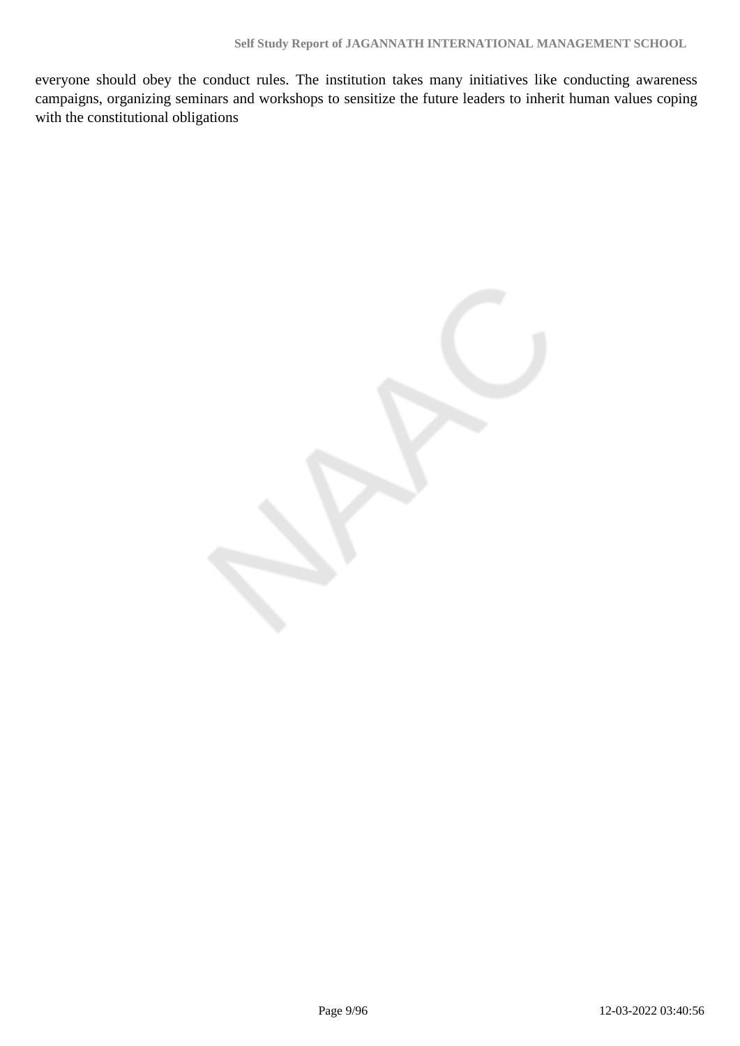everyone should obey the conduct rules. The institution takes many initiatives like conducting awareness campaigns, organizing seminars and workshops to sensitize the future leaders to inherit human values coping with the constitutional obligations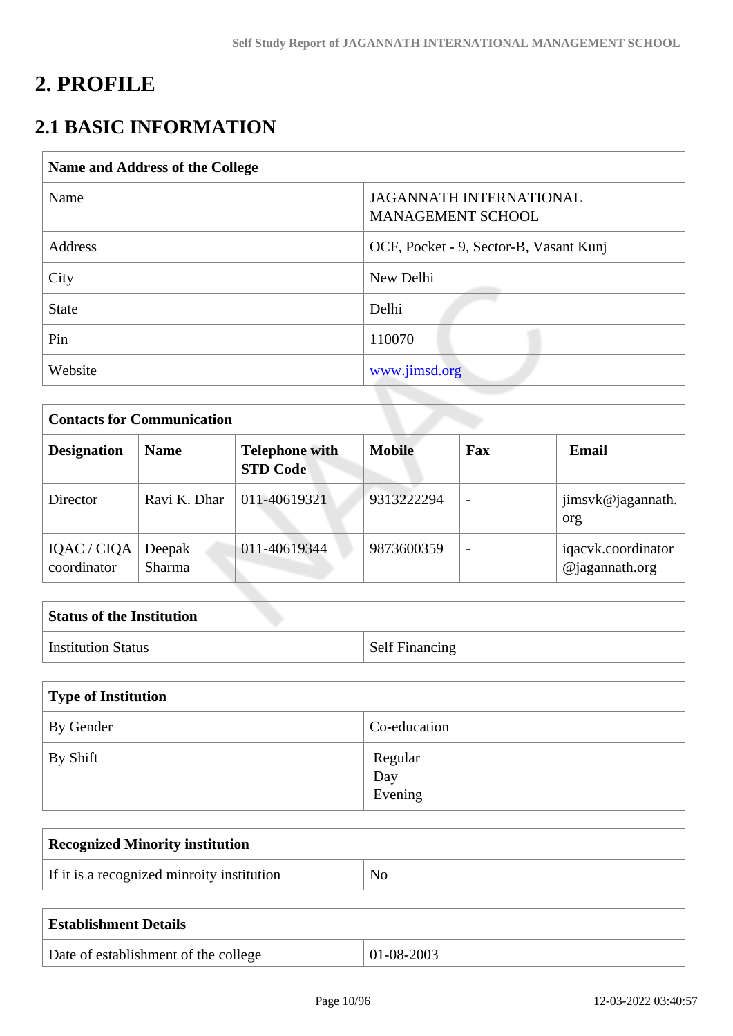# 2. PROFILE

## 2.1 BASIC INFORMATION

| Name and Address of the College | |
|---|---|
| Name | JAGANNATH INTERNATIONAL MANAGEMENT SCHOOL |
| Address | OCF, Pocket - 9, Sector-B, Vasant Kunj |
| City | New Delhi |
| State | Delhi |
| Pin | 110070 |
| Website | www.jimsd.org |

| Contacts for Communication | | | | | |
|---|---|---|---|---|---|
| **Designation** | **Name** | **Telephone with STD Code** | **Mobile** | **Fax** | **Email** |
| Director | Ravi K. Dhar | 011-40619321 | 9313222294 | - | jimsvk@jagannath.org |
| IQAC / CIQA coordinator | Deepak Sharma | 011-40619344 | 9873600359 | - | iqacvk.coordinator@jagannath.org |

| Status of the Institution | |
|---|---|
| Institution Status | Self Financing |

| Type of Institution | |
|---|---|
| By Gender | Co-education |
| By Shift | Regular<br>Day<br>Evening |

| Recognized Minority institution | |
|---|---|
| If it is a recognized minroity institution | No |

| Establishment Details | |
|---|---|
| Date of establishment of the college | 01-08-2003 |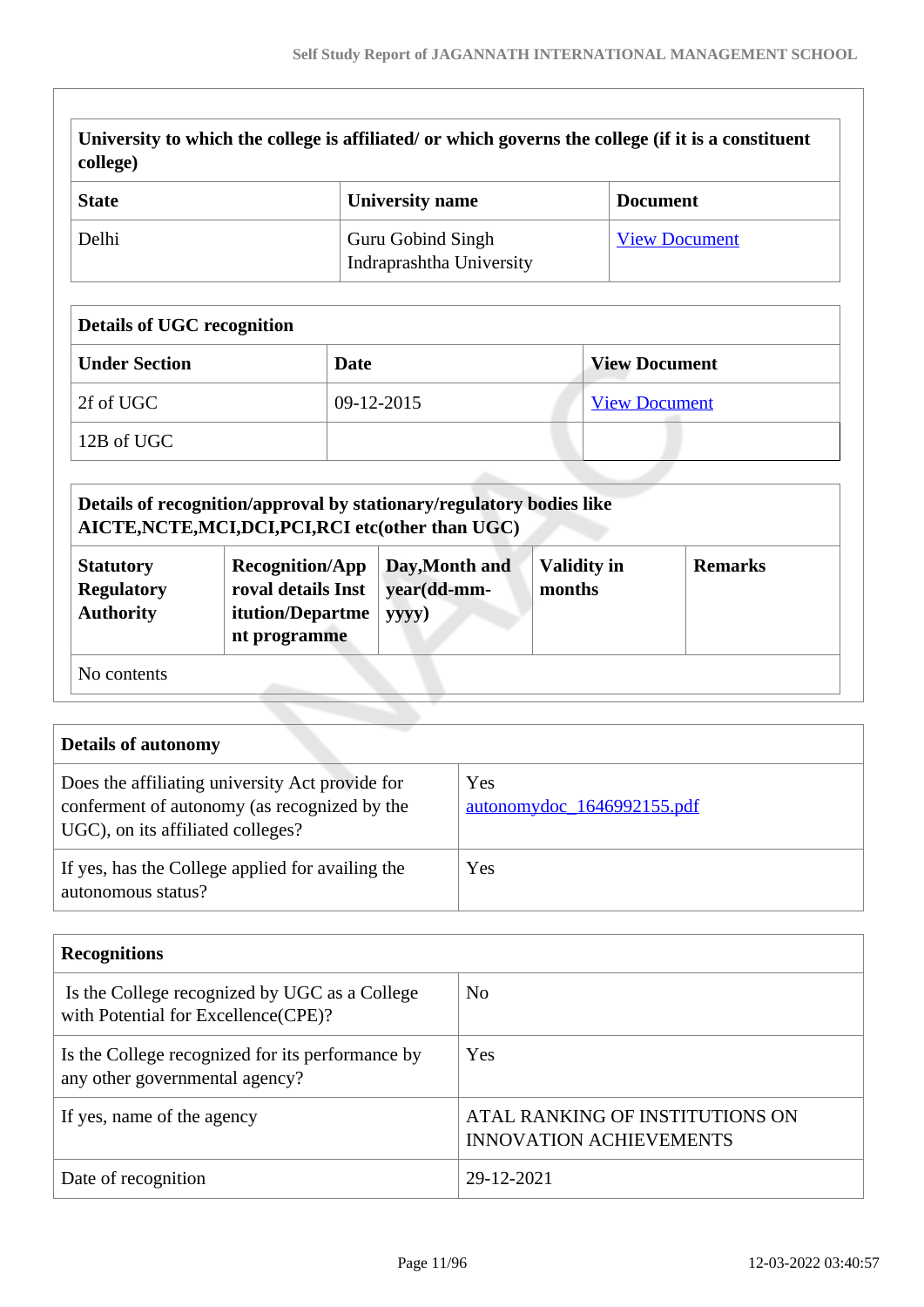| University to which the college is affiliated/ or which governs the college (if it is a constituent college) | | |
|---|---|---|
| **State** | **University name** | **Document** |
| Delhi | Guru Gobind Singh Indraprashtha University | View Document |

| Details of UGC recognition | | |
|---|---|---|
| **Under Section** | **Date** | **View Document** |
| 2f of UGC | 09-12-2015 | View Document |
| 12B of UGC | | |

| Details of recognition/approval by stationary/regulatory bodies like AICTE,NCTE,MCI,DCI,PCI,RCI etc(other than UGC) | | | | |
|---|---|---|---|---|
| **Statutory Regulatory Authority** | **Recognition/Approval details Institution/Department programme** | **Day,Month and year(dd-mm-yyyy)** | **Validity in months** | **Remarks** |
| No contents | | | | |

| Details of autonomy | |
|---|---|
| Does the affiliating university Act provide for conferment of autonomy (as recognized by the UGC), on its affiliated colleges? | Yes<br>autonomydoc_1646992155.pdf |
| If yes, has the College applied for availing the autonomous status? | Yes |

| Recognitions | |
|---|---|
| Is the College recognized by UGC as a College with Potential for Excellence(CPE)? | No |
| Is the College recognized for its performance by any other governmental agency? | Yes |
| If yes, name of the agency | ATAL RANKING OF INSTITUTIONS ON INNOVATION ACHIEVEMENTS |
| Date of recognition | 29-12-2021 |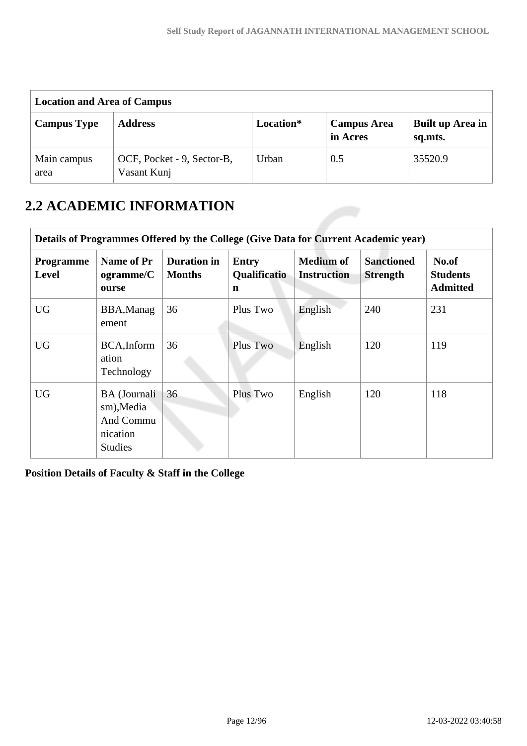| Location and Area of Campus | | | | |
|---|---|---|---|---|
| **Campus Type** | **Address** | **Location*** | **Campus Area in Acres** | **Built up Area in sq.mts.** |
| Main campus area | OCF, Pocket - 9, Sector-B, Vasant Kunj | Urban | 0.5 | 35520.9 |

## 2.2 ACADEMIC INFORMATION

| Details of Programmes Offered by the College (Give Data for Current Academic year) | | | | | | |
|---|---|---|---|---|---|---|
| **Programme Level** | **Name of Programme/Course** | **Duration in Months** | **Entry Qualification** | **Medium of Instruction** | **Sanctioned Strength** | **No.of Students Admitted** |
| UG | BBA,Management | 36 | Plus Two | English | 240 | 231 |
| UG | BCA,Information Technology | 36 | Plus Two | English | 120 | 119 |
| UG | BA (Journalism),Media And Communication Studies | 36 | Plus Two | English | 120 | 118 |

**Position Details of Faculty & Staff in the College**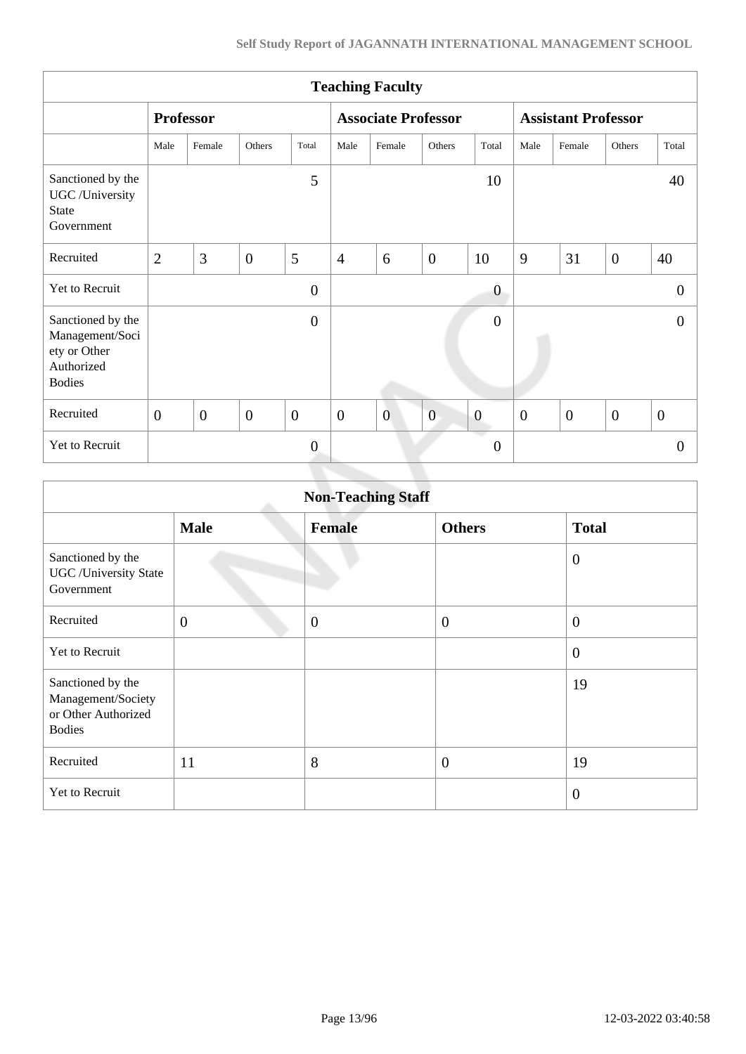| Teaching Faculty | | | | | | | | | | | | |
|---|---|---|---|---|---|---|---|---|---|---|---|---|
| | Professor | | | | Associate Professor | | | | Assistant Professor | | | |
| | Male | Female | Others | Total | Male | Female | Others | Total | Male | Female | Others | Total |
| Sanctioned by the UGC /University State Government | | | | 5 | | | | 10 | | | | 40 |
| Recruited | 2 | 3 | 0 | 5 | 4 | 6 | 0 | 10 | 9 | 31 | 0 | 40 |
| Yet to Recruit | | | | 0 | | | | 0 | | | | 0 |
| Sanctioned by the Management/Society or Other Authorized Bodies | | | | 0 | | | | 0 | | | | 0 |
| Recruited | 0 | 0 | 0 | 0 | 0 | 0 | 0 | 0 | 0 | 0 | 0 | 0 |
| Yet to Recruit | | | | 0 | | | | 0 | | | | 0 |

| Non-Teaching Staff | | | | |
|---|---|---|---|---|
| | **Male** | **Female** | **Others** | **Total** |
| Sanctioned by the UGC /University State Government | | | | 0 |
| Recruited | 0 | 0 | 0 | 0 |
| Yet to Recruit | | | | 0 |
| Sanctioned by the Management/Society or Other Authorized Bodies | | | | 19 |
| Recruited | 11 | 8 | 0 | 19 |
| Yet to Recruit | | | | 0 |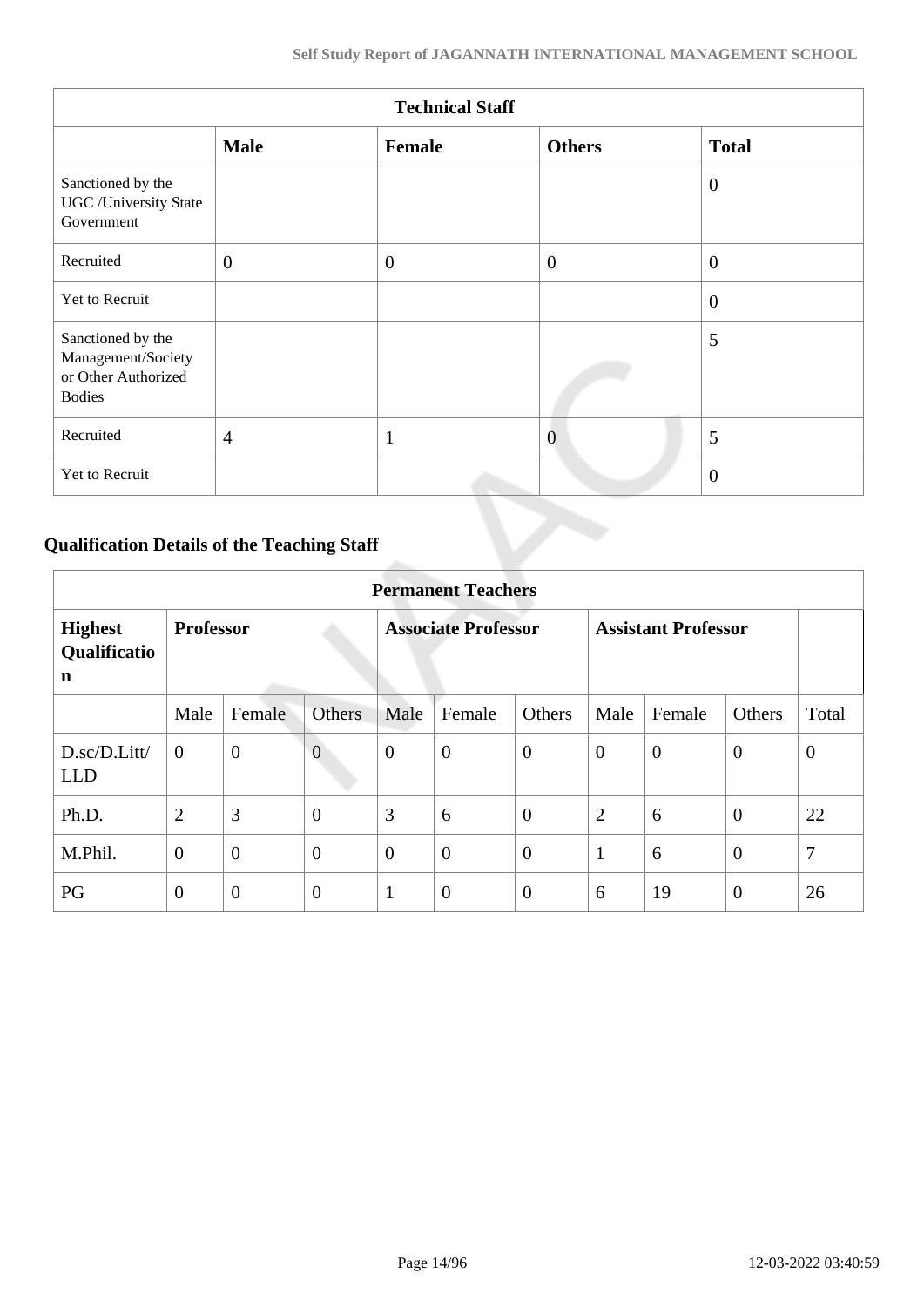| Technical Staff | | | | |
|---|---|---|---|---|
| | **Male** | **Female** | **Others** | **Total** |
| Sanctioned by the UGC /University State Government | | | | 0 |
| Recruited | 0 | 0 | 0 | 0 |
| Yet to Recruit | | | | 0 |
| Sanctioned by the Management/Society or Other Authorized Bodies | | | | 5 |
| Recruited | 4 | 1 | 0 | 5 |
| Yet to Recruit | | | | 0 |

## Qualification Details of the Teaching Staff

| Permanent Teachers | | | | | | | | | | |
|---|---|---|---|---|---|---|---|---|---|---|
| **Highest Qualification** | **Professor** | | | **Associate Professor** | | | **Assistant Professor** | | | |
| | Male | Female | Others | Male | Female | Others | Male | Female | Others | Total |
| D.sc/D.Litt/ LLD | 0 | 0 | 0 | 0 | 0 | 0 | 0 | 0 | 0 | 0 |
| Ph.D. | 2 | 3 | 0 | 3 | 6 | 0 | 2 | 6 | 0 | 22 |
| M.Phil. | 0 | 0 | 0 | 0 | 0 | 0 | 1 | 6 | 0 | 7 |
| PG | 0 | 0 | 0 | 1 | 0 | 0 | 6 | 19 | 0 | 26 |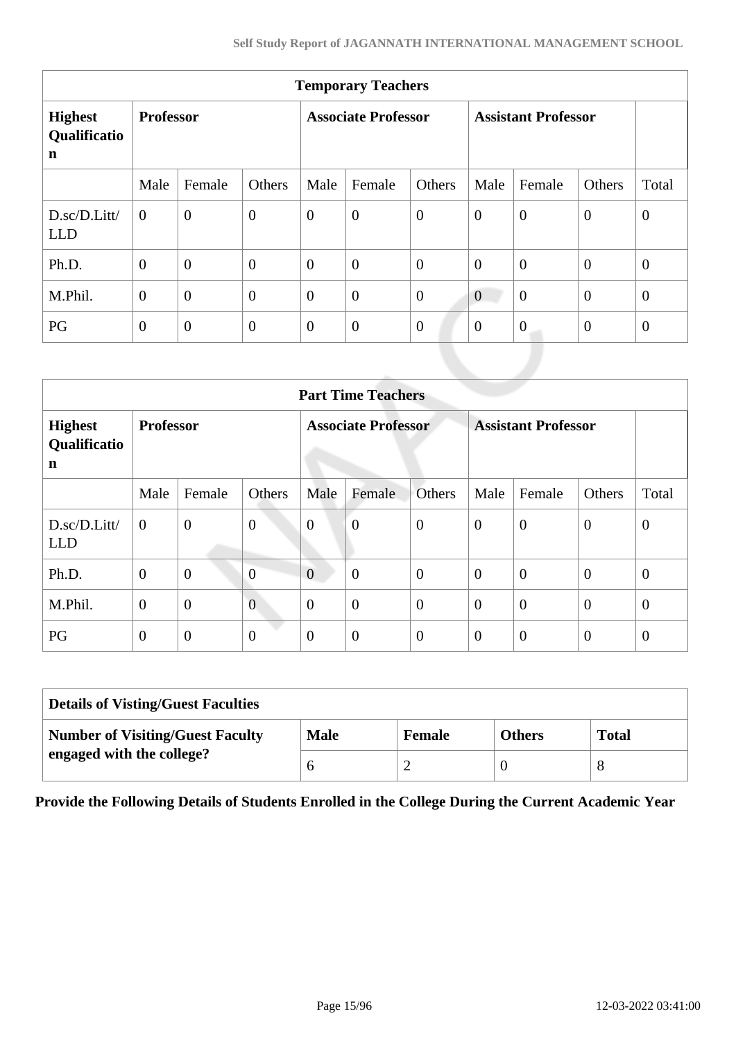| Temporary Teachers | | | | | | | | | | |
|---|---|---|---|---|---|---|---|---|---|---|
| **Highest Qualification** | **Professor** | | | **Associate Professor** | | | **Assistant Professor** | | | |
| | Male | Female | Others | Male | Female | Others | Male | Female | Others | Total |
| D.sc/D.Litt/LLD | 0 | 0 | 0 | 0 | 0 | 0 | 0 | 0 | 0 | 0 |
| Ph.D. | 0 | 0 | 0 | 0 | 0 | 0 | 0 | 0 | 0 | 0 |
| M.Phil. | 0 | 0 | 0 | 0 | 0 | 0 | 0 | 0 | 0 | 0 |
| PG | 0 | 0 | 0 | 0 | 0 | 0 | 0 | 0 | 0 | 0 |

| Part Time Teachers | | | | | | | | | | |
|---|---|---|---|---|---|---|---|---|---|---|
| **Highest Qualification** | **Professor** | | | **Associate Professor** | | | **Assistant Professor** | | | |
| | Male | Female | Others | Male | Female | Others | Male | Female | Others | Total |
| D.sc/D.Litt/LLD | 0 | 0 | 0 | 0 | 0 | 0 | 0 | 0 | 0 | 0 |
| Ph.D. | 0 | 0 | 0 | 0 | 0 | 0 | 0 | 0 | 0 | 0 |
| M.Phil. | 0 | 0 | 0 | 0 | 0 | 0 | 0 | 0 | 0 | 0 |
| PG | 0 | 0 | 0 | 0 | 0 | 0 | 0 | 0 | 0 | 0 |

| Details of Visting/Guest Faculties | | | | |
|---|---|---|---|---|
| **Number of Visiting/Guest Faculty engaged with the college?** | **Male** | **Female** | **Others** | **Total** |
| | 6 | 2 | 0 | 8 |

**Provide the Following Details of Students Enrolled in the College During the Current Academic Year**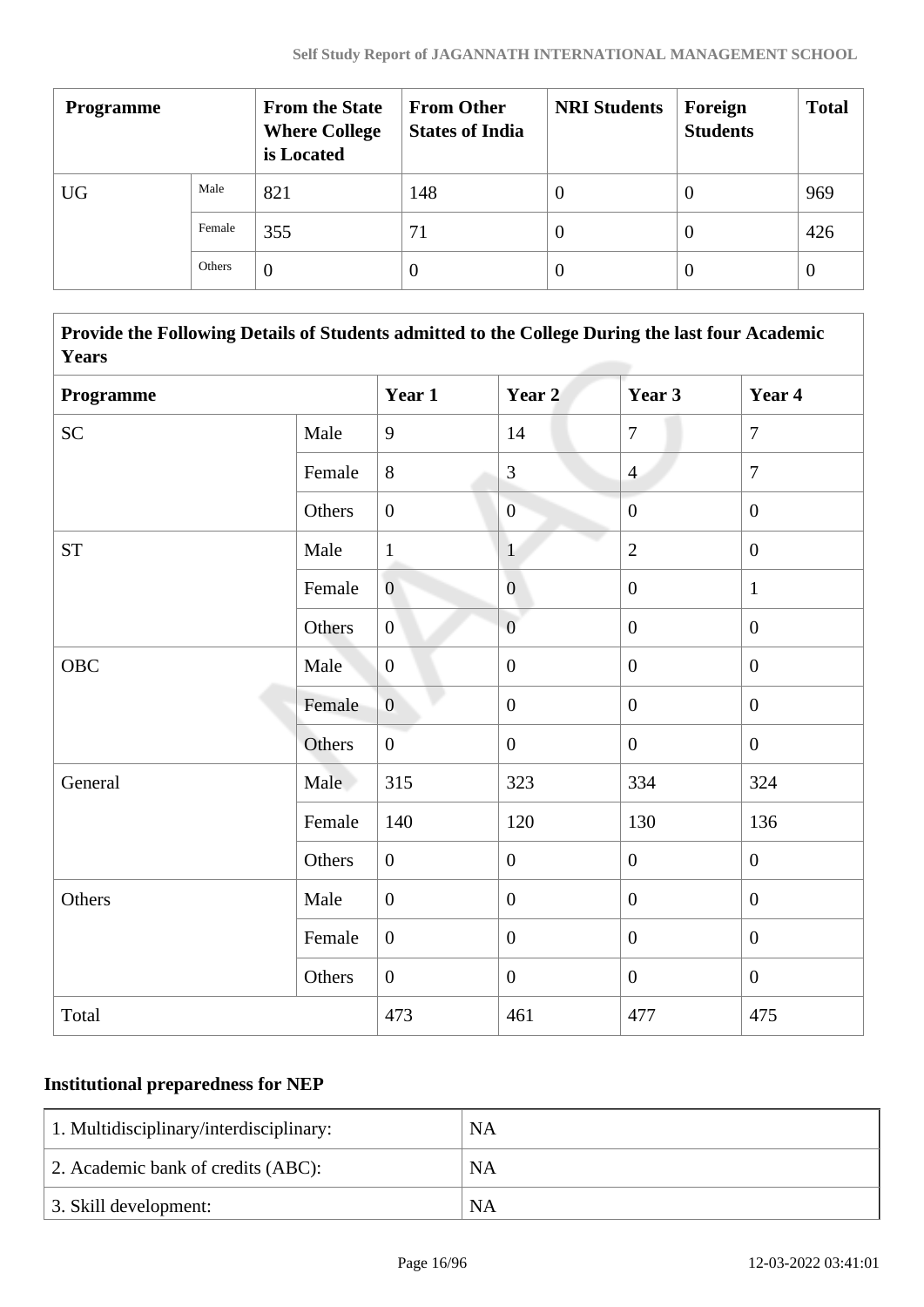| Programme | | From the State Where College is Located | From Other States of India | NRI Students | Foreign Students | Total |
|---|---|---|---|---|---|---|
| UG | Male | 821 | 148 | 0 | 0 | 969 |
| | Female | 355 | 71 | 0 | 0 | 426 |
| | Others | 0 | 0 | 0 | 0 | 0 |

| Provide the Following Details of Students admitted to the College During the last four Academic Years | | | | | |
|---|---|---|---|---|---|
| **Programme** | | **Year 1** | **Year 2** | **Year 3** | **Year 4** |
| SC | Male | 9 | 14 | 7 | 7 |
| | Female | 8 | 3 | 4 | 7 |
| | Others | 0 | 0 | 0 | 0 |
| ST | Male | 1 | 1 | 2 | 0 |
| | Female | 0 | 0 | 0 | 1 |
| | Others | 0 | 0 | 0 | 0 |
| OBC | Male | 0 | 0 | 0 | 0 |
| | Female | 0 | 0 | 0 | 0 |
| | Others | 0 | 0 | 0 | 0 |
| General | Male | 315 | 323 | 334 | 324 |
| | Female | 140 | 120 | 130 | 136 |
| | Others | 0 | 0 | 0 | 0 |
| Others | Male | 0 | 0 | 0 | 0 |
| | Female | 0 | 0 | 0 | 0 |
| | Others | 0 | 0 | 0 | 0 |
| Total | | 473 | 461 | 477 | 475 |

### Institutional preparedness for NEP

| | |
|---|---|
| 1. Multidisciplinary/interdisciplinary: | NA |
| 2. Academic bank of credits (ABC): | NA |
| 3. Skill development: | NA |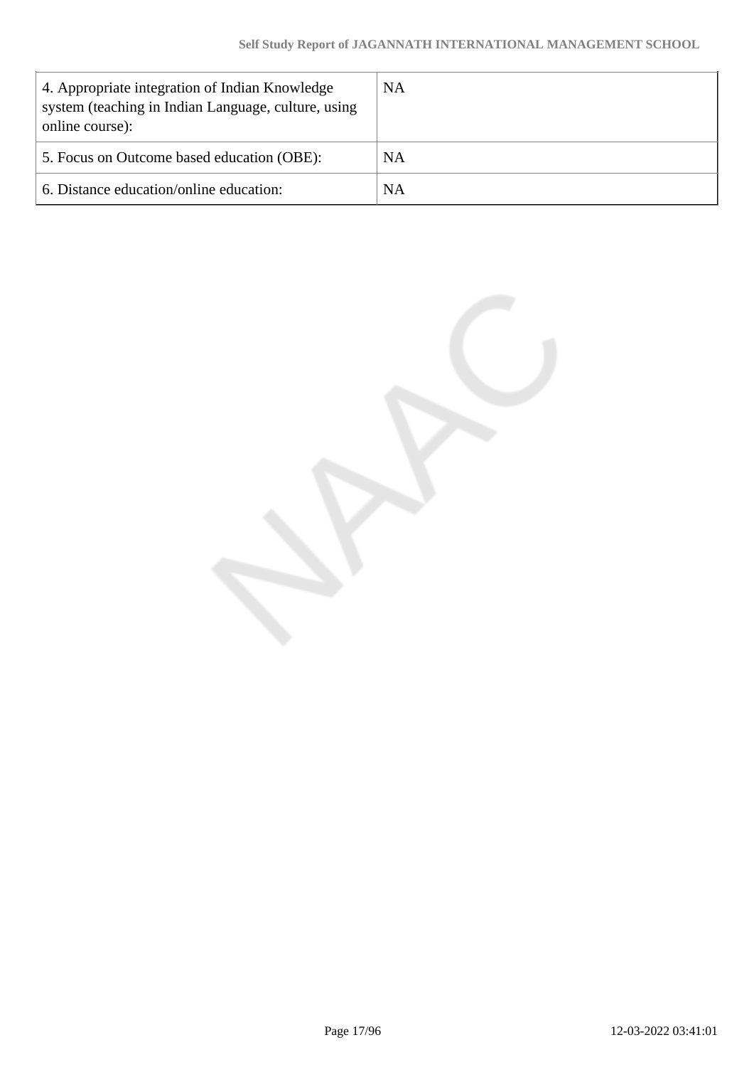| | |
|---|---|
| 4. Appropriate integration of Indian Knowledge system (teaching in Indian Language, culture, using online course): | NA |
| 5. Focus on Outcome based education (OBE): | NA |
| 6. Distance education/online education: | NA |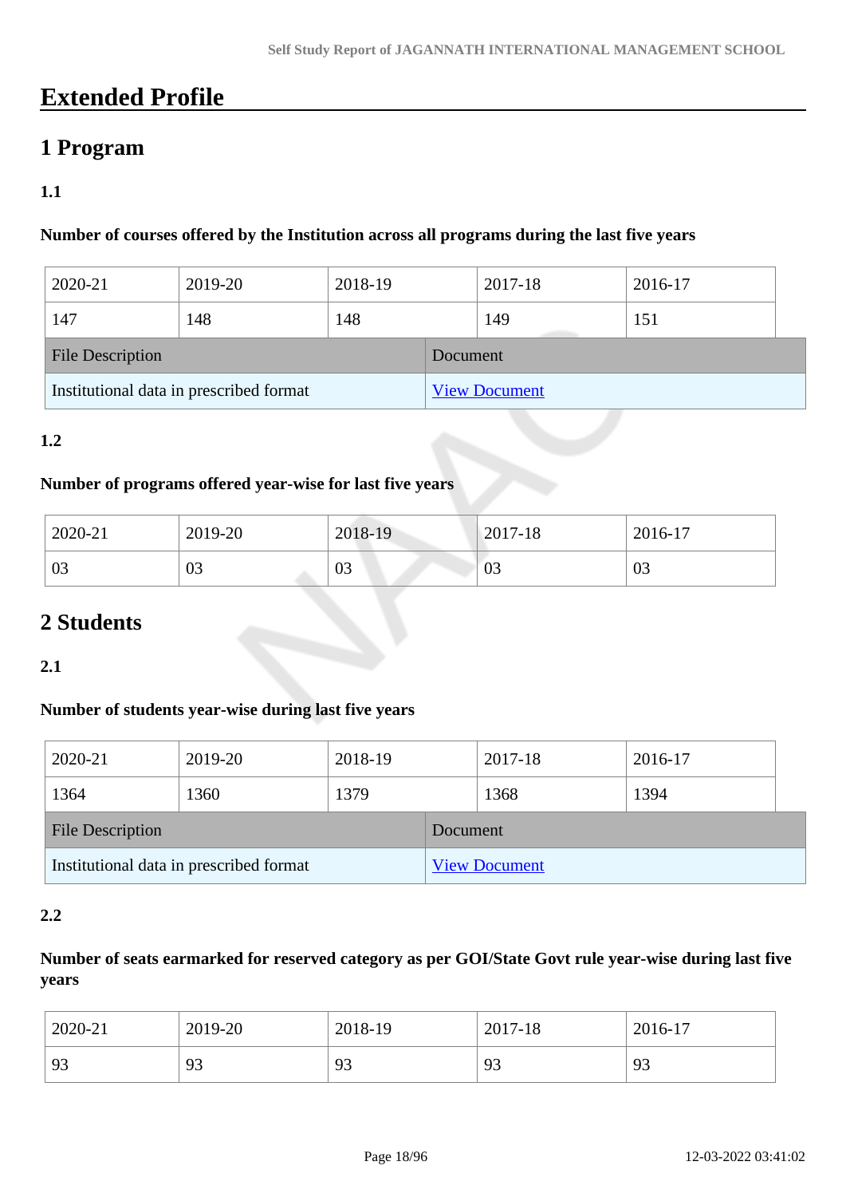# Extended Profile

## 1 Program

### 1.1

**Number of courses offered by the Institution across all programs during the last five years**

| 2020-21 | 2019-20 | 2018-19 | 2017-18 | 2016-17 |
|---|---|---|---|---|
| 147 | 148 | 148 | 149 | 151 |

| File Description | Document |
|---|---|
| Institutional data in prescribed format | View Document |

### 1.2

**Number of programs offered year-wise for last five years**

| 2020-21 | 2019-20 | 2018-19 | 2017-18 | 2016-17 |
|---|---|---|---|---|
| 03 | 03 | 03 | 03 | 03 |

## 2 Students

### 2.1

**Number of students year-wise during last five years**

| 2020-21 | 2019-20 | 2018-19 | 2017-18 | 2016-17 |
|---|---|---|---|---|
| 1364 | 1360 | 1379 | 1368 | 1394 |

| File Description | Document |
|---|---|
| Institutional data in prescribed format | View Document |

### 2.2

**Number of seats earmarked for reserved category as per GOI/State Govt rule year-wise during last five years**

| 2020-21 | 2019-20 | 2018-19 | 2017-18 | 2016-17 |
|---|---|---|---|---|
| 93 | 93 | 93 | 93 | 93 |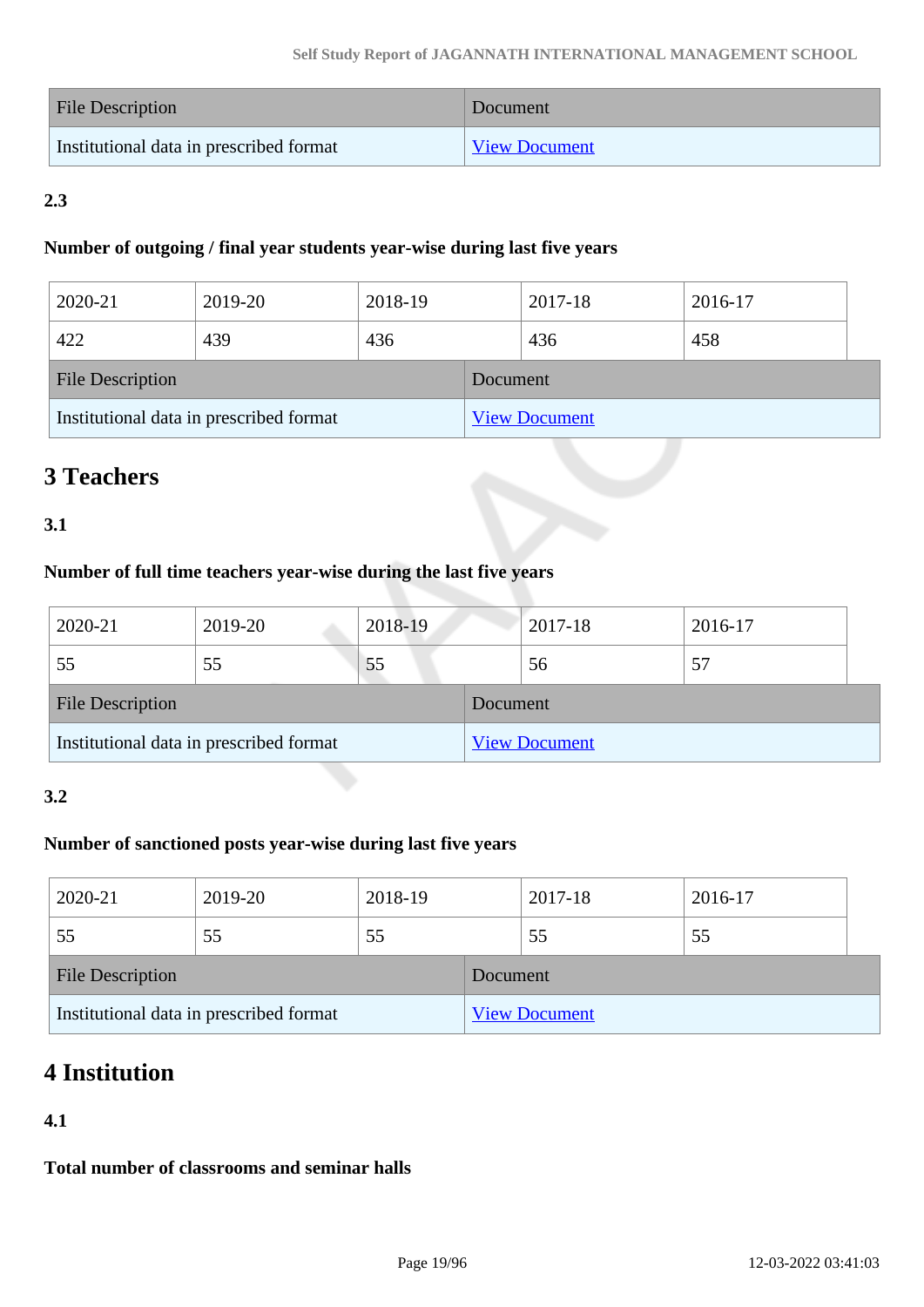| File Description | Document |
|---|---|
| Institutional data in prescribed format | View Document |

**2.3**

**Number of outgoing / final year students year-wise during last five years**

| 2020-21 | 2019-20 | 2018-19 | 2017-18 | 2016-17 |
|---|---|---|---|---|
| 422 | 439 | 436 | 436 | 458 |

| File Description | Document |
|---|---|
| Institutional data in prescribed format | View Document |

## 3 Teachers

**3.1**

**Number of full time teachers year-wise during the last five years**

| 2020-21 | 2019-20 | 2018-19 | 2017-18 | 2016-17 |
|---|---|---|---|---|
| 55 | 55 | 55 | 56 | 57 |

| File Description | Document |
|---|---|
| Institutional data in prescribed format | View Document |

**3.2**

**Number of sanctioned posts year-wise during last five years**

| 2020-21 | 2019-20 | 2018-19 | 2017-18 | 2016-17 |
|---|---|---|---|---|
| 55 | 55 | 55 | 55 | 55 |

| File Description | Document |
|---|---|
| Institutional data in prescribed format | View Document |

## 4 Institution

**4.1**

**Total number of classrooms and seminar halls**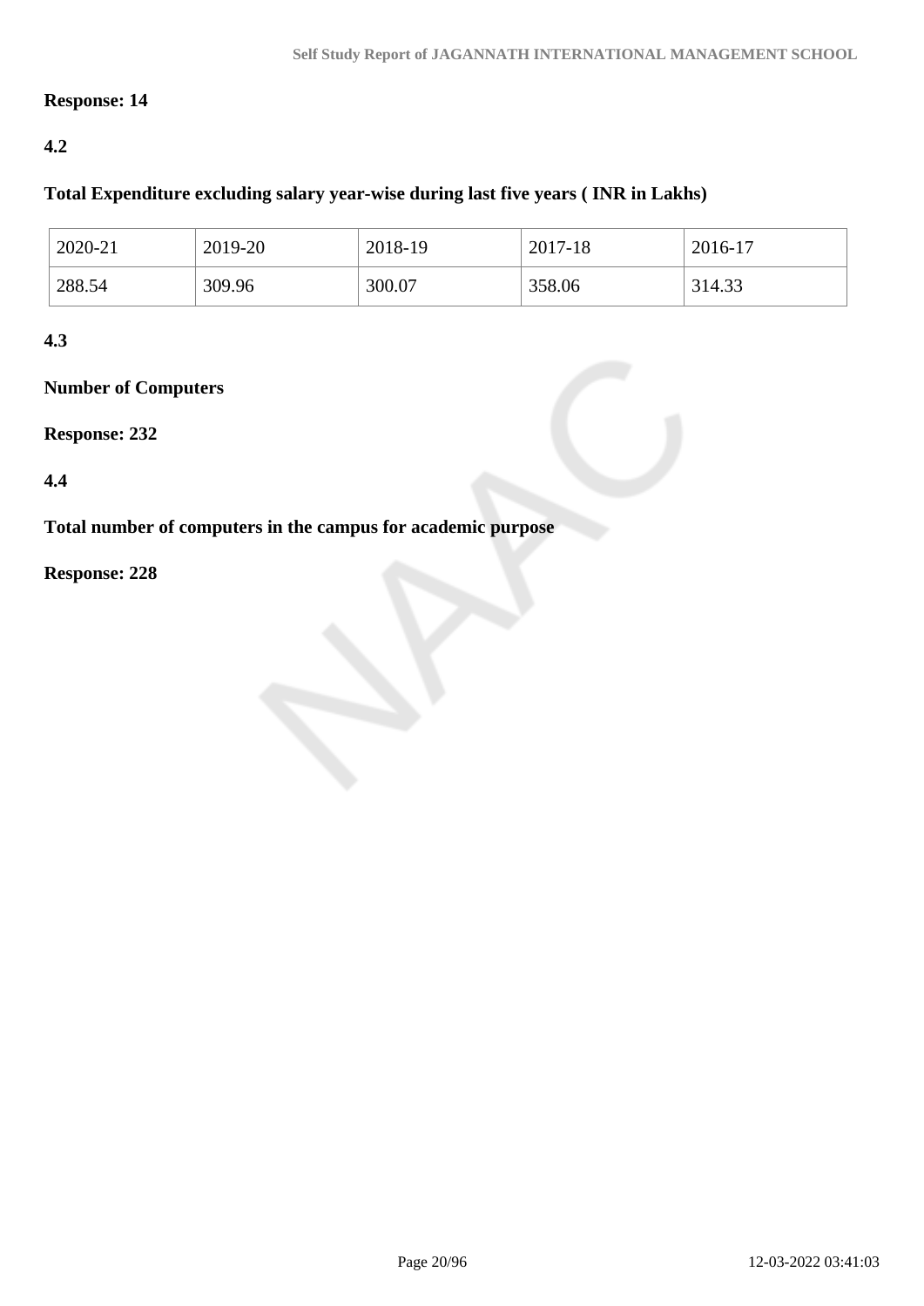**Response: 14**

**4.2**

**Total Expenditure excluding salary year-wise during last five years ( INR in Lakhs)**

| 2020-21 | 2019-20 | 2018-19 | 2017-18 | 2016-17 |
|---|---|---|---|---|
| 288.54 | 309.96 | 300.07 | 358.06 | 314.33 |

**4.3**

**Number of Computers**

**Response: 232**

**4.4**

**Total number of computers in the campus for academic purpose**

**Response: 228**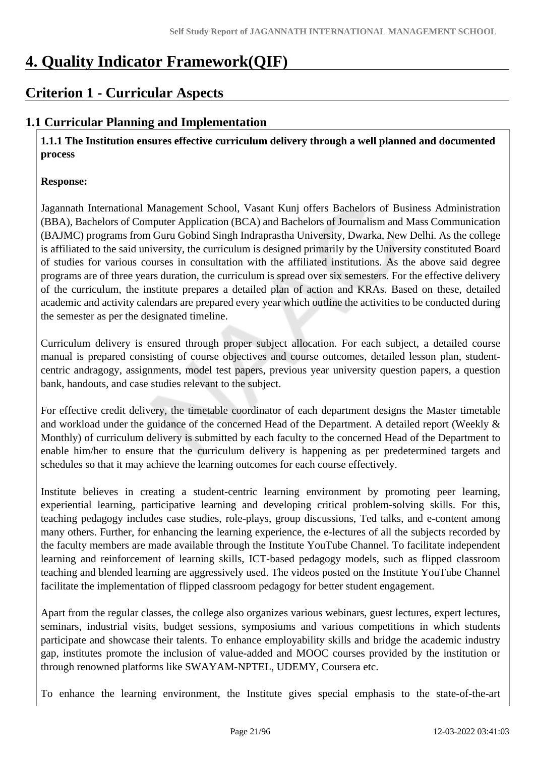# 4. Quality Indicator Framework(QIF)

## Criterion 1 - Curricular Aspects

### 1.1 Curricular Planning and Implementation

**1.1.1 The Institution ensures effective curriculum delivery through a well planned and documented process**

**Response:**

Jagannath International Management School, Vasant Kunj offers Bachelors of Business Administration (BBA), Bachelors of Computer Application (BCA) and Bachelors of Journalism and Mass Communication (BAJMC) programs from Guru Gobind Singh Indraprastha University, Dwarka, New Delhi. As the college is affiliated to the said university, the curriculum is designed primarily by the University constituted Board of studies for various courses in consultation with the affiliated institutions. As the above said degree programs are of three years duration, the curriculum is spread over six semesters. For the effective delivery of the curriculum, the institute prepares a detailed plan of action and KRAs. Based on these, detailed academic and activity calendars are prepared every year which outline the activities to be conducted during the semester as per the designated timeline.

Curriculum delivery is ensured through proper subject allocation. For each subject, a detailed course manual is prepared consisting of course objectives and course outcomes, detailed lesson plan, student-centric andragogy, assignments, model test papers, previous year university question papers, a question bank, handouts, and case studies relevant to the subject.

For effective credit delivery, the timetable coordinator of each department designs the Master timetable and workload under the guidance of the concerned Head of the Department. A detailed report (Weekly & Monthly) of curriculum delivery is submitted by each faculty to the concerned Head of the Department to enable him/her to ensure that the curriculum delivery is happening as per predetermined targets and schedules so that it may achieve the learning outcomes for each course effectively.

Institute believes in creating a student-centric learning environment by promoting peer learning, experiential learning, participative learning and developing critical problem-solving skills. For this, teaching pedagogy includes case studies, role-plays, group discussions, Ted talks, and e-content among many others. Further, for enhancing the learning experience, the e-lectures of all the subjects recorded by the faculty members are made available through the Institute YouTube Channel. To facilitate independent learning and reinforcement of learning skills, ICT-based pedagogy models, such as flipped classroom teaching and blended learning are aggressively used. The videos posted on the Institute YouTube Channel facilitate the implementation of flipped classroom pedagogy for better student engagement.

Apart from the regular classes, the college also organizes various webinars, guest lectures, expert lectures, seminars, industrial visits, budget sessions, symposiums and various competitions in which students participate and showcase their talents. To enhance employability skills and bridge the academic industry gap, institutes promote the inclusion of value-added and MOOC courses provided by the institution or through renowned platforms like SWAYAM-NPTEL, UDEMY, Coursera etc.

To enhance the learning environment, the Institute gives special emphasis to the state-of-the-art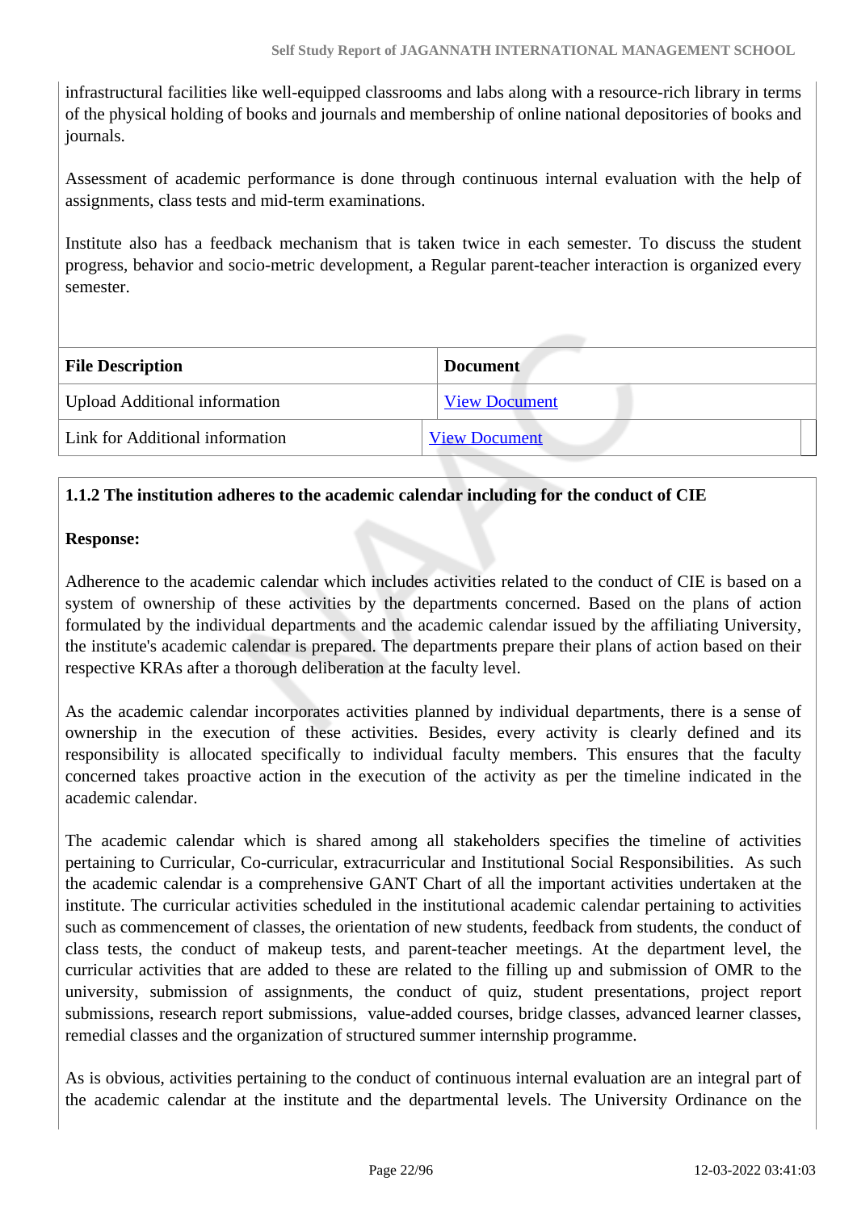infrastructural facilities like well-equipped classrooms and labs along with a resource-rich library in terms of the physical holding of books and journals and membership of online national depositories of books and journals.

Assessment of academic performance is done through continuous internal evaluation with the help of assignments, class tests and mid-term examinations.

Institute also has a feedback mechanism that is taken twice in each semester. To discuss the student progress, behavior and socio-metric development, a Regular parent-teacher interaction is organized every semester.

| File Description | Document |
|---|---|
| Upload Additional information | View Document |
| Link for Additional information | View Document |

**1.1.2 The institution adheres to the academic calendar including for the conduct of CIE**

**Response:**

Adherence to the academic calendar which includes activities related to the conduct of CIE is based on a system of ownership of these activities by the departments concerned. Based on the plans of action formulated by the individual departments and the academic calendar issued by the affiliating University, the institute's academic calendar is prepared. The departments prepare their plans of action based on their respective KRAs after a thorough deliberation at the faculty level.

As the academic calendar incorporates activities planned by individual departments, there is a sense of ownership in the execution of these activities. Besides, every activity is clearly defined and its responsibility is allocated specifically to individual faculty members. This ensures that the faculty concerned takes proactive action in the execution of the activity as per the timeline indicated in the academic calendar.

The academic calendar which is shared among all stakeholders specifies the timeline of activities pertaining to Curricular, Co-curricular, extracurricular and Institutional Social Responsibilities. As such the academic calendar is a comprehensive GANT Chart of all the important activities undertaken at the institute. The curricular activities scheduled in the institutional academic calendar pertaining to activities such as commencement of classes, the orientation of new students, feedback from students, the conduct of class tests, the conduct of makeup tests, and parent-teacher meetings. At the department level, the curricular activities that are added to these are related to the filling up and submission of OMR to the university, submission of assignments, the conduct of quiz, student presentations, project report submissions, research report submissions, value-added courses, bridge classes, advanced learner classes, remedial classes and the organization of structured summer internship programme.

As is obvious, activities pertaining to the conduct of continuous internal evaluation are an integral part of the academic calendar at the institute and the departmental levels. The University Ordinance on the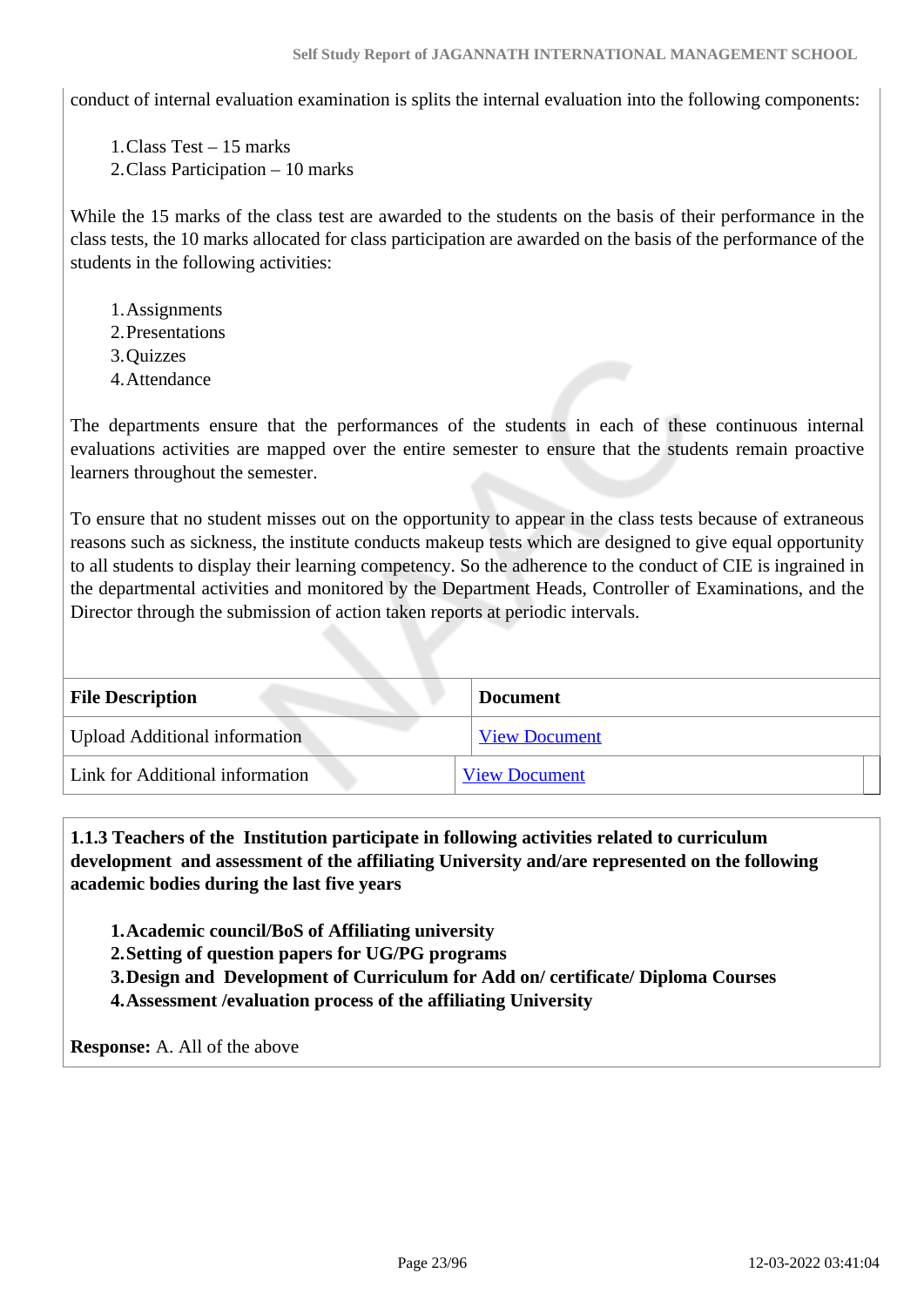conduct of internal evaluation examination is splits the internal evaluation into the following components:

1. Class Test – 15 marks
2. Class Participation – 10 marks

While the 15 marks of the class test are awarded to the students on the basis of their performance in the class tests, the 10 marks allocated for class participation are awarded on the basis of the performance of the students in the following activities:

1. Assignments
2. Presentations
3. Quizzes
4. Attendance

The departments ensure that the performances of the students in each of these continuous internal evaluations activities are mapped over the entire semester to ensure that the students remain proactive learners throughout the semester.

To ensure that no student misses out on the opportunity to appear in the class tests because of extraneous reasons such as sickness, the institute conducts makeup tests which are designed to give equal opportunity to all students to display their learning competency. So the adherence to the conduct of CIE is ingrained in the departmental activities and monitored by the Department Heads, Controller of Examinations, and the Director through the submission of action taken reports at periodic intervals.

| File Description | Document |
|---|---|
| Upload Additional information | View Document |
| Link for Additional information | View Document |

**1.1.3 Teachers of the Institution participate in following activities related to curriculum development and assessment of the affiliating University and/are represented on the following academic bodies during the last five years**

1. **Academic council/BoS of Affiliating university**
2. **Setting of question papers for UG/PG programs**
3. **Design and Development of Curriculum for Add on/ certificate/ Diploma Courses**
4. **Assessment /evaluation process of the affiliating University**

**Response:** A. All of the above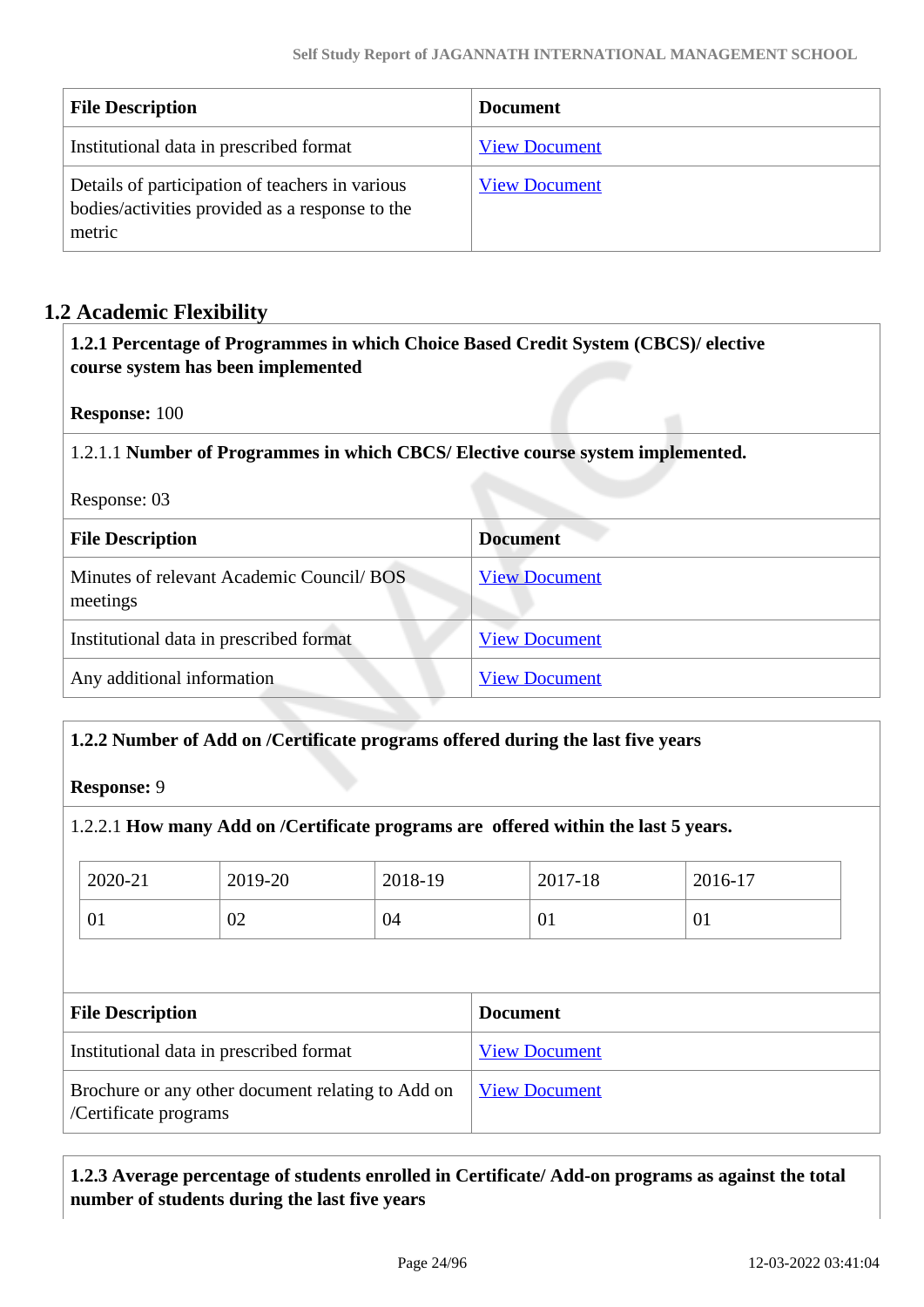| File Description | Document |
|---|---|
| Institutional data in prescribed format | View Document |
| Details of participation of teachers in various bodies/activities provided as a response to the metric | View Document |

## 1.2 Academic Flexibility

**1.2.1 Percentage of Programmes in which Choice Based Credit System (CBCS)/ elective course system has been implemented**

**Response:** 100

1.2.1.1 **Number of Programmes in which CBCS/ Elective course system implemented.**

Response: 03

| File Description | Document |
|---|---|
| Minutes of relevant Academic Council/ BOS meetings | View Document |
| Institutional data in prescribed format | View Document |
| Any additional information | View Document |

**1.2.2 Number of Add on /Certificate programs offered during the last five years**

**Response:** 9

1.2.2.1 **How many Add on /Certificate programs are offered within the last 5 years.**

| 2020-21 | 2019-20 | 2018-19 | 2017-18 | 2016-17 |
|---|---|---|---|---|
| 01 | 02 | 04 | 01 | 01 |

| File Description | Document |
|---|---|
| Institutional data in prescribed format | View Document |
| Brochure or any other document relating to Add on /Certificate programs | View Document |

**1.2.3 Average percentage of students enrolled in Certificate/ Add-on programs as against the total number of students during the last five years**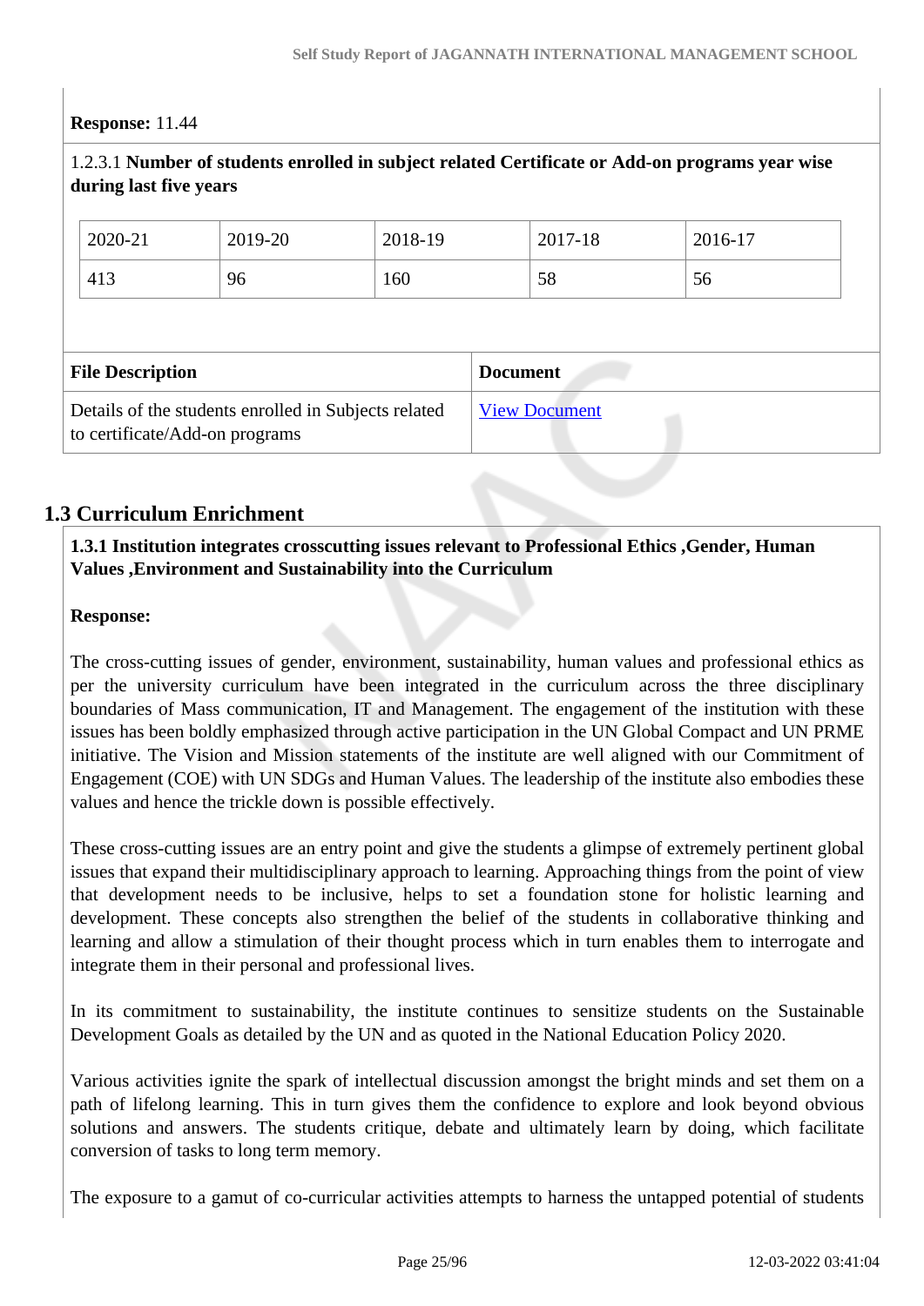**Response:** 11.44

1.2.3.1 **Number of students enrolled in subject related Certificate or Add-on programs year wise during last five years**

| 2020-21 | 2019-20 | 2018-19 | 2017-18 | 2016-17 |
|---|---|---|---|---|
| 413 | 96 | 160 | 58 | 56 |

| File Description | Document |
|---|---|
| Details of the students enrolled in Subjects related to certificate/Add-on programs | View Document |

## 1.3 Curriculum Enrichment

**1.3.1 Institution integrates crosscutting issues relevant to Professional Ethics ,Gender, Human Values ,Environment and Sustainability into the Curriculum**

**Response:**

The cross-cutting issues of gender, environment, sustainability, human values and professional ethics as per the university curriculum have been integrated in the curriculum across the three disciplinary boundaries of Mass communication, IT and Management. The engagement of the institution with these issues has been boldly emphasized through active participation in the UN Global Compact and UN PRME initiative. The Vision and Mission statements of the institute are well aligned with our Commitment of Engagement (COE) with UN SDGs and Human Values. The leadership of the institute also embodies these values and hence the trickle down is possible effectively.

These cross-cutting issues are an entry point and give the students a glimpse of extremely pertinent global issues that expand their multidisciplinary approach to learning. Approaching things from the point of view that development needs to be inclusive, helps to set a foundation stone for holistic learning and development. These concepts also strengthen the belief of the students in collaborative thinking and learning and allow a stimulation of their thought process which in turn enables them to interrogate and integrate them in their personal and professional lives.

In its commitment to sustainability, the institute continues to sensitize students on the Sustainable Development Goals as detailed by the UN and as quoted in the National Education Policy 2020.

Various activities ignite the spark of intellectual discussion amongst the bright minds and set them on a path of lifelong learning. This in turn gives them the confidence to explore and look beyond obvious solutions and answers. The students critique, debate and ultimately learn by doing, which facilitate conversion of tasks to long term memory.

The exposure to a gamut of co-curricular activities attempts to harness the untapped potential of students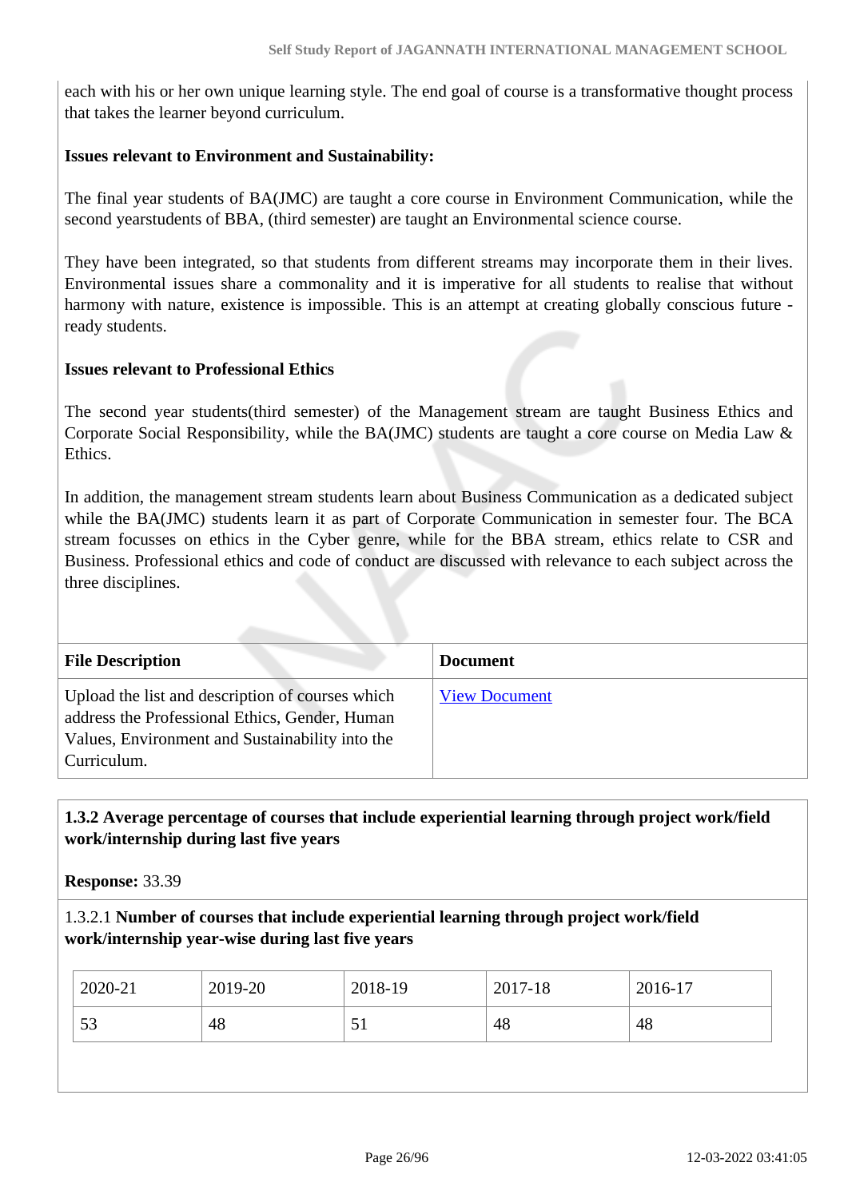each with his or her own unique learning style. The end goal of course is a transformative thought process that takes the learner beyond curriculum.

**Issues relevant to Environment and Sustainability:**

The final year students of BA(JMC) are taught a core course in Environment Communication, while the second yearstudents of BBA, (third semester) are taught an Environmental science course.

They have been integrated, so that students from different streams may incorporate them in their lives. Environmental issues share a commonality and it is imperative for all students to realise that without harmony with nature, existence is impossible. This is an attempt at creating globally conscious future - ready students.

**Issues relevant to Professional Ethics**

The second year students(third semester) of the Management stream are taught Business Ethics and Corporate Social Responsibility, while the BA(JMC) students are taught a core course on Media Law & Ethics.

In addition, the management stream students learn about Business Communication as a dedicated subject while the BA(JMC) students learn it as part of Corporate Communication in semester four. The BCA stream focusses on ethics in the Cyber genre, while for the BBA stream, ethics relate to CSR and Business. Professional ethics and code of conduct are discussed with relevance to each subject across the three disciplines.

| File Description | Document |
|---|---|
| Upload the list and description of courses which address the Professional Ethics, Gender, Human Values, Environment and Sustainability into the Curriculum. | View Document |

**1.3.2 Average percentage of courses that include experiential learning through project work/field work/internship during last five years**

**Response:** 33.39

1.3.2.1 **Number of courses that include experiential learning through project work/field work/internship year-wise during last five years**

| 2020-21 | 2019-20 | 2018-19 | 2017-18 | 2016-17 |
|---|---|---|---|---|
| 53 | 48 | 51 | 48 | 48 |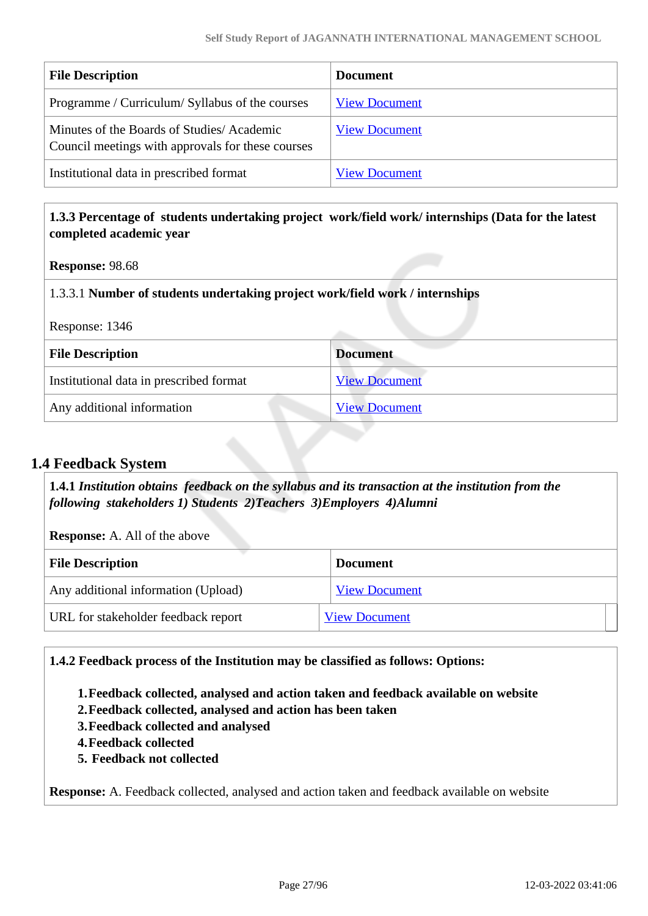| File Description | Document |
|---|---|
| Programme / Curriculum/ Syllabus of the courses | View Document |
| Minutes of the Boards of Studies/ Academic Council meetings with approvals for these courses | View Document |
| Institutional data in prescribed format | View Document |

**1.3.3 Percentage of students undertaking project work/field work/ internships (Data for the latest completed academic year**

**Response:** 98.68

1.3.3.1 **Number of students undertaking project work/field work / internships**

Response: 1346

| File Description | Document |
|---|---|
| Institutional data in prescribed format | View Document |
| Any additional information | View Document |

## 1.4 Feedback System

**1.4.1** ***Institution obtains feedback on the syllabus and its transaction at the institution from the following stakeholders 1) Students 2)Teachers 3)Employers 4)Alumni***

**Response:** A. All of the above

| File Description | Document |
|---|---|
| Any additional information (Upload) | View Document |
| URL for stakeholder feedback report | View Document |

**1.4.2 Feedback process of the Institution may be classified as follows: Options:**

1. **Feedback collected, analysed and action taken and feedback available on website**
2. **Feedback collected, analysed and action has been taken**
3. **Feedback collected and analysed**
4. **Feedback collected**
5. **Feedback not collected**

**Response:** A. Feedback collected, analysed and action taken and feedback available on website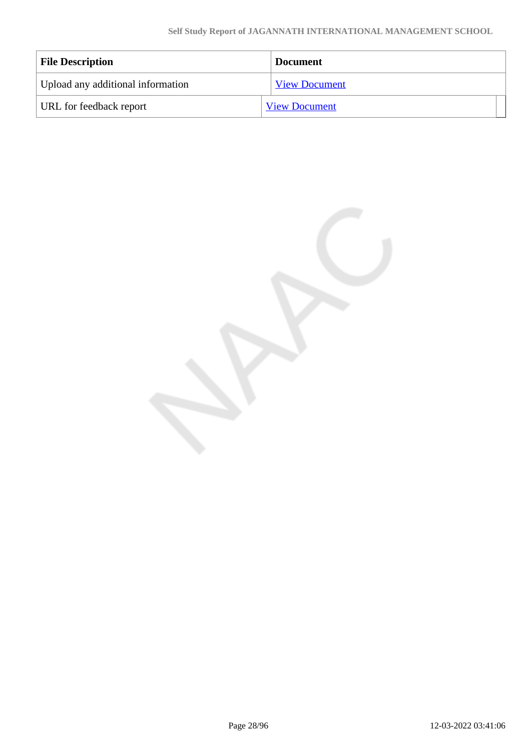| File Description | Document |
| --- | --- |
| Upload any additional information | View Document |
| URL for feedback report | View Document |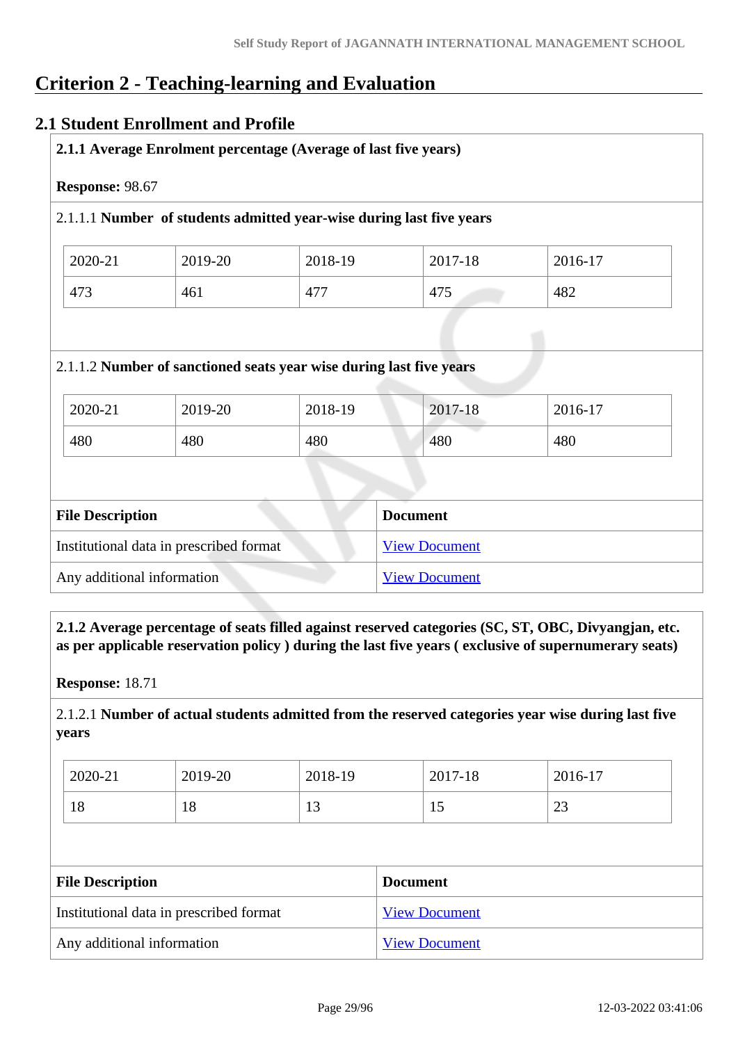# Criterion 2 - Teaching-learning and Evaluation

## 2.1 Student Enrollment and Profile

**2.1.1 Average Enrolment percentage (Average of last five years)**

**Response:** 98.67

2.1.1.1 **Number of students admitted year-wise during last five years**

| 2020-21 | 2019-20 | 2018-19 | 2017-18 | 2016-17 |
|---|---|---|---|---|
| 473 | 461 | 477 | 475 | 482 |

2.1.1.2 **Number of sanctioned seats year wise during last five years**

| 2020-21 | 2019-20 | 2018-19 | 2017-18 | 2016-17 |
|---|---|---|---|---|
| 480 | 480 | 480 | 480 | 480 |

| File Description | Document |
|---|---|
| Institutional data in prescribed format | View Document |
| Any additional information | View Document |

**2.1.2 Average percentage of seats filled against reserved categories (SC, ST, OBC, Divyangjan, etc. as per applicable reservation policy ) during the last five years ( exclusive of supernumerary seats)**

**Response:** 18.71

2.1.2.1 **Number of actual students admitted from the reserved categories year wise during last five years**

| 2020-21 | 2019-20 | 2018-19 | 2017-18 | 2016-17 |
|---|---|---|---|---|
| 18 | 18 | 13 | 15 | 23 |

| File Description | Document |
|---|---|
| Institutional data in prescribed format | View Document |
| Any additional information | View Document |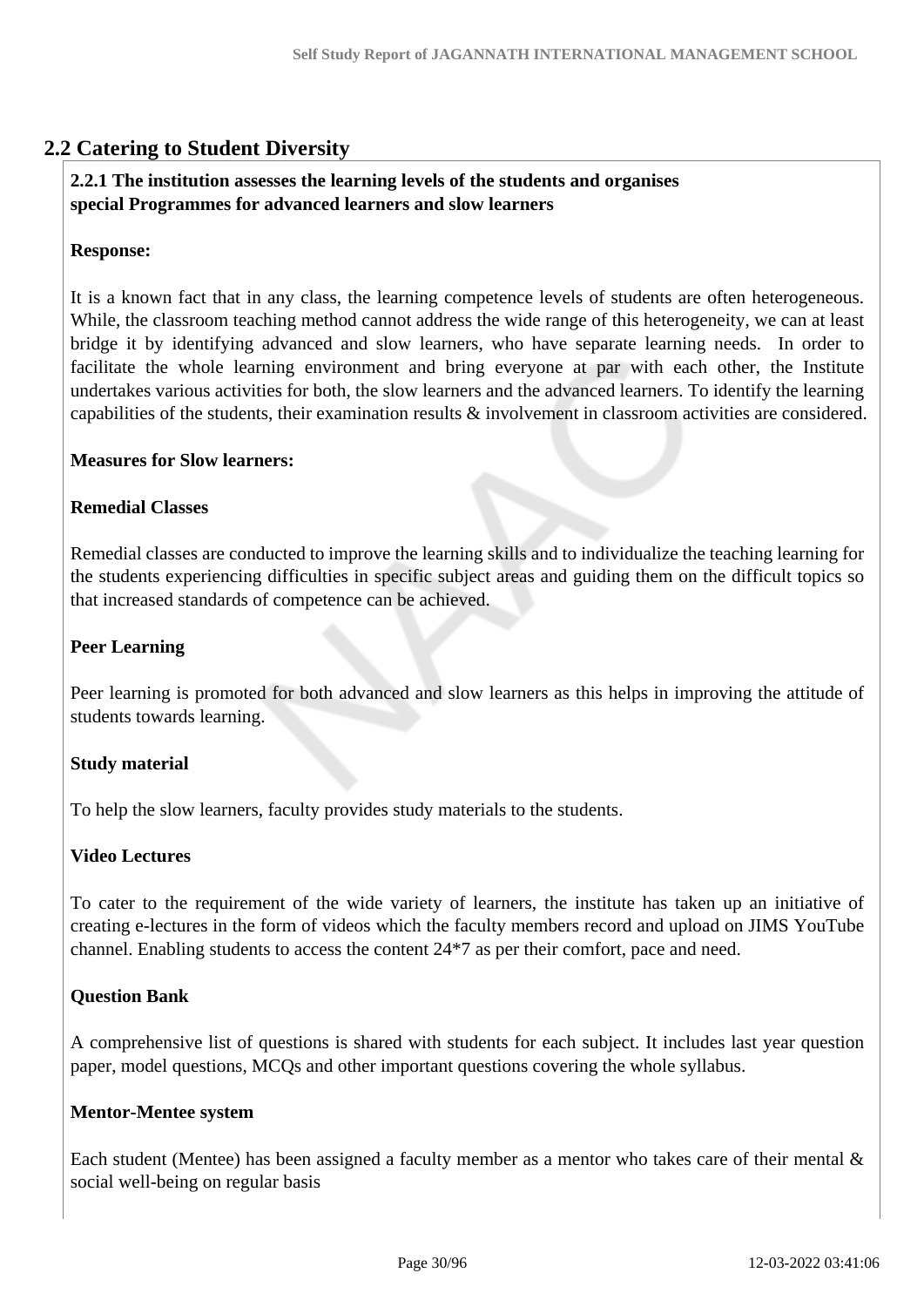## 2.2 Catering to Student Diversity

**2.2.1 The institution assesses the learning levels of the students and organises special Programmes for advanced learners and slow learners**

**Response:**

It is a known fact that in any class, the learning competence levels of students are often heterogeneous. While, the classroom teaching method cannot address the wide range of this heterogeneity, we can at least bridge it by identifying advanced and slow learners, who have separate learning needs. In order to facilitate the whole learning environment and bring everyone at par with each other, the Institute undertakes various activities for both, the slow learners and the advanced learners. To identify the learning capabilities of the students, their examination results & involvement in classroom activities are considered.

**Measures for Slow learners:**

**Remedial Classes**

Remedial classes are conducted to improve the learning skills and to individualize the teaching learning for the students experiencing difficulties in specific subject areas and guiding them on the difficult topics so that increased standards of competence can be achieved.

**Peer Learning**

Peer learning is promoted for both advanced and slow learners as this helps in improving the attitude of students towards learning.

**Study material**

To help the slow learners, faculty provides study materials to the students.

**Video Lectures**

To cater to the requirement of the wide variety of learners, the institute has taken up an initiative of creating e-lectures in the form of videos which the faculty members record and upload on JIMS YouTube channel. Enabling students to access the content 24*7 as per their comfort, pace and need.

**Question Bank**

A comprehensive list of questions is shared with students for each subject. It includes last year question paper, model questions, MCQs and other important questions covering the whole syllabus.

**Mentor-Mentee system**

Each student (Mentee) has been assigned a faculty member as a mentor who takes care of their mental & social well-being on regular basis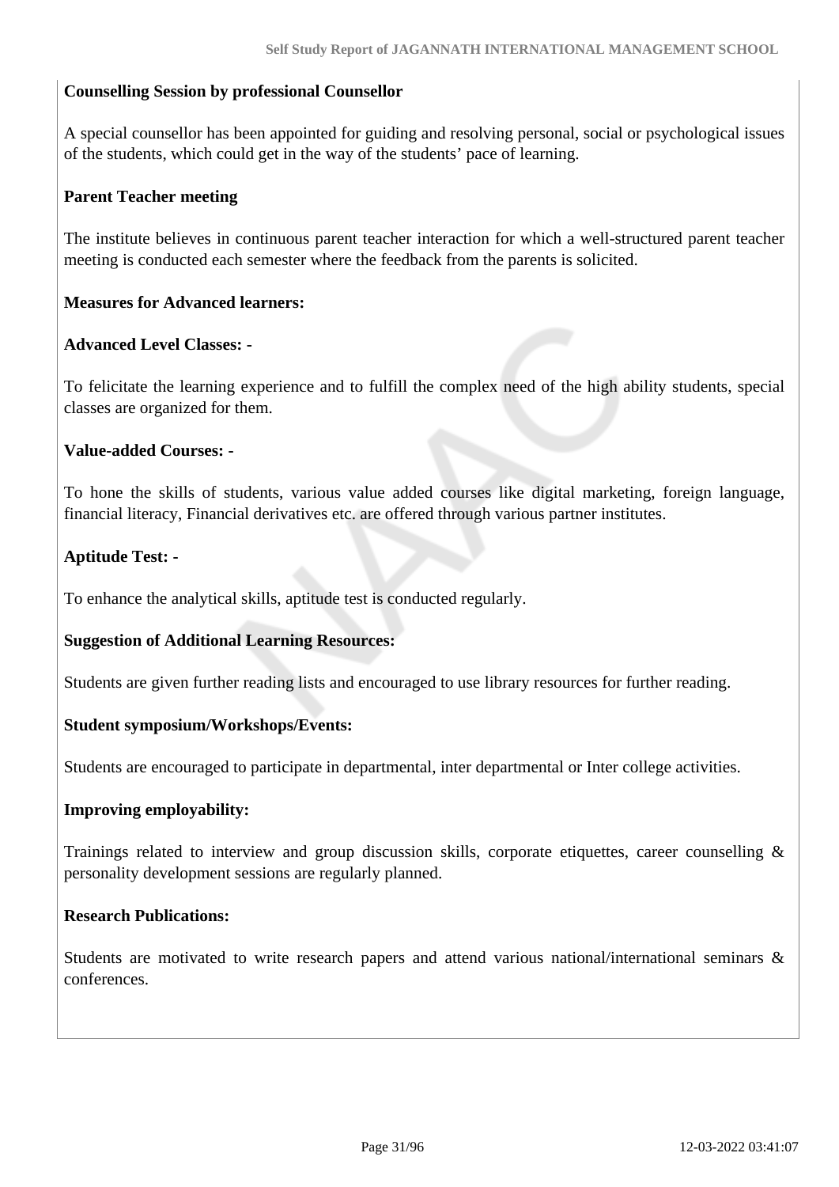**Counselling Session by professional Counsellor**

A special counsellor has been appointed for guiding and resolving personal, social or psychological issues of the students, which could get in the way of the students' pace of learning.

**Parent Teacher meeting**

The institute believes in continuous parent teacher interaction for which a well-structured parent teacher meeting is conducted each semester where the feedback from the parents is solicited.

**Measures for Advanced learners:**

**Advanced Level Classes: -**

To felicitate the learning experience and to fulfill the complex need of the high ability students, special classes are organized for them.

**Value-added Courses: -**

To hone the skills of students, various value added courses like digital marketing, foreign language, financial literacy, Financial derivatives etc. are offered through various partner institutes.

**Aptitude Test: -**

To enhance the analytical skills, aptitude test is conducted regularly.

**Suggestion of Additional Learning Resources:**

Students are given further reading lists and encouraged to use library resources for further reading.

**Student symposium/Workshops/Events:**

Students are encouraged to participate in departmental, inter departmental or Inter college activities.

**Improving employability:**

Trainings related to interview and group discussion skills, corporate etiquettes, career counselling & personality development sessions are regularly planned.

**Research Publications:**

Students are motivated to write research papers and attend various national/international seminars & conferences.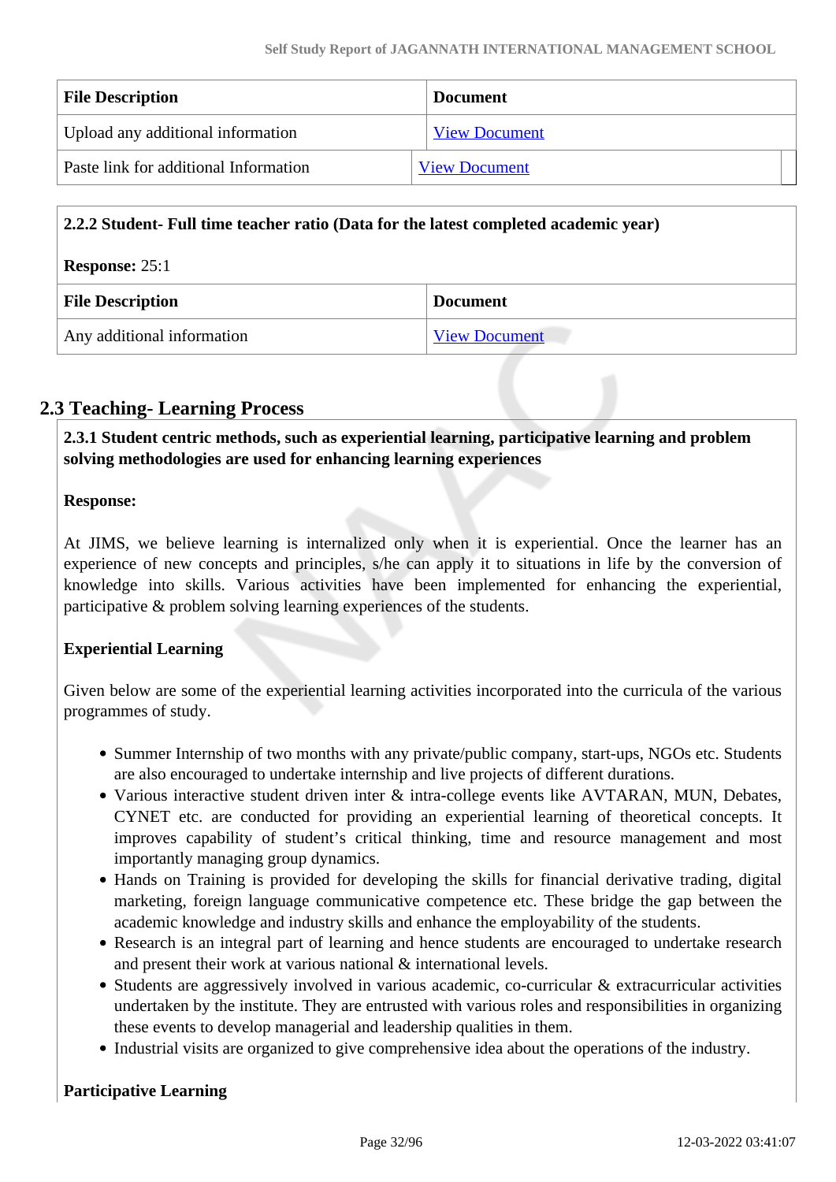| File Description | Document |
|---|---|
| Upload any additional information | View Document |
| Paste link for additional Information | View Document |

**2.2.2 Student- Full time teacher ratio (Data for the latest completed academic year)**

**Response:** 25:1

| File Description | Document |
|---|---|
| Any additional information | View Document |

## 2.3 Teaching- Learning Process

**2.3.1 Student centric methods, such as experiential learning, participative learning and problem solving methodologies are used for enhancing learning experiences**

**Response:**

At JIMS, we believe learning is internalized only when it is experiential. Once the learner has an experience of new concepts and principles, s/he can apply it to situations in life by the conversion of knowledge into skills. Various activities have been implemented for enhancing the experiential, participative & problem solving learning experiences of the students.

**Experiential Learning**

Given below are some of the experiential learning activities incorporated into the curricula of the various programmes of study.

- Summer Internship of two months with any private/public company, start-ups, NGOs etc. Students are also encouraged to undertake internship and live projects of different durations.
- Various interactive student driven inter & intra-college events like AVTARAN, MUN, Debates, CYNET etc. are conducted for providing an experiential learning of theoretical concepts. It improves capability of student's critical thinking, time and resource management and most importantly managing group dynamics.
- Hands on Training is provided for developing the skills for financial derivative trading, digital marketing, foreign language communicative competence etc. These bridge the gap between the academic knowledge and industry skills and enhance the employability of the students.
- Research is an integral part of learning and hence students are encouraged to undertake research and present their work at various national & international levels.
- Students are aggressively involved in various academic, co-curricular & extracurricular activities undertaken by the institute. They are entrusted with various roles and responsibilities in organizing these events to develop managerial and leadership qualities in them.
- Industrial visits are organized to give comprehensive idea about the operations of the industry.

**Participative Learning**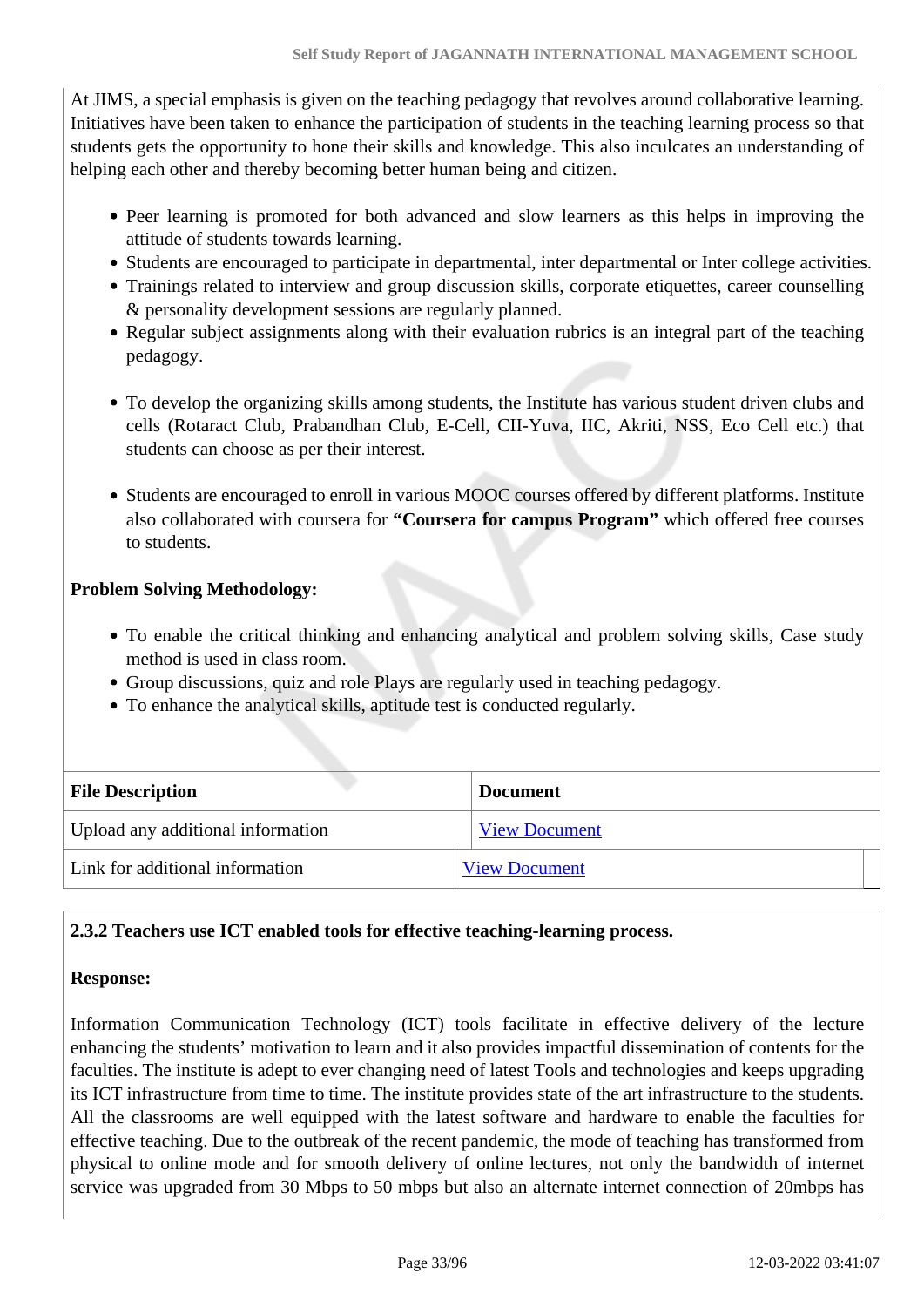At JIMS, a special emphasis is given on the teaching pedagogy that revolves around collaborative learning. Initiatives have been taken to enhance the participation of students in the teaching learning process so that students gets the opportunity to hone their skills and knowledge. This also inculcates an understanding of helping each other and thereby becoming better human being and citizen.

- Peer learning is promoted for both advanced and slow learners as this helps in improving the attitude of students towards learning.
- Students are encouraged to participate in departmental, inter departmental or Inter college activities.
- Trainings related to interview and group discussion skills, corporate etiquettes, career counselling & personality development sessions are regularly planned.
- Regular subject assignments along with their evaluation rubrics is an integral part of the teaching pedagogy.

- To develop the organizing skills among students, the Institute has various student driven clubs and cells (Rotaract Club, Prabandhan Club, E-Cell, CII-Yuva, IIC, Akriti, NSS, Eco Cell etc.) that students can choose as per their interest.

- Students are encouraged to enroll in various MOOC courses offered by different platforms. Institute also collaborated with coursera for **"Coursera for campus Program"** which offered free courses to students.

**Problem Solving Methodology:**

- To enable the critical thinking and enhancing analytical and problem solving skills, Case study method is used in class room.
- Group discussions, quiz and role Plays are regularly used in teaching pedagogy.
- To enhance the analytical skills, aptitude test is conducted regularly.

| File Description | Document |
|---|---|
| Upload any additional information | View Document |
| Link for additional information | View Document |

**2.3.2 Teachers use ICT enabled tools for effective teaching-learning process.**

**Response:**

Information Communication Technology (ICT) tools facilitate in effective delivery of the lecture enhancing the students' motivation to learn and it also provides impactful dissemination of contents for the faculties. The institute is adept to ever changing need of latest Tools and technologies and keeps upgrading its ICT infrastructure from time to time. The institute provides state of the art infrastructure to the students. All the classrooms are well equipped with the latest software and hardware to enable the faculties for effective teaching. Due to the outbreak of the recent pandemic, the mode of teaching has transformed from physical to online mode and for smooth delivery of online lectures, not only the bandwidth of internet service was upgraded from 30 Mbps to 50 mbps but also an alternate internet connection of 20mbps has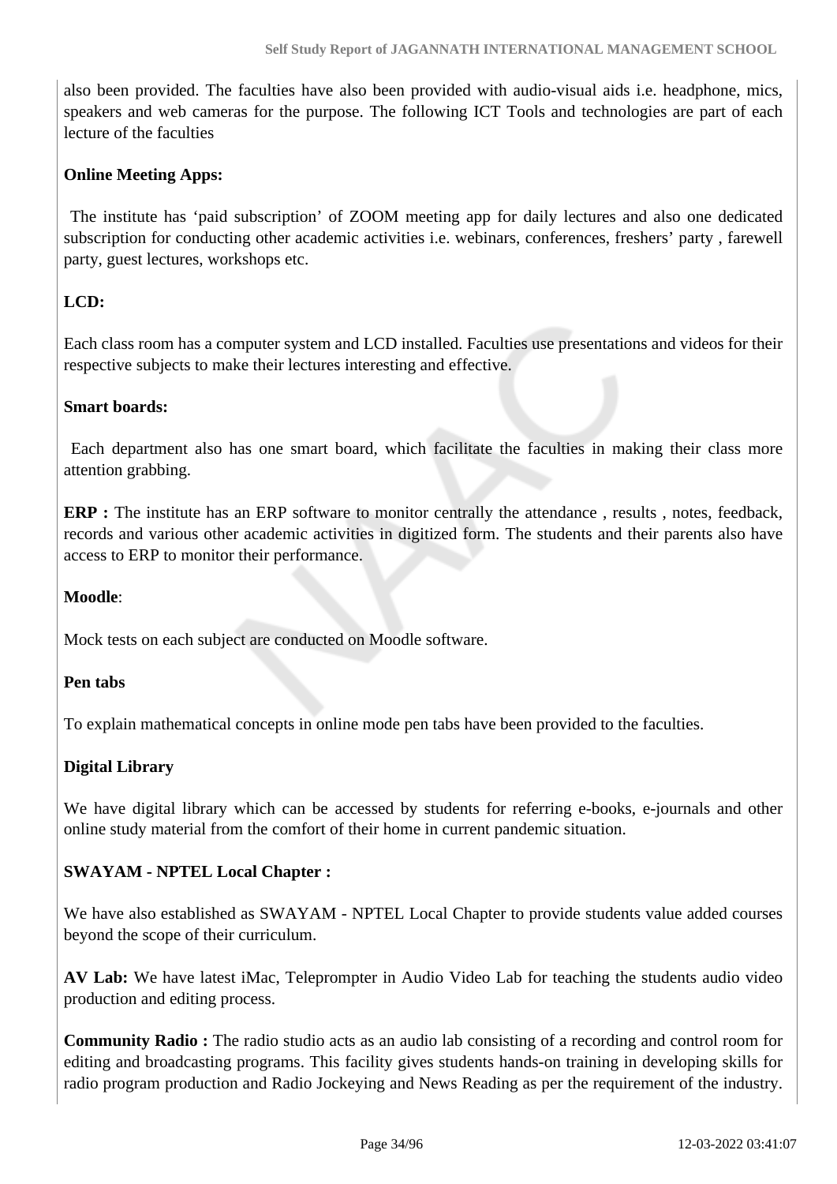also been provided. The faculties have also been provided with audio-visual aids i.e. headphone, mics, speakers and web cameras for the purpose. The following ICT Tools and technologies are part of each lecture of the faculties

**Online Meeting Apps:**

The institute has 'paid subscription' of ZOOM meeting app for daily lectures and also one dedicated subscription for conducting other academic activities i.e. webinars, conferences, freshers' party , farewell party, guest lectures, workshops etc.

**LCD:**

Each class room has a computer system and LCD installed. Faculties use presentations and videos for their respective subjects to make their lectures interesting and effective.

**Smart boards:**

Each department also has one smart board, which facilitate the faculties in making their class more attention grabbing.

**ERP :** The institute has an ERP software to monitor centrally the attendance , results , notes, feedback, records and various other academic activities in digitized form. The students and their parents also have access to ERP to monitor their performance.

**Moodle**:

Mock tests on each subject are conducted on Moodle software.

**Pen tabs**

To explain mathematical concepts in online mode pen tabs have been provided to the faculties.

**Digital Library**

We have digital library which can be accessed by students for referring e-books, e-journals and other online study material from the comfort of their home in current pandemic situation.

**SWAYAM - NPTEL Local Chapter :**

We have also established as SWAYAM - NPTEL Local Chapter to provide students value added courses beyond the scope of their curriculum.

**AV Lab:** We have latest iMac, Teleprompter in Audio Video Lab for teaching the students audio video production and editing process.

**Community Radio :** The radio studio acts as an audio lab consisting of a recording and control room for editing and broadcasting programs. This facility gives students hands-on training in developing skills for radio program production and Radio Jockeying and News Reading as per the requirement of the industry.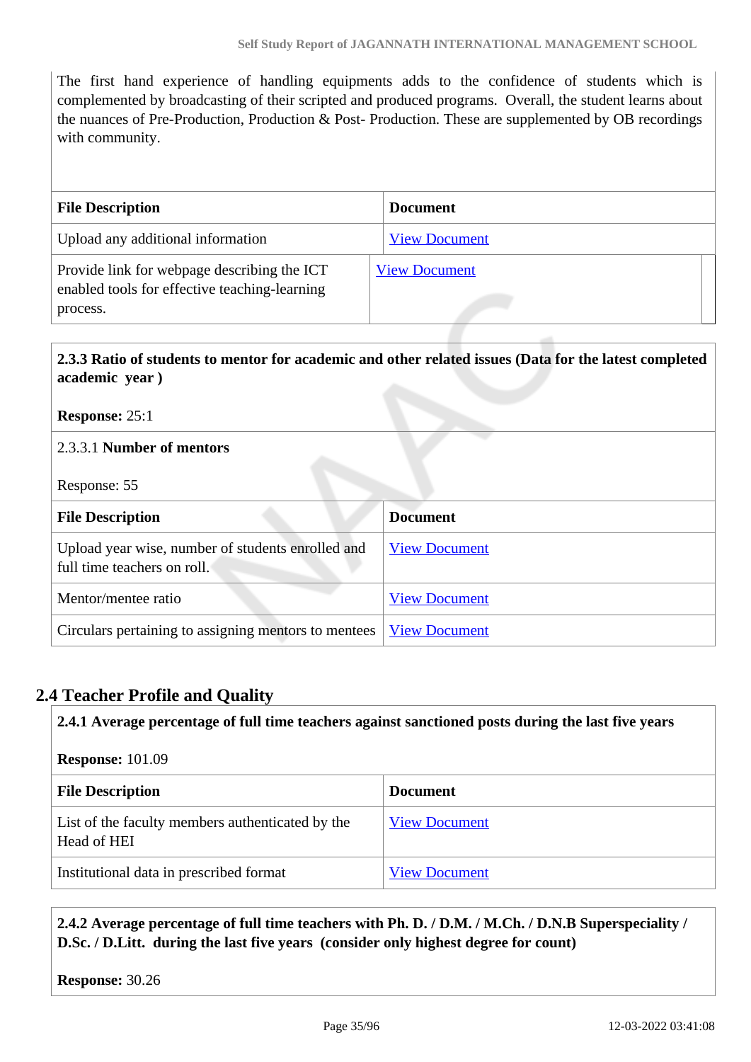The first hand experience of handling equipments adds to the confidence of students which is complemented by broadcasting of their scripted and produced programs. Overall, the student learns about the nuances of Pre-Production, Production & Post- Production. These are supplemented by OB recordings with community.

| File Description | Document |
|---|---|
| Upload any additional information | View Document |
| Provide link for webpage describing the ICT enabled tools for effective teaching-learning process. | View Document |

**2.3.3 Ratio of students to mentor for academic and other related issues (Data for the latest completed academic year )**

**Response:** 25:1

2.3.3.1 **Number of mentors**

Response: 55

| File Description | Document |
|---|---|
| Upload year wise, number of students enrolled and full time teachers on roll. | View Document |
| Mentor/mentee ratio | View Document |
| Circulars pertaining to assigning mentors to mentees | View Document |

## 2.4 Teacher Profile and Quality

**2.4.1 Average percentage of full time teachers against sanctioned posts during the last five years**

**Response:** 101.09

| File Description | Document |
|---|---|
| List of the faculty members authenticated by the Head of HEI | View Document |
| Institutional data in prescribed format | View Document |

**2.4.2 Average percentage of full time teachers with Ph. D. / D.M. / M.Ch. / D.N.B Superspeciality / D.Sc. / D.Litt. during the last five years (consider only highest degree for count)**

**Response:** 30.26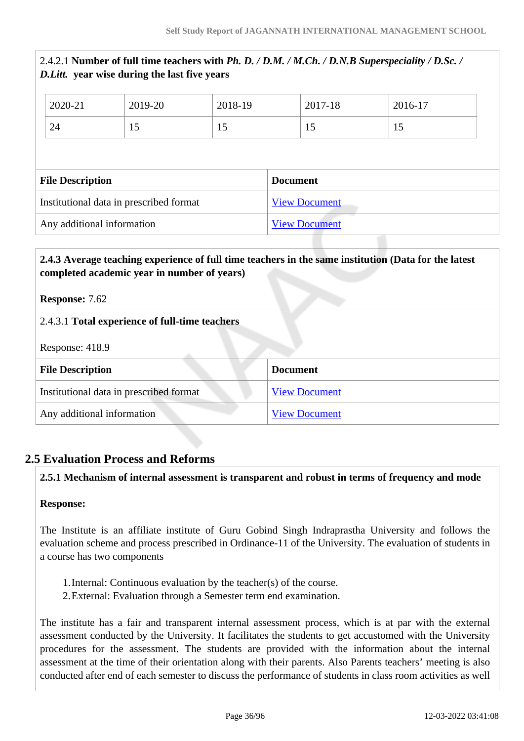2.4.2.1 **Number of full time teachers with *Ph. D. / D.M. / M.Ch. / D.N.B Superspeciality / D.Sc. / D.Litt.* year wise during the last five years**

| 2020-21 | 2019-20 | 2018-19 | 2017-18 | 2016-17 |
|---|---|---|---|---|
| 24 | 15 | 15 | 15 | 15 |

| File Description | Document |
|---|---|
| Institutional data in prescribed format | View Document |
| Any additional information | View Document |

**2.4.3 Average teaching experience of full time teachers in the same institution (Data for the latest completed academic year in number of years)**

**Response:** 7.62

2.4.3.1 **Total experience of full-time teachers**

Response: 418.9

| File Description | Document |
|---|---|
| Institutional data in prescribed format | View Document |
| Any additional information | View Document |

## 2.5 Evaluation Process and Reforms

**2.5.1 Mechanism of internal assessment is transparent and robust in terms of frequency and mode**

**Response:**

The Institute is an affiliate institute of Guru Gobind Singh Indraprastha University and follows the evaluation scheme and process prescribed in Ordinance-11 of the University. The evaluation of students in a course has two components

1. Internal: Continuous evaluation by the teacher(s) of the course.
2. External: Evaluation through a Semester term end examination.

The institute has a fair and transparent internal assessment process, which is at par with the external assessment conducted by the University. It facilitates the students to get accustomed with the University procedures for the assessment. The students are provided with the information about the internal assessment at the time of their orientation along with their parents. Also Parents teachers' meeting is also conducted after end of each semester to discuss the performance of students in class room activities as well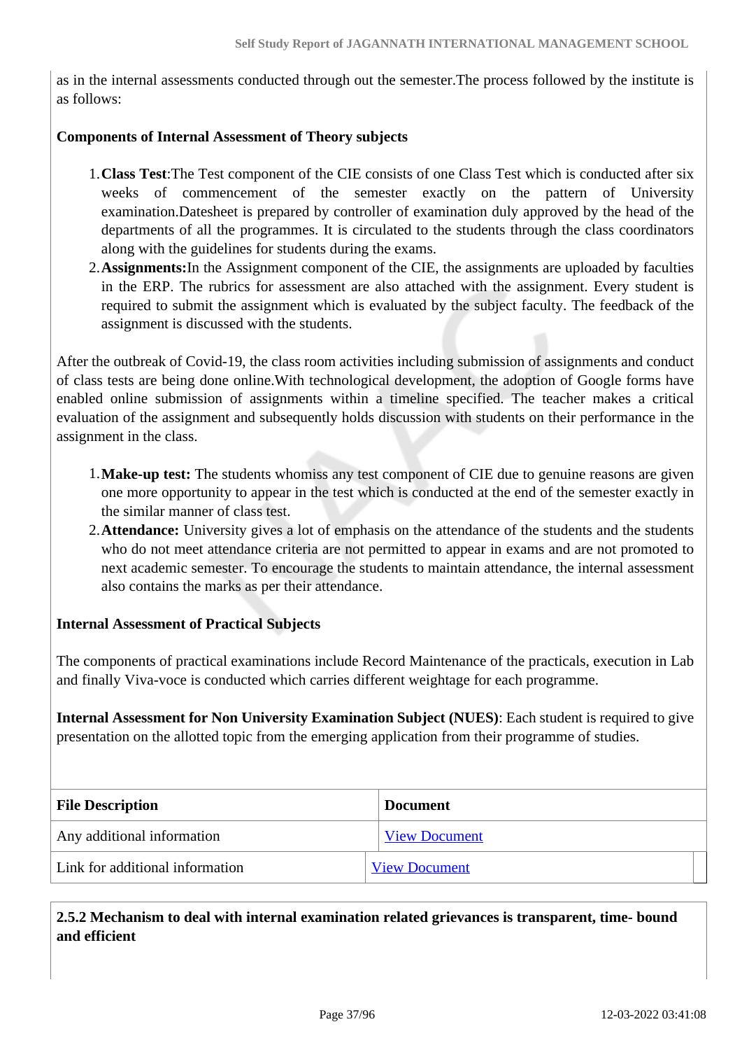as in the internal assessments conducted through out the semester.The process followed by the institute is as follows:

**Components of Internal Assessment of Theory subjects**

1. **Class Test**:The Test component of the CIE consists of one Class Test which is conducted after six weeks of commencement of the semester exactly on the pattern of University examination.Datesheet is prepared by controller of examination duly approved by the head of the departments of all the programmes. It is circulated to the students through the class coordinators along with the guidelines for students during the exams.
2. **Assignments:**In the Assignment component of the CIE, the assignments are uploaded by faculties in the ERP. The rubrics for assessment are also attached with the assignment. Every student is required to submit the assignment which is evaluated by the subject faculty. The feedback of the assignment is discussed with the students.

After the outbreak of Covid-19, the class room activities including submission of assignments and conduct of class tests are being done online.With technological development, the adoption of Google forms have enabled online submission of assignments within a timeline specified. The teacher makes a critical evaluation of the assignment and subsequently holds discussion with students on their performance in the assignment in the class.

1. **Make-up test:** The students whomiss any test component of CIE due to genuine reasons are given one more opportunity to appear in the test which is conducted at the end of the semester exactly in the similar manner of class test.
2. **Attendance:** University gives a lot of emphasis on the attendance of the students and the students who do not meet attendance criteria are not permitted to appear in exams and are not promoted to next academic semester. To encourage the students to maintain attendance, the internal assessment also contains the marks as per their attendance.

**Internal Assessment of Practical Subjects**

The components of practical examinations include Record Maintenance of the practicals, execution in Lab and finally Viva-voce is conducted which carries different weightage for each programme.

**Internal Assessment for Non University Examination Subject (NUES)**: Each student is required to give presentation on the allotted topic from the emerging application from their programme of studies.

| File Description | Document |
|---|---|
| Any additional information | View Document |
| Link for additional information | View Document |

**2.5.2 Mechanism to deal with internal examination related grievances is transparent, time- bound and efficient**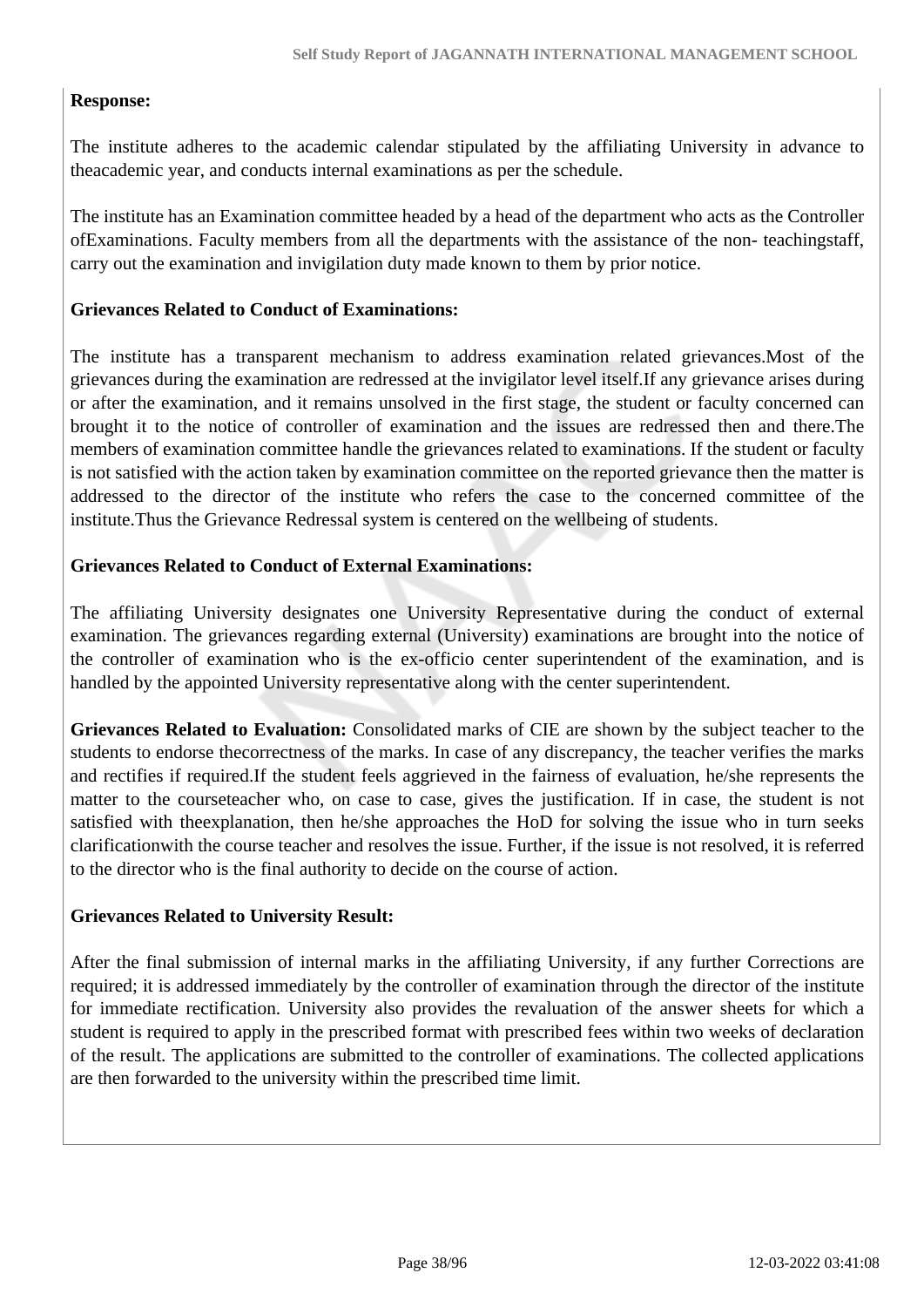**Response:**

The institute adheres to the academic calendar stipulated by the affiliating University in advance to theacademic year, and conducts internal examinations as per the schedule.

The institute has an Examination committee headed by a head of the department who acts as the Controller ofExaminations. Faculty members from all the departments with the assistance of the non- teachingstaff, carry out the examination and invigilation duty made known to them by prior notice.

**Grievances Related to Conduct of Examinations:**

The institute has a transparent mechanism to address examination related grievances.Most of the grievances during the examination are redressed at the invigilator level itself.If any grievance arises during or after the examination, and it remains unsolved in the first stage, the student or faculty concerned can brought it to the notice of controller of examination and the issues are redressed then and there.The members of examination committee handle the grievances related to examinations. If the student or faculty is not satisfied with the action taken by examination committee on the reported grievance then the matter is addressed to the director of the institute who refers the case to the concerned committee of the institute.Thus the Grievance Redressal system is centered on the wellbeing of students.

**Grievances Related to Conduct of External Examinations:**

The affiliating University designates one University Representative during the conduct of external examination. The grievances regarding external (University) examinations are brought into the notice of the controller of examination who is the ex-officio center superintendent of the examination, and is handled by the appointed University representative along with the center superintendent.

**Grievances Related to Evaluation:** Consolidated marks of CIE are shown by the subject teacher to the students to endorse thecorrectness of the marks. In case of any discrepancy, the teacher verifies the marks and rectifies if required.If the student feels aggrieved in the fairness of evaluation, he/she represents the matter to the courseteacher who, on case to case, gives the justification. If in case, the student is not satisfied with theexplanation, then he/she approaches the HoD for solving the issue who in turn seeks clarificationwith the course teacher and resolves the issue. Further, if the issue is not resolved, it is referred to the director who is the final authority to decide on the course of action.

**Grievances Related to University Result:**

After the final submission of internal marks in the affiliating University, if any further Corrections are required; it is addressed immediately by the controller of examination through the director of the institute for immediate rectification. University also provides the revaluation of the answer sheets for which a student is required to apply in the prescribed format with prescribed fees within two weeks of declaration of the result. The applications are submitted to the controller of examinations. The collected applications are then forwarded to the university within the prescribed time limit.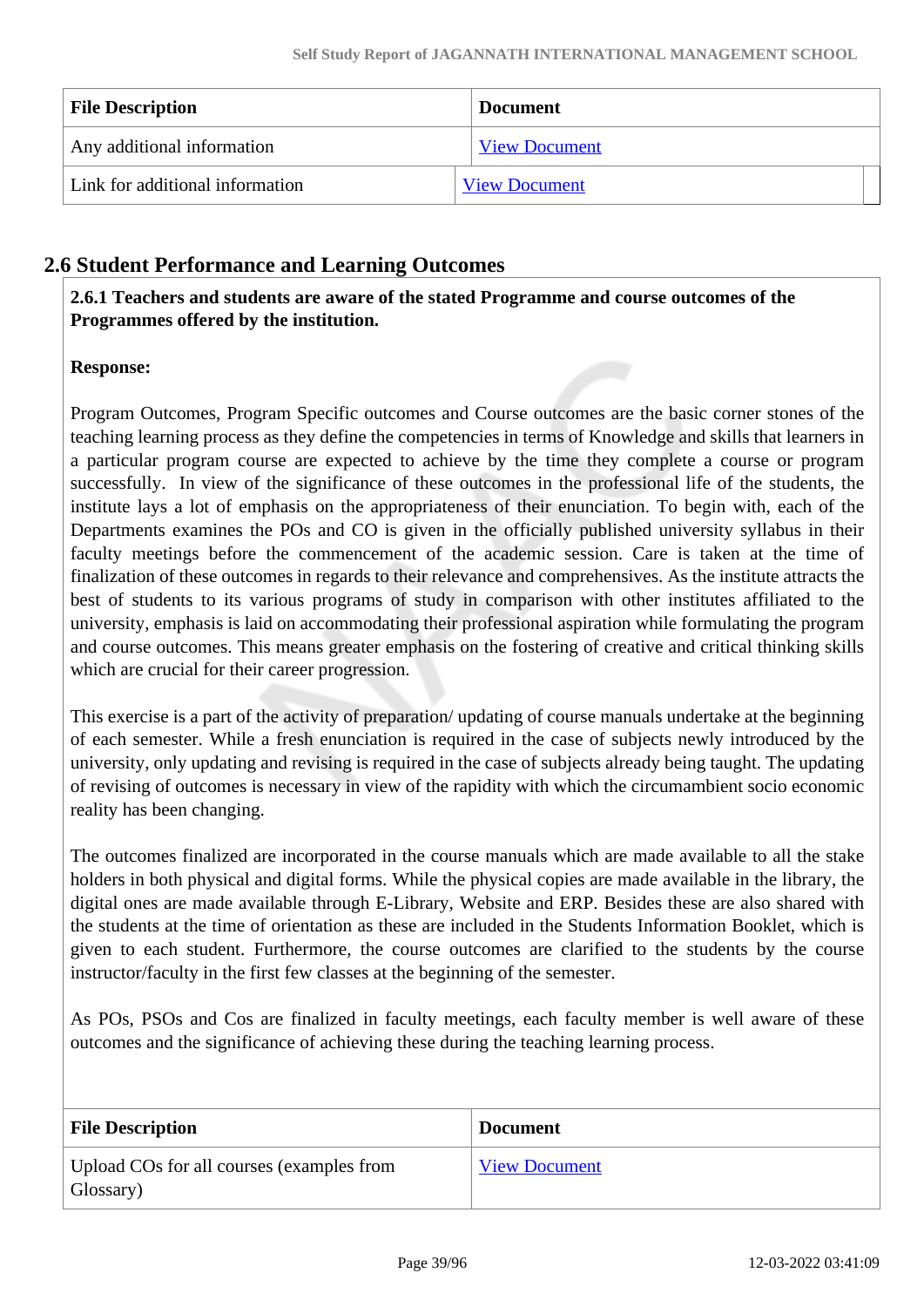| File Description | Document |
|---|---|
| Any additional information | View Document |
| Link for additional information | View Document |

## 2.6 Student Performance and Learning Outcomes

**2.6.1 Teachers and students are aware of the stated Programme and course outcomes of the Programmes offered by the institution.**

**Response:**

Program Outcomes, Program Specific outcomes and Course outcomes are the basic corner stones of the teaching learning process as they define the competencies in terms of Knowledge and skills that learners in a particular program course are expected to achieve by the time they complete a course or program successfully. In view of the significance of these outcomes in the professional life of the students, the institute lays a lot of emphasis on the appropriateness of their enunciation. To begin with, each of the Departments examines the POs and CO is given in the officially published university syllabus in their faculty meetings before the commencement of the academic session. Care is taken at the time of finalization of these outcomes in regards to their relevance and comprehensives. As the institute attracts the best of students to its various programs of study in comparison with other institutes affiliated to the university, emphasis is laid on accommodating their professional aspiration while formulating the program and course outcomes. This means greater emphasis on the fostering of creative and critical thinking skills which are crucial for their career progression.

This exercise is a part of the activity of preparation/ updating of course manuals undertake at the beginning of each semester. While a fresh enunciation is required in the case of subjects newly introduced by the university, only updating and revising is required in the case of subjects already being taught. The updating of revising of outcomes is necessary in view of the rapidity with which the circumambient socio economic reality has been changing.

The outcomes finalized are incorporated in the course manuals which are made available to all the stake holders in both physical and digital forms. While the physical copies are made available in the library, the digital ones are made available through E-Library, Website and ERP. Besides these are also shared with the students at the time of orientation as these are included in the Students Information Booklet, which is given to each student. Furthermore, the course outcomes are clarified to the students by the course instructor/faculty in the first few classes at the beginning of the semester.

As POs, PSOs and Cos are finalized in faculty meetings, each faculty member is well aware of these outcomes and the significance of achieving these during the teaching learning process.

| File Description | Document |
|---|---|
| Upload COs for all courses (examples from Glossary) | View Document |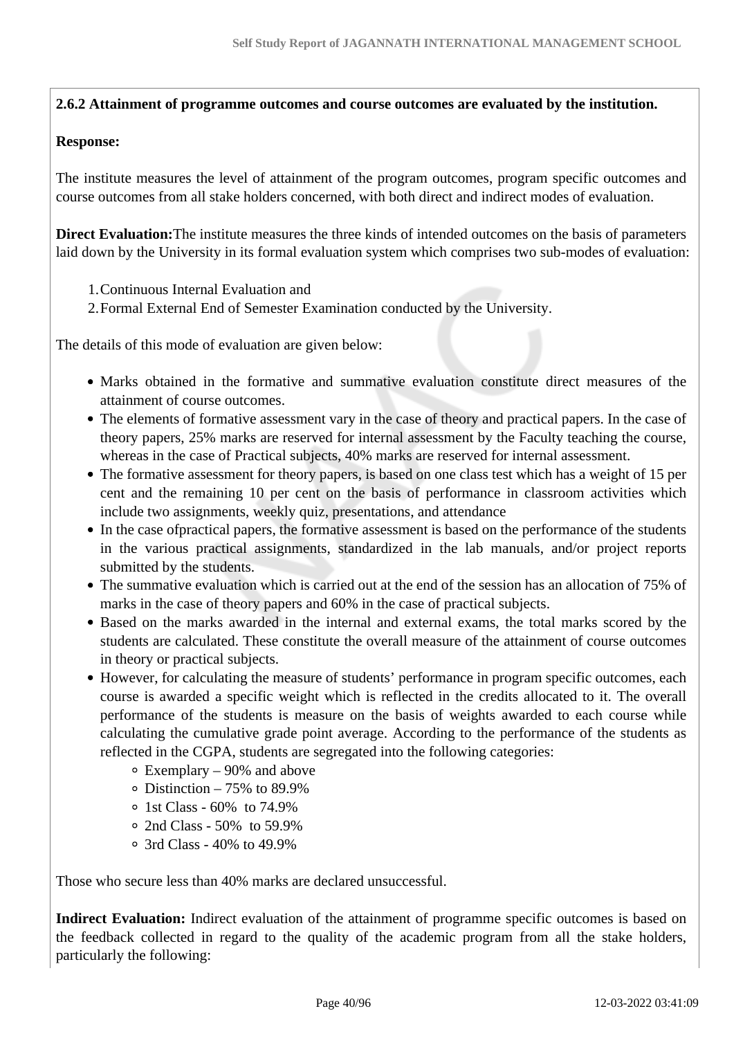**2.6.2 Attainment of programme outcomes and course outcomes are evaluated by the institution.**

**Response:**

The institute measures the level of attainment of the program outcomes, program specific outcomes and course outcomes from all stake holders concerned, with both direct and indirect modes of evaluation.

**Direct Evaluation:**The institute measures the three kinds of intended outcomes on the basis of parameters laid down by the University in its formal evaluation system which comprises two sub-modes of evaluation:

1. Continuous Internal Evaluation and
2. Formal External End of Semester Examination conducted by the University.

The details of this mode of evaluation are given below:

- Marks obtained in the formative and summative evaluation constitute direct measures of the attainment of course outcomes.
- The elements of formative assessment vary in the case of theory and practical papers. In the case of theory papers, 25% marks are reserved for internal assessment by the Faculty teaching the course, whereas in the case of Practical subjects, 40% marks are reserved for internal assessment.
- The formative assessment for theory papers, is based on one class test which has a weight of 15 per cent and the remaining 10 per cent on the basis of performance in classroom activities which include two assignments, weekly quiz, presentations, and attendance
- In the case ofpractical papers, the formative assessment is based on the performance of the students in the various practical assignments, standardized in the lab manuals, and/or project reports submitted by the students.
- The summative evaluation which is carried out at the end of the session has an allocation of 75% of marks in the case of theory papers and 60% in the case of practical subjects.
- Based on the marks awarded in the internal and external exams, the total marks scored by the students are calculated. These constitute the overall measure of the attainment of course outcomes in theory or practical subjects.
- However, for calculating the measure of students' performance in program specific outcomes, each course is awarded a specific weight which is reflected in the credits allocated to it. The overall performance of the students is measure on the basis of weights awarded to each course while calculating the cumulative grade point average. According to the performance of the students as reflected in the CGPA, students are segregated into the following categories:
    - Exemplary – 90% and above
    - Distinction – 75% to 89.9%
    - 1st Class - 60% to 74.9%
    - 2nd Class - 50% to 59.9%
    - 3rd Class - 40% to 49.9%

Those who secure less than 40% marks are declared unsuccessful.

**Indirect Evaluation:** Indirect evaluation of the attainment of programme specific outcomes is based on the feedback collected in regard to the quality of the academic program from all the stake holders, particularly the following: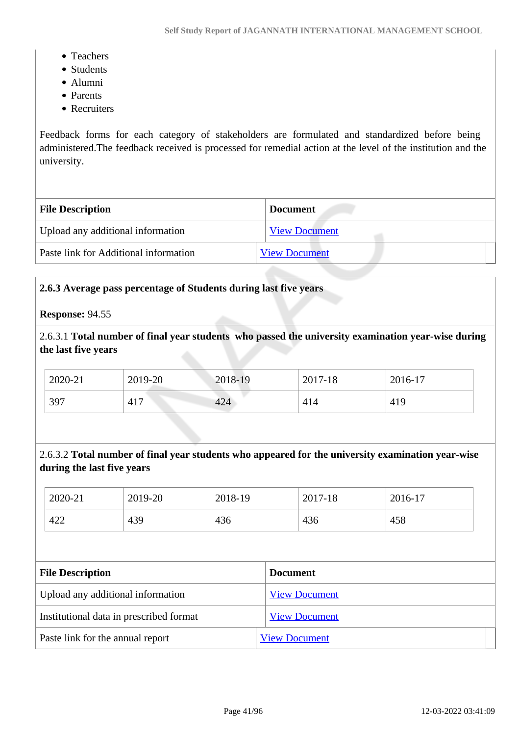- Teachers
- Students
- Alumni
- Parents
- Recruiters

Feedback forms for each category of stakeholders are formulated and standardized before being administered.The feedback received is processed for remedial action at the level of the institution and the university.

| File Description | Document |
|---|---|
| Upload any additional information | View Document |
| Paste link for Additional information | View Document |

**2.6.3 Average pass percentage of Students during last five years**

**Response:** 94.55

2.6.3.1 **Total number of final year students who passed the university examination year-wise during the last five years**

| 2020-21 | 2019-20 | 2018-19 | 2017-18 | 2016-17 |
|---|---|---|---|---|
| 397 | 417 | 424 | 414 | 419 |

2.6.3.2 **Total number of final year students who appeared for the university examination year-wise during the last five years**

| 2020-21 | 2019-20 | 2018-19 | 2017-18 | 2016-17 |
|---|---|---|---|---|
| 422 | 439 | 436 | 436 | 458 |

| File Description | Document |
|---|---|
| Upload any additional information | View Document |
| Institutional data in prescribed format | View Document |
| Paste link for the annual report | View Document |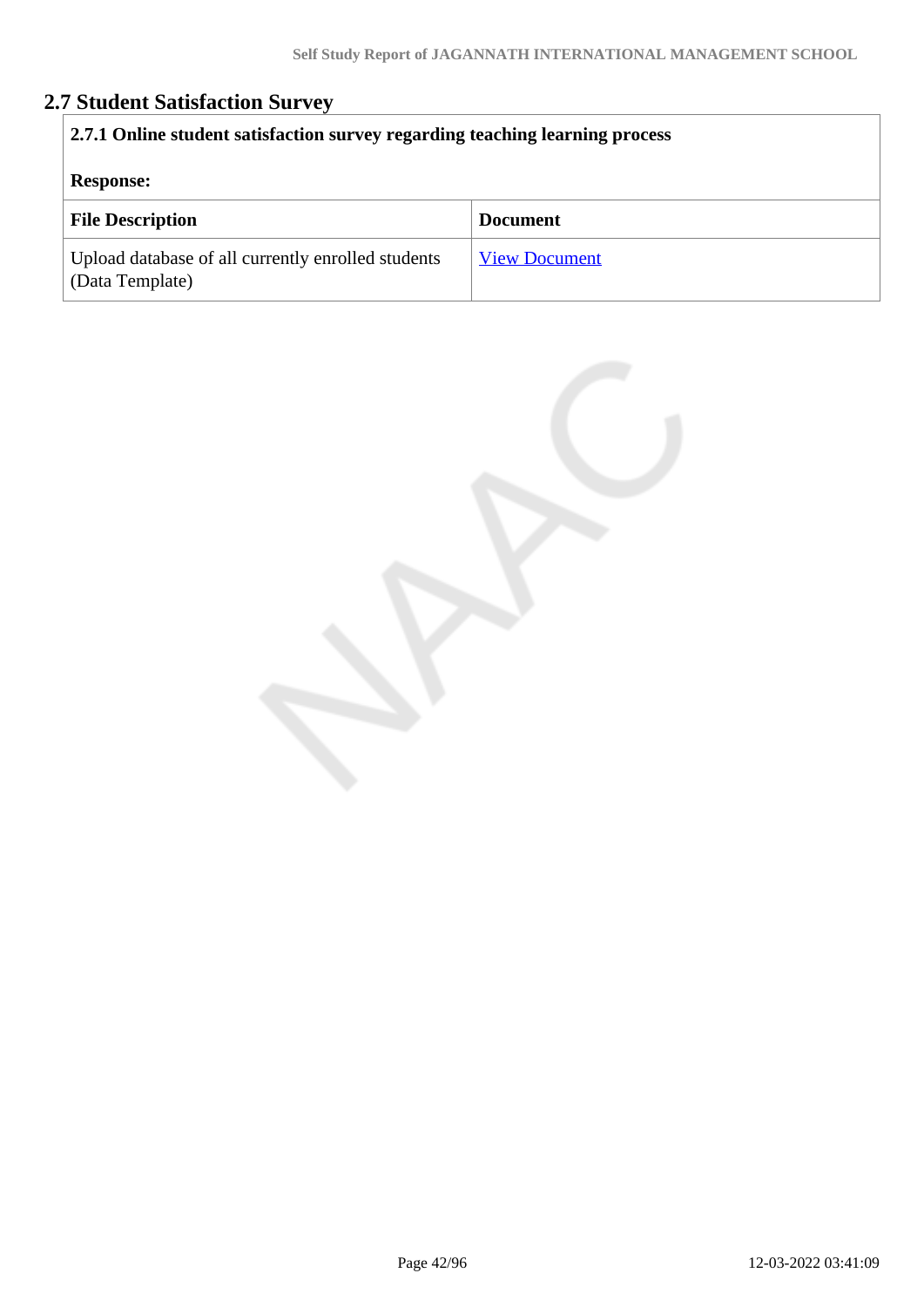## 2.7 Student Satisfaction Survey

**2.7.1 Online student satisfaction survey regarding teaching learning process**

**Response:**

| File Description | Document |
| --- | --- |
| Upload database of all currently enrolled students (Data Template) | View Document |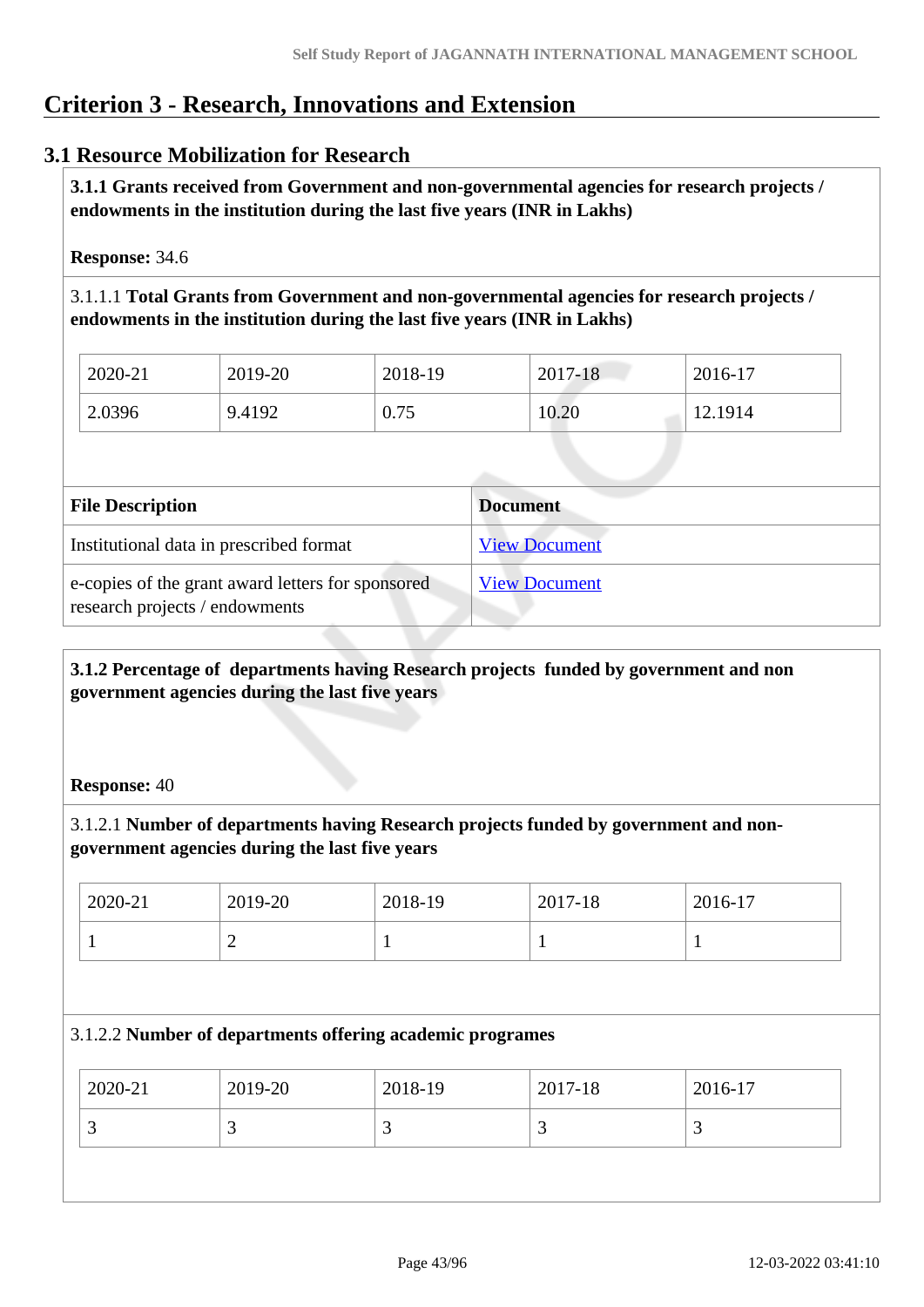# Criterion 3 - Research, Innovations and Extension

## 3.1 Resource Mobilization for Research

**3.1.1 Grants received from Government and non-governmental agencies for research projects / endowments in the institution during the last five years (INR in Lakhs)**

**Response:** 34.6

3.1.1.1 **Total Grants from Government and non-governmental agencies for research projects / endowments in the institution during the last five years (INR in Lakhs)**

| 2020-21 | 2019-20 | 2018-19 | 2017-18 | 2016-17 |
|---|---|---|---|---|
| 2.0396 | 9.4192 | 0.75 | 10.20 | 12.1914 |

| File Description | Document |
|---|---|
| Institutional data in prescribed format | View Document |
| e-copies of the grant award letters for sponsored research projects / endowments | View Document |

**3.1.2 Percentage of departments having Research projects funded by government and non government agencies during the last five years**

**Response:** 40

3.1.2.1 **Number of departments having Research projects funded by government and non-government agencies during the last five years**

| 2020-21 | 2019-20 | 2018-19 | 2017-18 | 2016-17 |
|---|---|---|---|---|
| 1 | 2 | 1 | 1 | 1 |

3.1.2.2 **Number of departments offering academic programes**

| 2020-21 | 2019-20 | 2018-19 | 2017-18 | 2016-17 |
|---|---|---|---|---|
| 3 | 3 | 3 | 3 | 3 |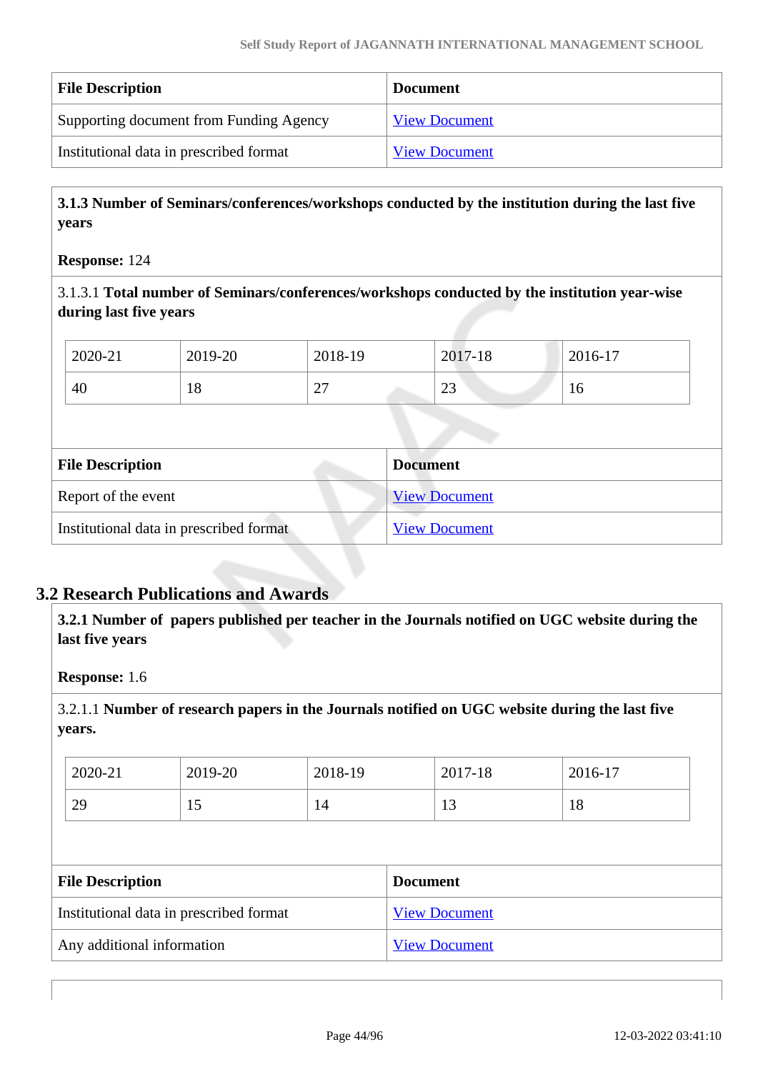| File Description | Document |
|---|---|
| Supporting document from Funding Agency | View Document |
| Institutional data in prescribed format | View Document |

**3.1.3 Number of Seminars/conferences/workshops conducted by the institution during the last five years**

**Response:** 124

3.1.3.1 **Total number of Seminars/conferences/workshops conducted by the institution year-wise during last five years**

| 2020-21 | 2019-20 | 2018-19 | 2017-18 | 2016-17 |
|---|---|---|---|---|
| 40 | 18 | 27 | 23 | 16 |

| File Description | Document |
|---|---|
| Report of the event | View Document |
| Institutional data in prescribed format | View Document |

## 3.2 Research Publications and Awards

**3.2.1 Number of papers published per teacher in the Journals notified on UGC website during the last five years**

**Response:** 1.6

3.2.1.1 **Number of research papers in the Journals notified on UGC website during the last five years.**

| 2020-21 | 2019-20 | 2018-19 | 2017-18 | 2016-17 |
|---|---|---|---|---|
| 29 | 15 | 14 | 13 | 18 |

| File Description | Document |
|---|---|
| Institutional data in prescribed format | View Document |
| Any additional information | View Document |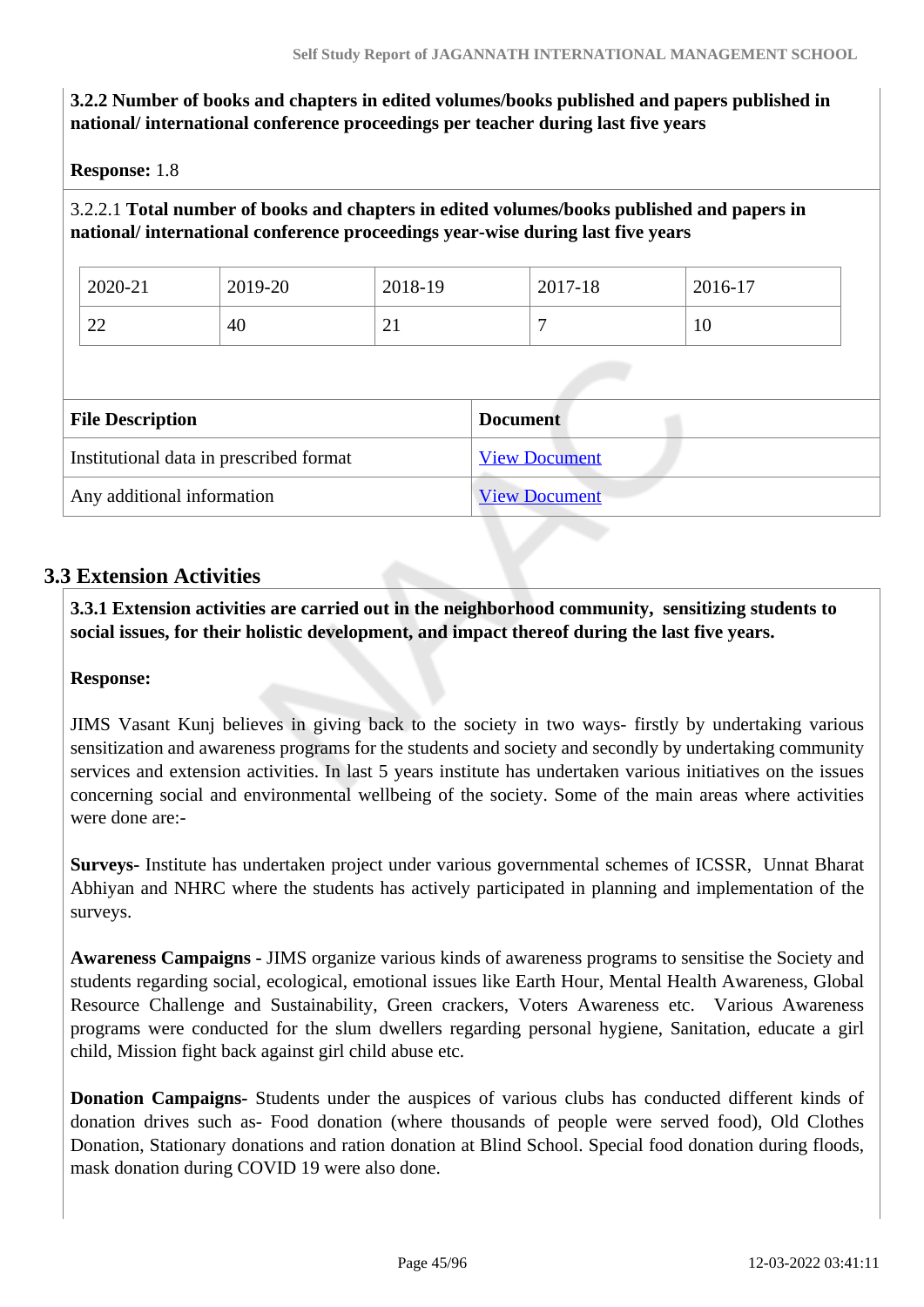**3.2.2 Number of books and chapters in edited volumes/books published and papers published in national/ international conference proceedings per teacher during last five years**

**Response:** 1.8

3.2.2.1 **Total number of books and chapters in edited volumes/books published and papers in national/ international conference proceedings year-wise during last five years**

| 2020-21 | 2019-20 | 2018-19 | 2017-18 | 2016-17 |
|---|---|---|---|---|
| 22 | 40 | 21 | 7 | 10 |

| File Description | Document |
|---|---|
| Institutional data in prescribed format | View Document |
| Any additional information | View Document |

## 3.3 Extension Activities

**3.3.1 Extension activities are carried out in the neighborhood community, sensitizing students to social issues, for their holistic development, and impact thereof during the last five years.**

**Response:**

JIMS Vasant Kunj believes in giving back to the society in two ways- firstly by undertaking various sensitization and awareness programs for the students and society and secondly by undertaking community services and extension activities. In last 5 years institute has undertaken various initiatives on the issues concerning social and environmental wellbeing of the society. Some of the main areas where activities were done are:-

**Surveys-** Institute has undertaken project under various governmental schemes of ICSSR, Unnat Bharat Abhiyan and NHRC where the students has actively participated in planning and implementation of the surveys.

**Awareness Campaigns -** JIMS organize various kinds of awareness programs to sensitise the Society and students regarding social, ecological, emotional issues like Earth Hour, Mental Health Awareness, Global Resource Challenge and Sustainability, Green crackers, Voters Awareness etc. Various Awareness programs were conducted for the slum dwellers regarding personal hygiene, Sanitation, educate a girl child, Mission fight back against girl child abuse etc.

**Donation Campaigns-** Students under the auspices of various clubs has conducted different kinds of donation drives such as- Food donation (where thousands of people were served food), Old Clothes Donation, Stationary donations and ration donation at Blind School. Special food donation during floods, mask donation during COVID 19 were also done.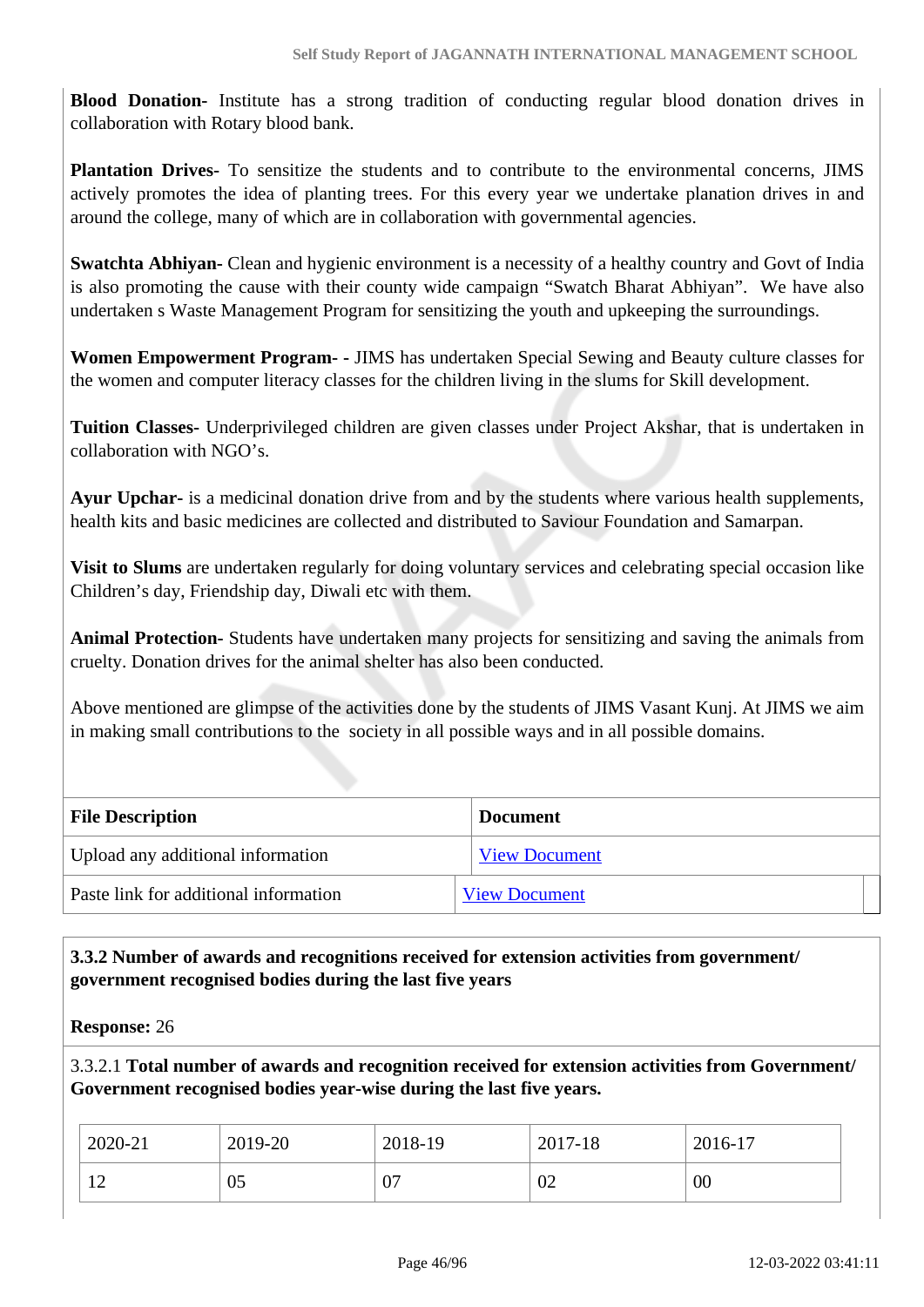**Blood Donation-** Institute has a strong tradition of conducting regular blood donation drives in collaboration with Rotary blood bank.

**Plantation Drives-** To sensitize the students and to contribute to the environmental concerns, JIMS actively promotes the idea of planting trees. For this every year we undertake planation drives in and around the college, many of which are in collaboration with governmental agencies.

**Swatchta Abhiyan-** Clean and hygienic environment is a necessity of a healthy country and Govt of India is also promoting the cause with their county wide campaign "Swatch Bharat Abhiyan". We have also undertaken s Waste Management Program for sensitizing the youth and upkeeping the surroundings.

**Women Empowerment Program- -** JIMS has undertaken Special Sewing and Beauty culture classes for the women and computer literacy classes for the children living in the slums for Skill development.

**Tuition Classes-** Underprivileged children are given classes under Project Akshar, that is undertaken in collaboration with NGO's.

**Ayur Upchar-** is a medicinal donation drive from and by the students where various health supplements, health kits and basic medicines are collected and distributed to Saviour Foundation and Samarpan.

**Visit to Slums** are undertaken regularly for doing voluntary services and celebrating special occasion like Children's day, Friendship day, Diwali etc with them.

**Animal Protection-** Students have undertaken many projects for sensitizing and saving the animals from cruelty. Donation drives for the animal shelter has also been conducted.

Above mentioned are glimpse of the activities done by the students of JIMS Vasant Kunj. At JIMS we aim in making small contributions to the society in all possible ways and in all possible domains.

| File Description | Document |
|---|---|
| Upload any additional information | View Document |
| Paste link for additional information | View Document |

**3.3.2 Number of awards and recognitions received for extension activities from government/ government recognised bodies during the last five years**

**Response:** 26

3.3.2.1 **Total number of awards and recognition received for extension activities from Government/ Government recognised bodies year-wise during the last five years.**

| 2020-21 | 2019-20 | 2018-19 | 2017-18 | 2016-17 |
|---|---|---|---|---|
| 12 | 05 | 07 | 02 | 00 |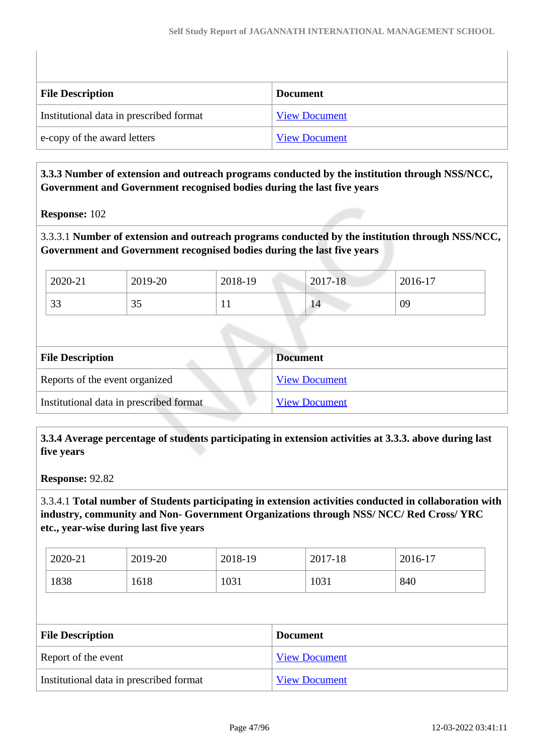| File Description | Document |
|---|---|
| Institutional data in prescribed format | View Document |
| e-copy of the award letters | View Document |

**3.3.3 Number of extension and outreach programs conducted by the institution through NSS/NCC, Government and Government recognised bodies during the last five years**

**Response:** 102

3.3.3.1 **Number of extension and outreach programs conducted by the institution through NSS/NCC, Government and Government recognised bodies during the last five years**

| 2020-21 | 2019-20 | 2018-19 | 2017-18 | 2016-17 |
|---|---|---|---|---|
| 33 | 35 | 11 | 14 | 09 |

| File Description | Document |
|---|---|
| Reports of the event organized | View Document |
| Institutional data in prescribed format | View Document |

**3.3.4 Average percentage of students participating in extension activities at 3.3.3. above during last five years**

**Response:** 92.82

3.3.4.1 **Total number of Students participating in extension activities conducted in collaboration with industry, community and Non- Government Organizations through NSS/ NCC/ Red Cross/ YRC etc., year-wise during last five years**

| 2020-21 | 2019-20 | 2018-19 | 2017-18 | 2016-17 |
|---|---|---|---|---|
| 1838 | 1618 | 1031 | 1031 | 840 |

| File Description | Document |
|---|---|
| Report of the event | View Document |
| Institutional data in prescribed format | View Document |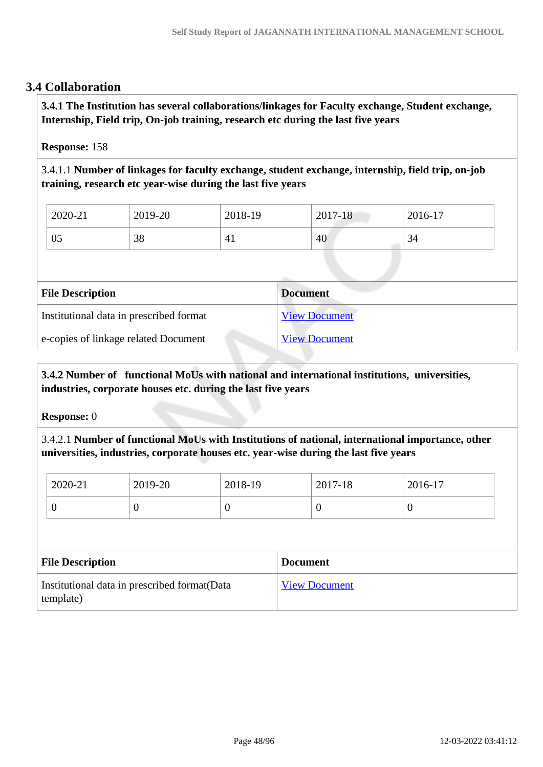## 3.4 Collaboration

**3.4.1 The Institution has several collaborations/linkages for Faculty exchange, Student exchange, Internship, Field trip, On-job training, research etc during the last five years**

**Response:** 158

3.4.1.1 **Number of linkages for faculty exchange, student exchange, internship, field trip, on-job training, research etc year-wise during the last five years**

| 2020-21 | 2019-20 | 2018-19 | 2017-18 | 2016-17 |
|---|---|---|---|---|
| 05 | 38 | 41 | 40 | 34 |

| File Description | Document |
|---|---|
| Institutional data in prescribed format | View Document |
| e-copies of linkage related Document | View Document |

**3.4.2 Number of functional MoUs with national and international institutions, universities, industries, corporate houses etc. during the last five years**

**Response:** 0

3.4.2.1 **Number of functional MoUs with Institutions of national, international importance, other universities, industries, corporate houses etc. year-wise during the last five years**

| 2020-21 | 2019-20 | 2018-19 | 2017-18 | 2016-17 |
|---|---|---|---|---|
| 0 | 0 | 0 | 0 | 0 |

| File Description | Document |
|---|---|
| Institutional data in prescribed format(Data template) | View Document |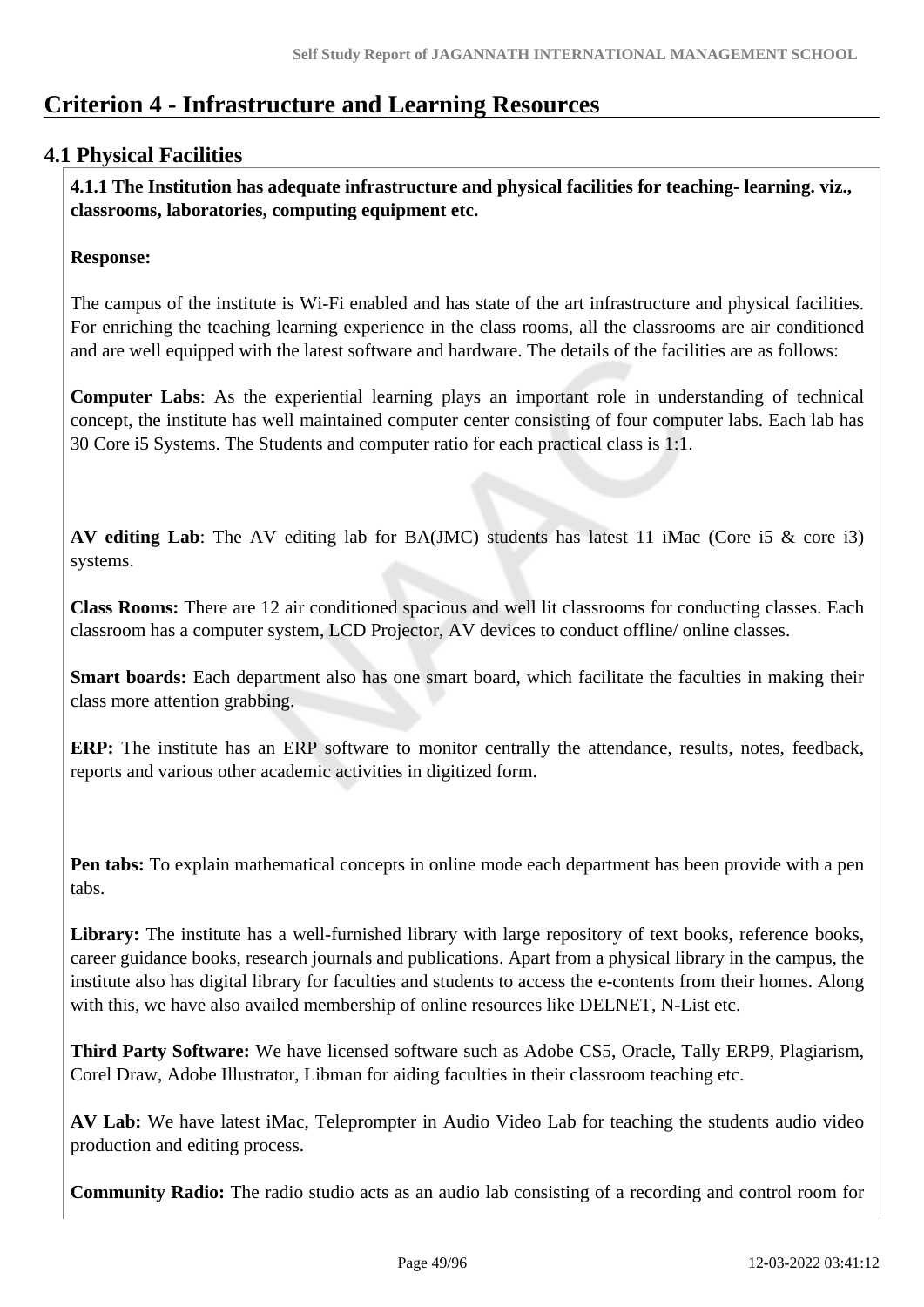# Criterion 4 - Infrastructure and Learning Resources

## 4.1 Physical Facilities

**4.1.1 The Institution has adequate infrastructure and physical facilities for teaching- learning. viz., classrooms, laboratories, computing equipment etc.**

**Response:**

The campus of the institute is Wi-Fi enabled and has state of the art infrastructure and physical facilities. For enriching the teaching learning experience in the class rooms, all the classrooms are air conditioned and are well equipped with the latest software and hardware. The details of the facilities are as follows:

**Computer Labs**: As the experiential learning plays an important role in understanding of technical concept, the institute has well maintained computer center consisting of four computer labs. Each lab has 30 Core i5 Systems. The Students and computer ratio for each practical class is 1:1.

**AV editing Lab**: The AV editing lab for BA(JMC) students has latest 11 iMac (Core i5 & core i3) systems.

**Class Rooms:** There are 12 air conditioned spacious and well lit classrooms for conducting classes. Each classroom has a computer system, LCD Projector, AV devices to conduct offline/ online classes.

**Smart boards:** Each department also has one smart board, which facilitate the faculties in making their class more attention grabbing.

**ERP:** The institute has an ERP software to monitor centrally the attendance, results, notes, feedback, reports and various other academic activities in digitized form.

**Pen tabs:** To explain mathematical concepts in online mode each department has been provide with a pen tabs.

**Library:** The institute has a well-furnished library with large repository of text books, reference books, career guidance books, research journals and publications. Apart from a physical library in the campus, the institute also has digital library for faculties and students to access the e-contents from their homes. Along with this, we have also availed membership of online resources like DELNET, N-List etc.

**Third Party Software:** We have licensed software such as Adobe CS5, Oracle, Tally ERP9, Plagiarism, Corel Draw, Adobe Illustrator, Libman for aiding faculties in their classroom teaching etc.

**AV Lab:** We have latest iMac, Teleprompter in Audio Video Lab for teaching the students audio video production and editing process.

**Community Radio:** The radio studio acts as an audio lab consisting of a recording and control room for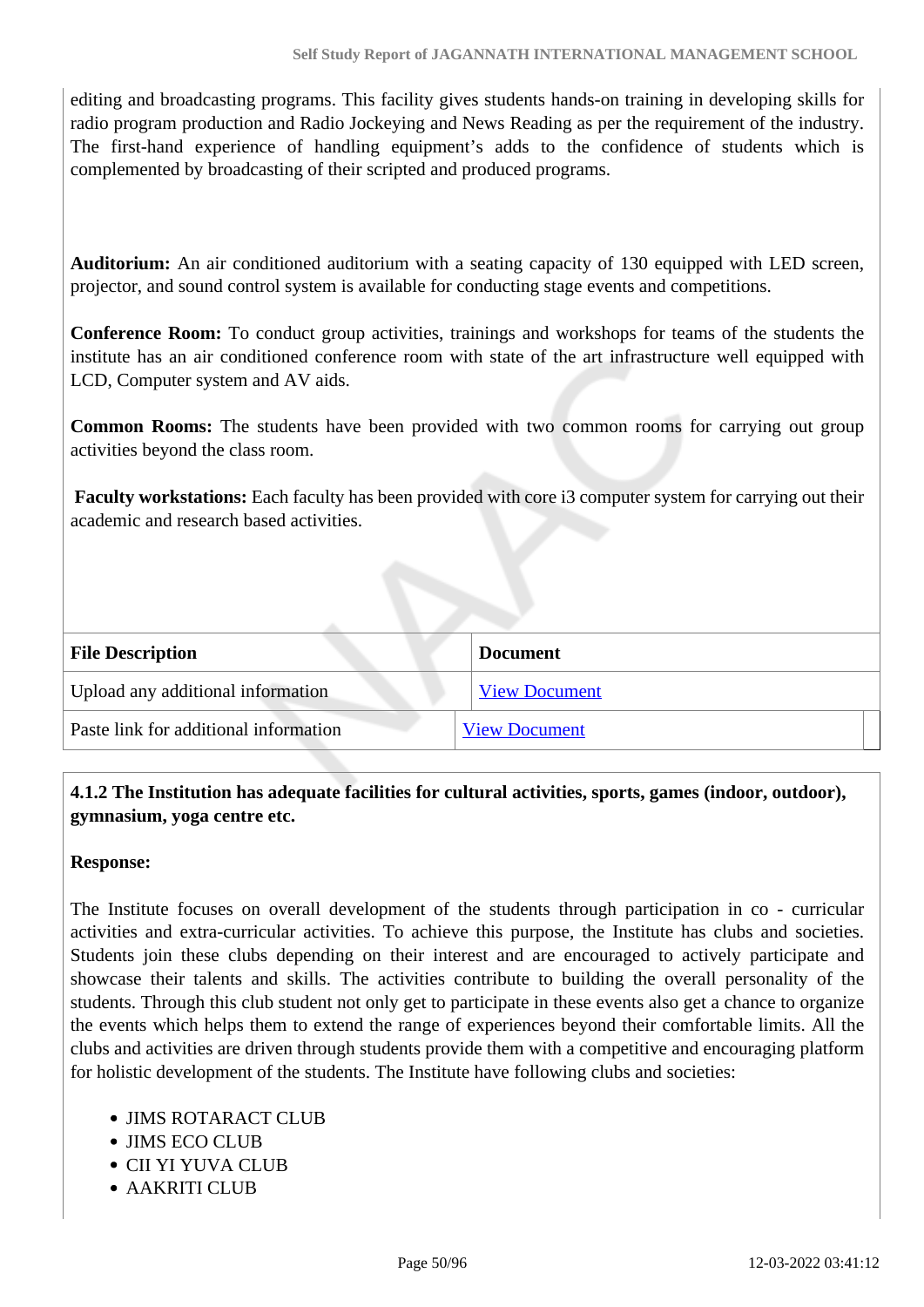editing and broadcasting programs. This facility gives students hands-on training in developing skills for radio program production and Radio Jockeying and News Reading as per the requirement of the industry. The first-hand experience of handling equipment's adds to the confidence of students which is complemented by broadcasting of their scripted and produced programs.

**Auditorium:** An air conditioned auditorium with a seating capacity of 130 equipped with LED screen, projector, and sound control system is available for conducting stage events and competitions.

**Conference Room:** To conduct group activities, trainings and workshops for teams of the students the institute has an air conditioned conference room with state of the art infrastructure well equipped with LCD, Computer system and AV aids.

**Common Rooms:** The students have been provided with two common rooms for carrying out group activities beyond the class room.

**Faculty workstations:** Each faculty has been provided with core i3 computer system for carrying out their academic and research based activities.

| File Description | Document |
|---|---|
| Upload any additional information | View Document |
| Paste link for additional information | View Document |

**4.1.2 The Institution has adequate facilities for cultural activities, sports, games (indoor, outdoor), gymnasium, yoga centre etc.**

**Response:**

The Institute focuses on overall development of the students through participation in co - curricular activities and extra-curricular activities. To achieve this purpose, the Institute has clubs and societies. Students join these clubs depending on their interest and are encouraged to actively participate and showcase their talents and skills. The activities contribute to building the overall personality of the students. Through this club student not only get to participate in these events also get a chance to organize the events which helps them to extend the range of experiences beyond their comfortable limits. All the clubs and activities are driven through students provide them with a competitive and encouraging platform for holistic development of the students. The Institute have following clubs and societies:

- JIMS ROTARACT CLUB
- JIMS ECO CLUB
- CII YI YUVA CLUB
- AAKRITI CLUB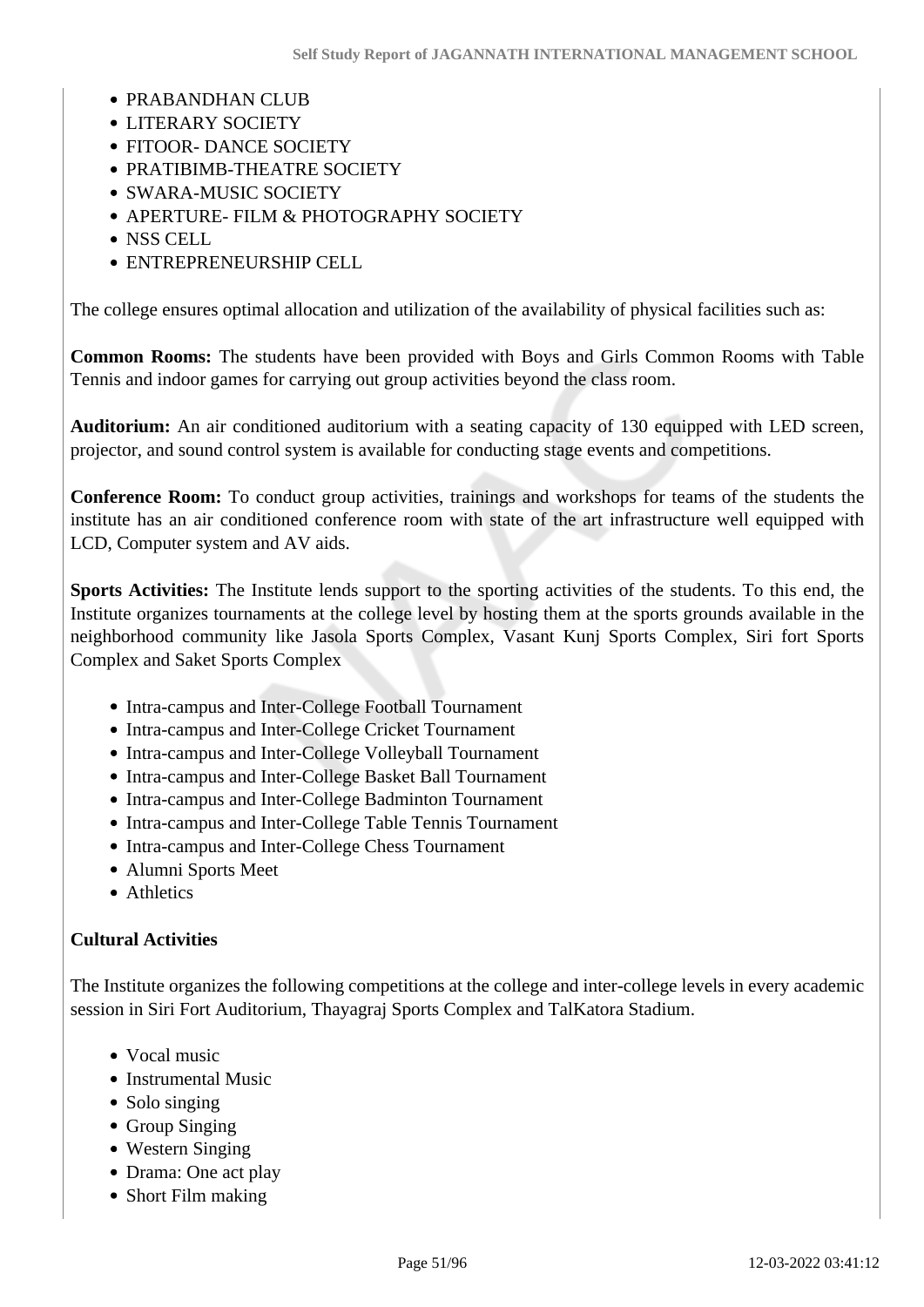- PRABANDHAN CLUB
- LITERARY SOCIETY
- FITOOR- DANCE SOCIETY
- PRATIBIMB-THEATRE SOCIETY
- SWARA-MUSIC SOCIETY
- APERTURE- FILM & PHOTOGRAPHY SOCIETY
- NSS CELL
- ENTREPRENEURSHIP CELL

The college ensures optimal allocation and utilization of the availability of physical facilities such as:

**Common Rooms:** The students have been provided with Boys and Girls Common Rooms with Table Tennis and indoor games for carrying out group activities beyond the class room.

**Auditorium:** An air conditioned auditorium with a seating capacity of 130 equipped with LED screen, projector, and sound control system is available for conducting stage events and competitions.

**Conference Room:** To conduct group activities, trainings and workshops for teams of the students the institute has an air conditioned conference room with state of the art infrastructure well equipped with LCD, Computer system and AV aids.

**Sports Activities:** The Institute lends support to the sporting activities of the students. To this end, the Institute organizes tournaments at the college level by hosting them at the sports grounds available in the neighborhood community like Jasola Sports Complex, Vasant Kunj Sports Complex, Siri fort Sports Complex and Saket Sports Complex

- Intra-campus and Inter-College Football Tournament
- Intra-campus and Inter-College Cricket Tournament
- Intra-campus and Inter-College Volleyball Tournament
- Intra-campus and Inter-College Basket Ball Tournament
- Intra-campus and Inter-College Badminton Tournament
- Intra-campus and Inter-College Table Tennis Tournament
- Intra-campus and Inter-College Chess Tournament
- Alumni Sports Meet
- Athletics

**Cultural Activities**

The Institute organizes the following competitions at the college and inter-college levels in every academic session in Siri Fort Auditorium, Thayagraj Sports Complex and TalKatora Stadium.

- Vocal music
- Instrumental Music
- Solo singing
- Group Singing
- Western Singing
- Drama: One act play
- Short Film making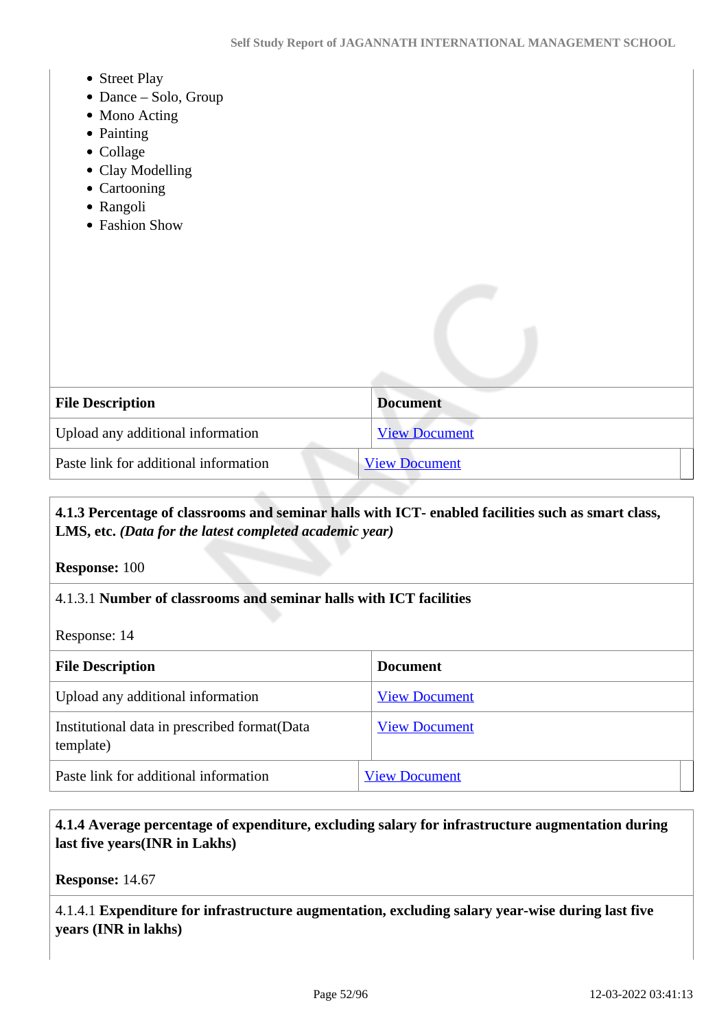- Street Play
- Dance – Solo, Group
- Mono Acting
- Painting
- Collage
- Clay Modelling
- Cartooning
- Rangoli
- Fashion Show

| File Description | Document |
|---|---|
| Upload any additional information | View Document |
| Paste link for additional information | View Document |

**4.1.3 Percentage of classrooms and seminar halls with ICT- enabled facilities such as smart class, LMS, etc.** ***(Data for the latest completed academic year)***

**Response:** 100

4.1.3.1 **Number of classrooms and seminar halls with ICT facilities**

Response: 14

| File Description | Document |
|---|---|
| Upload any additional information | View Document |
| Institutional data in prescribed format(Data template) | View Document |
| Paste link for additional information | View Document |

**4.1.4 Average percentage of expenditure, excluding salary for infrastructure augmentation during last five years(INR in Lakhs)**

**Response:** 14.67

4.1.4.1 **Expenditure for infrastructure augmentation, excluding salary year-wise during last five years (INR in lakhs)**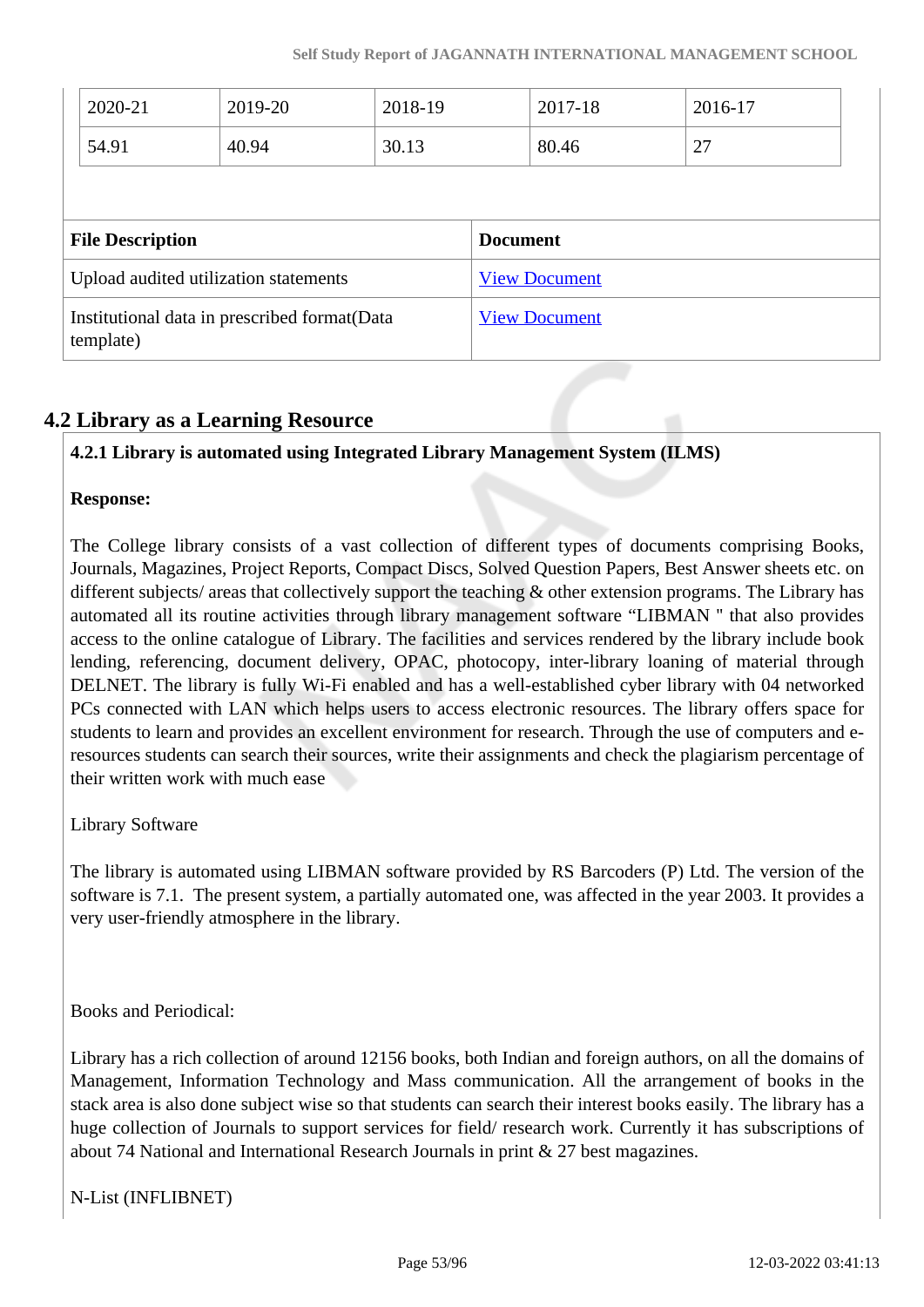| 2020-21 | 2019-20 | 2018-19 | 2017-18 | 2016-17 |
|---|---|---|---|---|
| 54.91 | 40.94 | 30.13 | 80.46 | 27 |

| File Description | Document |
|---|---|
| Upload audited utilization statements | View Document |
| Institutional data in prescribed format(Data template) | View Document |

## 4.2 Library as a Learning Resource

**4.2.1 Library is automated using Integrated Library Management System (ILMS)**

**Response:**

The College library consists of a vast collection of different types of documents comprising Books, Journals, Magazines, Project Reports, Compact Discs, Solved Question Papers, Best Answer sheets etc. on different subjects/ areas that collectively support the teaching & other extension programs. The Library has automated all its routine activities through library management software "LIBMAN " that also provides access to the online catalogue of Library. The facilities and services rendered by the library include book lending, referencing, document delivery, OPAC, photocopy, inter-library loaning of material through DELNET. The library is fully Wi-Fi enabled and has a well-established cyber library with 04 networked PCs connected with LAN which helps users to access electronic resources. The library offers space for students to learn and provides an excellent environment for research. Through the use of computers and e-resources students can search their sources, write their assignments and check the plagiarism percentage of their written work with much ease

Library Software

The library is automated using LIBMAN software provided by RS Barcoders (P) Ltd. The version of the software is 7.1. The present system, a partially automated one, was affected in the year 2003. It provides a very user-friendly atmosphere in the library.

Books and Periodical:

Library has a rich collection of around 12156 books, both Indian and foreign authors, on all the domains of Management, Information Technology and Mass communication. All the arrangement of books in the stack area is also done subject wise so that students can search their interest books easily. The library has a huge collection of Journals to support services for field/ research work. Currently it has subscriptions of about 74 National and International Research Journals in print & 27 best magazines.

N-List (INFLIBNET)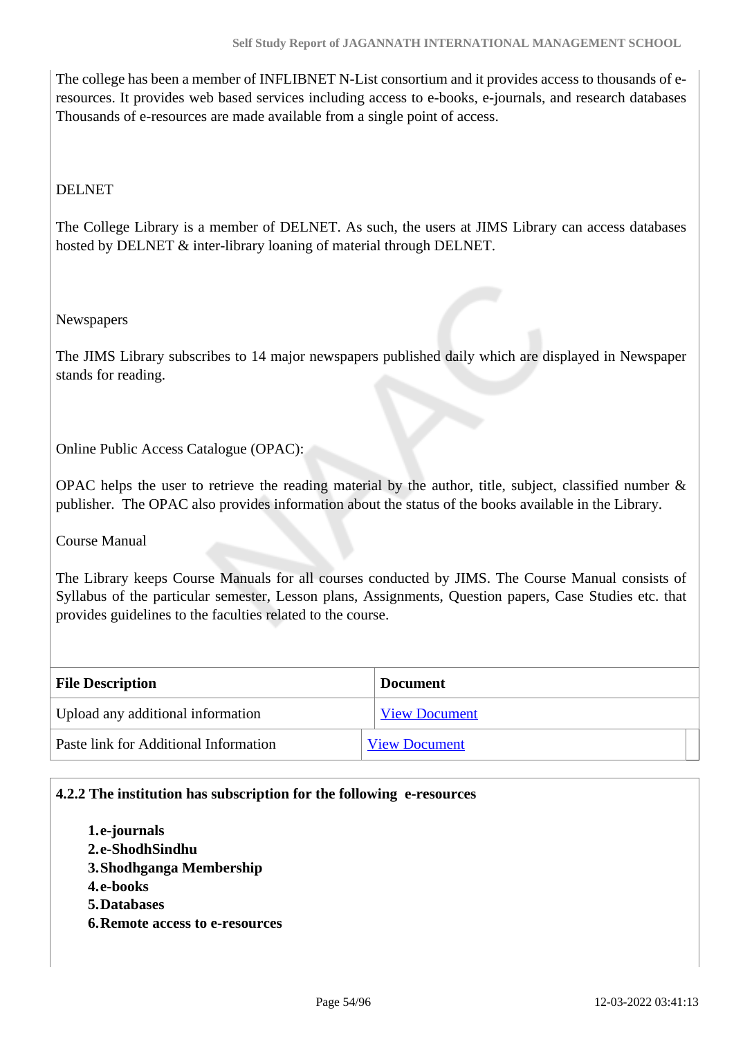The college has been a member of INFLIBNET N-List consortium and it provides access to thousands of e-resources. It provides web based services including access to e-books, e-journals, and research databases Thousands of e-resources are made available from a single point of access.

DELNET

The College Library is a member of DELNET. As such, the users at JIMS Library can access databases hosted by DELNET & inter-library loaning of material through DELNET.

Newspapers

The JIMS Library subscribes to 14 major newspapers published daily which are displayed in Newspaper stands for reading.

Online Public Access Catalogue (OPAC):

OPAC helps the user to retrieve the reading material by the author, title, subject, classified number & publisher. The OPAC also provides information about the status of the books available in the Library.

Course Manual

The Library keeps Course Manuals for all courses conducted by JIMS. The Course Manual consists of Syllabus of the particular semester, Lesson plans, Assignments, Question papers, Case Studies etc. that provides guidelines to the faculties related to the course.

| File Description | Document |
|---|---|
| Upload any additional information | View Document |
| Paste link for Additional Information | View Document |

**4.2.2 The institution has subscription for the following e-resources**

1. **e-journals**
2. **e-ShodhSindhu**
3. **Shodhganga Membership**
4. **e-books**
5. **Databases**
6. **Remote access to e-resources**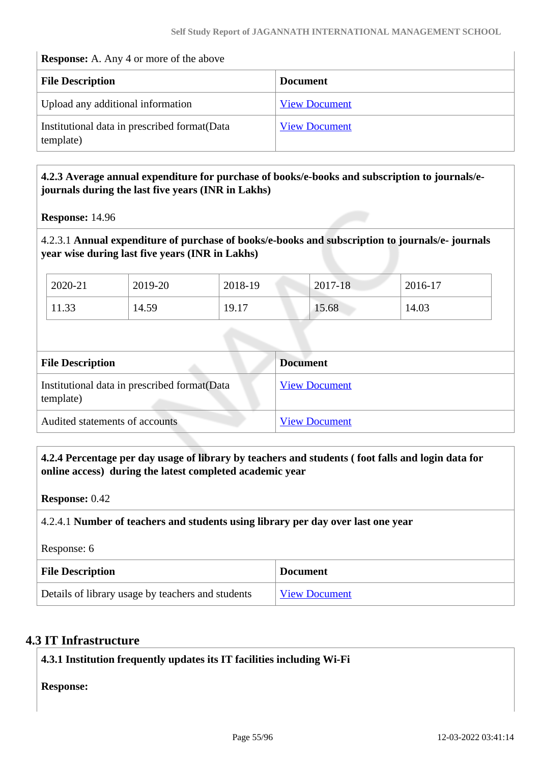**Response:** A. Any 4 or more of the above

| File Description | Document |
|---|---|
| Upload any additional information | View Document |
| Institutional data in prescribed format(Data template) | View Document |

**4.2.3 Average annual expenditure for purchase of books/e-books and subscription to journals/e-journals during the last five years (INR in Lakhs)**

**Response:** 14.96

4.2.3.1 **Annual expenditure of purchase of books/e-books and subscription to journals/e- journals year wise during last five years (INR in Lakhs)**

| 2020-21 | 2019-20 | 2018-19 | 2017-18 | 2016-17 |
|---|---|---|---|---|
| 11.33 | 14.59 | 19.17 | 15.68 | 14.03 |

| File Description | Document |
|---|---|
| Institutional data in prescribed format(Data template) | View Document |
| Audited statements of accounts | View Document |

**4.2.4 Percentage per day usage of library by teachers and students ( foot falls and login data for online access) during the latest completed academic year**

**Response:** 0.42

4.2.4.1 **Number of teachers and students using library per day over last one year**

Response: 6

| File Description | Document |
|---|---|
| Details of library usage by teachers and students | View Document |

## 4.3 IT Infrastructure

**4.3.1 Institution frequently updates its IT facilities including Wi-Fi**

**Response:**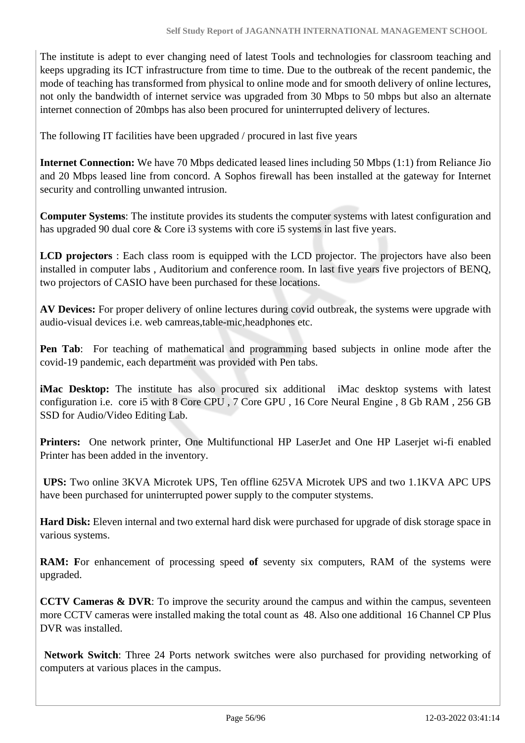The institute is adept to ever changing need of latest Tools and technologies for classroom teaching and keeps upgrading its ICT infrastructure from time to time. Due to the outbreak of the recent pandemic, the mode of teaching has transformed from physical to online mode and for smooth delivery of online lectures, not only the bandwidth of internet service was upgraded from 30 Mbps to 50 mbps but also an alternate internet connection of 20mbps has also been procured for uninterrupted delivery of lectures.

The following IT facilities have been upgraded / procured in last five years

**Internet Connection:** We have 70 Mbps dedicated leased lines including 50 Mbps (1:1) from Reliance Jio and 20 Mbps leased line from concord. A Sophos firewall has been installed at the gateway for Internet security and controlling unwanted intrusion.

**Computer Systems**: The institute provides its students the computer systems with latest configuration and has upgraded 90 dual core & Core i3 systems with core i5 systems in last five years.

**LCD projectors** : Each class room is equipped with the LCD projector. The projectors have also been installed in computer labs , Auditorium and conference room. In last five years five projectors of BENQ, two projectors of CASIO have been purchased for these locations.

**AV Devices:** For proper delivery of online lectures during covid outbreak, the systems were upgrade with audio-visual devices i.e. web camreas,table-mic,headphones etc.

**Pen Tab**: For teaching of mathematical and programming based subjects in online mode after the covid-19 pandemic, each department was provided with Pen tabs.

**iMac Desktop:** The institute has also procured six additional iMac desktop systems with latest configuration i.e. core i5 with 8 Core CPU , 7 Core GPU , 16 Core Neural Engine , 8 Gb RAM , 256 GB SSD for Audio/Video Editing Lab.

**Printers:** One network printer, One Multifunctional HP LaserJet and One HP Laserjet wi-fi enabled Printer has been added in the inventory.

**UPS:** Two online 3KVA Microtek UPS, Ten offline 625VA Microtek UPS and two 1.1KVA APC UPS have been purchased for uninterrupted power supply to the computer stystems.

**Hard Disk:** Eleven internal and two external hard disk were purchased for upgrade of disk storage space in various systems.

**RAM: F**or enhancement of processing speed **of** seventy six computers, RAM of the systems were upgraded.

**CCTV Cameras & DVR**: To improve the security around the campus and within the campus, seventeen more CCTV cameras were installed making the total count as 48. Also one additional 16 Channel CP Plus DVR was installed.

**Network Switch**: Three 24 Ports network switches were also purchased for providing networking of computers at various places in the campus.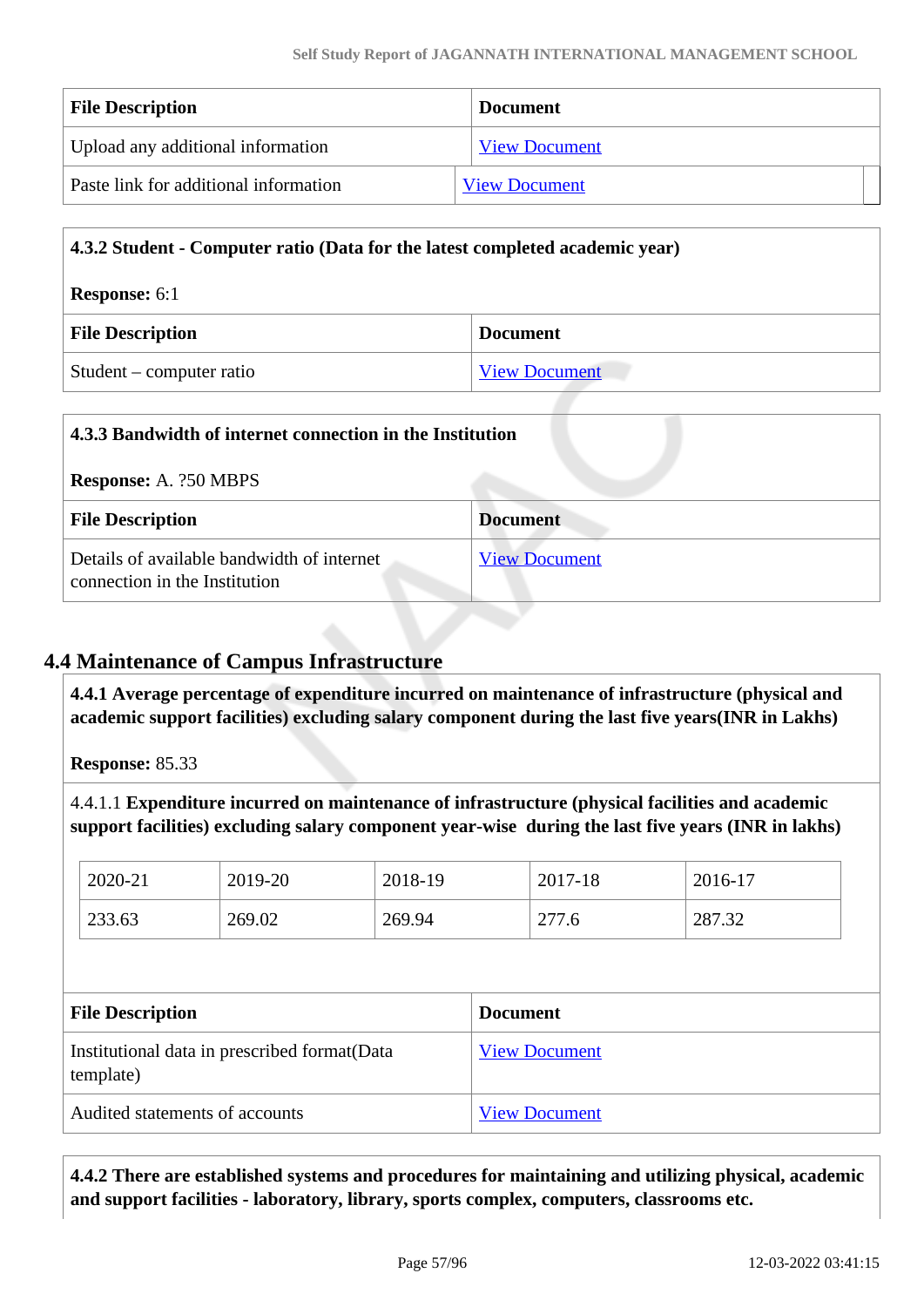| File Description | Document |
| --- | --- |
| Upload any additional information | View Document |
| Paste link for additional information | View Document |

**4.3.2 Student - Computer ratio (Data for the latest completed academic year)**

**Response:** 6:1

| File Description | Document |
| --- | --- |
| Student – computer ratio | View Document |

**4.3.3 Bandwidth of internet connection in the Institution**

**Response:** A. ?50 MBPS

| File Description | Document |
| --- | --- |
| Details of available bandwidth of internet connection in the Institution | View Document |

## 4.4 Maintenance of Campus Infrastructure

**4.4.1 Average percentage of expenditure incurred on maintenance of infrastructure (physical and academic support facilities) excluding salary component during the last five years(INR in Lakhs)**

**Response:** 85.33

4.4.1.1 **Expenditure incurred on maintenance of infrastructure (physical facilities and academic support facilities) excluding salary component year-wise during the last five years (INR in lakhs)**

| 2020-21 | 2019-20 | 2018-19 | 2017-18 | 2016-17 |
| --- | --- | --- | --- | --- |
| 233.63 | 269.02 | 269.94 | 277.6 | 287.32 |

| File Description | Document |
| --- | --- |
| Institutional data in prescribed format(Data template) | View Document |
| Audited statements of accounts | View Document |

**4.4.2 There are established systems and procedures for maintaining and utilizing physical, academic and support facilities - laboratory, library, sports complex, computers, classrooms etc.**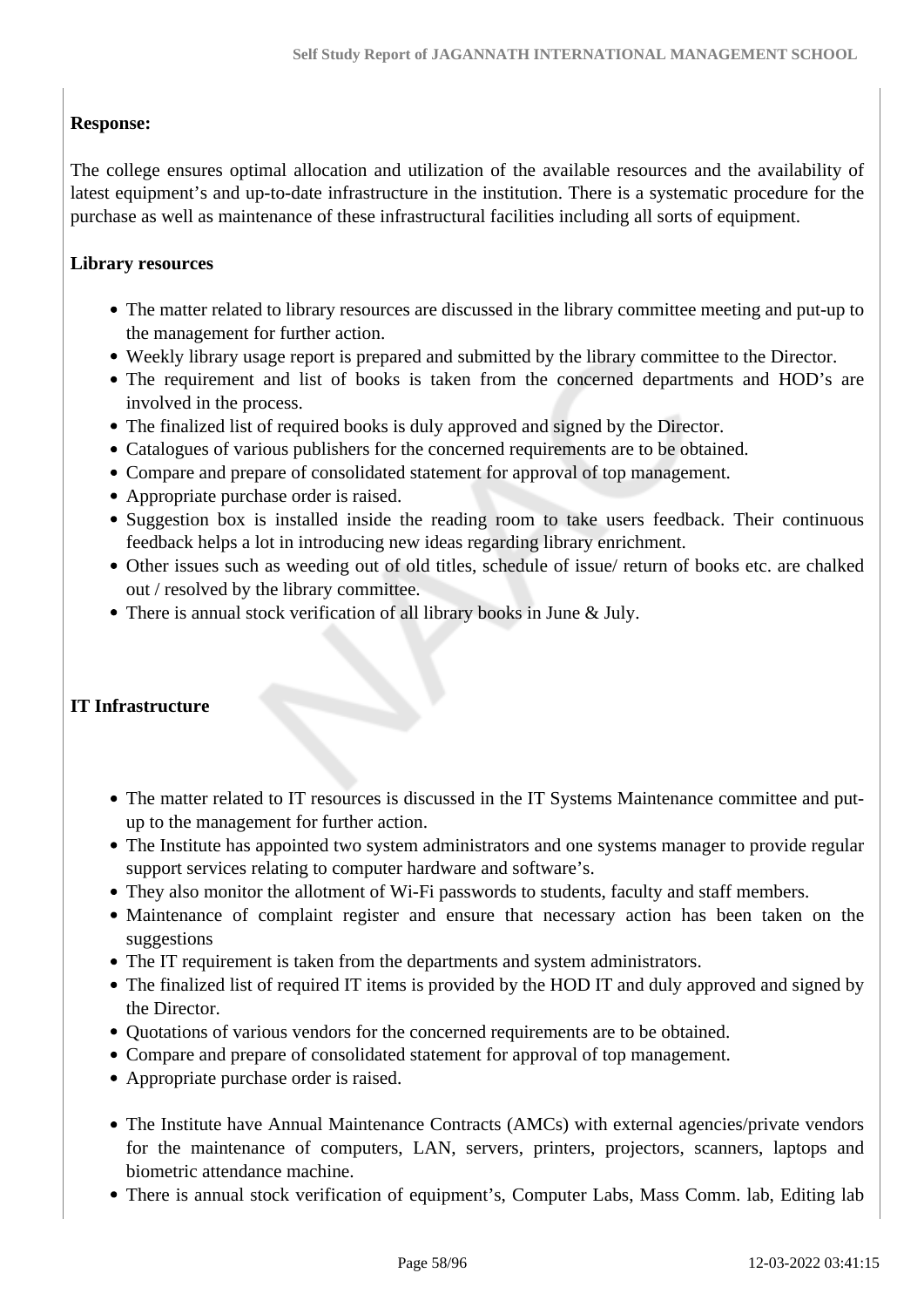**Response:**

The college ensures optimal allocation and utilization of the available resources and the availability of latest equipment's and up-to-date infrastructure in the institution. There is a systematic procedure for the purchase as well as maintenance of these infrastructural facilities including all sorts of equipment.

**Library resources**

- The matter related to library resources are discussed in the library committee meeting and put-up to the management for further action.
- Weekly library usage report is prepared and submitted by the library committee to the Director.
- The requirement and list of books is taken from the concerned departments and HOD's are involved in the process.
- The finalized list of required books is duly approved and signed by the Director.
- Catalogues of various publishers for the concerned requirements are to be obtained.
- Compare and prepare of consolidated statement for approval of top management.
- Appropriate purchase order is raised.
- Suggestion box is installed inside the reading room to take users feedback. Their continuous feedback helps a lot in introducing new ideas regarding library enrichment.
- Other issues such as weeding out of old titles, schedule of issue/ return of books etc. are chalked out / resolved by the library committee.
- There is annual stock verification of all library books in June & July.

**IT Infrastructure**

- The matter related to IT resources is discussed in the IT Systems Maintenance committee and put-up to the management for further action.
- The Institute has appointed two system administrators and one systems manager to provide regular support services relating to computer hardware and software's.
- They also monitor the allotment of Wi-Fi passwords to students, faculty and staff members.
- Maintenance of complaint register and ensure that necessary action has been taken on the suggestions
- The IT requirement is taken from the departments and system administrators.
- The finalized list of required IT items is provided by the HOD IT and duly approved and signed by the Director.
- Quotations of various vendors for the concerned requirements are to be obtained.
- Compare and prepare of consolidated statement for approval of top management.
- Appropriate purchase order is raised.
- The Institute have Annual Maintenance Contracts (AMCs) with external agencies/private vendors for the maintenance of computers, LAN, servers, printers, projectors, scanners, laptops and biometric attendance machine.
- There is annual stock verification of equipment's, Computer Labs, Mass Comm. lab, Editing lab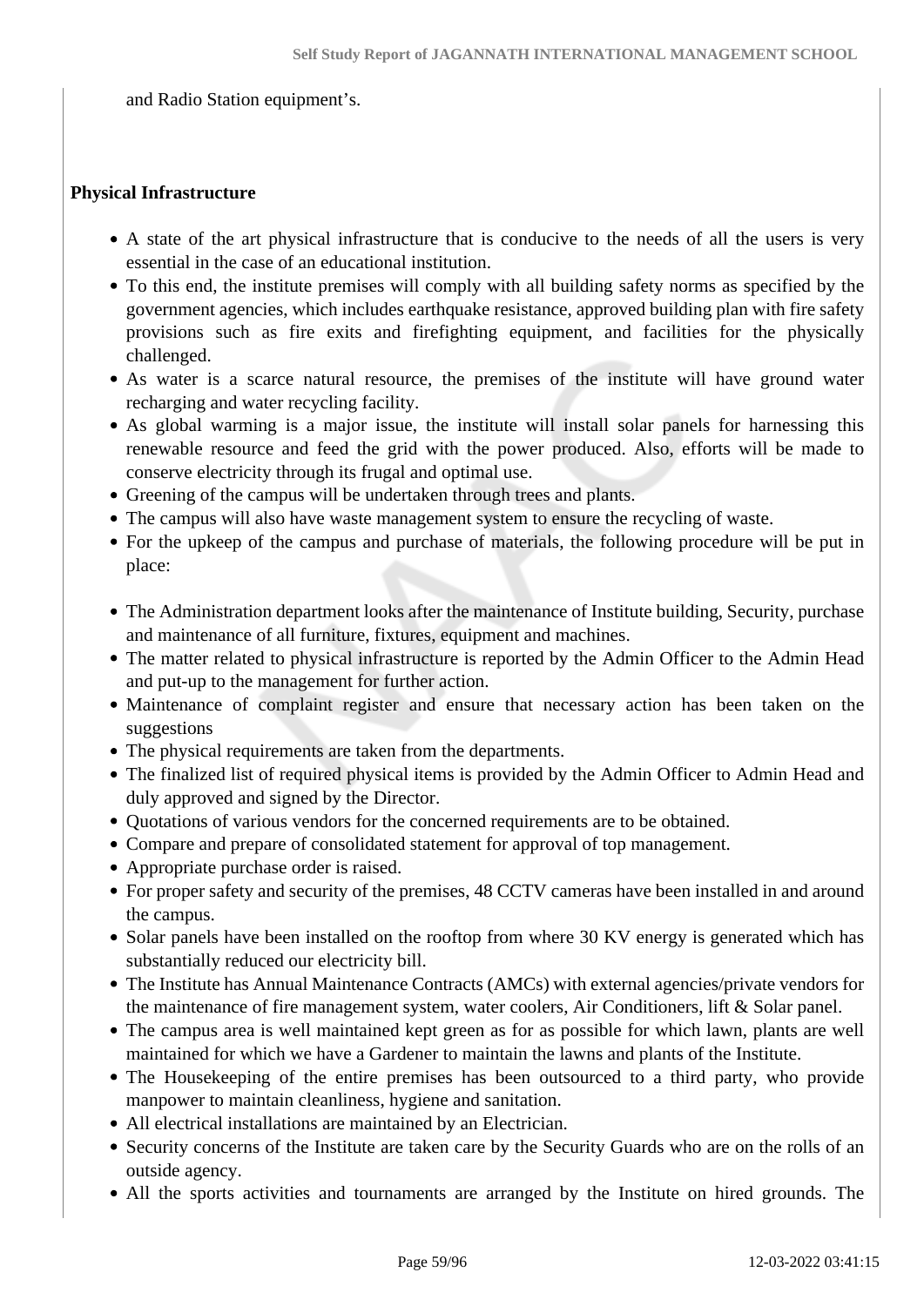and Radio Station equipment's.

**Physical Infrastructure**

- A state of the art physical infrastructure that is conducive to the needs of all the users is very essential in the case of an educational institution.
- To this end, the institute premises will comply with all building safety norms as specified by the government agencies, which includes earthquake resistance, approved building plan with fire safety provisions such as fire exits and firefighting equipment, and facilities for the physically challenged.
- As water is a scarce natural resource, the premises of the institute will have ground water recharging and water recycling facility.
- As global warming is a major issue, the institute will install solar panels for harnessing this renewable resource and feed the grid with the power produced. Also, efforts will be made to conserve electricity through its frugal and optimal use.
- Greening of the campus will be undertaken through trees and plants.
- The campus will also have waste management system to ensure the recycling of waste.
- For the upkeep of the campus and purchase of materials, the following procedure will be put in place:

- The Administration department looks after the maintenance of Institute building, Security, purchase and maintenance of all furniture, fixtures, equipment and machines.
- The matter related to physical infrastructure is reported by the Admin Officer to the Admin Head and put-up to the management for further action.
- Maintenance of complaint register and ensure that necessary action has been taken on the suggestions
- The physical requirements are taken from the departments.
- The finalized list of required physical items is provided by the Admin Officer to Admin Head and duly approved and signed by the Director.
- Quotations of various vendors for the concerned requirements are to be obtained.
- Compare and prepare of consolidated statement for approval of top management.
- Appropriate purchase order is raised.
- For proper safety and security of the premises, 48 CCTV cameras have been installed in and around the campus.
- Solar panels have been installed on the rooftop from where 30 KV energy is generated which has substantially reduced our electricity bill.
- The Institute has Annual Maintenance Contracts (AMCs) with external agencies/private vendors for the maintenance of fire management system, water coolers, Air Conditioners, lift & Solar panel.
- The campus area is well maintained kept green as for as possible for which lawn, plants are well maintained for which we have a Gardener to maintain the lawns and plants of the Institute.
- The Housekeeping of the entire premises has been outsourced to a third party, who provide manpower to maintain cleanliness, hygiene and sanitation.
- All electrical installations are maintained by an Electrician.
- Security concerns of the Institute are taken care by the Security Guards who are on the rolls of an outside agency.
- All the sports activities and tournaments are arranged by the Institute on hired grounds. The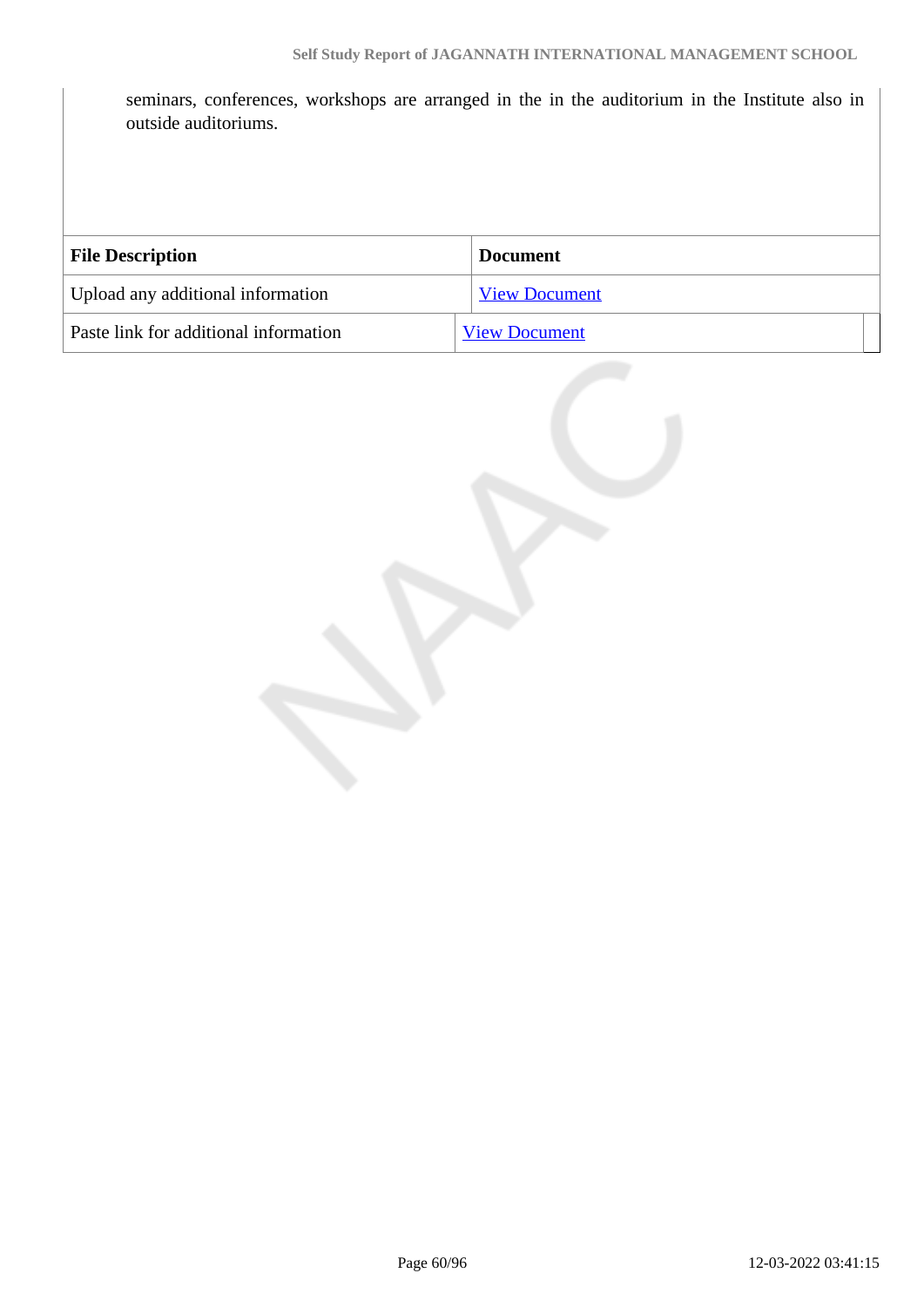seminars, conferences, workshops are arranged in the in the auditorium in the Institute also in outside auditoriums.

| File Description | Document |
| --- | --- |
| Upload any additional information | View Document |
| Paste link for additional information | View Document |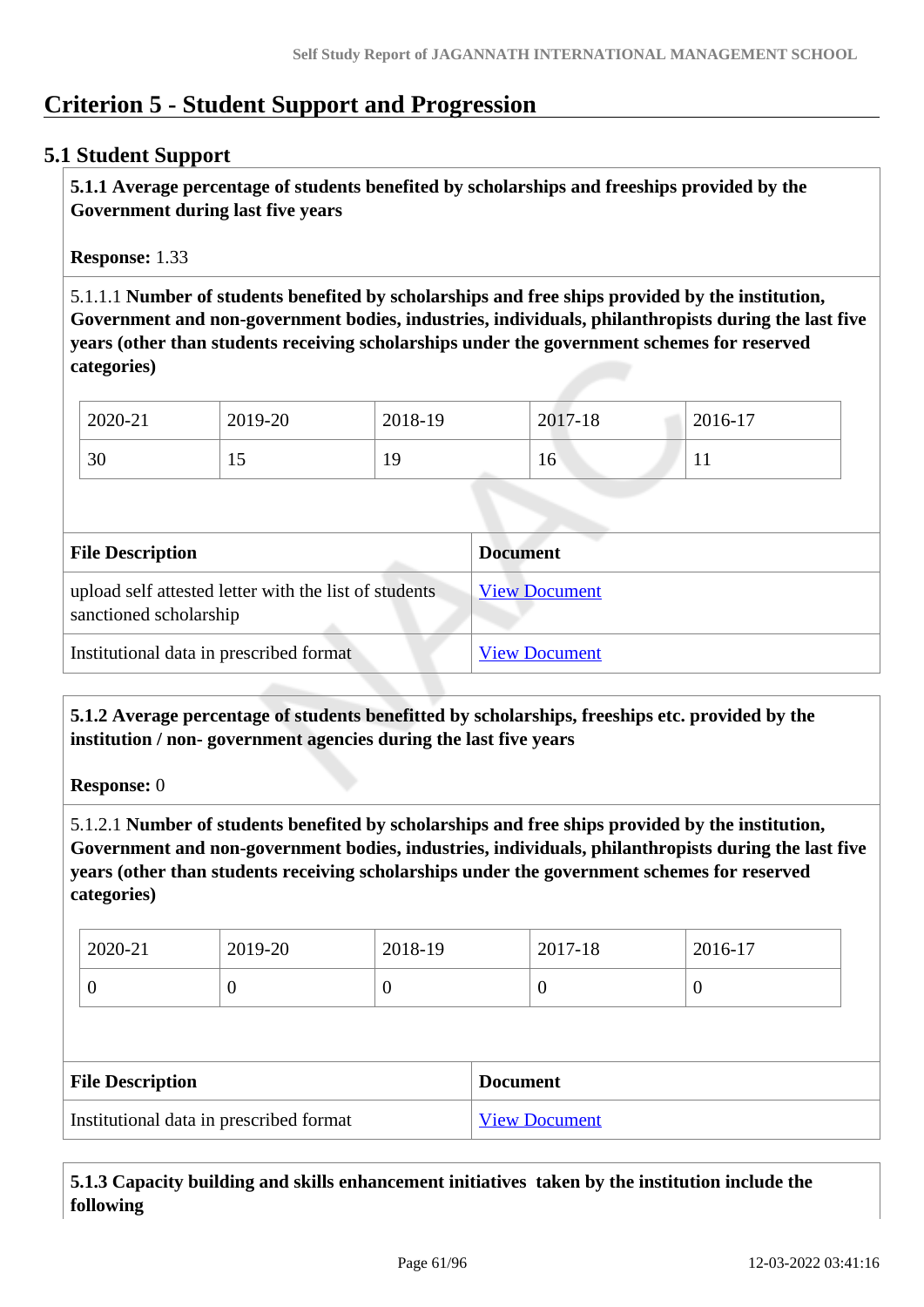# Criterion 5 - Student Support and Progression

## 5.1 Student Support

**5.1.1 Average percentage of students benefited by scholarships and freeships provided by the Government during last five years**

**Response:** 1.33

5.1.1.1 **Number of students benefited by scholarships and free ships provided by the institution, Government and non-government bodies, industries, individuals, philanthropists during the last five years (other than students receiving scholarships under the government schemes for reserved categories)**

| 2020-21 | 2019-20 | 2018-19 | 2017-18 | 2016-17 |
|---|---|---|---|---|
| 30 | 15 | 19 | 16 | 11 |

| File Description | Document |
|---|---|
| upload self attested letter with the list of students sanctioned scholarship | View Document |
| Institutional data in prescribed format | View Document |

**5.1.2 Average percentage of students benefitted by scholarships, freeships etc. provided by the institution / non- government agencies during the last five years**

**Response:** 0

5.1.2.1 **Number of students benefited by scholarships and free ships provided by the institution, Government and non-government bodies, industries, individuals, philanthropists during the last five years (other than students receiving scholarships under the government schemes for reserved categories)**

| 2020-21 | 2019-20 | 2018-19 | 2017-18 | 2016-17 |
|---|---|---|---|---|
| 0 | 0 | 0 | 0 | 0 |

| File Description | Document |
|---|---|
| Institutional data in prescribed format | View Document |

**5.1.3 Capacity building and skills enhancement initiatives taken by the institution include the following**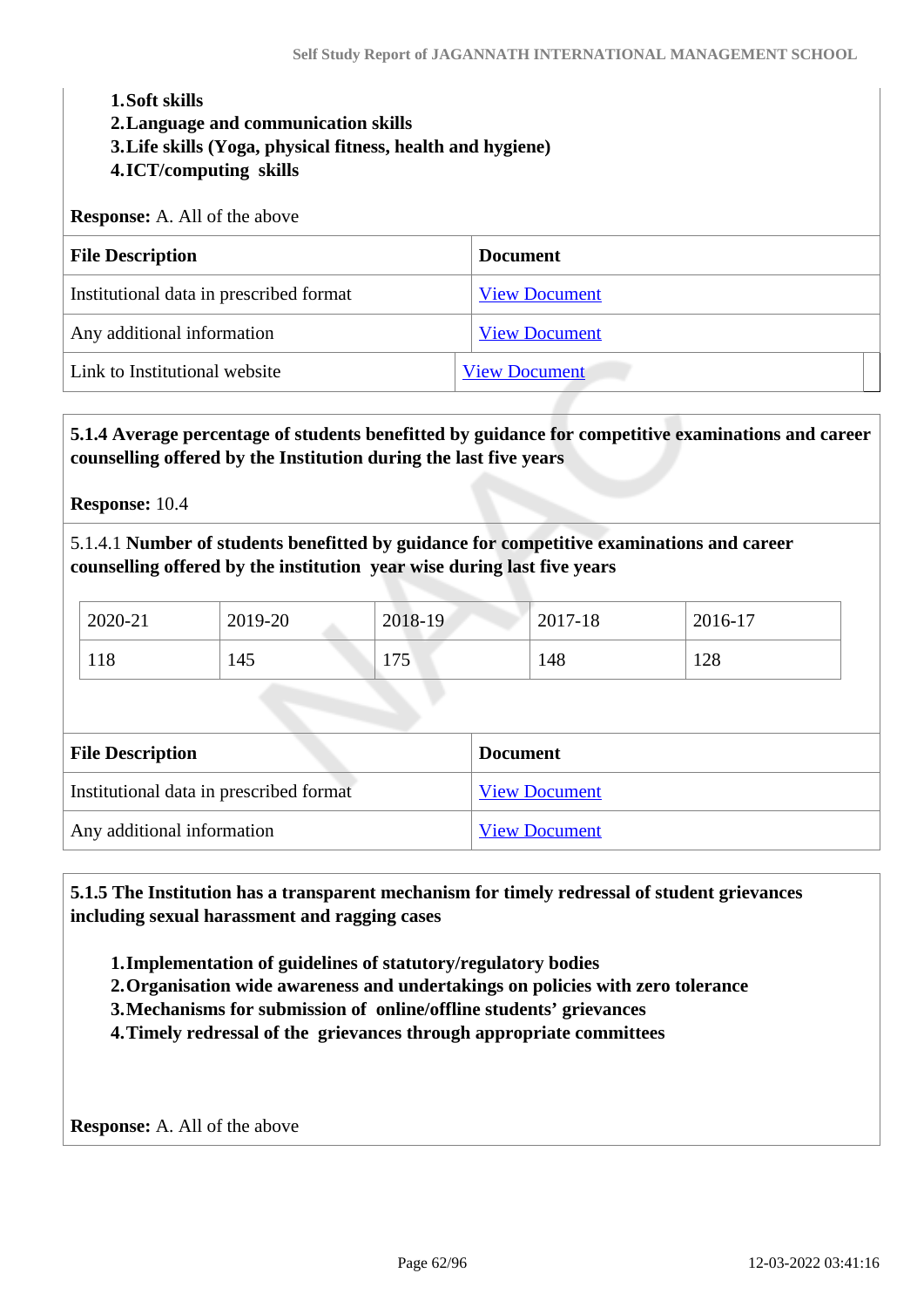1. **Soft skills**
2. **Language and communication skills**
3. **Life skills (Yoga, physical fitness, health and hygiene)**
4. **ICT/computing skills**

**Response:** A. All of the above

| File Description | Document |
|---|---|
| Institutional data in prescribed format | View Document |
| Any additional information | View Document |
| Link to Institutional website | View Document |

**5.1.4 Average percentage of students benefitted by guidance for competitive examinations and career counselling offered by the Institution during the last five years**

**Response:** 10.4

5.1.4.1 **Number of students benefitted by guidance for competitive examinations and career counselling offered by the institution year wise during last five years**

| 2020-21 | 2019-20 | 2018-19 | 2017-18 | 2016-17 |
|---|---|---|---|---|
| 118 | 145 | 175 | 148 | 128 |

| File Description | Document |
|---|---|
| Institutional data in prescribed format | View Document |
| Any additional information | View Document |

**5.1.5 The Institution has a transparent mechanism for timely redressal of student grievances including sexual harassment and ragging cases**

1. **Implementation of guidelines of statutory/regulatory bodies**
2. **Organisation wide awareness and undertakings on policies with zero tolerance**
3. **Mechanisms for submission of online/offline students' grievances**
4. **Timely redressal of the grievances through appropriate committees**

**Response:** A. All of the above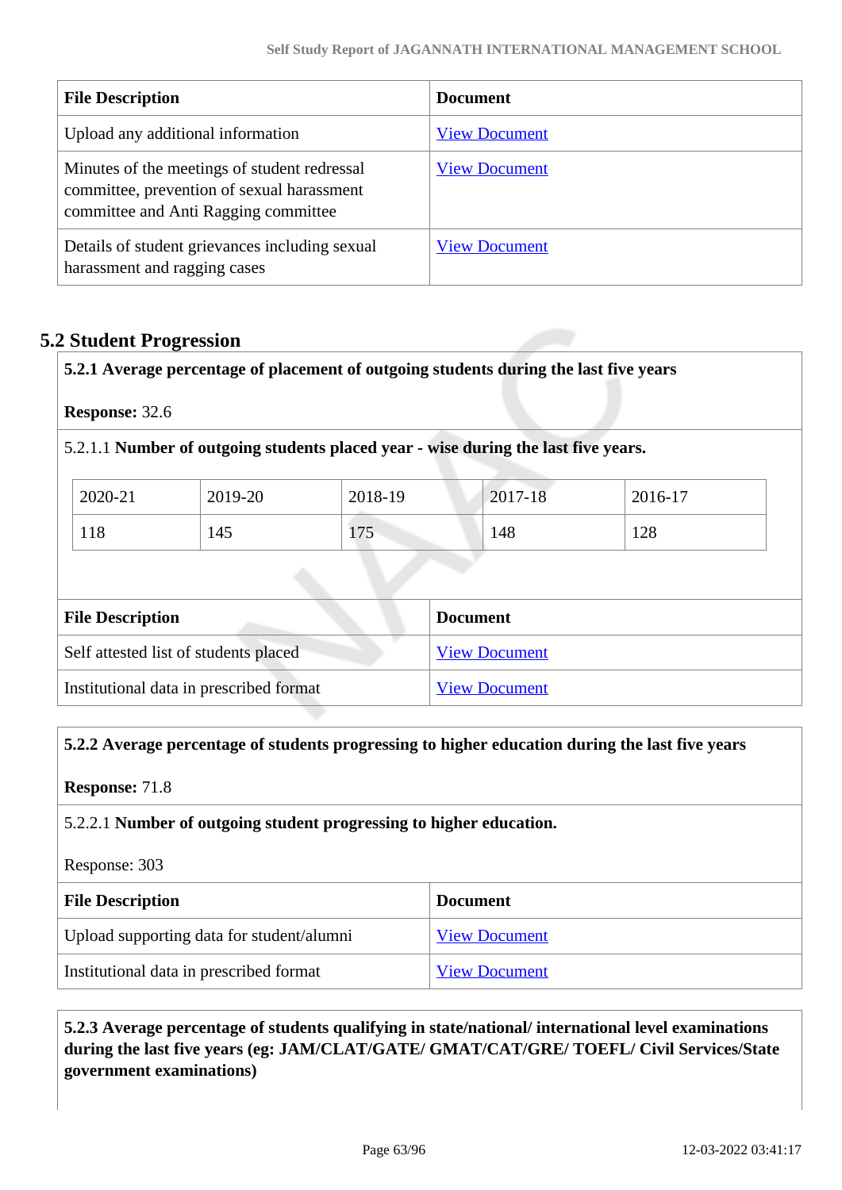| File Description | Document |
|---|---|
| Upload any additional information | View Document |
| Minutes of the meetings of student redressal committee, prevention of sexual harassment committee and Anti Ragging committee | View Document |
| Details of student grievances including sexual harassment and ragging cases | View Document |

## 5.2 Student Progression

**5.2.1 Average percentage of placement of outgoing students during the last five years**

**Response:** 32.6

5.2.1.1 **Number of outgoing students placed year - wise during the last five years.**

| 2020-21 | 2019-20 | 2018-19 | 2017-18 | 2016-17 |
|---|---|---|---|---|
| 118 | 145 | 175 | 148 | 128 |

| File Description | Document |
|---|---|
| Self attested list of students placed | View Document |
| Institutional data in prescribed format | View Document |

**5.2.2 Average percentage of students progressing to higher education during the last five years**

**Response:** 71.8

5.2.2.1 **Number of outgoing student progressing to higher education.**

Response: 303

| File Description | Document |
|---|---|
| Upload supporting data for student/alumni | View Document |
| Institutional data in prescribed format | View Document |

**5.2.3 Average percentage of students qualifying in state/national/ international level examinations during the last five years (eg: JAM/CLAT/GATE/ GMAT/CAT/GRE/ TOEFL/ Civil Services/State government examinations)**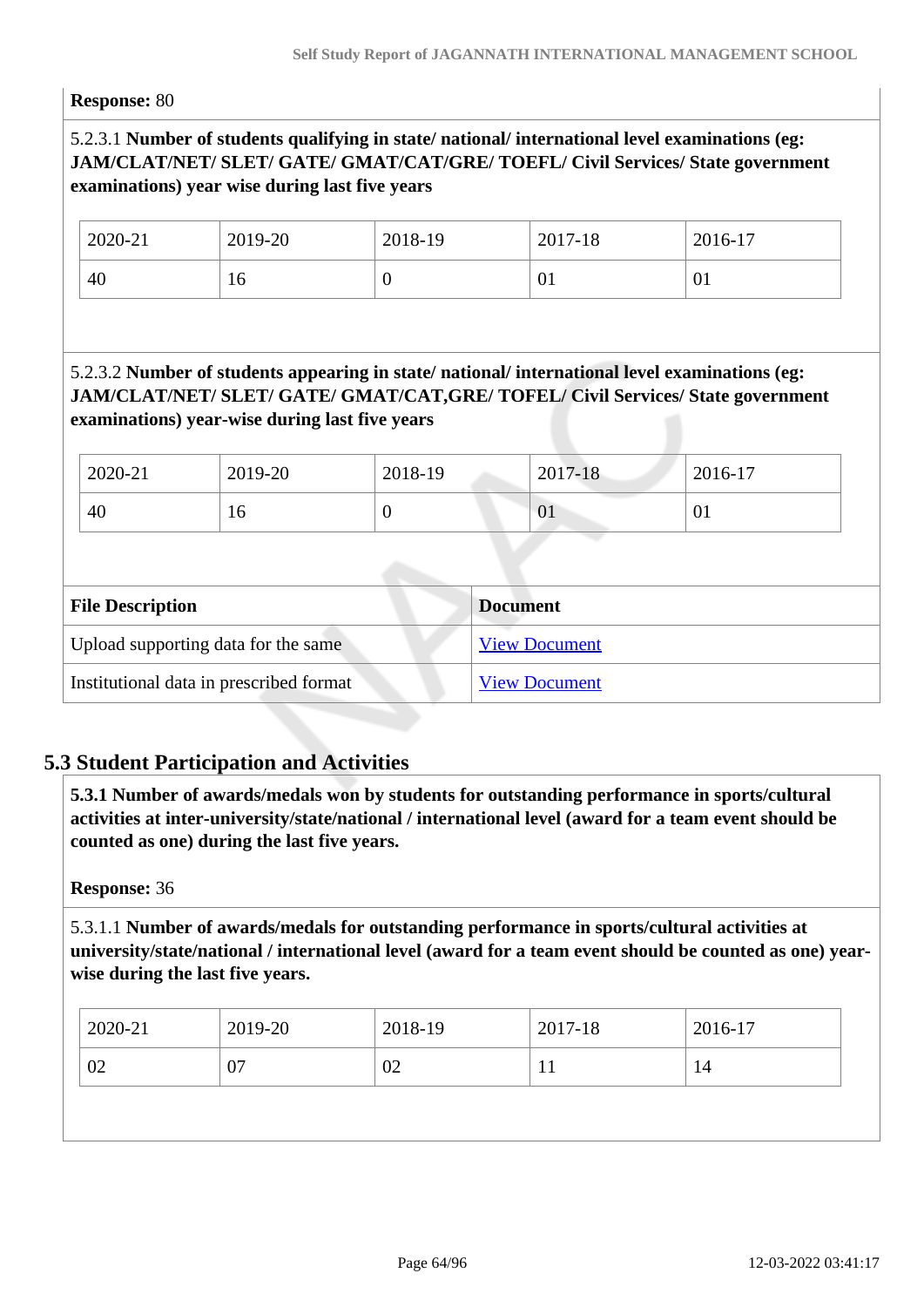**Response:** 80

5.2.3.1 **Number of students qualifying in state/ national/ international level examinations (eg: JAM/CLAT/NET/ SLET/ GATE/ GMAT/CAT/GRE/ TOEFL/ Civil Services/ State government examinations) year wise during last five years**

| 2020-21 | 2019-20 | 2018-19 | 2017-18 | 2016-17 |
|---|---|---|---|---|
| 40 | 16 | 0 | 01 | 01 |

5.2.3.2 **Number of students appearing in state/ national/ international level examinations (eg: JAM/CLAT/NET/ SLET/ GATE/ GMAT/CAT,GRE/ TOFEL/ Civil Services/ State government examinations) year-wise during last five years**

| 2020-21 | 2019-20 | 2018-19 | 2017-18 | 2016-17 |
|---|---|---|---|---|
| 40 | 16 | 0 | 01 | 01 |

| File Description | Document |
|---|---|
| Upload supporting data for the same | View Document |
| Institutional data in prescribed format | View Document |

## 5.3 Student Participation and Activities

**5.3.1 Number of awards/medals won by students for outstanding performance in sports/cultural activities at inter-university/state/national / international level (award for a team event should be counted as one) during the last five years.**

**Response:** 36

5.3.1.1 **Number of awards/medals for outstanding performance in sports/cultural activities at university/state/national / international level (award for a team event should be counted as one) year-wise during the last five years.**

| 2020-21 | 2019-20 | 2018-19 | 2017-18 | 2016-17 |
|---|---|---|---|---|
| 02 | 07 | 02 | 11 | 14 |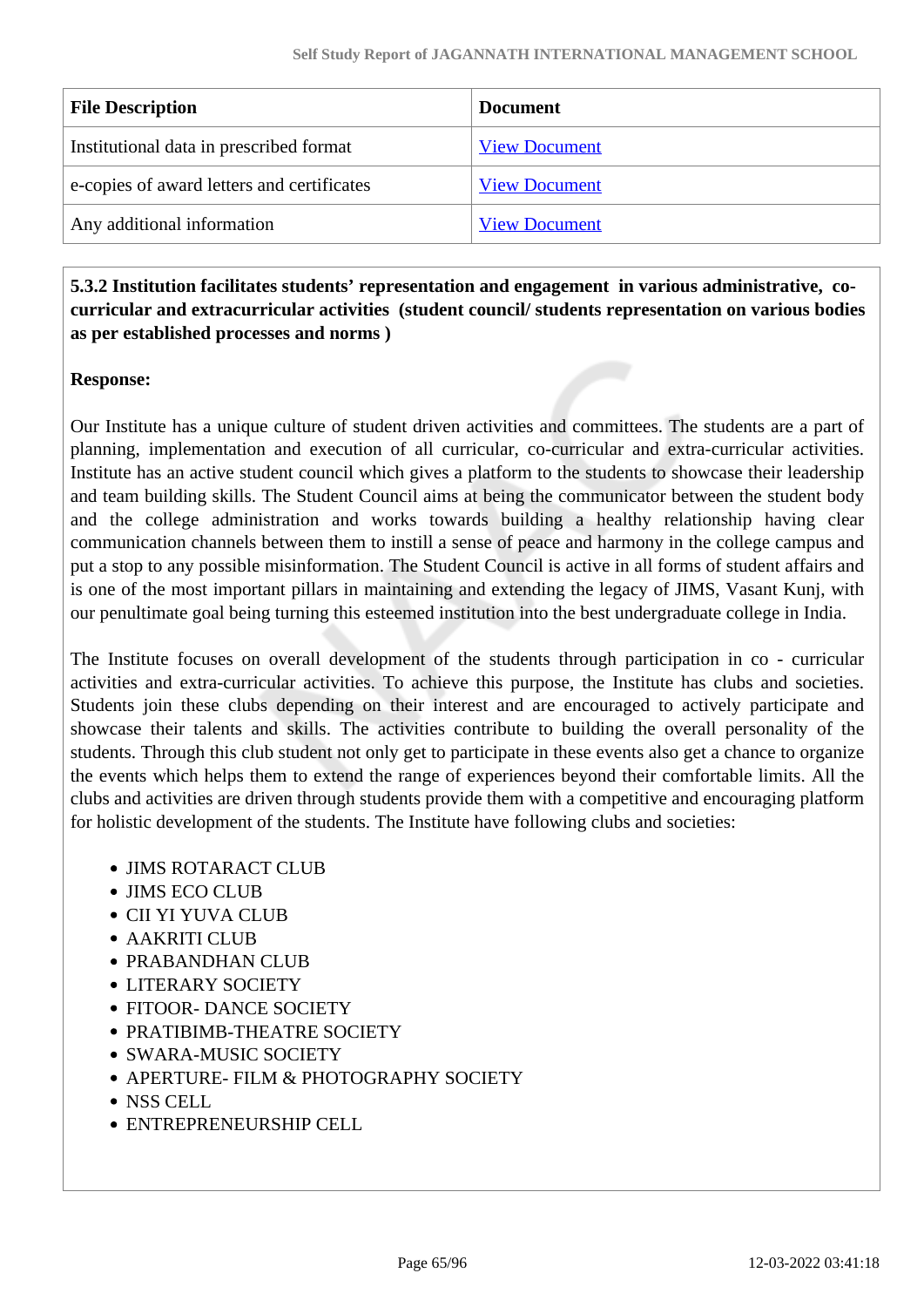| File Description | Document |
| --- | --- |
| Institutional data in prescribed format | View Document |
| e-copies of award letters and certificates | View Document |
| Any additional information | View Document |

**5.3.2 Institution facilitates students' representation and engagement in various administrative, co-curricular and extracurricular activities (student council/ students representation on various bodies as per established processes and norms )**

**Response:**

Our Institute has a unique culture of student driven activities and committees. The students are a part of planning, implementation and execution of all curricular, co-curricular and extra-curricular activities. Institute has an active student council which gives a platform to the students to showcase their leadership and team building skills. The Student Council aims at being the communicator between the student body and the college administration and works towards building a healthy relationship having clear communication channels between them to instill a sense of peace and harmony in the college campus and put a stop to any possible misinformation. The Student Council is active in all forms of student affairs and is one of the most important pillars in maintaining and extending the legacy of JIMS, Vasant Kunj, with our penultimate goal being turning this esteemed institution into the best undergraduate college in India.

The Institute focuses on overall development of the students through participation in co - curricular activities and extra-curricular activities. To achieve this purpose, the Institute has clubs and societies. Students join these clubs depending on their interest and are encouraged to actively participate and showcase their talents and skills. The activities contribute to building the overall personality of the students. Through this club student not only get to participate in these events also get a chance to organize the events which helps them to extend the range of experiences beyond their comfortable limits. All the clubs and activities are driven through students provide them with a competitive and encouraging platform for holistic development of the students. The Institute have following clubs and societies:

- JIMS ROTARACT CLUB
- JIMS ECO CLUB
- CII YI YUVA CLUB
- AAKRITI CLUB
- PRABANDHAN CLUB
- LITERARY SOCIETY
- FITOOR- DANCE SOCIETY
- PRATIBIMB-THEATRE SOCIETY
- SWARA-MUSIC SOCIETY
- APERTURE- FILM & PHOTOGRAPHY SOCIETY
- NSS CELL
- ENTREPRENEURSHIP CELL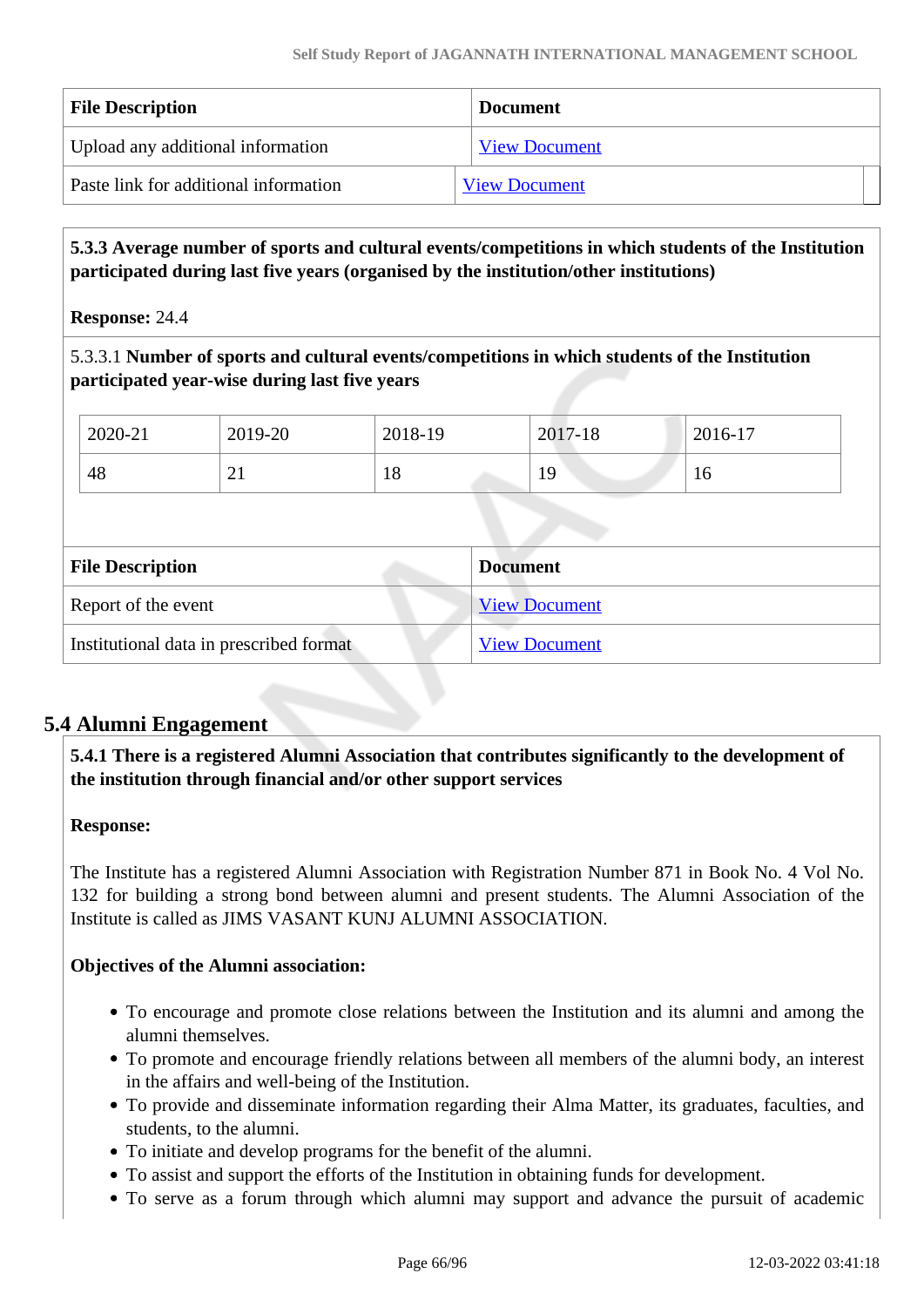| File Description | Document |
| --- | --- |
| Upload any additional information | View Document |
| Paste link for additional information | View Document |

**5.3.3 Average number of sports and cultural events/competitions in which students of the Institution participated during last five years (organised by the institution/other institutions)**

**Response:** 24.4

5.3.3.1 **Number of sports and cultural events/competitions in which students of the Institution participated year-wise during last five years**

| 2020-21 | 2019-20 | 2018-19 | 2017-18 | 2016-17 |
| --- | --- | --- | --- | --- |
| 48 | 21 | 18 | 19 | 16 |

| File Description | Document |
| --- | --- |
| Report of the event | View Document |
| Institutional data in prescribed format | View Document |

## 5.4 Alumni Engagement

**5.4.1 There is a registered Alumni Association that contributes significantly to the development of the institution through financial and/or other support services**

**Response:**

The Institute has a registered Alumni Association with Registration Number 871 in Book No. 4 Vol No. 132 for building a strong bond between alumni and present students. The Alumni Association of the Institute is called as JIMS VASANT KUNJ ALUMNI ASSOCIATION.

**Objectives of the Alumni association:**

- To encourage and promote close relations between the Institution and its alumni and among the alumni themselves.
- To promote and encourage friendly relations between all members of the alumni body, an interest in the affairs and well-being of the Institution.
- To provide and disseminate information regarding their Alma Matter, its graduates, faculties, and students, to the alumni.
- To initiate and develop programs for the benefit of the alumni.
- To assist and support the efforts of the Institution in obtaining funds for development.
- To serve as a forum through which alumni may support and advance the pursuit of academic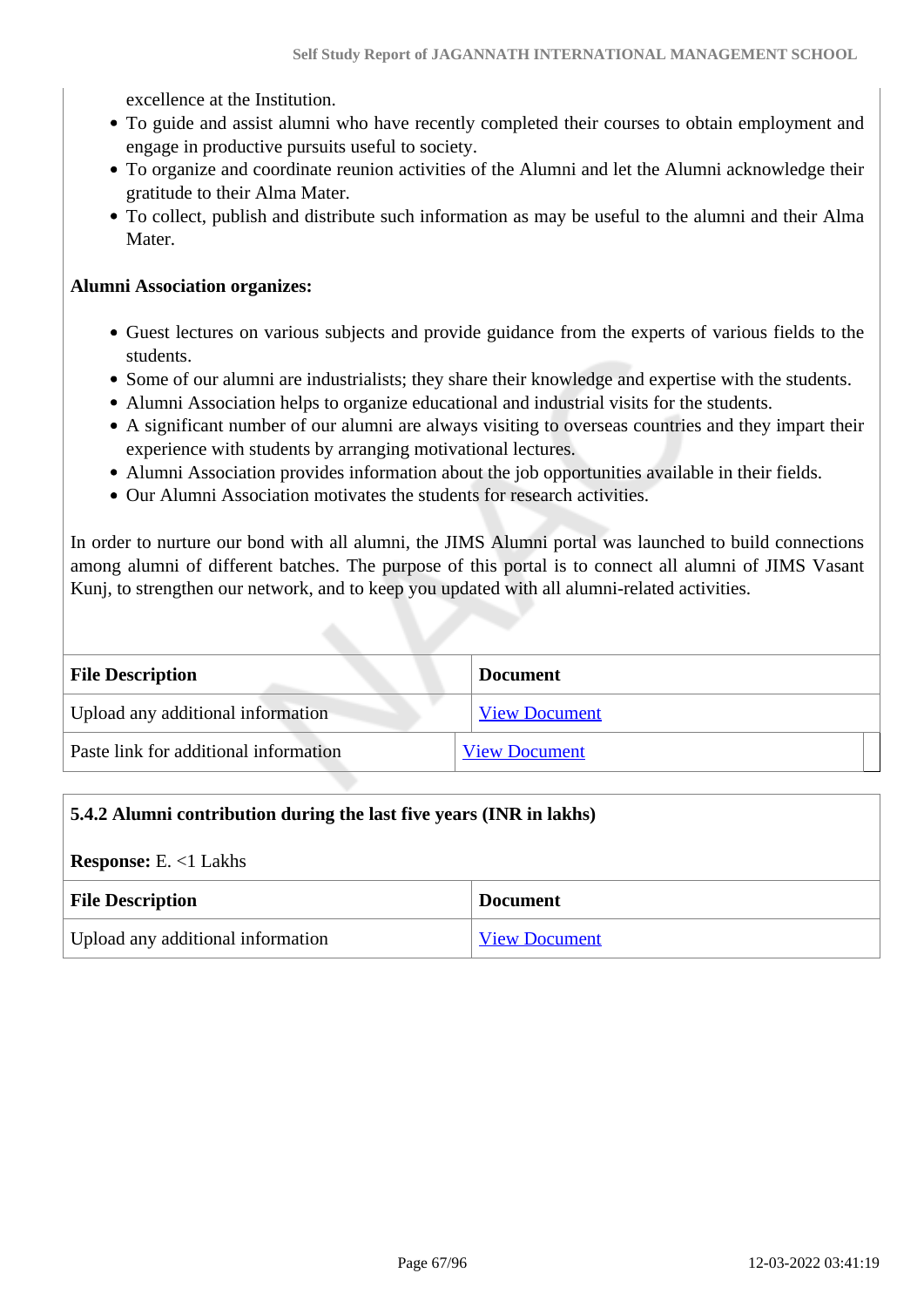excellence at the Institution.

- To guide and assist alumni who have recently completed their courses to obtain employment and engage in productive pursuits useful to society.
- To organize and coordinate reunion activities of the Alumni and let the Alumni acknowledge their gratitude to their Alma Mater.
- To collect, publish and distribute such information as may be useful to the alumni and their Alma Mater.

**Alumni Association organizes:**

- Guest lectures on various subjects and provide guidance from the experts of various fields to the students.
- Some of our alumni are industrialists; they share their knowledge and expertise with the students.
- Alumni Association helps to organize educational and industrial visits for the students.
- A significant number of our alumni are always visiting to overseas countries and they impart their experience with students by arranging motivational lectures.
- Alumni Association provides information about the job opportunities available in their fields.
- Our Alumni Association motivates the students for research activities.

In order to nurture our bond with all alumni, the JIMS Alumni portal was launched to build connections among alumni of different batches. The purpose of this portal is to connect all alumni of JIMS Vasant Kunj, to strengthen our network, and to keep you updated with all alumni-related activities.

| File Description | Document |
|---|---|
| Upload any additional information | View Document |
| Paste link for additional information | View Document |

**5.4.2 Alumni contribution during the last five years (INR in lakhs)**

**Response:** E. <1 Lakhs

| File Description | Document |
|---|---|
| Upload any additional information | View Document |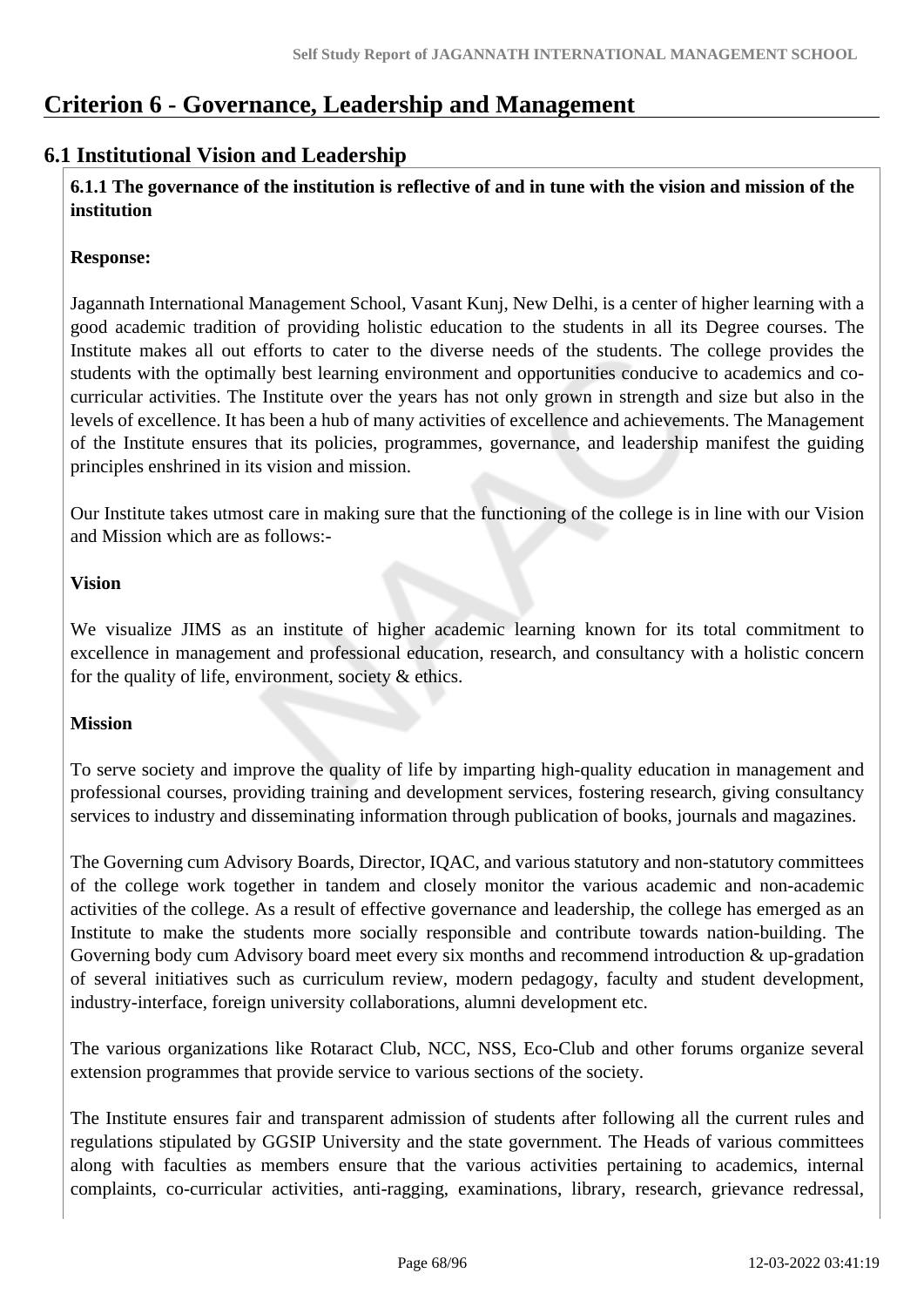# Criterion 6 - Governance, Leadership and Management

## 6.1 Institutional Vision and Leadership

**6.1.1 The governance of the institution is reflective of and in tune with the vision and mission of the institution**

**Response:**

Jagannath International Management School, Vasant Kunj, New Delhi, is a center of higher learning with a good academic tradition of providing holistic education to the students in all its Degree courses. The Institute makes all out efforts to cater to the diverse needs of the students. The college provides the students with the optimally best learning environment and opportunities conducive to academics and co-curricular activities. The Institute over the years has not only grown in strength and size but also in the levels of excellence. It has been a hub of many activities of excellence and achievements. The Management of the Institute ensures that its policies, programmes, governance, and leadership manifest the guiding principles enshrined in its vision and mission.

Our Institute takes utmost care in making sure that the functioning of the college is in line with our Vision and Mission which are as follows:-

**Vision**

We visualize JIMS as an institute of higher academic learning known for its total commitment to excellence in management and professional education, research, and consultancy with a holistic concern for the quality of life, environment, society & ethics.

**Mission**

To serve society and improve the quality of life by imparting high-quality education in management and professional courses, providing training and development services, fostering research, giving consultancy services to industry and disseminating information through publication of books, journals and magazines.

The Governing cum Advisory Boards, Director, IQAC, and various statutory and non-statutory committees of the college work together in tandem and closely monitor the various academic and non-academic activities of the college. As a result of effective governance and leadership, the college has emerged as an Institute to make the students more socially responsible and contribute towards nation-building. The Governing body cum Advisory board meet every six months and recommend introduction & up-gradation of several initiatives such as curriculum review, modern pedagogy, faculty and student development, industry-interface, foreign university collaborations, alumni development etc.

The various organizations like Rotaract Club, NCC, NSS, Eco-Club and other forums organize several extension programmes that provide service to various sections of the society.

The Institute ensures fair and transparent admission of students after following all the current rules and regulations stipulated by GGSIP University and the state government. The Heads of various committees along with faculties as members ensure that the various activities pertaining to academics, internal complaints, co-curricular activities, anti-ragging, examinations, library, research, grievance redressal,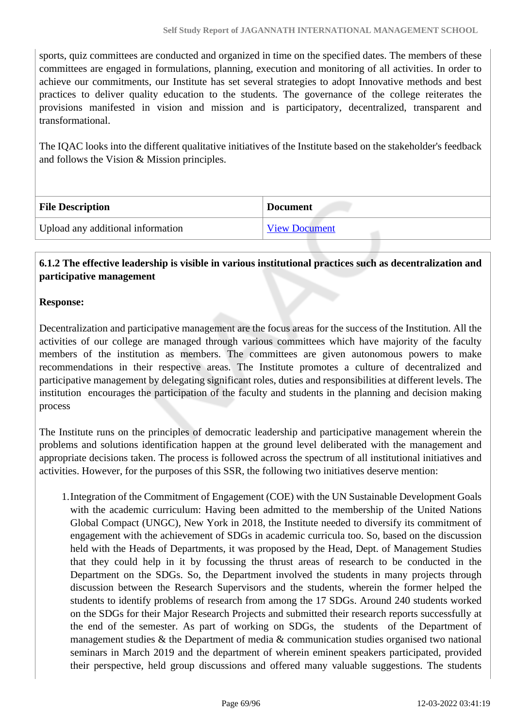sports, quiz committees are conducted and organized in time on the specified dates. The members of these committees are engaged in formulations, planning, execution and monitoring of all activities. In order to achieve our commitments, our Institute has set several strategies to adopt Innovative methods and best practices to deliver quality education to the students. The governance of the college reiterates the provisions manifested in vision and mission and is participatory, decentralized, transparent and transformational.

The IQAC looks into the different qualitative initiatives of the Institute based on the stakeholder's feedback and follows the Vision & Mission principles.

| File Description | Document |
|---|---|
| Upload any additional information | View Document |

**6.1.2 The effective leadership is visible in various institutional practices such as decentralization and participative management**

**Response:**

Decentralization and participative management are the focus areas for the success of the Institution. All the activities of our college are managed through various committees which have majority of the faculty members of the institution as members. The committees are given autonomous powers to make recommendations in their respective areas. The Institute promotes a culture of decentralized and participative management by delegating significant roles, duties and responsibilities at different levels. The institution encourages the participation of the faculty and students in the planning and decision making process

The Institute runs on the principles of democratic leadership and participative management wherein the problems and solutions identification happen at the ground level deliberated with the management and appropriate decisions taken. The process is followed across the spectrum of all institutional initiatives and activities. However, for the purposes of this SSR, the following two initiatives deserve mention:

1. Integration of the Commitment of Engagement (COE) with the UN Sustainable Development Goals with the academic curriculum: Having been admitted to the membership of the United Nations Global Compact (UNGC), New York in 2018, the Institute needed to diversify its commitment of engagement with the achievement of SDGs in academic curricula too. So, based on the discussion held with the Heads of Departments, it was proposed by the Head, Dept. of Management Studies that they could help in it by focussing the thrust areas of research to be conducted in the Department on the SDGs. So, the Department involved the students in many projects through discussion between the Research Supervisors and the students, wherein the former helped the students to identify problems of research from among the 17 SDGs. Around 240 students worked on the SDGs for their Major Research Projects and submitted their research reports successfully at the end of the semester. As part of working on SDGs, the students of the Department of management studies & the Department of media & communication studies organised two national seminars in March 2019 and the department of wherein eminent speakers participated, provided their perspective, held group discussions and offered many valuable suggestions. The students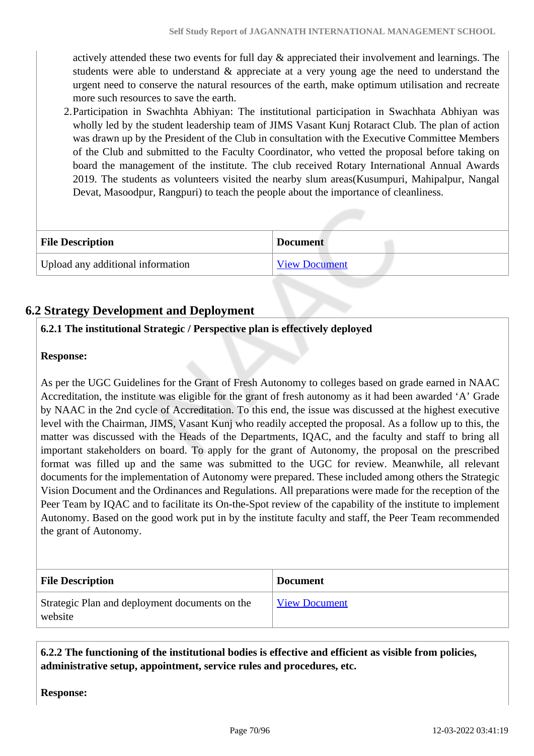actively attended these two events for full day & appreciated their involvement and learnings. The students were able to understand & appreciate at a very young age the need to understand the urgent need to conserve the natural resources of the earth, make optimum utilisation and recreate more such resources to save the earth.

2. Participation in Swachhta Abhiyan: The institutional participation in Swachhata Abhiyan was wholly led by the student leadership team of JIMS Vasant Kunj Rotaract Club. The plan of action was drawn up by the President of the Club in consultation with the Executive Committee Members of the Club and submitted to the Faculty Coordinator, who vetted the proposal before taking on board the management of the institute. The club received Rotary International Annual Awards 2019. The students as volunteers visited the nearby slum areas(Kusumpuri, Mahipalpur, Nangal Devat, Masoodpur, Rangpuri) to teach the people about the importance of cleanliness.

| File Description | Document |
|---|---|
| Upload any additional information | View Document |

## 6.2 Strategy Development and Deployment

**6.2.1 The institutional Strategic / Perspective plan is effectively deployed**

**Response:**

As per the UGC Guidelines for the Grant of Fresh Autonomy to colleges based on grade earned in NAAC Accreditation, the institute was eligible for the grant of fresh autonomy as it had been awarded 'A' Grade by NAAC in the 2nd cycle of Accreditation. To this end, the issue was discussed at the highest executive level with the Chairman, JIMS, Vasant Kunj who readily accepted the proposal. As a follow up to this, the matter was discussed with the Heads of the Departments, IQAC, and the faculty and staff to bring all important stakeholders on board. To apply for the grant of Autonomy, the proposal on the prescribed format was filled up and the same was submitted to the UGC for review. Meanwhile, all relevant documents for the implementation of Autonomy were prepared. These included among others the Strategic Vision Document and the Ordinances and Regulations. All preparations were made for the reception of the Peer Team by IQAC and to facilitate its On-the-Spot review of the capability of the institute to implement Autonomy. Based on the good work put in by the institute faculty and staff, the Peer Team recommended the grant of Autonomy.

| File Description | Document |
|---|---|
| Strategic Plan and deployment documents on the website | View Document |

**6.2.2 The functioning of the institutional bodies is effective and efficient as visible from policies, administrative setup, appointment, service rules and procedures, etc.**

**Response:**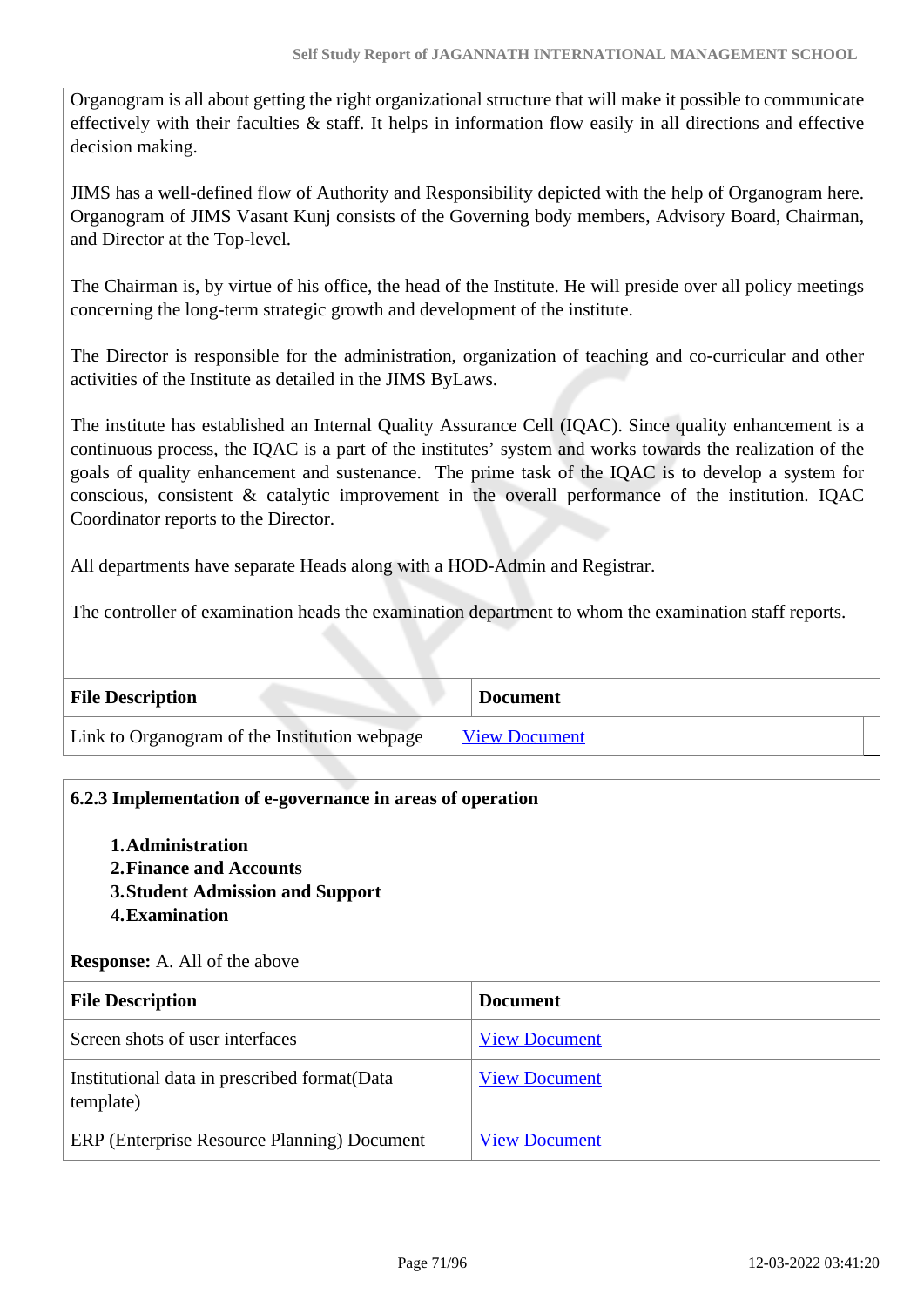Organogram is all about getting the right organizational structure that will make it possible to communicate effectively with their faculties & staff. It helps in information flow easily in all directions and effective decision making.

JIMS has a well-defined flow of Authority and Responsibility depicted with the help of Organogram here. Organogram of JIMS Vasant Kunj consists of the Governing body members, Advisory Board, Chairman, and Director at the Top-level.

The Chairman is, by virtue of his office, the head of the Institute. He will preside over all policy meetings concerning the long-term strategic growth and development of the institute.

The Director is responsible for the administration, organization of teaching and co-curricular and other activities of the Institute as detailed in the JIMS ByLaws.

The institute has established an Internal Quality Assurance Cell (IQAC). Since quality enhancement is a continuous process, the IQAC is a part of the institutes' system and works towards the realization of the goals of quality enhancement and sustenance. The prime task of the IQAC is to develop a system for conscious, consistent & catalytic improvement in the overall performance of the institution. IQAC Coordinator reports to the Director.

All departments have separate Heads along with a HOD-Admin and Registrar.

The controller of examination heads the examination department to whom the examination staff reports.

| File Description | Document |
|---|---|
| Link to Organogram of the Institution webpage | View Document |

**6.2.3 Implementation of e-governance in areas of operation**

1. **Administration**
2. **Finance and Accounts**
3. **Student Admission and Support**
4. **Examination**

**Response:** A. All of the above

| File Description | Document |
|---|---|
| Screen shots of user interfaces | View Document |
| Institutional data in prescribed format(Data template) | View Document |
| ERP (Enterprise Resource Planning) Document | View Document |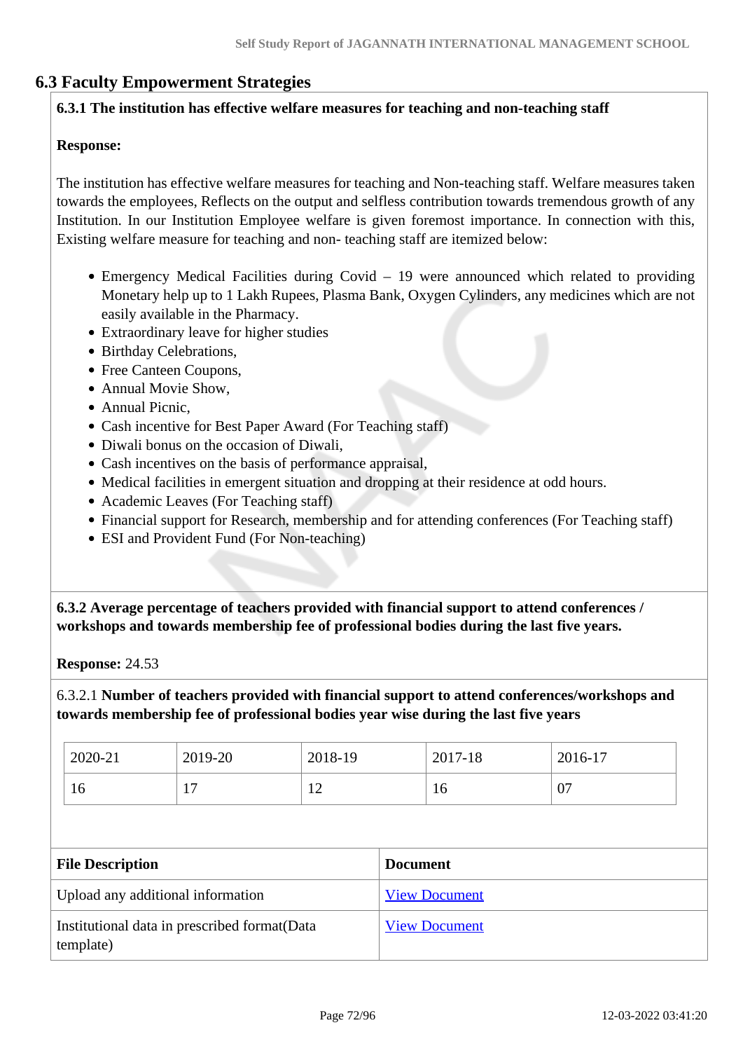## 6.3 Faculty Empowerment Strategies

**6.3.1 The institution has effective welfare measures for teaching and non-teaching staff**

**Response:**

The institution has effective welfare measures for teaching and Non-teaching staff. Welfare measures taken towards the employees, Reflects on the output and selfless contribution towards tremendous growth of any Institution. In our Institution Employee welfare is given foremost importance. In connection with this, Existing welfare measure for teaching and non- teaching staff are itemized below:

- Emergency Medical Facilities during Covid – 19 were announced which related to providing Monetary help up to 1 Lakh Rupees, Plasma Bank, Oxygen Cylinders, any medicines which are not easily available in the Pharmacy.
- Extraordinary leave for higher studies
- Birthday Celebrations,
- Free Canteen Coupons,
- Annual Movie Show,
- Annual Picnic,
- Cash incentive for Best Paper Award (For Teaching staff)
- Diwali bonus on the occasion of Diwali,
- Cash incentives on the basis of performance appraisal,
- Medical facilities in emergent situation and dropping at their residence at odd hours.
- Academic Leaves (For Teaching staff)
- Financial support for Research, membership and for attending conferences (For Teaching staff)
- ESI and Provident Fund (For Non-teaching)

**6.3.2 Average percentage of teachers provided with financial support to attend conferences / workshops and towards membership fee of professional bodies during the last five years.**

**Response:** 24.53

6.3.2.1 **Number of teachers provided with financial support to attend conferences/workshops and towards membership fee of professional bodies year wise during the last five years**

| 2020-21 | 2019-20 | 2018-19 | 2017-18 | 2016-17 |
|---|---|---|---|---|
| 16 | 17 | 12 | 16 | 07 |

| File Description | Document |
|---|---|
| Upload any additional information | View Document |
| Institutional data in prescribed format(Data template) | View Document |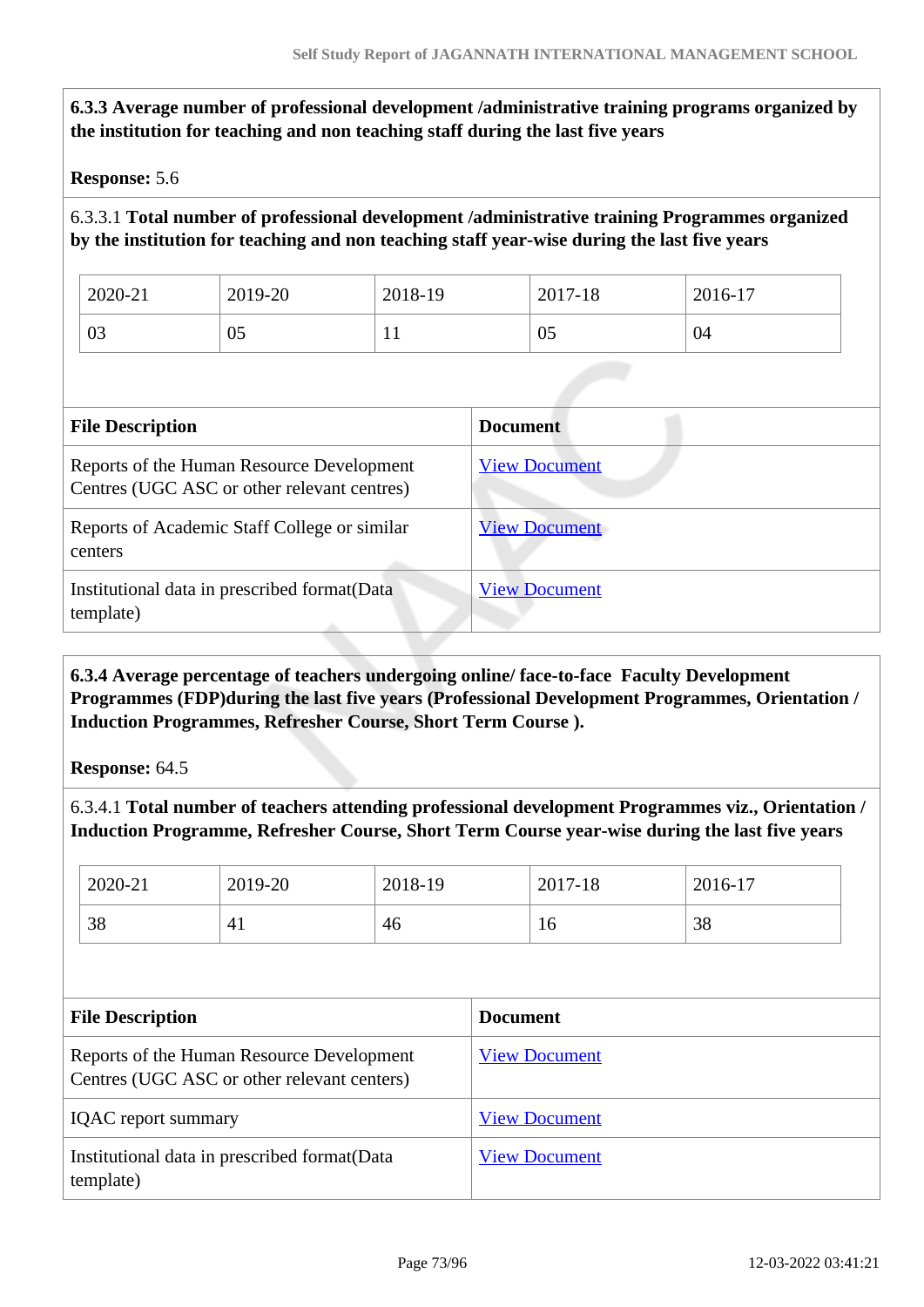**6.3.3 Average number of professional development /administrative training programs organized by the institution for teaching and non teaching staff during the last five years**

**Response:** 5.6

6.3.3.1 **Total number of professional development /administrative training Programmes organized by the institution for teaching and non teaching staff year-wise during the last five years**

| 2020-21 | 2019-20 | 2018-19 | 2017-18 | 2016-17 |
|---|---|---|---|---|
| 03 | 05 | 11 | 05 | 04 |

| File Description | Document |
|---|---|
| Reports of the Human Resource Development Centres (UGC ASC or other relevant centres) | View Document |
| Reports of Academic Staff College or similar centers | View Document |
| Institutional data in prescribed format(Data template) | View Document |

**6.3.4 Average percentage of teachers undergoing online/ face-to-face Faculty Development Programmes (FDP)during the last five years (Professional Development Programmes, Orientation / Induction Programmes, Refresher Course, Short Term Course ).**

**Response:** 64.5

6.3.4.1 **Total number of teachers attending professional development Programmes viz., Orientation / Induction Programme, Refresher Course, Short Term Course year-wise during the last five years**

| 2020-21 | 2019-20 | 2018-19 | 2017-18 | 2016-17 |
|---|---|---|---|---|
| 38 | 41 | 46 | 16 | 38 |

| File Description | Document |
|---|---|
| Reports of the Human Resource Development Centres (UGC ASC or other relevant centers) | View Document |
| IQAC report summary | View Document |
| Institutional data in prescribed format(Data template) | View Document |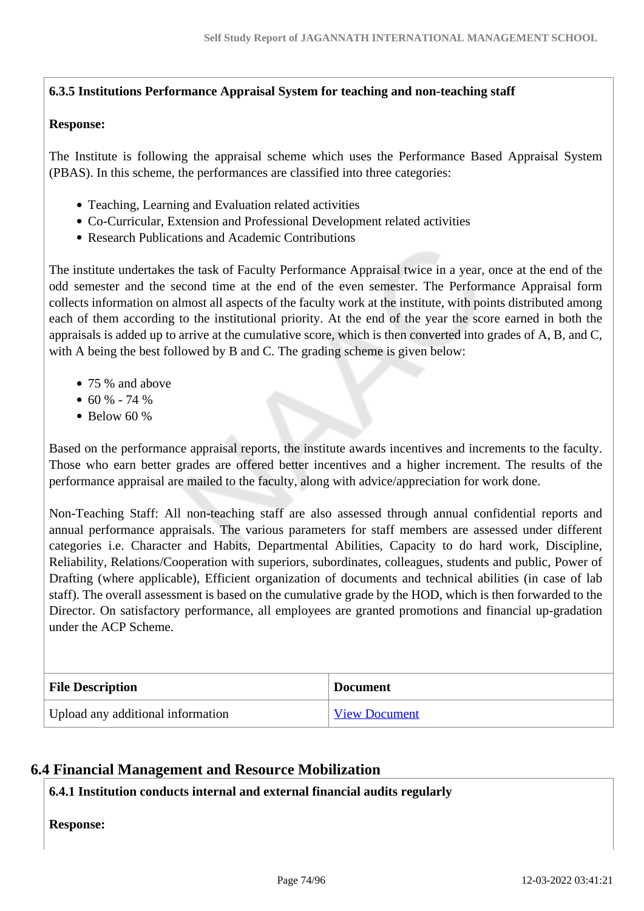**6.3.5 Institutions Performance Appraisal System for teaching and non-teaching staff**

**Response:**

The Institute is following the appraisal scheme which uses the Performance Based Appraisal System (PBAS). In this scheme, the performances are classified into three categories:

- Teaching, Learning and Evaluation related activities
- Co-Curricular, Extension and Professional Development related activities
- Research Publications and Academic Contributions

The institute undertakes the task of Faculty Performance Appraisal twice in a year, once at the end of the odd semester and the second time at the end of the even semester. The Performance Appraisal form collects information on almost all aspects of the faculty work at the institute, with points distributed among each of them according to the institutional priority. At the end of the year the score earned in both the appraisals is added up to arrive at the cumulative score, which is then converted into grades of A, B, and C, with A being the best followed by B and C. The grading scheme is given below:

- 75 % and above
- 60 % - 74 %
- Below 60 %

Based on the performance appraisal reports, the institute awards incentives and increments to the faculty. Those who earn better grades are offered better incentives and a higher increment. The results of the performance appraisal are mailed to the faculty, along with advice/appreciation for work done.

Non-Teaching Staff: All non-teaching staff are also assessed through annual confidential reports and annual performance appraisals. The various parameters for staff members are assessed under different categories i.e. Character and Habits, Departmental Abilities, Capacity to do hard work, Discipline, Reliability, Relations/Cooperation with superiors, subordinates, colleagues, students and public, Power of Drafting (where applicable), Efficient organization of documents and technical abilities (in case of lab staff). The overall assessment is based on the cumulative grade by the HOD, which is then forwarded to the Director. On satisfactory performance, all employees are granted promotions and financial up-gradation under the ACP Scheme.

| File Description | Document |
| --- | --- |
| Upload any additional information | View Document |

## 6.4 Financial Management and Resource Mobilization

**6.4.1 Institution conducts internal and external financial audits regularly**

**Response:**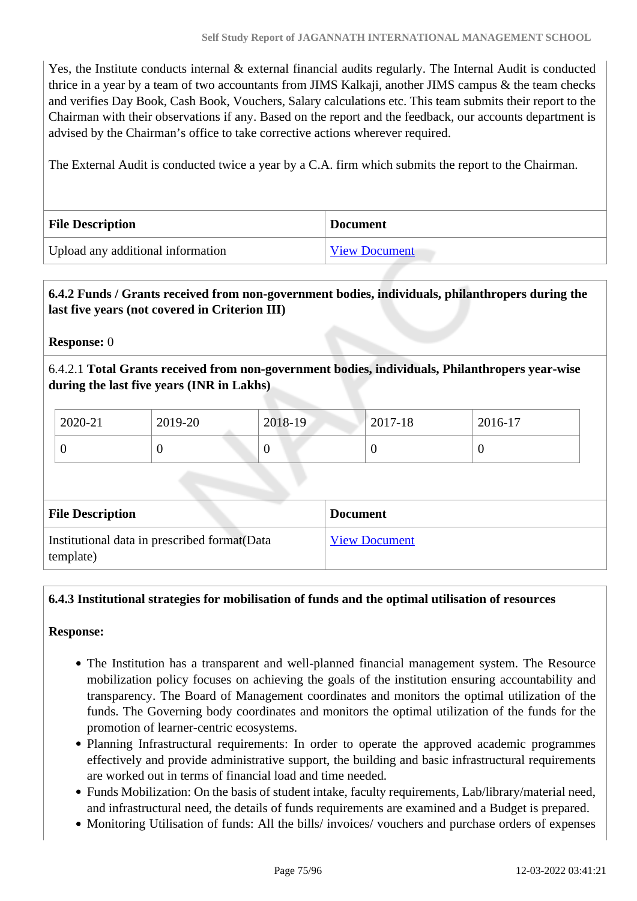Yes, the Institute conducts internal & external financial audits regularly. The Internal Audit is conducted thrice in a year by a team of two accountants from JIMS Kalkaji, another JIMS campus & the team checks and verifies Day Book, Cash Book, Vouchers, Salary calculations etc. This team submits their report to the Chairman with their observations if any. Based on the report and the feedback, our accounts department is advised by the Chairman's office to take corrective actions wherever required.

The External Audit is conducted twice a year by a C.A. firm which submits the report to the Chairman.

| File Description | Document |
| --- | --- |
| Upload any additional information | View Document |

**6.4.2 Funds / Grants received from non-government bodies, individuals, philanthropers during the last five years (not covered in Criterion III)**

**Response:** 0

6.4.2.1 **Total Grants received from non-government bodies, individuals, Philanthropers year-wise during the last five years (INR in Lakhs)**

| 2020-21 | 2019-20 | 2018-19 | 2017-18 | 2016-17 |
| --- | --- | --- | --- | --- |
| 0 | 0 | 0 | 0 | 0 |

| File Description | Document |
| --- | --- |
| Institutional data in prescribed format(Data template) | View Document |

**6.4.3 Institutional strategies for mobilisation of funds and the optimal utilisation of resources**

**Response:**

- The Institution has a transparent and well-planned financial management system. The Resource mobilization policy focuses on achieving the goals of the institution ensuring accountability and transparency. The Board of Management coordinates and monitors the optimal utilization of the funds. The Governing body coordinates and monitors the optimal utilization of the funds for the promotion of learner-centric ecosystems.
- Planning Infrastructural requirements: In order to operate the approved academic programmes effectively and provide administrative support, the building and basic infrastructural requirements are worked out in terms of financial load and time needed.
- Funds Mobilization: On the basis of student intake, faculty requirements, Lab/library/material need, and infrastructural need, the details of funds requirements are examined and a Budget is prepared.
- Monitoring Utilisation of funds: All the bills/ invoices/ vouchers and purchase orders of expenses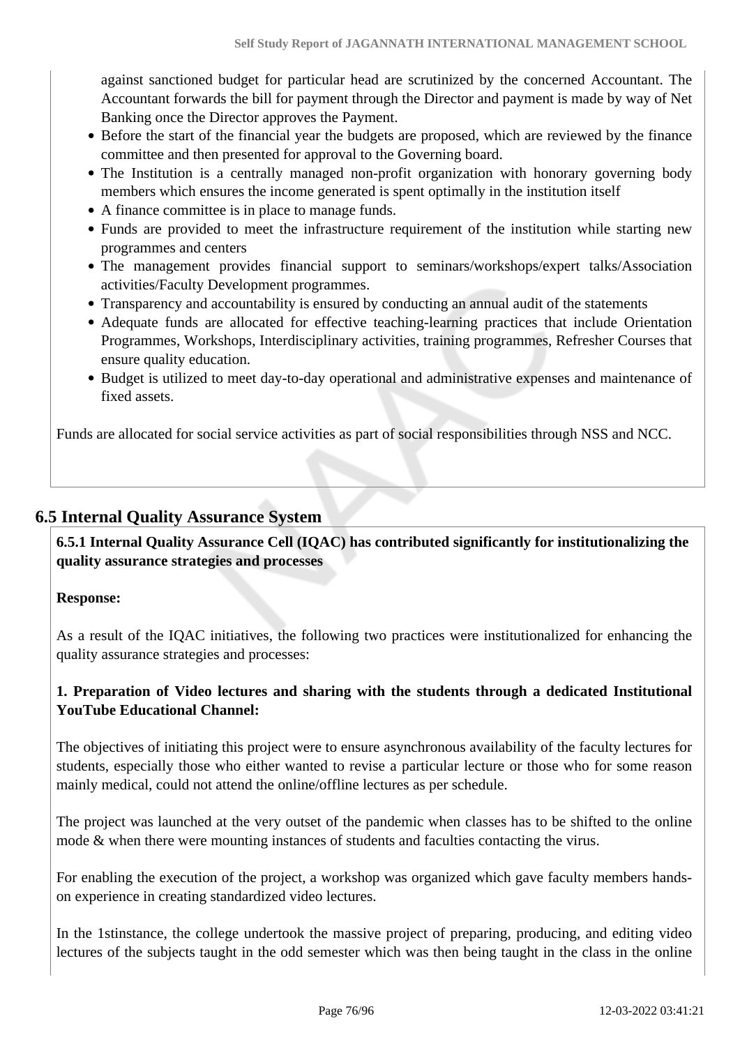against sanctioned budget for particular head are scrutinized by the concerned Accountant. The Accountant forwards the bill for payment through the Director and payment is made by way of Net Banking once the Director approves the Payment.

- Before the start of the financial year the budgets are proposed, which are reviewed by the finance committee and then presented for approval to the Governing board.
- The Institution is a centrally managed non-profit organization with honorary governing body members which ensures the income generated is spent optimally in the institution itself
- A finance committee is in place to manage funds.
- Funds are provided to meet the infrastructure requirement of the institution while starting new programmes and centers
- The management provides financial support to seminars/workshops/expert talks/Association activities/Faculty Development programmes.
- Transparency and accountability is ensured by conducting an annual audit of the statements
- Adequate funds are allocated for effective teaching-learning practices that include Orientation Programmes, Workshops, Interdisciplinary activities, training programmes, Refresher Courses that ensure quality education.
- Budget is utilized to meet day-to-day operational and administrative expenses and maintenance of fixed assets.

Funds are allocated for social service activities as part of social responsibilities through NSS and NCC.

## 6.5 Internal Quality Assurance System

**6.5.1 Internal Quality Assurance Cell (IQAC) has contributed significantly for institutionalizing the quality assurance strategies and processes**

**Response:**

As a result of the IQAC initiatives, the following two practices were institutionalized for enhancing the quality assurance strategies and processes:

**1. Preparation of Video lectures and sharing with the students through a dedicated Institutional YouTube Educational Channel:**

The objectives of initiating this project were to ensure asynchronous availability of the faculty lectures for students, especially those who either wanted to revise a particular lecture or those who for some reason mainly medical, could not attend the online/offline lectures as per schedule.

The project was launched at the very outset of the pandemic when classes has to be shifted to the online mode & when there were mounting instances of students and faculties contacting the virus.

For enabling the execution of the project, a workshop was organized which gave faculty members hands-on experience in creating standardized video lectures.

In the 1stinstance, the college undertook the massive project of preparing, producing, and editing video lectures of the subjects taught in the odd semester which was then being taught in the class in the online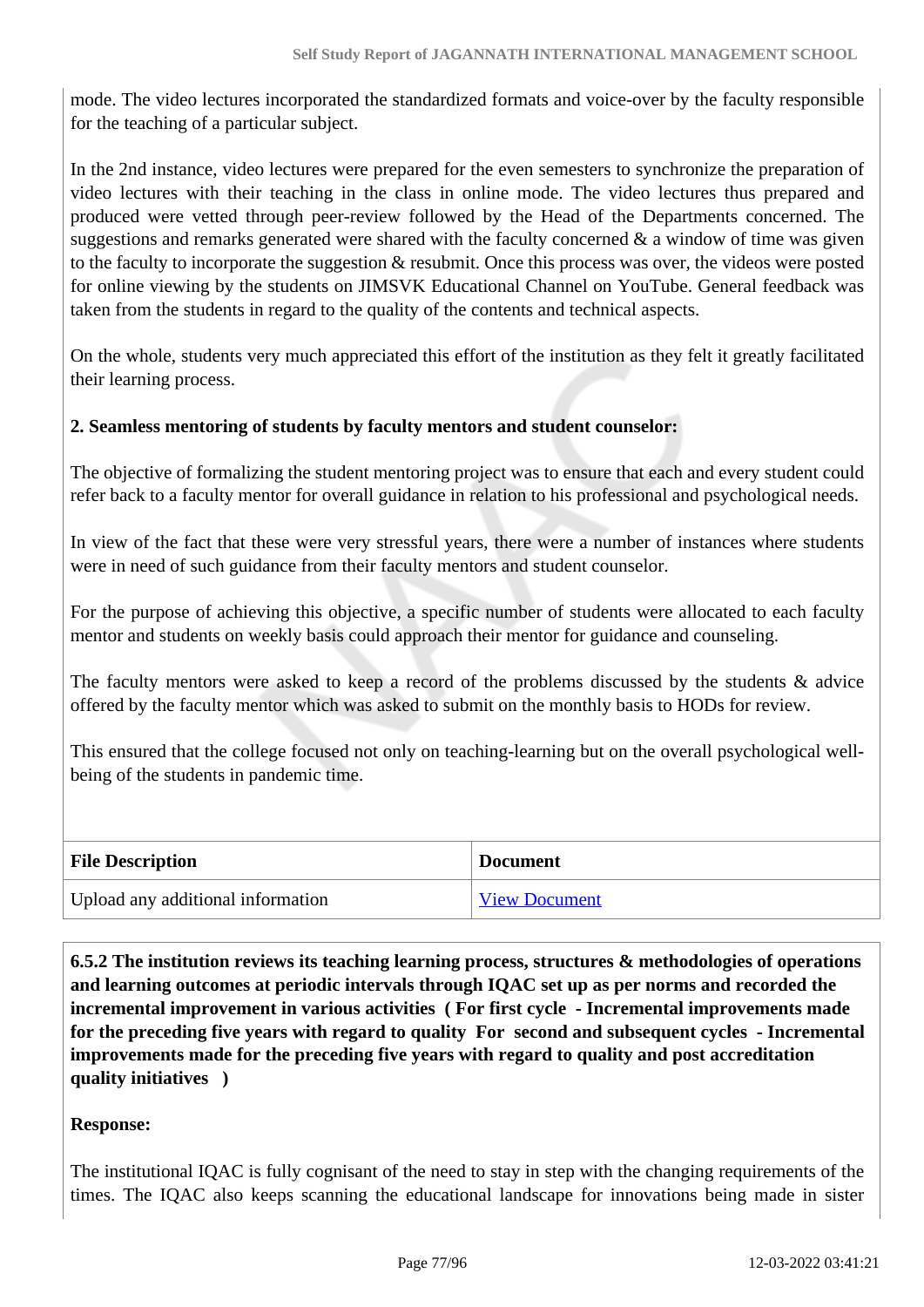mode. The video lectures incorporated the standardized formats and voice-over by the faculty responsible for the teaching of a particular subject.

In the 2nd instance, video lectures were prepared for the even semesters to synchronize the preparation of video lectures with their teaching in the class in online mode. The video lectures thus prepared and produced were vetted through peer-review followed by the Head of the Departments concerned. The suggestions and remarks generated were shared with the faculty concerned & a window of time was given to the faculty to incorporate the suggestion & resubmit. Once this process was over, the videos were posted for online viewing by the students on JIMSVK Educational Channel on YouTube. General feedback was taken from the students in regard to the quality of the contents and technical aspects.

On the whole, students very much appreciated this effort of the institution as they felt it greatly facilitated their learning process.

**2. Seamless mentoring of students by faculty mentors and student counselor:**

The objective of formalizing the student mentoring project was to ensure that each and every student could refer back to a faculty mentor for overall guidance in relation to his professional and psychological needs.

In view of the fact that these were very stressful years, there were a number of instances where students were in need of such guidance from their faculty mentors and student counselor.

For the purpose of achieving this objective, a specific number of students were allocated to each faculty mentor and students on weekly basis could approach their mentor for guidance and counseling.

The faculty mentors were asked to keep a record of the problems discussed by the students & advice offered by the faculty mentor which was asked to submit on the monthly basis to HODs for review.

This ensured that the college focused not only on teaching-learning but on the overall psychological well-being of the students in pandemic time.

| File Description | Document |
|---|---|
| Upload any additional information | View Document |

**6.5.2 The institution reviews its teaching learning process, structures & methodologies of operations and learning outcomes at periodic intervals through IQAC set up as per norms and recorded the incremental improvement in various activities ( For first cycle - Incremental improvements made for the preceding five years with regard to quality For second and subsequent cycles - Incremental improvements made for the preceding five years with regard to quality and post accreditation quality initiatives )**

**Response:**

The institutional IQAC is fully cognisant of the need to stay in step with the changing requirements of the times. The IQAC also keeps scanning the educational landscape for innovations being made in sister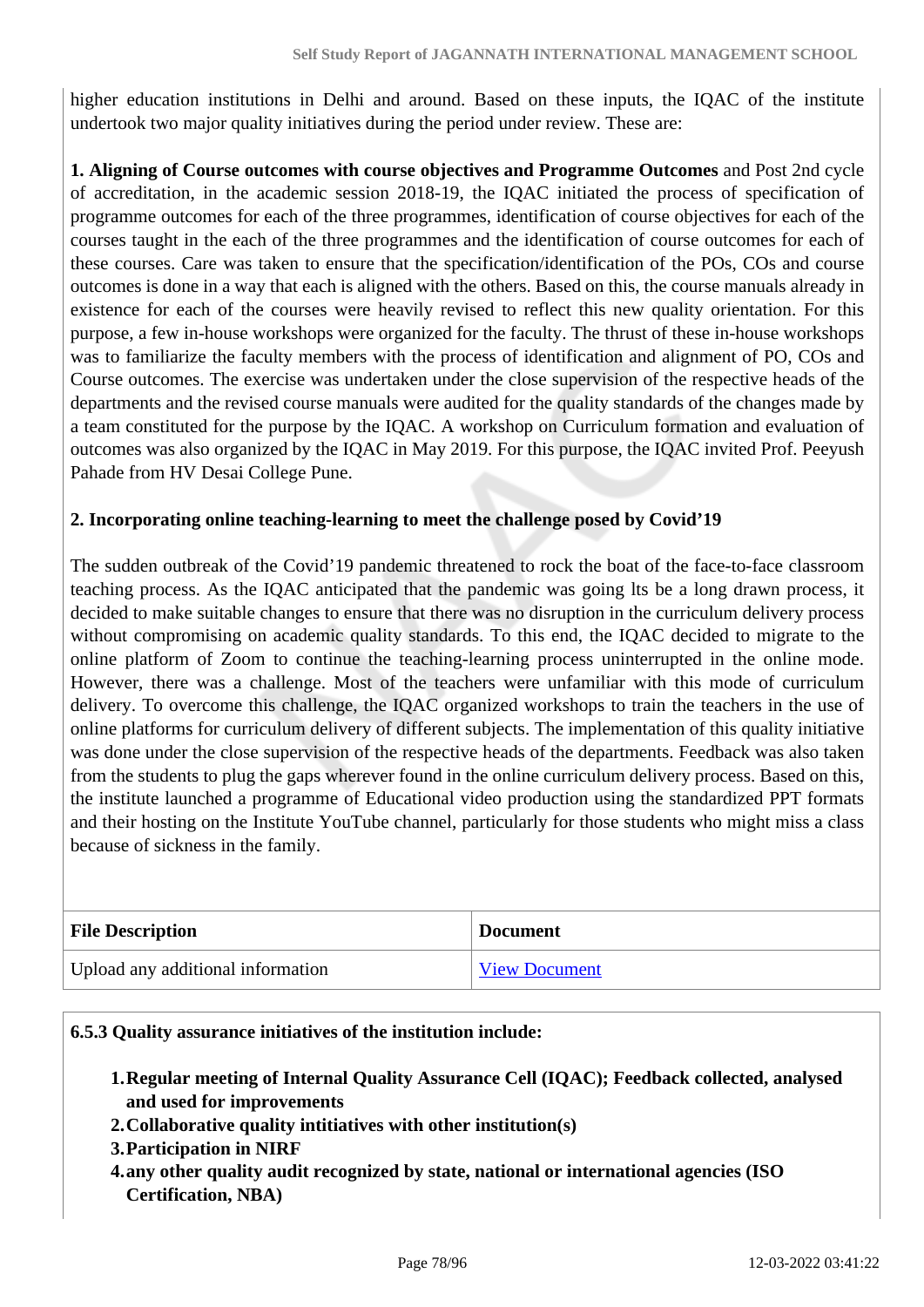higher education institutions in Delhi and around. Based on these inputs, the IQAC of the institute undertook two major quality initiatives during the period under review. These are:

**1. Aligning of Course outcomes with course objectives and Programme Outcomes** and Post 2nd cycle of accreditation, in the academic session 2018-19, the IQAC initiated the process of specification of programme outcomes for each of the three programmes, identification of course objectives for each of the courses taught in the each of the three programmes and the identification of course outcomes for each of these courses. Care was taken to ensure that the specification/identification of the POs, COs and course outcomes is done in a way that each is aligned with the others. Based on this, the course manuals already in existence for each of the courses were heavily revised to reflect this new quality orientation. For this purpose, a few in-house workshops were organized for the faculty. The thrust of these in-house workshops was to familiarize the faculty members with the process of identification and alignment of PO, COs and Course outcomes. The exercise was undertaken under the close supervision of the respective heads of the departments and the revised course manuals were audited for the quality standards of the changes made by a team constituted for the purpose by the IQAC. A workshop on Curriculum formation and evaluation of outcomes was also organized by the IQAC in May 2019. For this purpose, the IQAC invited Prof. Peeyush Pahade from HV Desai College Pune.

**2. Incorporating online teaching-learning to meet the challenge posed by Covid'19**

The sudden outbreak of the Covid'19 pandemic threatened to rock the boat of the face-to-face classroom teaching process. As the IQAC anticipated that the pandemic was going lts be a long drawn process, it decided to make suitable changes to ensure that there was no disruption in the curriculum delivery process without compromising on academic quality standards. To this end, the IQAC decided to migrate to the online platform of Zoom to continue the teaching-learning process uninterrupted in the online mode. However, there was a challenge. Most of the teachers were unfamiliar with this mode of curriculum delivery. To overcome this challenge, the IQAC organized workshops to train the teachers in the use of online platforms for curriculum delivery of different subjects. The implementation of this quality initiative was done under the close supervision of the respective heads of the departments. Feedback was also taken from the students to plug the gaps wherever found in the online curriculum delivery process. Based on this, the institute launched a programme of Educational video production using the standardized PPT formats and their hosting on the Institute YouTube channel, particularly for those students who might miss a class because of sickness in the family.

| File Description | Document |
|---|---|
| Upload any additional information | View Document |

**6.5.3 Quality assurance initiatives of the institution include:**

1. **Regular meeting of Internal Quality Assurance Cell (IQAC); Feedback collected, analysed and used for improvements**
2. **Collaborative quality intitiatives with other institution(s)**
3. **Participation in NIRF**
4. **any other quality audit recognized by state, national or international agencies (ISO Certification, NBA)**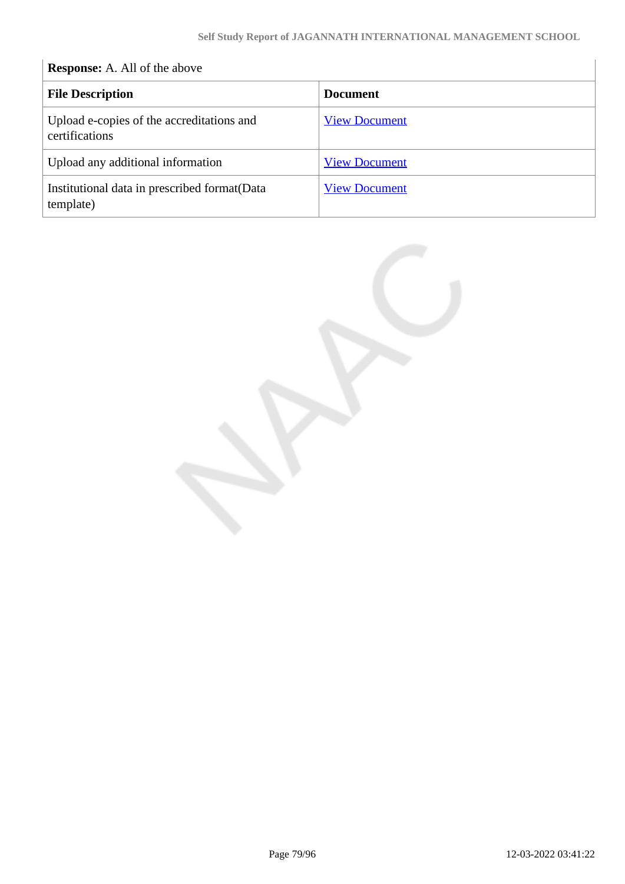**Response:** A. All of the above

| File Description | Document |
|---|---|
| Upload e-copies of the accreditations and certifications | View Document |
| Upload any additional information | View Document |
| Institutional data in prescribed format(Data template) | View Document |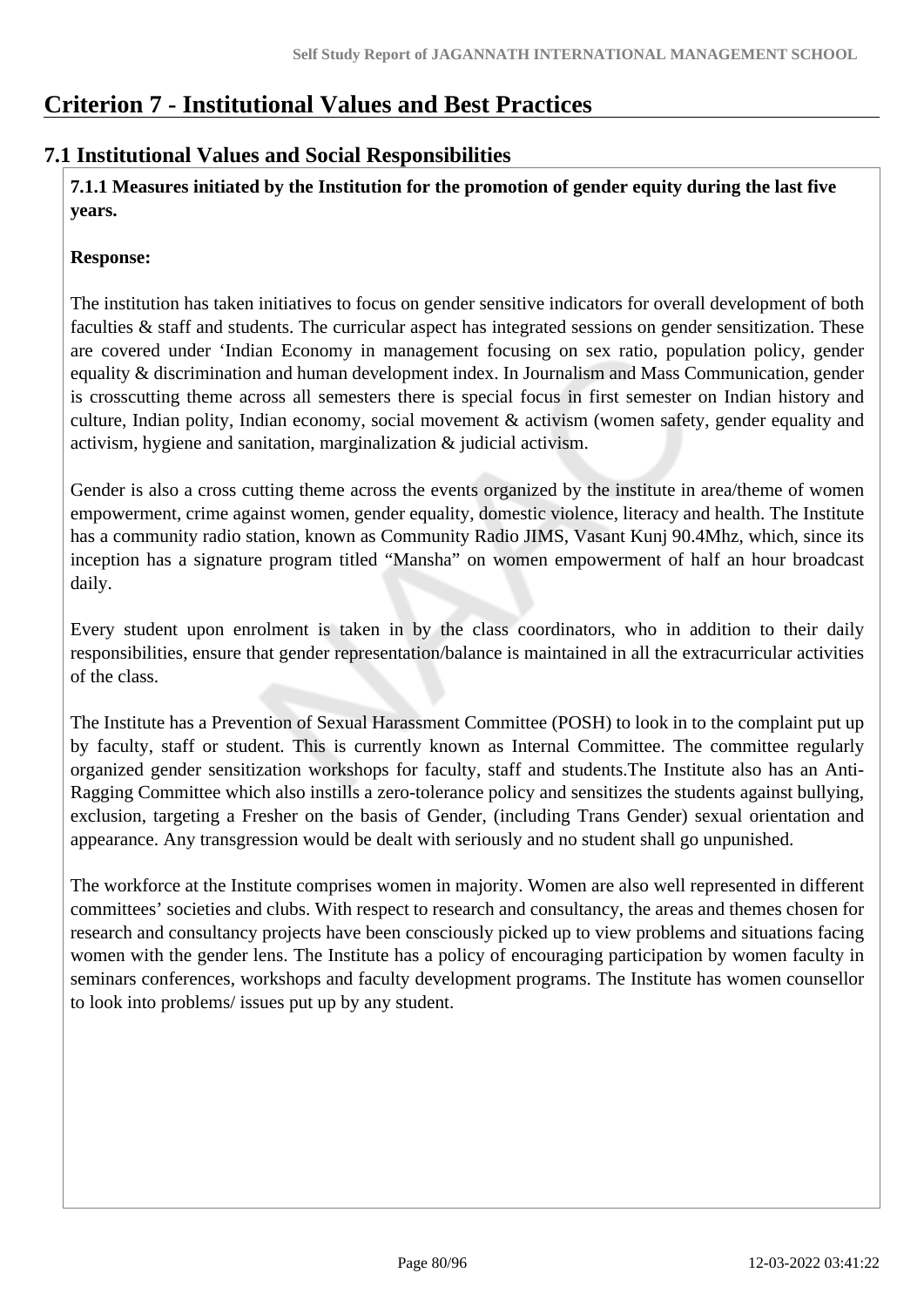# Criterion 7 - Institutional Values and Best Practices

## 7.1 Institutional Values and Social Responsibilities

**7.1.1 Measures initiated by the Institution for the promotion of gender equity during the last five years.**

**Response:**

The institution has taken initiatives to focus on gender sensitive indicators for overall development of both faculties & staff and students. The curricular aspect has integrated sessions on gender sensitization. These are covered under ‘Indian Economy in management focusing on sex ratio, population policy, gender equality & discrimination and human development index. In Journalism and Mass Communication, gender is crosscutting theme across all semesters there is special focus in first semester on Indian history and culture, Indian polity, Indian economy, social movement & activism (women safety, gender equality and activism, hygiene and sanitation, marginalization & judicial activism.

Gender is also a cross cutting theme across the events organized by the institute in area/theme of women empowerment, crime against women, gender equality, domestic violence, literacy and health. The Institute has a community radio station, known as Community Radio JIMS, Vasant Kunj 90.4Mhz, which, since its inception has a signature program titled “Mansha” on women empowerment of half an hour broadcast daily.

Every student upon enrolment is taken in by the class coordinators, who in addition to their daily responsibilities, ensure that gender representation/balance is maintained in all the extracurricular activities of the class.

The Institute has a Prevention of Sexual Harassment Committee (POSH) to look in to the complaint put up by faculty, staff or student. This is currently known as Internal Committee. The committee regularly organized gender sensitization workshops for faculty, staff and students.The Institute also has an Anti-Ragging Committee which also instills a zero-tolerance policy and sensitizes the students against bullying, exclusion, targeting a Fresher on the basis of Gender, (including Trans Gender) sexual orientation and appearance. Any transgression would be dealt with seriously and no student shall go unpunished.

The workforce at the Institute comprises women in majority. Women are also well represented in different committees’ societies and clubs. With respect to research and consultancy, the areas and themes chosen for research and consultancy projects have been consciously picked up to view problems and situations facing women with the gender lens. The Institute has a policy of encouraging participation by women faculty in seminars conferences, workshops and faculty development programs. The Institute has women counsellor to look into problems/ issues put up by any student.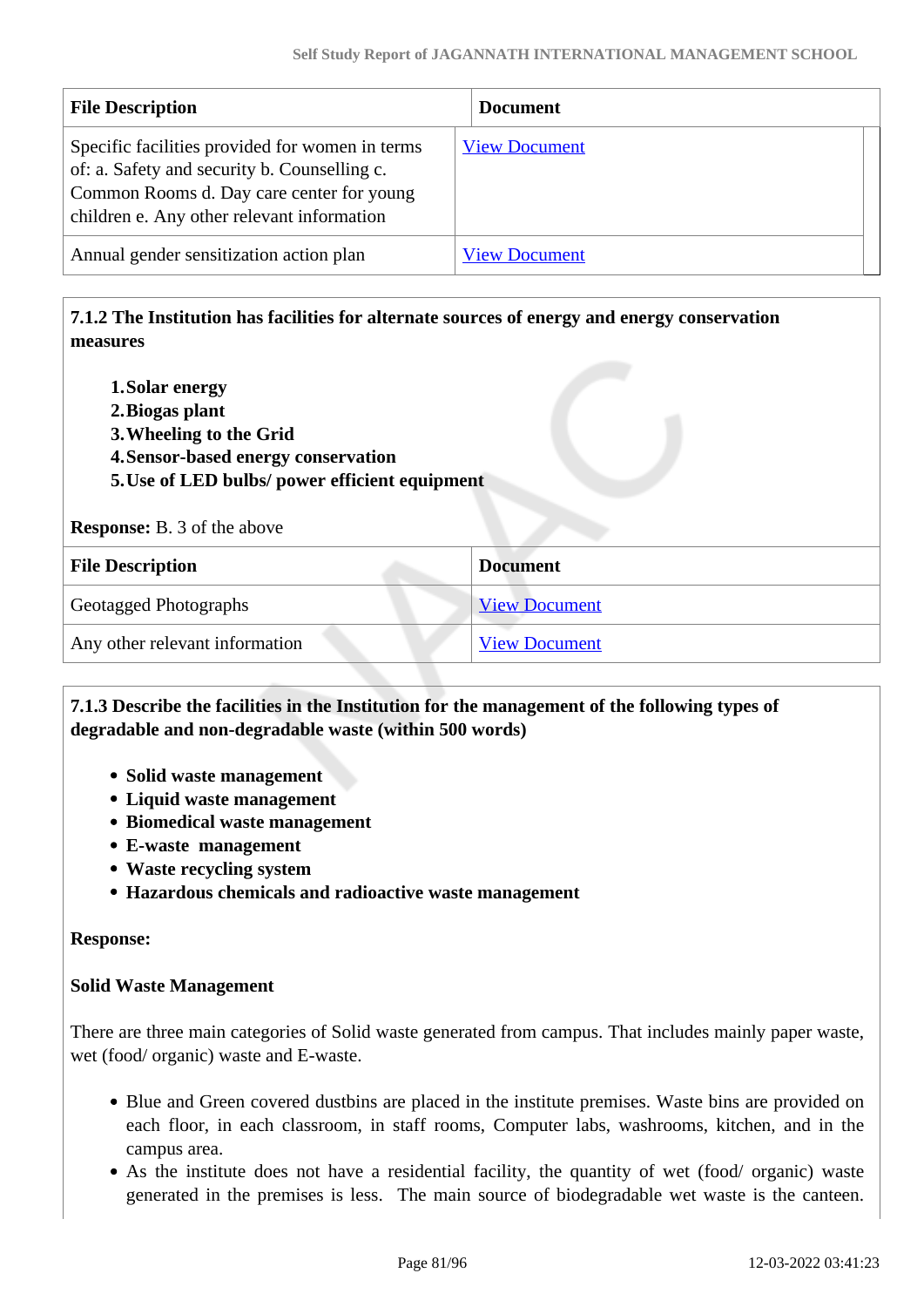| File Description | Document |
|---|---|
| Specific facilities provided for women in terms of: a. Safety and security b. Counselling c. Common Rooms d. Day care center for young children e. Any other relevant information | View Document |
| Annual gender sensitization action plan | View Document |

**7.1.2 The Institution has facilities for alternate sources of energy and energy conservation measures**

1. **Solar energy**
2. **Biogas plant**
3. **Wheeling to the Grid**
4. **Sensor-based energy conservation**
5. **Use of LED bulbs/ power efficient equipment**

**Response:** B. 3 of the above

| File Description | Document |
|---|---|
| Geotagged Photographs | View Document |
| Any other relevant information | View Document |

**7.1.3 Describe the facilities in the Institution for the management of the following types of degradable and non-degradable waste (within 500 words)**

- **Solid waste management**
- **Liquid waste management**
- **Biomedical waste management**
- **E-waste management**
- **Waste recycling system**
- **Hazardous chemicals and radioactive waste management**

**Response:**

**Solid Waste Management**

There are three main categories of Solid waste generated from campus. That includes mainly paper waste, wet (food/ organic) waste and E-waste.

- Blue and Green covered dustbins are placed in the institute premises. Waste bins are provided on each floor, in each classroom, in staff rooms, Computer labs, washrooms, kitchen, and in the campus area.
- As the institute does not have a residential facility, the quantity of wet (food/ organic) waste generated in the premises is less. The main source of biodegradable wet waste is the canteen.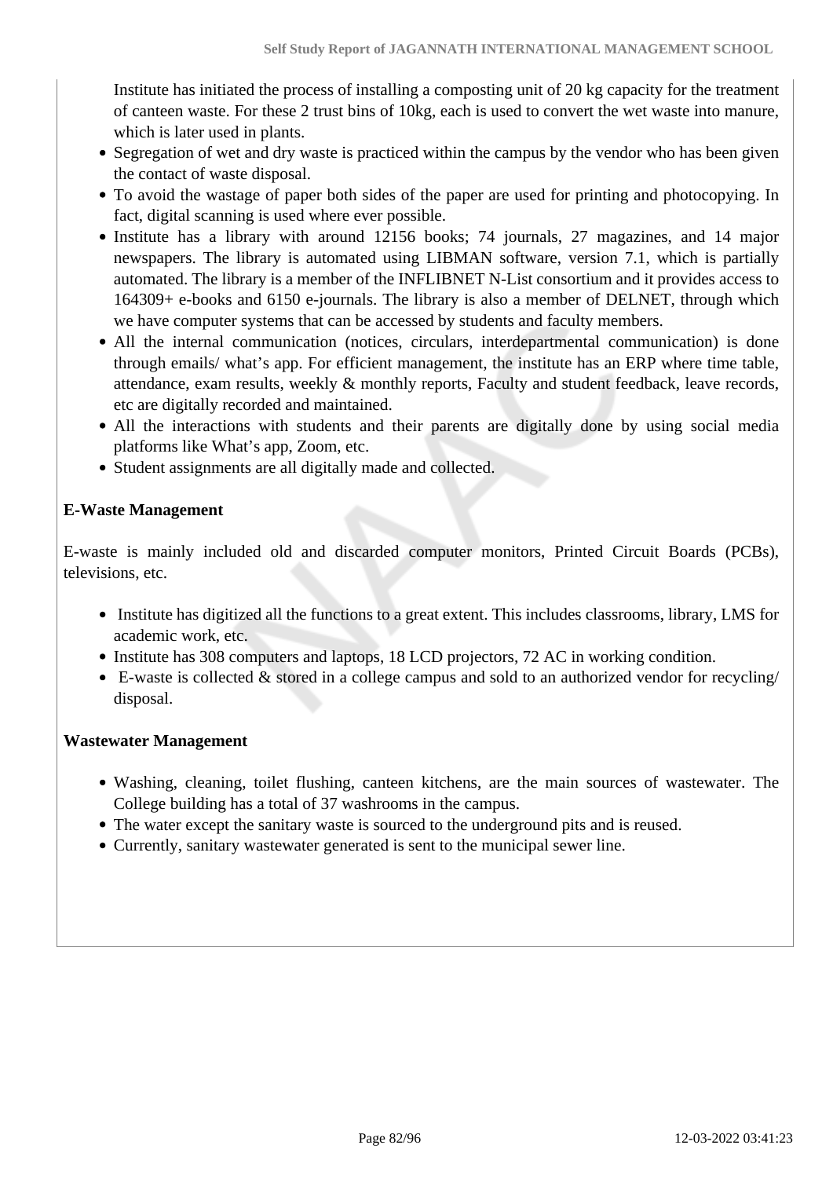Institute has initiated the process of installing a composting unit of 20 kg capacity for the treatment of canteen waste. For these 2 trust bins of 10kg, each is used to convert the wet waste into manure, which is later used in plants.

- Segregation of wet and dry waste is practiced within the campus by the vendor who has been given the contact of waste disposal.
- To avoid the wastage of paper both sides of the paper are used for printing and photocopying. In fact, digital scanning is used where ever possible.
- Institute has a library with around 12156 books; 74 journals, 27 magazines, and 14 major newspapers. The library is automated using LIBMAN software, version 7.1, which is partially automated. The library is a member of the INFLIBNET N-List consortium and it provides access to 164309+ e-books and 6150 e-journals. The library is also a member of DELNET, through which we have computer systems that can be accessed by students and faculty members.
- All the internal communication (notices, circulars, interdepartmental communication) is done through emails/ what's app. For efficient management, the institute has an ERP where time table, attendance, exam results, weekly & monthly reports, Faculty and student feedback, leave records, etc are digitally recorded and maintained.
- All the interactions with students and their parents are digitally done by using social media platforms like What's app, Zoom, etc.
- Student assignments are all digitally made and collected.

**E-Waste Management**

E-waste is mainly included old and discarded computer monitors, Printed Circuit Boards (PCBs), televisions, etc.

- Institute has digitized all the functions to a great extent. This includes classrooms, library, LMS for academic work, etc.
- Institute has 308 computers and laptops, 18 LCD projectors, 72 AC in working condition.
- E-waste is collected & stored in a college campus and sold to an authorized vendor for recycling/ disposal.

**Wastewater Management**

- Washing, cleaning, toilet flushing, canteen kitchens, are the main sources of wastewater. The College building has a total of 37 washrooms in the campus.
- The water except the sanitary waste is sourced to the underground pits and is reused.
- Currently, sanitary wastewater generated is sent to the municipal sewer line.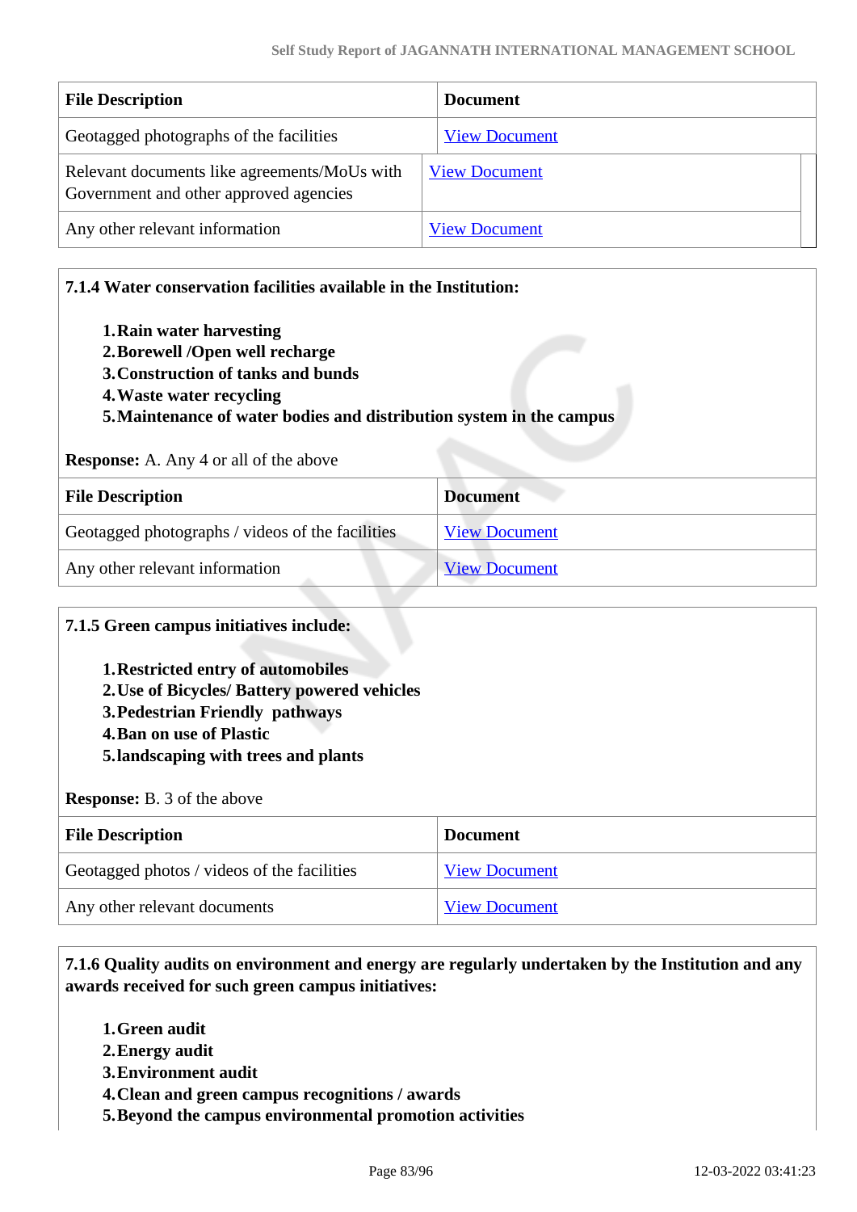| File Description | Document |
|---|---|
| Geotagged photographs of the facilities | View Document |
| Relevant documents like agreements/MoUs with Government and other approved agencies | View Document |
| Any other relevant information | View Document |

**7.1.4 Water conservation facilities available in the Institution:**

1. **Rain water harvesting**
2. **Borewell /Open well recharge**
3. **Construction of tanks and bunds**
4. **Waste water recycling**
5. **Maintenance of water bodies and distribution system in the campus**

**Response:** A. Any 4 or all of the above

| File Description | Document |
|---|---|
| Geotagged photographs / videos of the facilities | View Document |
| Any other relevant information | View Document |

**7.1.5 Green campus initiatives include:**

1. **Restricted entry of automobiles**
2. **Use of Bicycles/ Battery powered vehicles**
3. **Pedestrian Friendly pathways**
4. **Ban on use of Plastic**
5. **landscaping with trees and plants**

**Response:** B. 3 of the above

| File Description | Document |
|---|---|
| Geotagged photos / videos of the facilities | View Document |
| Any other relevant documents | View Document |

**7.1.6 Quality audits on environment and energy are regularly undertaken by the Institution and any awards received for such green campus initiatives:**

1. **Green audit**
2. **Energy audit**
3. **Environment audit**
4. **Clean and green campus recognitions / awards**
5. **Beyond the campus environmental promotion activities**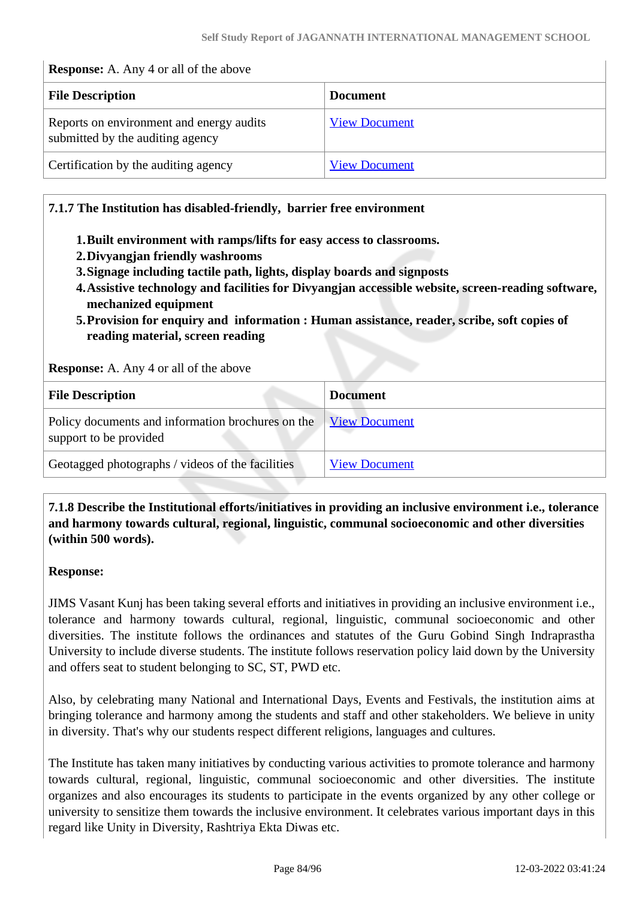**Response:** A. Any 4 or all of the above

| File Description | Document |
|---|---|
| Reports on environment and energy audits submitted by the auditing agency | View Document |
| Certification by the auditing agency | View Document |

**7.1.7 The Institution has disabled-friendly, barrier free environment**

1. **Built environment with ramps/lifts for easy access to classrooms.**
2. **Divyangjan friendly washrooms**
3. **Signage including tactile path, lights, display boards and signposts**
4. **Assistive technology and facilities for Divyangjan accessible website, screen-reading software, mechanized equipment**
5. **Provision for enquiry and information : Human assistance, reader, scribe, soft copies of reading material, screen reading**

**Response:** A. Any 4 or all of the above

| File Description | Document |
|---|---|
| Policy documents and information brochures on the support to be provided | View Document |
| Geotagged photographs / videos of the facilities | View Document |

**7.1.8 Describe the Institutional efforts/initiatives in providing an inclusive environment i.e., tolerance and harmony towards cultural, regional, linguistic, communal socioeconomic and other diversities (within 500 words).**

**Response:**

JIMS Vasant Kunj has been taking several efforts and initiatives in providing an inclusive environment i.e., tolerance and harmony towards cultural, regional, linguistic, communal socioeconomic and other diversities. The institute follows the ordinances and statutes of the Guru Gobind Singh Indraprastha University to include diverse students. The institute follows reservation policy laid down by the University and offers seat to student belonging to SC, ST, PWD etc.

Also, by celebrating many National and International Days, Events and Festivals, the institution aims at bringing tolerance and harmony among the students and staff and other stakeholders. We believe in unity in diversity. That's why our students respect different religions, languages and cultures.

The Institute has taken many initiatives by conducting various activities to promote tolerance and harmony towards cultural, regional, linguistic, communal socioeconomic and other diversities. The institute organizes and also encourages its students to participate in the events organized by any other college or university to sensitize them towards the inclusive environment. It celebrates various important days in this regard like Unity in Diversity, Rashtriya Ekta Diwas etc.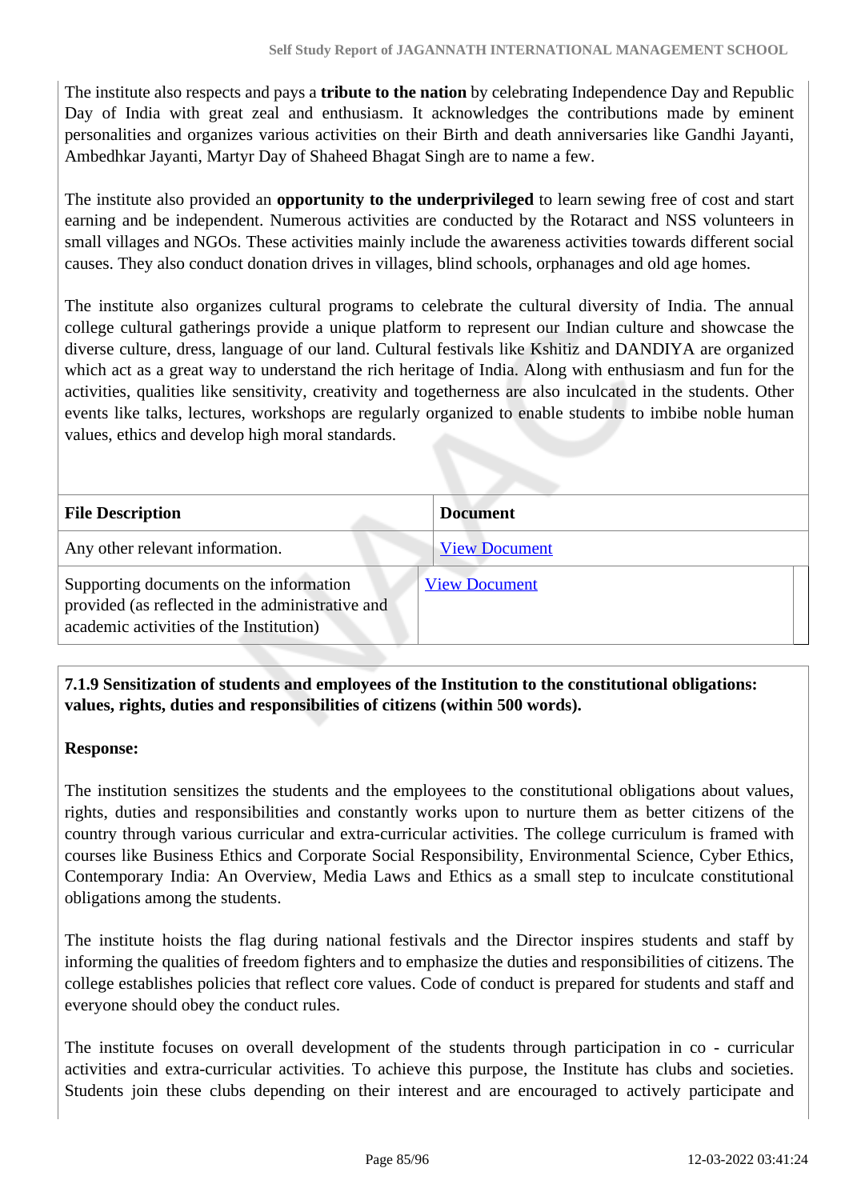The institute also respects and pays a **tribute to the nation** by celebrating Independence Day and Republic Day of India with great zeal and enthusiasm. It acknowledges the contributions made by eminent personalities and organizes various activities on their Birth and death anniversaries like Gandhi Jayanti, Ambedhkar Jayanti, Martyr Day of Shaheed Bhagat Singh are to name a few.

The institute also provided an **opportunity to the underprivileged** to learn sewing free of cost and start earning and be independent. Numerous activities are conducted by the Rotaract and NSS volunteers in small villages and NGOs. These activities mainly include the awareness activities towards different social causes. They also conduct donation drives in villages, blind schools, orphanages and old age homes.

The institute also organizes cultural programs to celebrate the cultural diversity of India. The annual college cultural gatherings provide a unique platform to represent our Indian culture and showcase the diverse culture, dress, language of our land. Cultural festivals like Kshitiz and DANDIYA are organized which act as a great way to understand the rich heritage of India. Along with enthusiasm and fun for the activities, qualities like sensitivity, creativity and togetherness are also inculcated in the students. Other events like talks, lectures, workshops are regularly organized to enable students to imbibe noble human values, ethics and develop high moral standards.

| File Description | Document |
|---|---|
| Any other relevant information. | View Document |
| Supporting documents on the information provided (as reflected in the administrative and academic activities of the Institution) | View Document |

**7.1.9 Sensitization of students and employees of the Institution to the constitutional obligations: values, rights, duties and responsibilities of citizens (within 500 words).**

**Response:**

The institution sensitizes the students and the employees to the constitutional obligations about values, rights, duties and responsibilities and constantly works upon to nurture them as better citizens of the country through various curricular and extra-curricular activities. The college curriculum is framed with courses like Business Ethics and Corporate Social Responsibility, Environmental Science, Cyber Ethics, Contemporary India: An Overview, Media Laws and Ethics as a small step to inculcate constitutional obligations among the students.

The institute hoists the flag during national festivals and the Director inspires students and staff by informing the qualities of freedom fighters and to emphasize the duties and responsibilities of citizens. The college establishes policies that reflect core values. Code of conduct is prepared for students and staff and everyone should obey the conduct rules.

The institute focuses on overall development of the students through participation in co - curricular activities and extra-curricular activities. To achieve this purpose, the Institute has clubs and societies. Students join these clubs depending on their interest and are encouraged to actively participate and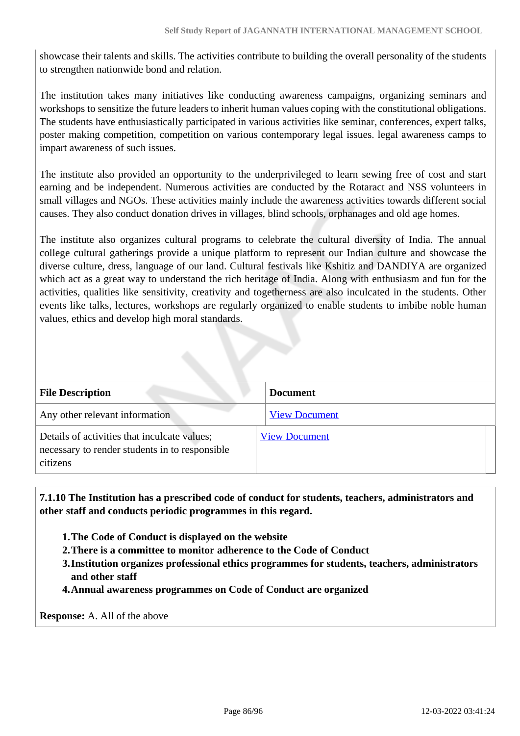showcase their talents and skills. The activities contribute to building the overall personality of the students to strengthen nationwide bond and relation.

The institution takes many initiatives like conducting awareness campaigns, organizing seminars and workshops to sensitize the future leaders to inherit human values coping with the constitutional obligations. The students have enthusiastically participated in various activities like seminar, conferences, expert talks, poster making competition, competition on various contemporary legal issues. legal awareness camps to impart awareness of such issues.

The institute also provided an opportunity to the underprivileged to learn sewing free of cost and start earning and be independent. Numerous activities are conducted by the Rotaract and NSS volunteers in small villages and NGOs. These activities mainly include the awareness activities towards different social causes. They also conduct donation drives in villages, blind schools, orphanages and old age homes.

The institute also organizes cultural programs to celebrate the cultural diversity of India. The annual college cultural gatherings provide a unique platform to represent our Indian culture and showcase the diverse culture, dress, language of our land. Cultural festivals like Kshitiz and DANDIYA are organized which act as a great way to understand the rich heritage of India. Along with enthusiasm and fun for the activities, qualities like sensitivity, creativity and togetherness are also inculcated in the students. Other events like talks, lectures, workshops are regularly organized to enable students to imbibe noble human values, ethics and develop high moral standards.

| File Description | Document |
|---|---|
| Any other relevant information | View Document |
| Details of activities that inculcate values; necessary to render students in to responsible citizens | View Document |

**7.1.10 The Institution has a prescribed code of conduct for students, teachers, administrators and other staff and conducts periodic programmes in this regard.**

1. **The Code of Conduct is displayed on the website**
2. **There is a committee to monitor adherence to the Code of Conduct**
3. **Institution organizes professional ethics programmes for students, teachers, administrators and other staff**
4. **Annual awareness programmes on Code of Conduct are organized**

**Response:** A. All of the above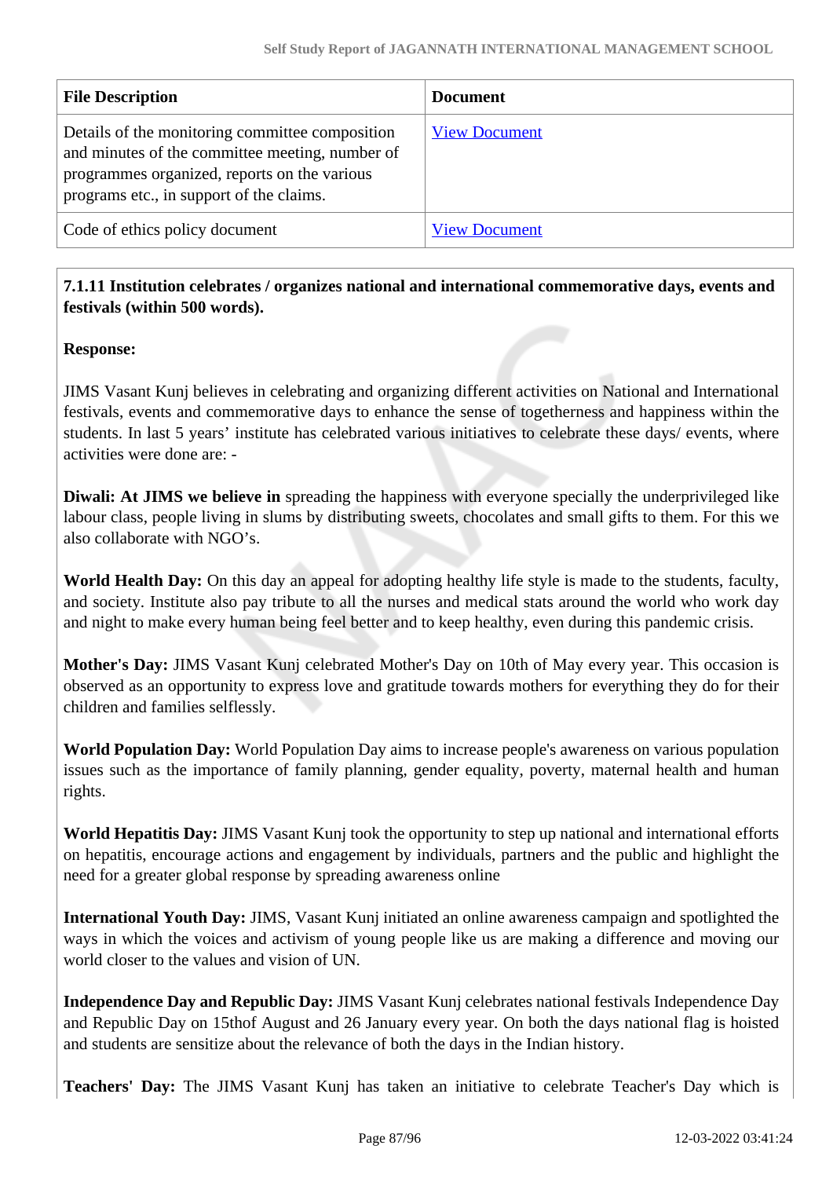| File Description | Document |
|---|---|
| Details of the monitoring committee composition and minutes of the committee meeting, number of programmes organized, reports on the various programs etc., in support of the claims. | View Document |
| Code of ethics policy document | View Document |

**7.1.11 Institution celebrates / organizes national and international commemorative days, events and festivals (within 500 words).**

**Response:**

JIMS Vasant Kunj believes in celebrating and organizing different activities on National and International festivals, events and commemorative days to enhance the sense of togetherness and happiness within the students. In last 5 years' institute has celebrated various initiatives to celebrate these days/ events, where activities were done are: -

**Diwali: At JIMS we believe in** spreading the happiness with everyone specially the underprivileged like labour class, people living in slums by distributing sweets, chocolates and small gifts to them. For this we also collaborate with NGO's.

**World Health Day:** On this day an appeal for adopting healthy life style is made to the students, faculty, and society. Institute also pay tribute to all the nurses and medical stats around the world who work day and night to make every human being feel better and to keep healthy, even during this pandemic crisis.

**Mother's Day:** JIMS Vasant Kunj celebrated Mother's Day on 10th of May every year. This occasion is observed as an opportunity to express love and gratitude towards mothers for everything they do for their children and families selflessly.

**World Population Day:** World Population Day aims to increase people's awareness on various population issues such as the importance of family planning, gender equality, poverty, maternal health and human rights.

**World Hepatitis Day:** JIMS Vasant Kunj took the opportunity to step up national and international efforts on hepatitis, encourage actions and engagement by individuals, partners and the public and highlight the need for a greater global response by spreading awareness online

**International Youth Day:** JIMS, Vasant Kunj initiated an online awareness campaign and spotlighted the ways in which the voices and activism of young people like us are making a difference and moving our world closer to the values and vision of UN.

**Independence Day and Republic Day:** JIMS Vasant Kunj celebrates national festivals Independence Day and Republic Day on 15thof August and 26 January every year. On both the days national flag is hoisted and students are sensitize about the relevance of both the days in the Indian history.

**Teachers' Day:** The JIMS Vasant Kunj has taken an initiative to celebrate Teacher's Day which is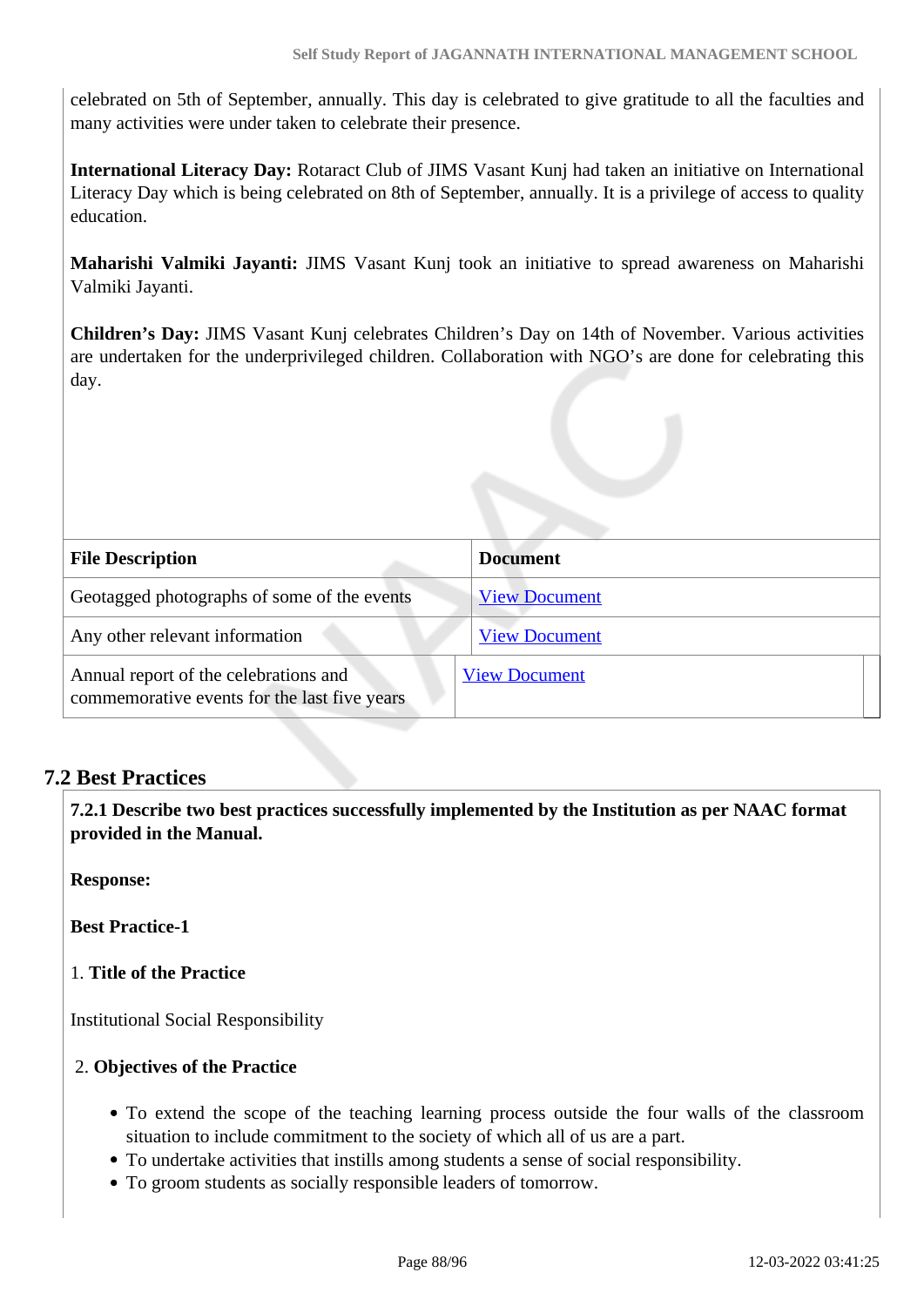celebrated on 5th of September, annually. This day is celebrated to give gratitude to all the faculties and many activities were under taken to celebrate their presence.

**International Literacy Day:** Rotaract Club of JIMS Vasant Kunj had taken an initiative on International Literacy Day which is being celebrated on 8th of September, annually. It is a privilege of access to quality education.

**Maharishi Valmiki Jayanti:** JIMS Vasant Kunj took an initiative to spread awareness on Maharishi Valmiki Jayanti.

**Children's Day:** JIMS Vasant Kunj celebrates Children's Day on 14th of November. Various activities are undertaken for the underprivileged children. Collaboration with NGO's are done for celebrating this day.

| File Description | Document |
|---|---|
| Geotagged photographs of some of the events | View Document |
| Any other relevant information | View Document |
| Annual report of the celebrations and commemorative events for the last five years | View Document |

## 7.2 Best Practices

**7.2.1 Describe two best practices successfully implemented by the Institution as per NAAC format provided in the Manual.**

**Response:**

**Best Practice-1**

1. **Title of the Practice**

Institutional Social Responsibility

2. **Objectives of the Practice**

- To extend the scope of the teaching learning process outside the four walls of the classroom situation to include commitment to the society of which all of us are a part.
- To undertake activities that instills among students a sense of social responsibility.
- To groom students as socially responsible leaders of tomorrow.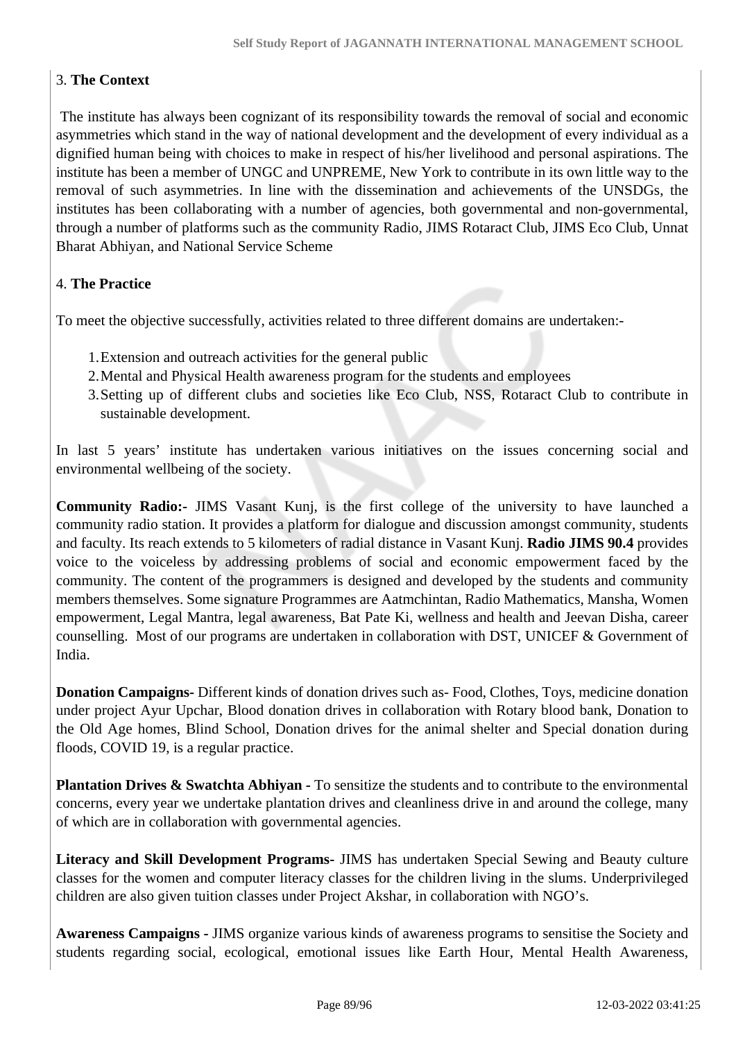3. **The Context**

The institute has always been cognizant of its responsibility towards the removal of social and economic asymmetries which stand in the way of national development and the development of every individual as a dignified human being with choices to make in respect of his/her livelihood and personal aspirations. The institute has been a member of UNGC and UNPREME, New York to contribute in its own little way to the removal of such asymmetries. In line with the dissemination and achievements of the UNSDGs, the institutes has been collaborating with a number of agencies, both governmental and non-governmental, through a number of platforms such as the community Radio, JIMS Rotaract Club, JIMS Eco Club, Unnat Bharat Abhiyan, and National Service Scheme

4. **The Practice**

To meet the objective successfully, activities related to three different domains are undertaken:-

1. Extension and outreach activities for the general public
2. Mental and Physical Health awareness program for the students and employees
3. Setting up of different clubs and societies like Eco Club, NSS, Rotaract Club to contribute in sustainable development.

In last 5 years' institute has undertaken various initiatives on the issues concerning social and environmental wellbeing of the society.

**Community Radio:-** JIMS Vasant Kunj, is the first college of the university to have launched a community radio station. It provides a platform for dialogue and discussion amongst community, students and faculty. Its reach extends to 5 kilometers of radial distance in Vasant Kunj. **Radio JIMS 90.4** provides voice to the voiceless by addressing problems of social and economic empowerment faced by the community. The content of the programmers is designed and developed by the students and community members themselves. Some signature Programmes are Aatmchintan, Radio Mathematics, Mansha, Women empowerment, Legal Mantra, legal awareness, Bat Pate Ki, wellness and health and Jeevan Disha, career counselling. Most of our programs are undertaken in collaboration with DST, UNICEF & Government of India.

**Donation Campaigns-** Different kinds of donation drives such as- Food, Clothes, Toys, medicine donation under project Ayur Upchar, Blood donation drives in collaboration with Rotary blood bank, Donation to the Old Age homes, Blind School, Donation drives for the animal shelter and Special donation during floods, COVID 19, is a regular practice.

**Plantation Drives & Swatchta Abhiyan -** To sensitize the students and to contribute to the environmental concerns, every year we undertake plantation drives and cleanliness drive in and around the college, many of which are in collaboration with governmental agencies.

**Literacy and Skill Development Programs-** JIMS has undertaken Special Sewing and Beauty culture classes for the women and computer literacy classes for the children living in the slums. Underprivileged children are also given tuition classes under Project Akshar, in collaboration with NGO's.

**Awareness Campaigns -** JIMS organize various kinds of awareness programs to sensitise the Society and students regarding social, ecological, emotional issues like Earth Hour, Mental Health Awareness,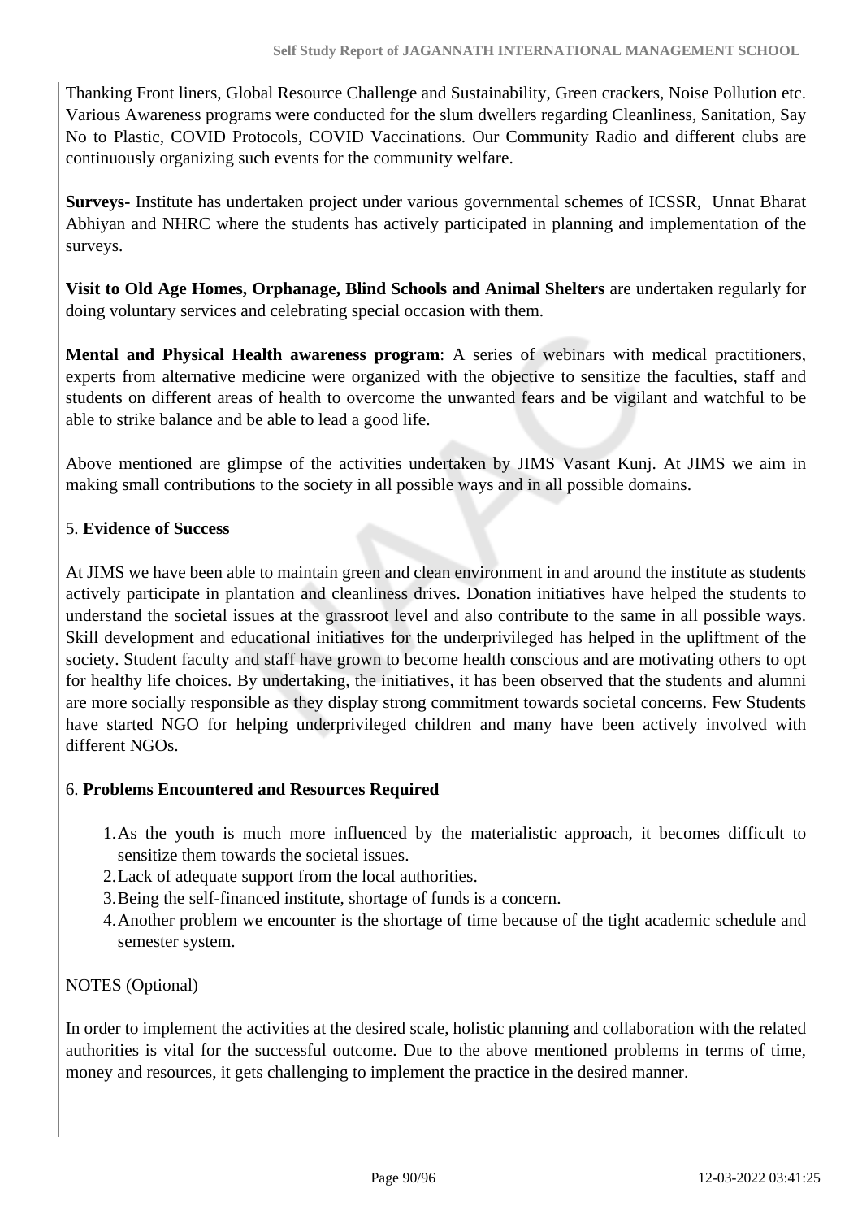Thanking Front liners, Global Resource Challenge and Sustainability, Green crackers, Noise Pollution etc. Various Awareness programs were conducted for the slum dwellers regarding Cleanliness, Sanitation, Say No to Plastic, COVID Protocols, COVID Vaccinations. Our Community Radio and different clubs are continuously organizing such events for the community welfare.

**Surveys-** Institute has undertaken project under various governmental schemes of ICSSR, Unnat Bharat Abhiyan and NHRC where the students has actively participated in planning and implementation of the surveys.

**Visit to Old Age Homes, Orphanage, Blind Schools and Animal Shelters** are undertaken regularly for doing voluntary services and celebrating special occasion with them.

**Mental and Physical Health awareness program**: A series of webinars with medical practitioners, experts from alternative medicine were organized with the objective to sensitize the faculties, staff and students on different areas of health to overcome the unwanted fears and be vigilant and watchful to be able to strike balance and be able to lead a good life.

Above mentioned are glimpse of the activities undertaken by JIMS Vasant Kunj. At JIMS we aim in making small contributions to the society in all possible ways and in all possible domains.

5. **Evidence of Success**

At JIMS we have been able to maintain green and clean environment in and around the institute as students actively participate in plantation and cleanliness drives. Donation initiatives have helped the students to understand the societal issues at the grassroot level and also contribute to the same in all possible ways. Skill development and educational initiatives for the underprivileged has helped in the upliftment of the society. Student faculty and staff have grown to become health conscious and are motivating others to opt for healthy life choices. By undertaking, the initiatives, it has been observed that the students and alumni are more socially responsible as they display strong commitment towards societal concerns. Few Students have started NGO for helping underprivileged children and many have been actively involved with different NGOs.

6. **Problems Encountered and Resources Required**

1. As the youth is much more influenced by the materialistic approach, it becomes difficult to sensitize them towards the societal issues.
2. Lack of adequate support from the local authorities.
3. Being the self-financed institute, shortage of funds is a concern.
4. Another problem we encounter is the shortage of time because of the tight academic schedule and semester system.

NOTES (Optional)

In order to implement the activities at the desired scale, holistic planning and collaboration with the related authorities is vital for the successful outcome. Due to the above mentioned problems in terms of time, money and resources, it gets challenging to implement the practice in the desired manner.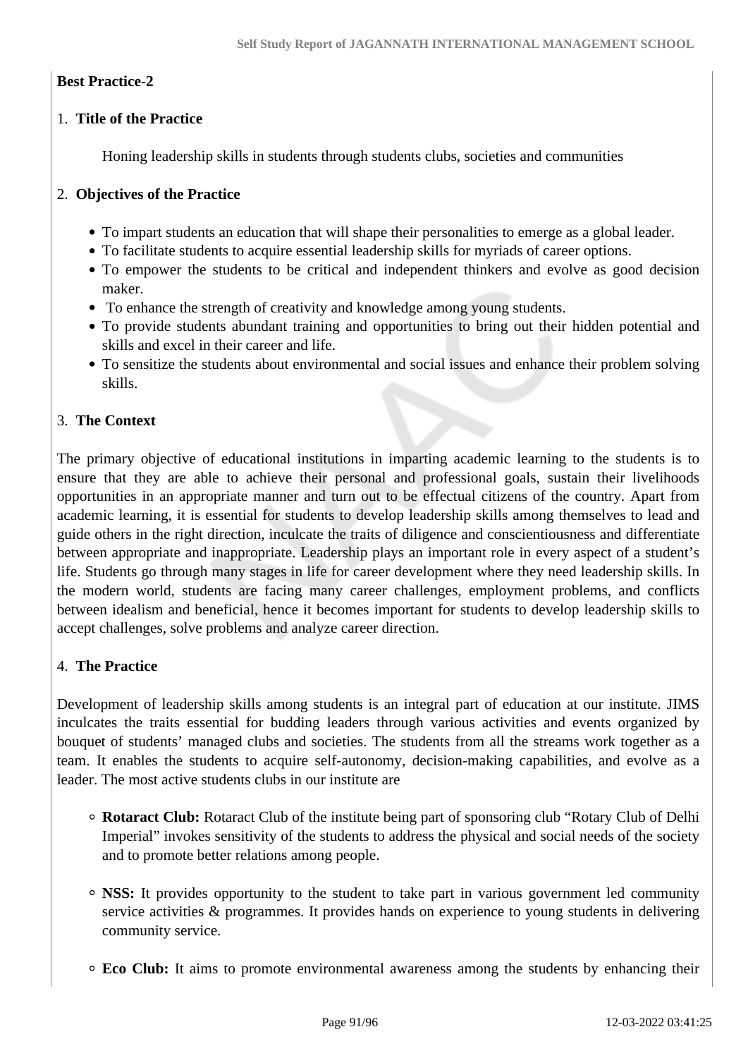**Best Practice-2**

1. **Title of the Practice**

   Honing leadership skills in students through students clubs, societies and communities

2. **Objectives of the Practice**

   - To impart students an education that will shape their personalities to emerge as a global leader.
   - To facilitate students to acquire essential leadership skills for myriads of career options.
   - To empower the students to be critical and independent thinkers and evolve as good decision maker.
   - To enhance the strength of creativity and knowledge among young students.
   - To provide students abundant training and opportunities to bring out their hidden potential and skills and excel in their career and life.
   - To sensitize the students about environmental and social issues and enhance their problem solving skills.

3. **The Context**

The primary objective of educational institutions in imparting academic learning to the students is to ensure that they are able to achieve their personal and professional goals, sustain their livelihoods opportunities in an appropriate manner and turn out to be effectual citizens of the country. Apart from academic learning, it is essential for students to develop leadership skills among themselves to lead and guide others in the right direction, inculcate the traits of diligence and conscientiousness and differentiate between appropriate and inappropriate. Leadership plays an important role in every aspect of a student's life. Students go through many stages in life for career development where they need leadership skills. In the modern world, students are facing many career challenges, employment problems, and conflicts between idealism and beneficial, hence it becomes important for students to develop leadership skills to accept challenges, solve problems and analyze career direction.

4. **The Practice**

Development of leadership skills among students is an integral part of education at our institute. JIMS inculcates the traits essential for budding leaders through various activities and events organized by bouquet of students' managed clubs and societies. The students from all the streams work together as a team. It enables the students to acquire self-autonomy, decision-making capabilities, and evolve as a leader. The most active students clubs in our institute are

- **Rotaract Club:** Rotaract Club of the institute being part of sponsoring club "Rotary Club of Delhi Imperial" invokes sensitivity of the students to address the physical and social needs of the society and to promote better relations among people.

- **NSS:** It provides opportunity to the student to take part in various government led community service activities & programmes. It provides hands on experience to young students in delivering community service.

- **Eco Club:** It aims to promote environmental awareness among the students by enhancing their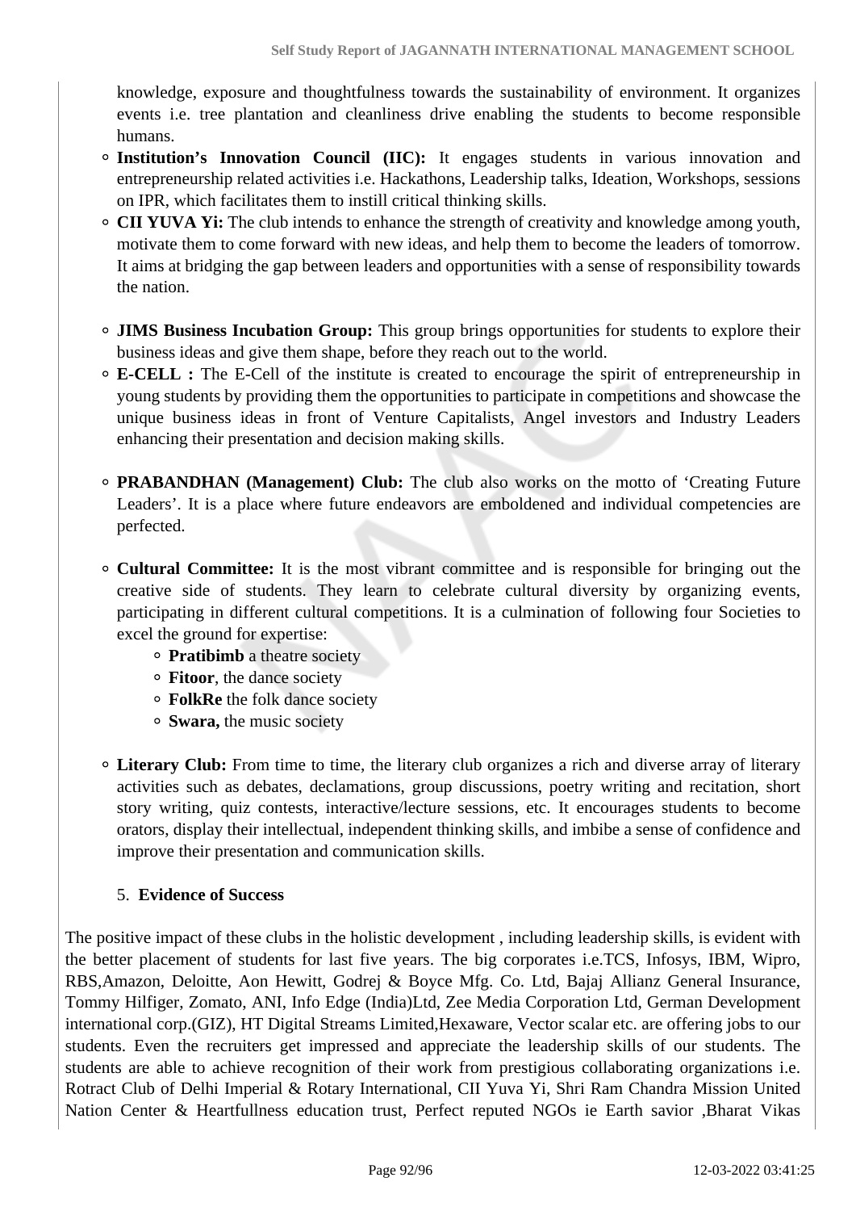knowledge, exposure and thoughtfulness towards the sustainability of environment. It organizes events i.e. tree plantation and cleanliness drive enabling the students to become responsible humans.

- **Institution's Innovation Council (IIC):** It engages students in various innovation and entrepreneurship related activities i.e. Hackathons, Leadership talks, Ideation, Workshops, sessions on IPR, which facilitates them to instill critical thinking skills.
- **CII YUVA Yi:** The club intends to enhance the strength of creativity and knowledge among youth, motivate them to come forward with new ideas, and help them to become the leaders of tomorrow. It aims at bridging the gap between leaders and opportunities with a sense of responsibility towards the nation.

- **JIMS Business Incubation Group:** This group brings opportunities for students to explore their business ideas and give them shape, before they reach out to the world.
- **E-CELL :** The E-Cell of the institute is created to encourage the spirit of entrepreneurship in young students by providing them the opportunities to participate in competitions and showcase the unique business ideas in front of Venture Capitalists, Angel investors and Industry Leaders enhancing their presentation and decision making skills.

- **PRABANDHAN (Management) Club:** The club also works on the motto of 'Creating Future Leaders'. It is a place where future endeavors are emboldened and individual competencies are perfected.

- **Cultural Committee:** It is the most vibrant committee and is responsible for bringing out the creative side of students. They learn to celebrate cultural diversity by organizing events, participating in different cultural competitions. It is a culmination of following four Societies to excel the ground for expertise:
    - **Pratibimb** a theatre society
    - **Fitoor**, the dance society
    - **FolkRe** the folk dance society
    - **Swara,** the music society

- **Literary Club:** From time to time, the literary club organizes a rich and diverse array of literary activities such as debates, declamations, group discussions, poetry writing and recitation, short story writing, quiz contests, interactive/lecture sessions, etc. It encourages students to become orators, display their intellectual, independent thinking skills, and imbibe a sense of confidence and improve their presentation and communication skills.

5. **Evidence of Success**

The positive impact of these clubs in the holistic development , including leadership skills, is evident with the better placement of students for last five years. The big corporates i.e.TCS, Infosys, IBM, Wipro, RBS,Amazon, Deloitte, Aon Hewitt, Godrej & Boyce Mfg. Co. Ltd, Bajaj Allianz General Insurance, Tommy Hilfiger, Zomato, ANI, Info Edge (India)Ltd, Zee Media Corporation Ltd, German Development international corp.(GIZ), HT Digital Streams Limited,Hexaware, Vector scalar etc. are offering jobs to our students. Even the recruiters get impressed and appreciate the leadership skills of our students. The students are able to achieve recognition of their work from prestigious collaborating organizations i.e. Rotract Club of Delhi Imperial & Rotary International, CII Yuva Yi, Shri Ram Chandra Mission United Nation Center & Heartfullness education trust, Perfect reputed NGOs ie Earth savior ,Bharat Vikas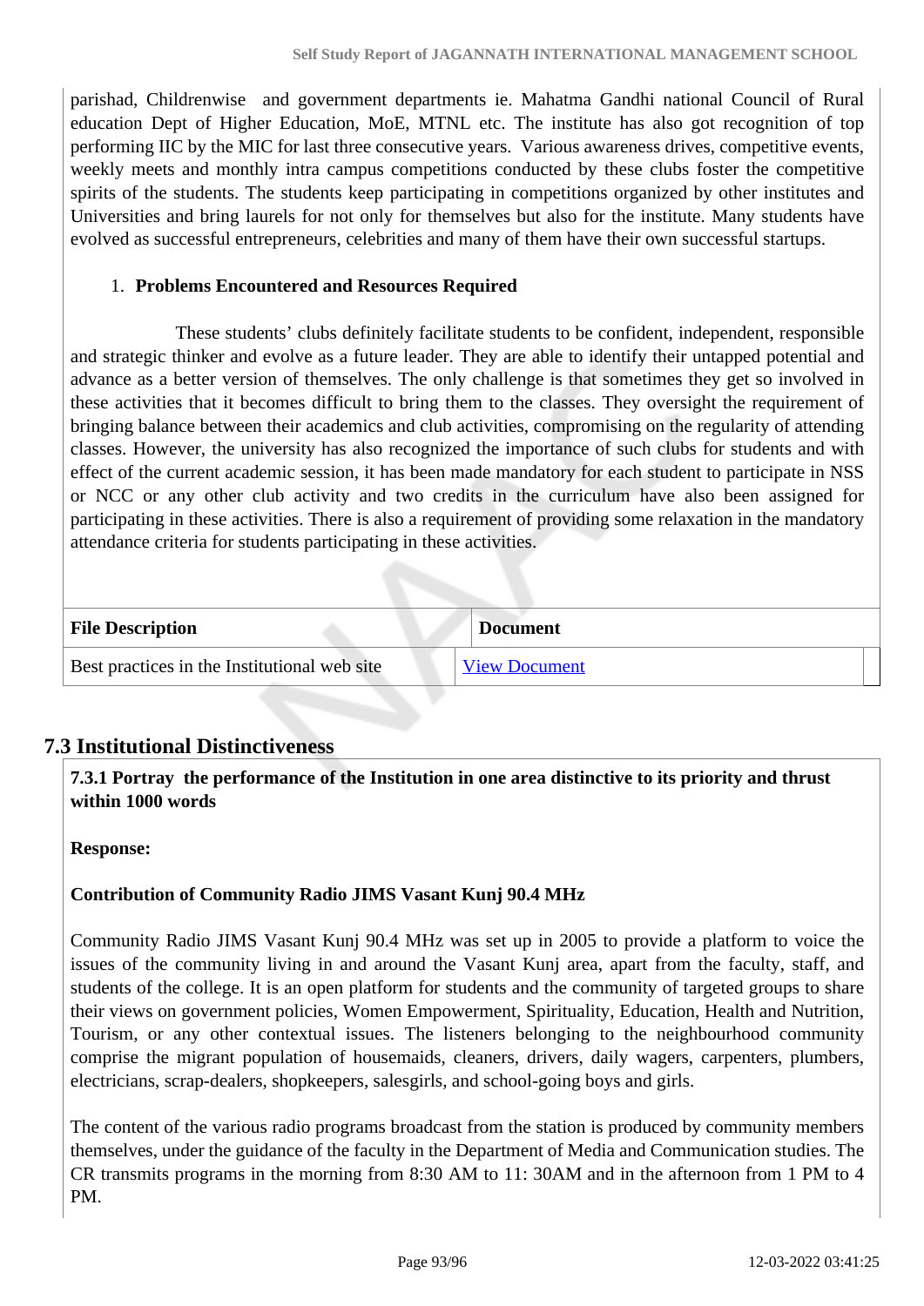parishad, Childrenwise and government departments ie. Mahatma Gandhi national Council of Rural education Dept of Higher Education, MoE, MTNL etc. The institute has also got recognition of top performing IIC by the MIC for last three consecutive years. Various awareness drives, competitive events, weekly meets and monthly intra campus competitions conducted by these clubs foster the competitive spirits of the students. The students keep participating in competitions organized by other institutes and Universities and bring laurels for not only for themselves but also for the institute. Many students have evolved as successful entrepreneurs, celebrities and many of them have their own successful startups.

1. **Problems Encountered and Resources Required**

These students' clubs definitely facilitate students to be confident, independent, responsible and strategic thinker and evolve as a future leader. They are able to identify their untapped potential and advance as a better version of themselves. The only challenge is that sometimes they get so involved in these activities that it becomes difficult to bring them to the classes. They oversight the requirement of bringing balance between their academics and club activities, compromising on the regularity of attending classes. However, the university has also recognized the importance of such clubs for students and with effect of the current academic session, it has been made mandatory for each student to participate in NSS or NCC or any other club activity and two credits in the curriculum have also been assigned for participating in these activities. There is also a requirement of providing some relaxation in the mandatory attendance criteria for students participating in these activities.

| File Description | Document |
|---|---|
| Best practices in the Institutional web site | View Document |

## 7.3 Institutional Distinctiveness

**7.3.1 Portray the performance of the Institution in one area distinctive to its priority and thrust within 1000 words**

**Response:**

**Contribution of Community Radio JIMS Vasant Kunj 90.4 MHz**

Community Radio JIMS Vasant Kunj 90.4 MHz was set up in 2005 to provide a platform to voice the issues of the community living in and around the Vasant Kunj area, apart from the faculty, staff, and students of the college. It is an open platform for students and the community of targeted groups to share their views on government policies, Women Empowerment, Spirituality, Education, Health and Nutrition, Tourism, or any other contextual issues. The listeners belonging to the neighbourhood community comprise the migrant population of housemaids, cleaners, drivers, daily wagers, carpenters, plumbers, electricians, scrap-dealers, shopkeepers, salesgirls, and school-going boys and girls.

The content of the various radio programs broadcast from the station is produced by community members themselves, under the guidance of the faculty in the Department of Media and Communication studies. The CR transmits programs in the morning from 8:30 AM to 11: 30AM and in the afternoon from 1 PM to 4 PM.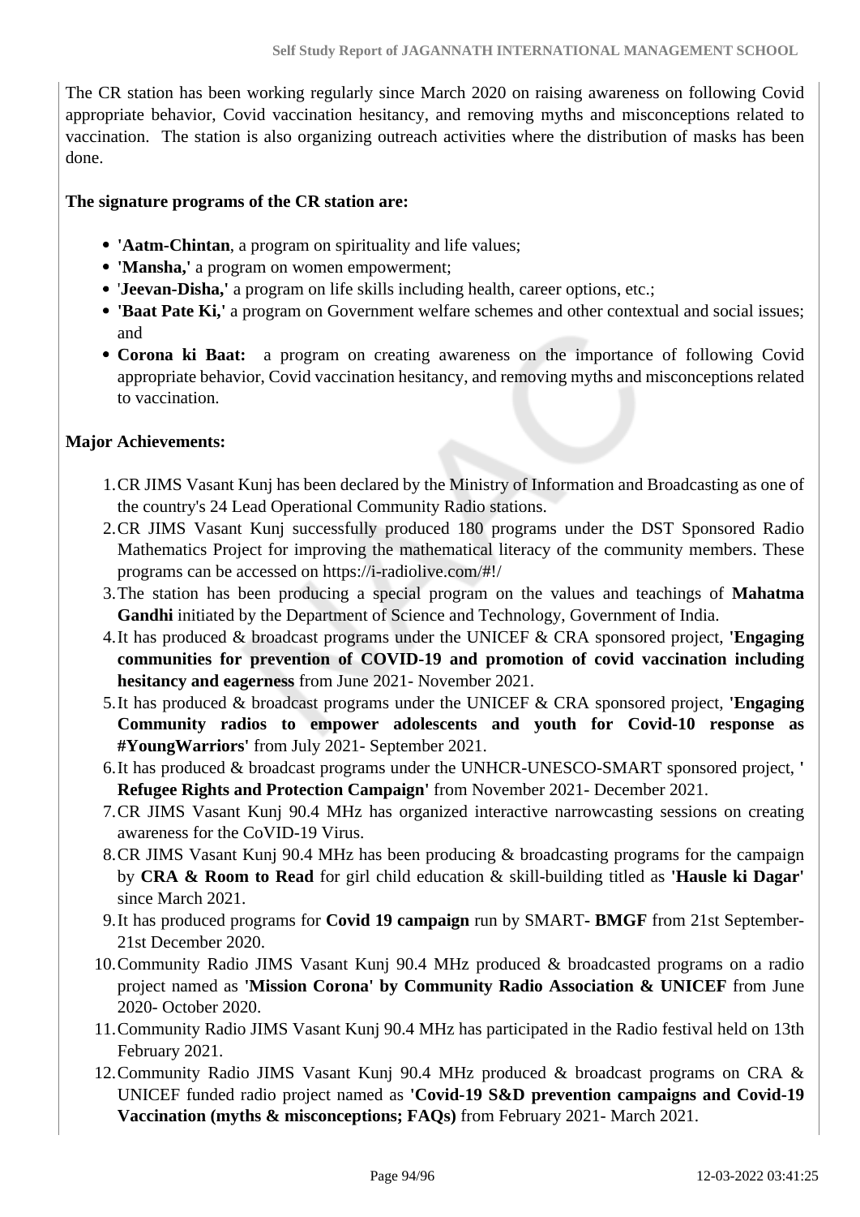The CR station has been working regularly since March 2020 on raising awareness on following Covid appropriate behavior, Covid vaccination hesitancy, and removing myths and misconceptions related to vaccination. The station is also organizing outreach activities where the distribution of masks has been done.

**The signature programs of the CR station are:**

- **'Aatm-Chintan**, a program on spirituality and life values;
- **'Mansha,'** a program on women empowerment;
- '**Jeevan-Disha,'** a program on life skills including health, career options, etc.;
- **'Baat Pate Ki,'** a program on Government welfare schemes and other contextual and social issues; and
- **Corona ki Baat:** a program on creating awareness on the importance of following Covid appropriate behavior, Covid vaccination hesitancy, and removing myths and misconceptions related to vaccination.

**Major Achievements:**

1. CR JIMS Vasant Kunj has been declared by the Ministry of Information and Broadcasting as one of the country's 24 Lead Operational Community Radio stations.
2. CR JIMS Vasant Kunj successfully produced 180 programs under the DST Sponsored Radio Mathematics Project for improving the mathematical literacy of the community members. These programs can be accessed on https://i-radiolive.com/#!/
3. The station has been producing a special program on the values and teachings of **Mahatma Gandhi** initiated by the Department of Science and Technology, Government of India.
4. It has produced & broadcast programs under the UNICEF & CRA sponsored project, **'Engaging communities for prevention of COVID-19 and promotion of covid vaccination including hesitancy and eagerness** from June 2021- November 2021.
5. It has produced & broadcast programs under the UNICEF & CRA sponsored project, **'Engaging Community radios to empower adolescents and youth for Covid-10 response as #YoungWarriors'** from July 2021- September 2021.
6. It has produced & broadcast programs under the UNHCR-UNESCO-SMART sponsored project, **' Refugee Rights and Protection Campaign'** from November 2021- December 2021.
7. CR JIMS Vasant Kunj 90.4 MHz has organized interactive narrowcasting sessions on creating awareness for the CoVID-19 Virus.
8. CR JIMS Vasant Kunj 90.4 MHz has been producing & broadcasting programs for the campaign by **CRA & Room to Read** for girl child education & skill-building titled as **'Hausle ki Dagar'** since March 2021.
9. It has produced programs for **Covid 19 campaign** run by SMART- **BMGF** from 21st September- 21st December 2020.
10. Community Radio JIMS Vasant Kunj 90.4 MHz produced & broadcasted programs on a radio project named as **'Mission Corona' by Community Radio Association & UNICEF** from June 2020- October 2020.
11. Community Radio JIMS Vasant Kunj 90.4 MHz has participated in the Radio festival held on 13th February 2021.
12. Community Radio JIMS Vasant Kunj 90.4 MHz produced & broadcast programs on CRA & UNICEF funded radio project named as **'Covid-19 S&D prevention campaigns and Covid-19 Vaccination (myths & misconceptions; FAQs)** from February 2021- March 2021.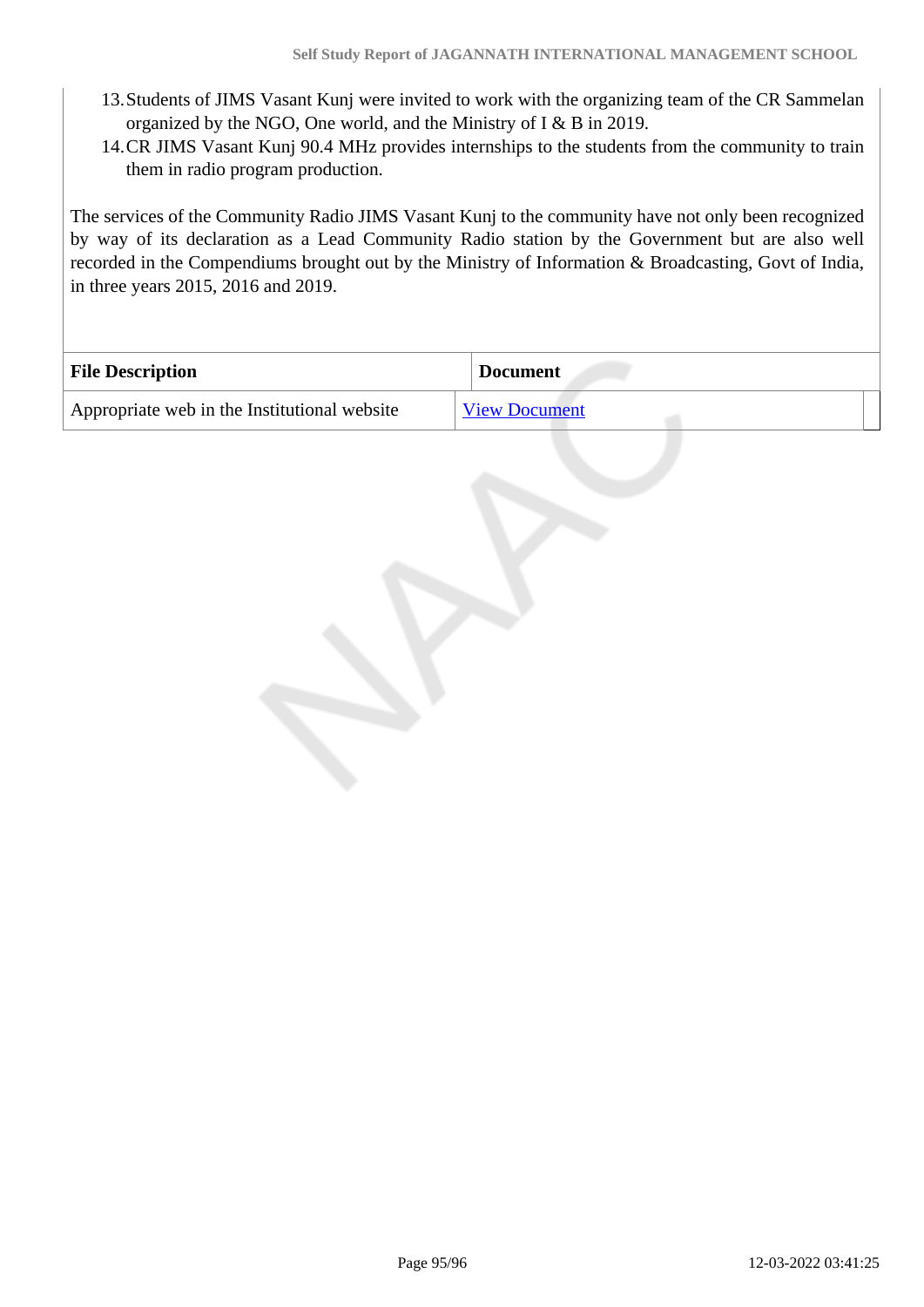13. Students of JIMS Vasant Kunj were invited to work with the organizing team of the CR Sammelan organized by the NGO, One world, and the Ministry of I & B in 2019.
14. CR JIMS Vasant Kunj 90.4 MHz provides internships to the students from the community to train them in radio program production.

The services of the Community Radio JIMS Vasant Kunj to the community have not only been recognized by way of its declaration as a Lead Community Radio station by the Government but are also well recorded in the Compendiums brought out by the Ministry of Information & Broadcasting, Govt of India, in three years 2015, 2016 and 2019.

| File Description | Document |
| --- | --- |
| Appropriate web in the Institutional website | View Document |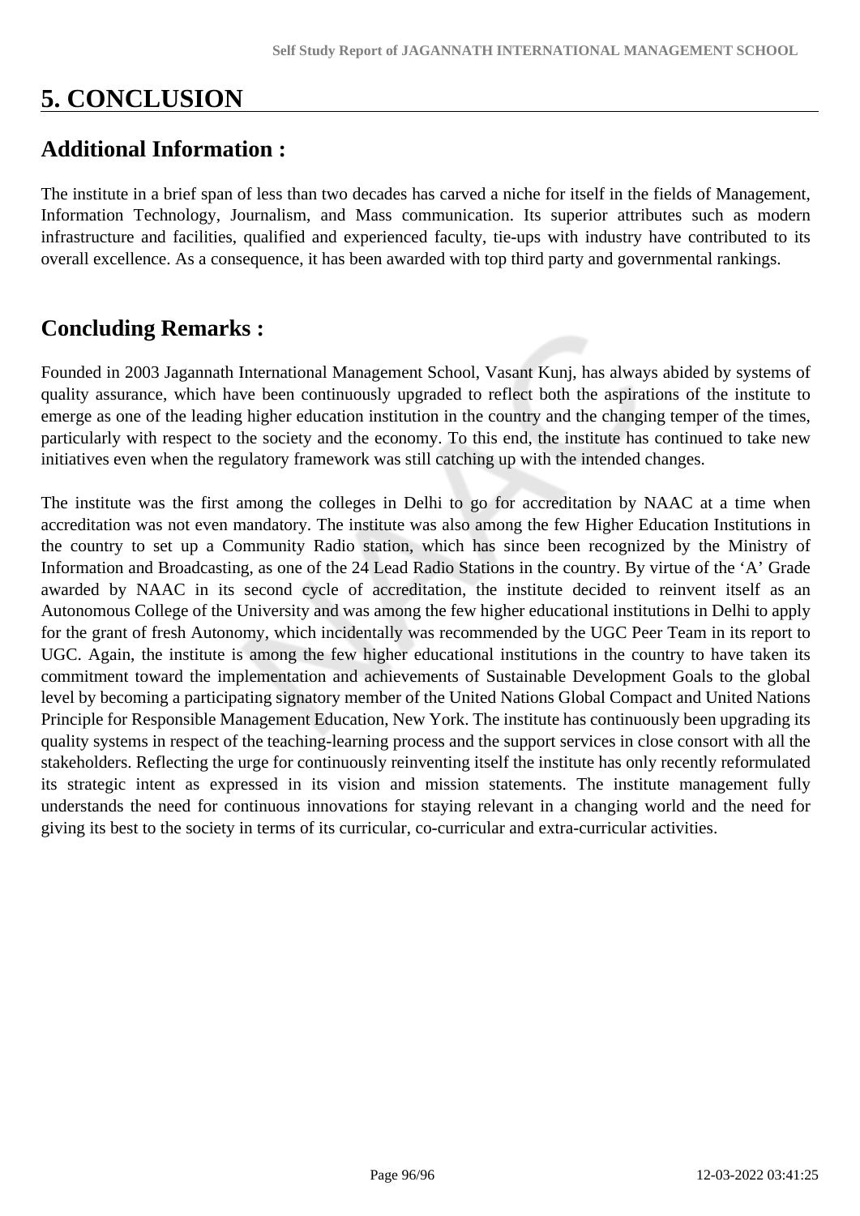# 5. CONCLUSION

## Additional Information :

The institute in a brief span of less than two decades has carved a niche for itself in the fields of Management, Information Technology, Journalism, and Mass communication. Its superior attributes such as modern infrastructure and facilities, qualified and experienced faculty, tie-ups with industry have contributed to its overall excellence. As a consequence, it has been awarded with top third party and governmental rankings.

## Concluding Remarks :

Founded in 2003 Jagannath International Management School, Vasant Kunj, has always abided by systems of quality assurance, which have been continuously upgraded to reflect both the aspirations of the institute to emerge as one of the leading higher education institution in the country and the changing temper of the times, particularly with respect to the society and the economy. To this end, the institute has continued to take new initiatives even when the regulatory framework was still catching up with the intended changes.

The institute was the first among the colleges in Delhi to go for accreditation by NAAC at a time when accreditation was not even mandatory. The institute was also among the few Higher Education Institutions in the country to set up a Community Radio station, which has since been recognized by the Ministry of Information and Broadcasting, as one of the 24 Lead Radio Stations in the country. By virtue of the 'A' Grade awarded by NAAC in its second cycle of accreditation, the institute decided to reinvent itself as an Autonomous College of the University and was among the few higher educational institutions in Delhi to apply for the grant of fresh Autonomy, which incidentally was recommended by the UGC Peer Team in its report to UGC. Again, the institute is among the few higher educational institutions in the country to have taken its commitment toward the implementation and achievements of Sustainable Development Goals to the global level by becoming a participating signatory member of the United Nations Global Compact and United Nations Principle for Responsible Management Education, New York. The institute has continuously been upgrading its quality systems in respect of the teaching-learning process and the support services in close consort with all the stakeholders. Reflecting the urge for continuously reinventing itself the institute has only recently reformulated its strategic intent as expressed in its vision and mission statements. The institute management fully understands the need for continuous innovations for staying relevant in a changing world and the need for giving its best to the society in terms of its curricular, co-curricular and extra-curricular activities.